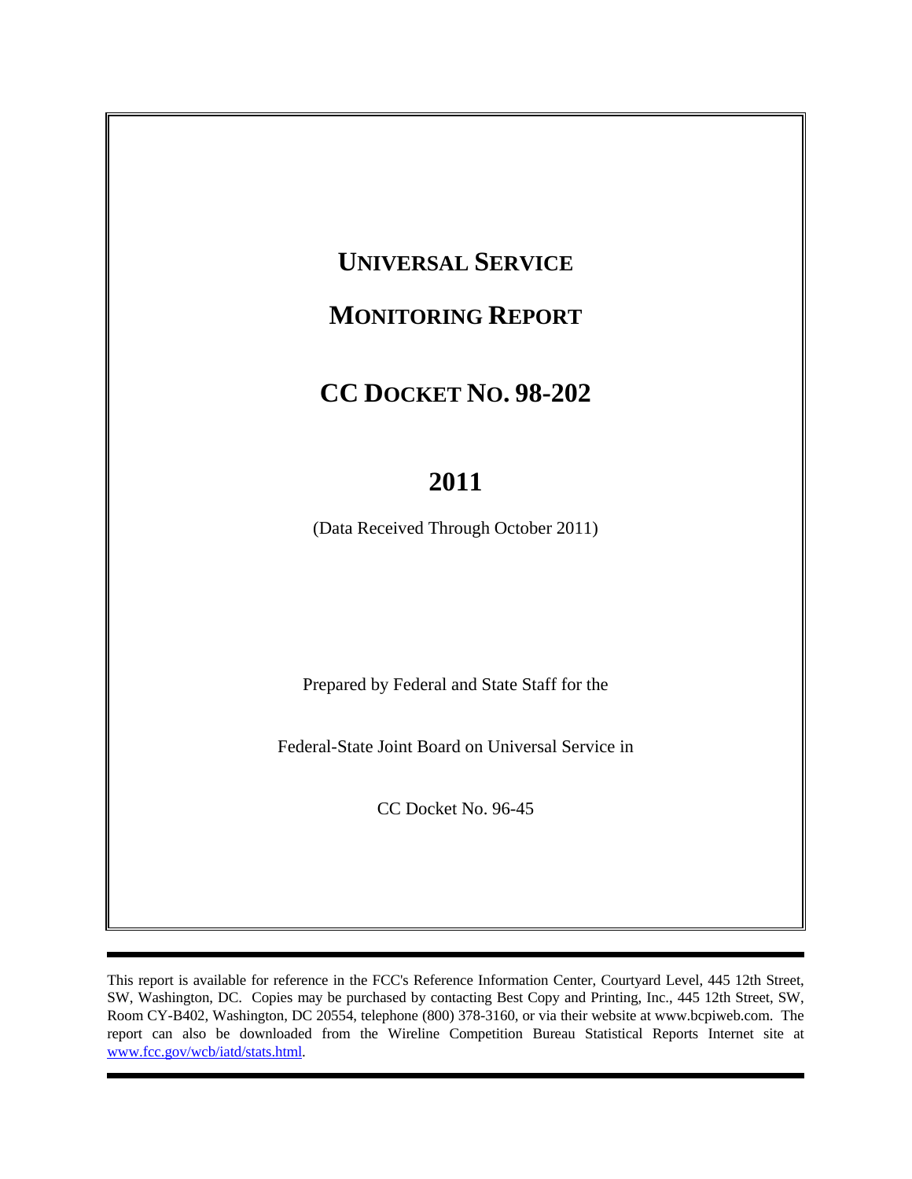# UNIVERSAL SERVICE

# MONITORING REPORT

# CC DOCKET NO. 98-202

# 2011

(Data Received Through October 2011)

Prepared by Federal and State Staff for the

Federal-State Joint Board on Universal Service in

CC Docket No. 96-45

---

This report is available for reference in the FCC's Reference Information Center, Courtyard Level, 445 12th Street, SW, Washington, DC. Copies may be purchased by contacting Best Copy and Printing, Inc., 445 12th Street, SW, Room CY-B402, Washington, DC 20554, telephone (800) 378-3160, or via their website at www.bcpiweb.com. The report can also be downloaded from the Wireline Competition Bureau Statistical Reports Internet site at www.fcc.gov/wcb/iatd/stats.html.

---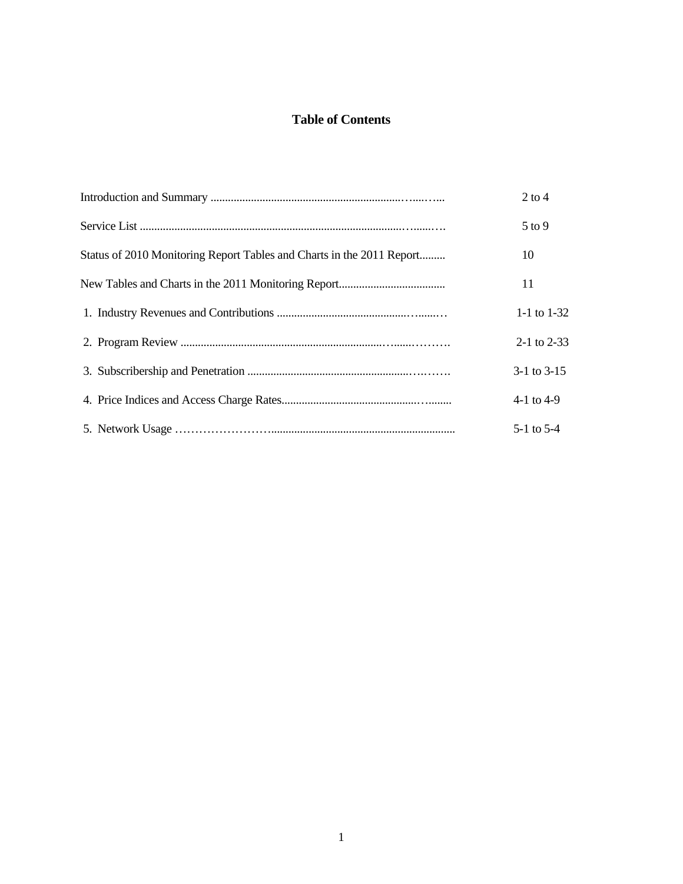# Table of Contents

| | |
|---|---|
| Introduction and Summary | 2 to 4 |
| Service List | 5 to 9 |
| Status of 2010 Monitoring Report Tables and Charts in the 2011 Report | 10 |
| New Tables and Charts in the 2011 Monitoring Report | 11 |
| 1. Industry Revenues and Contributions | 1-1 to 1-32 |
| 2. Program Review | 2-1 to 2-33 |
| 3. Subscribership and Penetration | 3-1 to 3-15 |
| 4. Price Indices and Access Charge Rates | 4-1 to 4-9 |
| 5. Network Usage | 5-1 to 5-4 |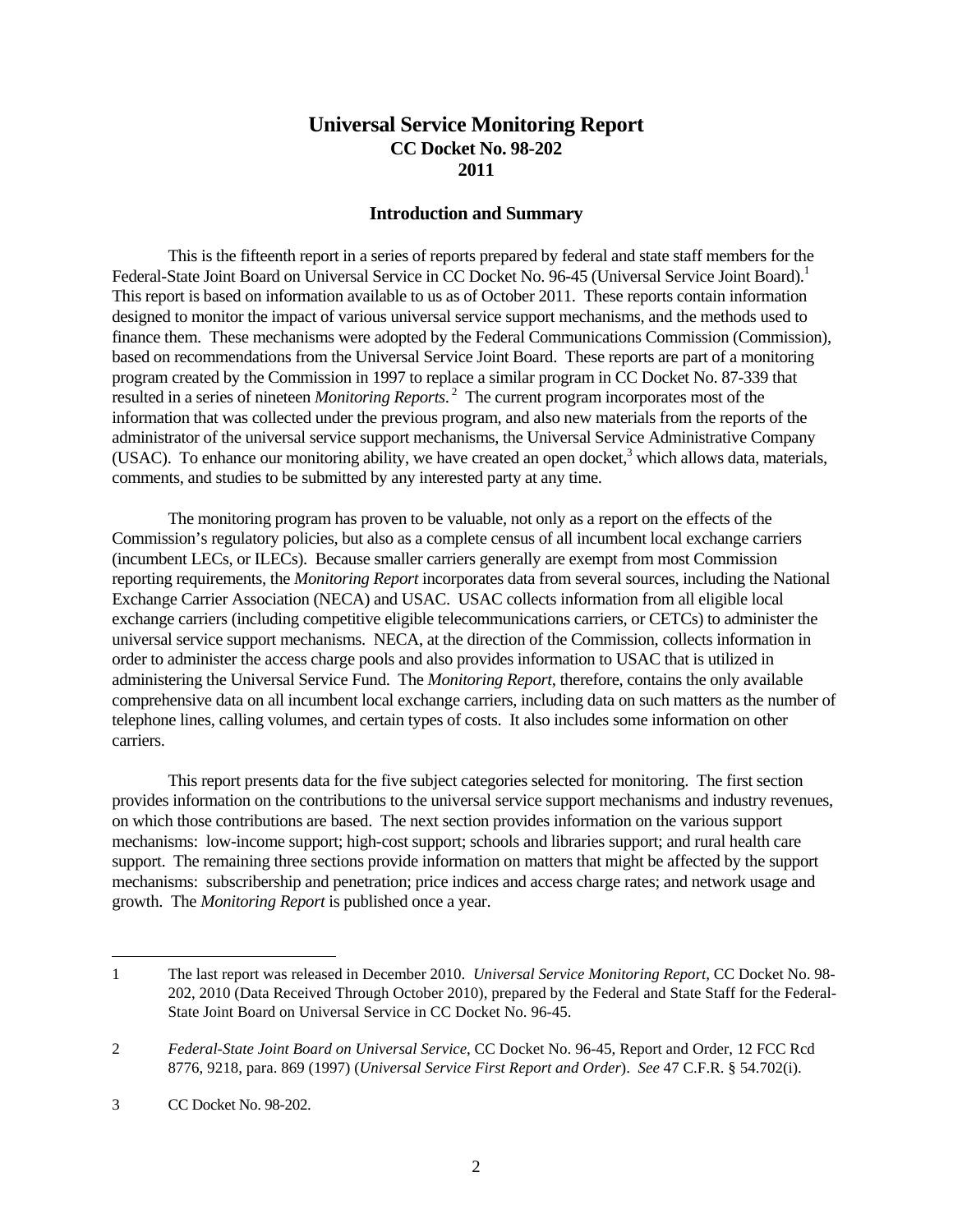# Universal Service Monitoring Report
## CC Docket No. 98-202
## 2011

### Introduction and Summary

This is the fifteenth report in a series of reports prepared by federal and state staff members for the Federal-State Joint Board on Universal Service in CC Docket No. 96-45 (Universal Service Joint Board).[1] This report is based on information available to us as of October 2011. These reports contain information designed to monitor the impact of various universal service support mechanisms, and the methods used to finance them. These mechanisms were adopted by the Federal Communications Commission (Commission), based on recommendations from the Universal Service Joint Board. These reports are part of a monitoring program created by the Commission in 1997 to replace a similar program in CC Docket No. 87-339 that resulted in a series of nineteen *Monitoring Reports*.[2] The current program incorporates most of the information that was collected under the previous program, and also new materials from the reports of the administrator of the universal service support mechanisms, the Universal Service Administrative Company (USAC). To enhance our monitoring ability, we have created an open docket,[3] which allows data, materials, comments, and studies to be submitted by any interested party at any time.

The monitoring program has proven to be valuable, not only as a report on the effects of the Commission's regulatory policies, but also as a complete census of all incumbent local exchange carriers (incumbent LECs, or ILECs). Because smaller carriers generally are exempt from most Commission reporting requirements, the *Monitoring Report* incorporates data from several sources, including the National Exchange Carrier Association (NECA) and USAC. USAC collects information from all eligible local exchange carriers (including competitive eligible telecommunications carriers, or CETCs) to administer the universal service support mechanisms. NECA, at the direction of the Commission, collects information in order to administer the access charge pools and also provides information to USAC that is utilized in administering the Universal Service Fund. The *Monitoring Report*, therefore, contains the only available comprehensive data on all incumbent local exchange carriers, including data on such matters as the number of telephone lines, calling volumes, and certain types of costs. It also includes some information on other carriers.

This report presents data for the five subject categories selected for monitoring. The first section provides information on the contributions to the universal service support mechanisms and industry revenues, on which those contributions are based. The next section provides information on the various support mechanisms: low-income support; high-cost support; schools and libraries support; and rural health care support. The remaining three sections provide information on matters that might be affected by the support mechanisms: subscribership and penetration; price indices and access charge rates; and network usage and growth. The *Monitoring Report* is published once a year.

---

1 The last report was released in December 2010. *Universal Service Monitoring Report,* CC Docket No. 98-202, 2010 (Data Received Through October 2010), prepared by the Federal and State Staff for the Federal-State Joint Board on Universal Service in CC Docket No. 96-45.

2 *Federal-State Joint Board on Universal Service*, CC Docket No. 96-45, Report and Order, 12 FCC Rcd 8776, 9218, para. 869 (1997) (*Universal Service First Report and Order*). *See* 47 C.F.R. § 54.702(i).

3 CC Docket No. 98-202.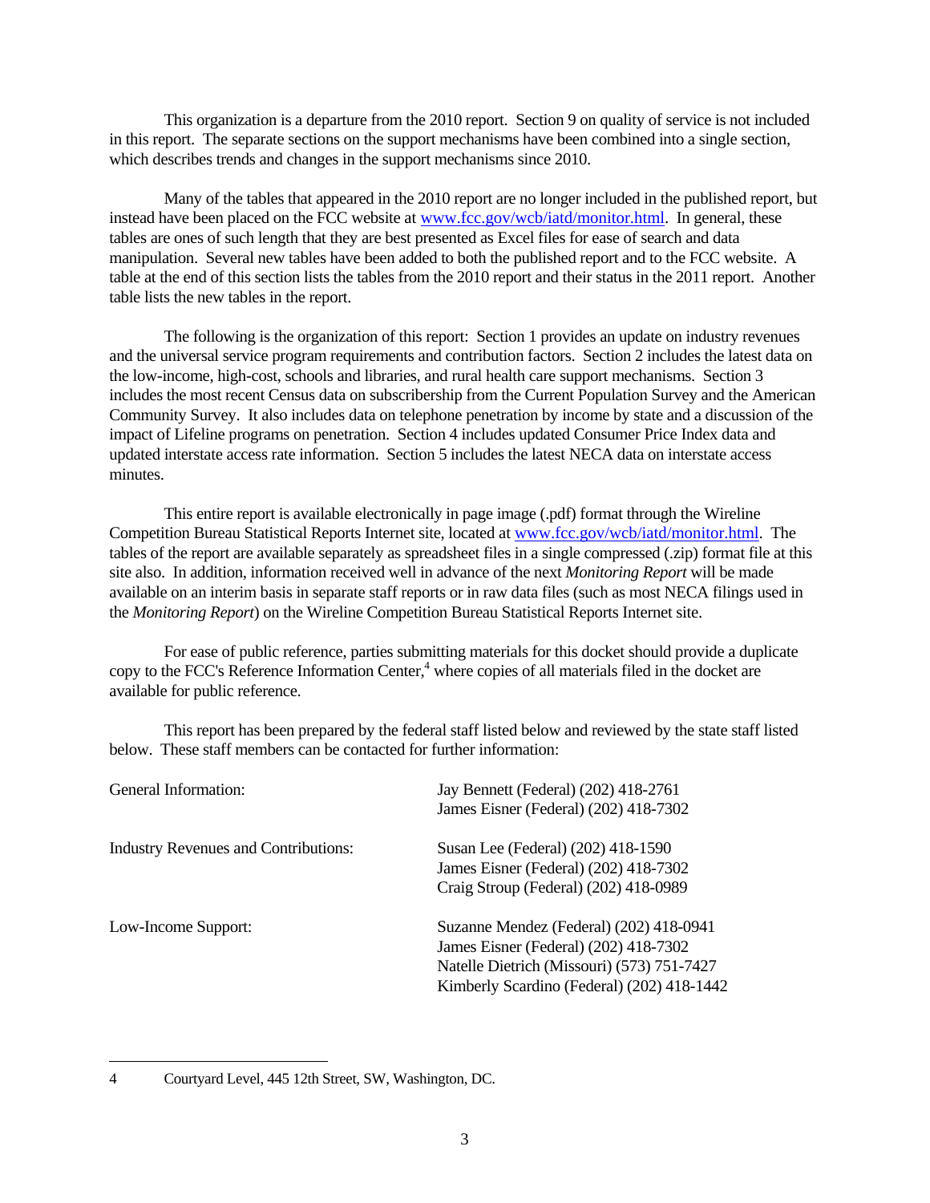This organization is a departure from the 2010 report. Section 9 on quality of service is not included in this report. The separate sections on the support mechanisms have been combined into a single section, which describes trends and changes in the support mechanisms since 2010.

Many of the tables that appeared in the 2010 report are no longer included in the published report, but instead have been placed on the FCC website at www.fcc.gov/wcb/iatd/monitor.html. In general, these tables are ones of such length that they are best presented as Excel files for ease of search and data manipulation. Several new tables have been added to both the published report and to the FCC website. A table at the end of this section lists the tables from the 2010 report and their status in the 2011 report. Another table lists the new tables in the report.

The following is the organization of this report: Section 1 provides an update on industry revenues and the universal service program requirements and contribution factors. Section 2 includes the latest data on the low-income, high-cost, schools and libraries, and rural health care support mechanisms. Section 3 includes the most recent Census data on subscribership from the Current Population Survey and the American Community Survey. It also includes data on telephone penetration by income by state and a discussion of the impact of Lifeline programs on penetration. Section 4 includes updated Consumer Price Index data and updated interstate access rate information. Section 5 includes the latest NECA data on interstate access minutes.

This entire report is available electronically in page image (.pdf) format through the Wireline Competition Bureau Statistical Reports Internet site, located at www.fcc.gov/wcb/iatd/monitor.html. The tables of the report are available separately as spreadsheet files in a single compressed (.zip) format file at this site also. In addition, information received well in advance of the next *Monitoring Report* will be made available on an interim basis in separate staff reports or in raw data files (such as most NECA filings used in the *Monitoring Report*) on the Wireline Competition Bureau Statistical Reports Internet site.

For ease of public reference, parties submitting materials for this docket should provide a duplicate copy to the FCC's Reference Information Center,[4] where copies of all materials filed in the docket are available for public reference.

This report has been prepared by the federal staff listed below and reviewed by the state staff listed below. These staff members can be contacted for further information:

| | |
|---|---|
| General Information: | Jay Bennett (Federal) (202) 418-2761<br>James Eisner (Federal) (202) 418-7302 |
| Industry Revenues and Contributions: | Susan Lee (Federal) (202) 418-1590<br>James Eisner (Federal) (202) 418-7302<br>Craig Stroup (Federal) (202) 418-0989 |
| Low-Income Support: | Suzanne Mendez (Federal) (202) 418-0941<br>James Eisner (Federal) (202) 418-7302<br>Natelle Dietrich (Missouri) (573) 751-7427<br>Kimberly Scardino (Federal) (202) 418-1442 |

---

4 Courtyard Level, 445 12th Street, SW, Washington, DC.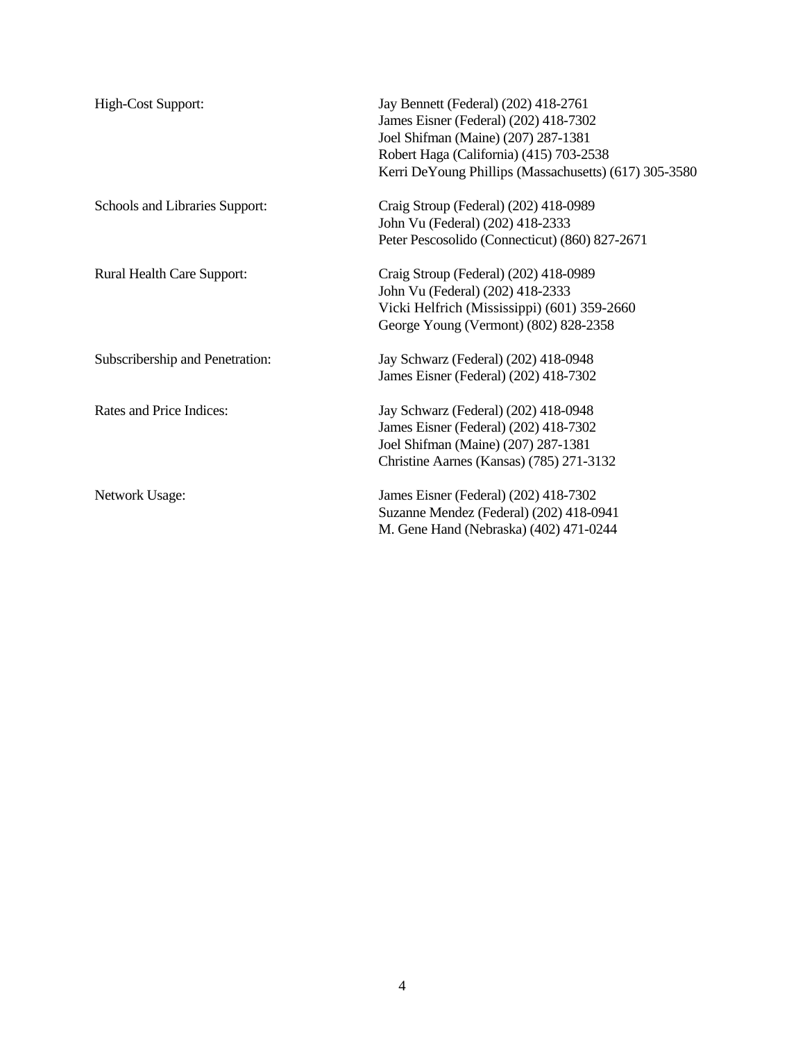| | |
|---|---|
| High-Cost Support: | Jay Bennett (Federal) (202) 418-2761<br>James Eisner (Federal) (202) 418-7302<br>Joel Shifman (Maine) (207) 287-1381<br>Robert Haga (California) (415) 703-2538<br>Kerri DeYoung Phillips (Massachusetts) (617) 305-3580 |
| Schools and Libraries Support: | Craig Stroup (Federal) (202) 418-0989<br>John Vu (Federal) (202) 418-2333<br>Peter Pescosolido (Connecticut) (860) 827-2671 |
| Rural Health Care Support: | Craig Stroup (Federal) (202) 418-0989<br>John Vu (Federal) (202) 418-2333<br>Vicki Helfrich (Mississippi) (601) 359-2660<br>George Young (Vermont) (802) 828-2358 |
| Subscribership and Penetration: | Jay Schwarz (Federal) (202) 418-0948<br>James Eisner (Federal) (202) 418-7302 |
| Rates and Price Indices: | Jay Schwarz (Federal) (202) 418-0948<br>James Eisner (Federal) (202) 418-7302<br>Joel Shifman (Maine) (207) 287-1381<br>Christine Aarnes (Kansas) (785) 271-3132 |
| Network Usage: | James Eisner (Federal) (202) 418-7302<br>Suzanne Mendez (Federal) (202) 418-0941<br>M. Gene Hand (Nebraska) (402) 471-0244 |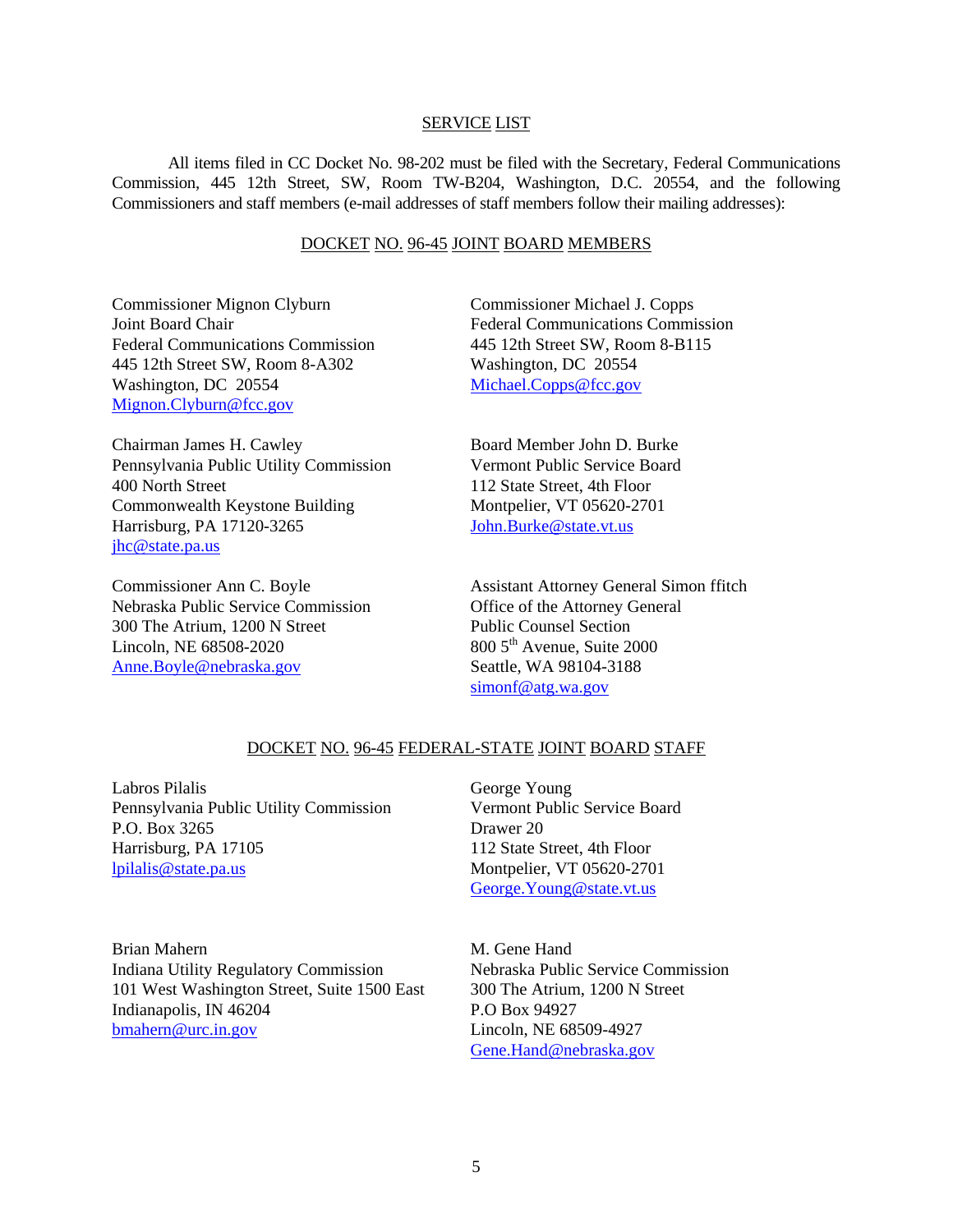## SERVICE LIST

All items filed in CC Docket No. 98-202 must be filed with the Secretary, Federal Communications Commission, 445 12th Street, SW, Room TW-B204, Washington, D.C. 20554, and the following Commissioners and staff members (e-mail addresses of staff members follow their mailing addresses):

### DOCKET NO. 96-45 JOINT BOARD MEMBERS

Commissioner Mignon Clyburn
Joint Board Chair
Federal Communications Commission
445 12th Street SW, Room 8-A302
Washington, DC 20554
Mignon.Clyburn@fcc.gov

Commissioner Michael J. Copps
Federal Communications Commission
445 12th Street SW, Room 8-B115
Washington, DC 20554
Michael.Copps@fcc.gov

Chairman James H. Cawley
Pennsylvania Public Utility Commission
400 North Street
Commonwealth Keystone Building
Harrisburg, PA 17120-3265
jhc@state.pa.us

Board Member John D. Burke
Vermont Public Service Board
112 State Street, 4th Floor
Montpelier, VT 05620-2701
John.Burke@state.vt.us

Commissioner Ann C. Boyle
Nebraska Public Service Commission
300 The Atrium, 1200 N Street
Lincoln, NE 68508-2020
Anne.Boyle@nebraska.gov

Assistant Attorney General Simon ffitch
Office of the Attorney General
Public Counsel Section
800 5th Avenue, Suite 2000
Seattle, WA 98104-3188
simonf@atg.wa.gov

### DOCKET NO. 96-45 FEDERAL-STATE JOINT BOARD STAFF

Labros Pilalis
Pennsylvania Public Utility Commission
P.O. Box 3265
Harrisburg, PA 17105
lpilalis@state.pa.us

George Young
Vermont Public Service Board
Drawer 20
112 State Street, 4th Floor
Montpelier, VT 05620-2701
George.Young@state.vt.us

Brian Mahern
Indiana Utility Regulatory Commission
101 West Washington Street, Suite 1500 East
Indianapolis, IN 46204
bmahern@urc.in.gov

M. Gene Hand
Nebraska Public Service Commission
300 The Atrium, 1200 N Street
P.O Box 94927
Lincoln, NE 68509-4927
Gene.Hand@nebraska.gov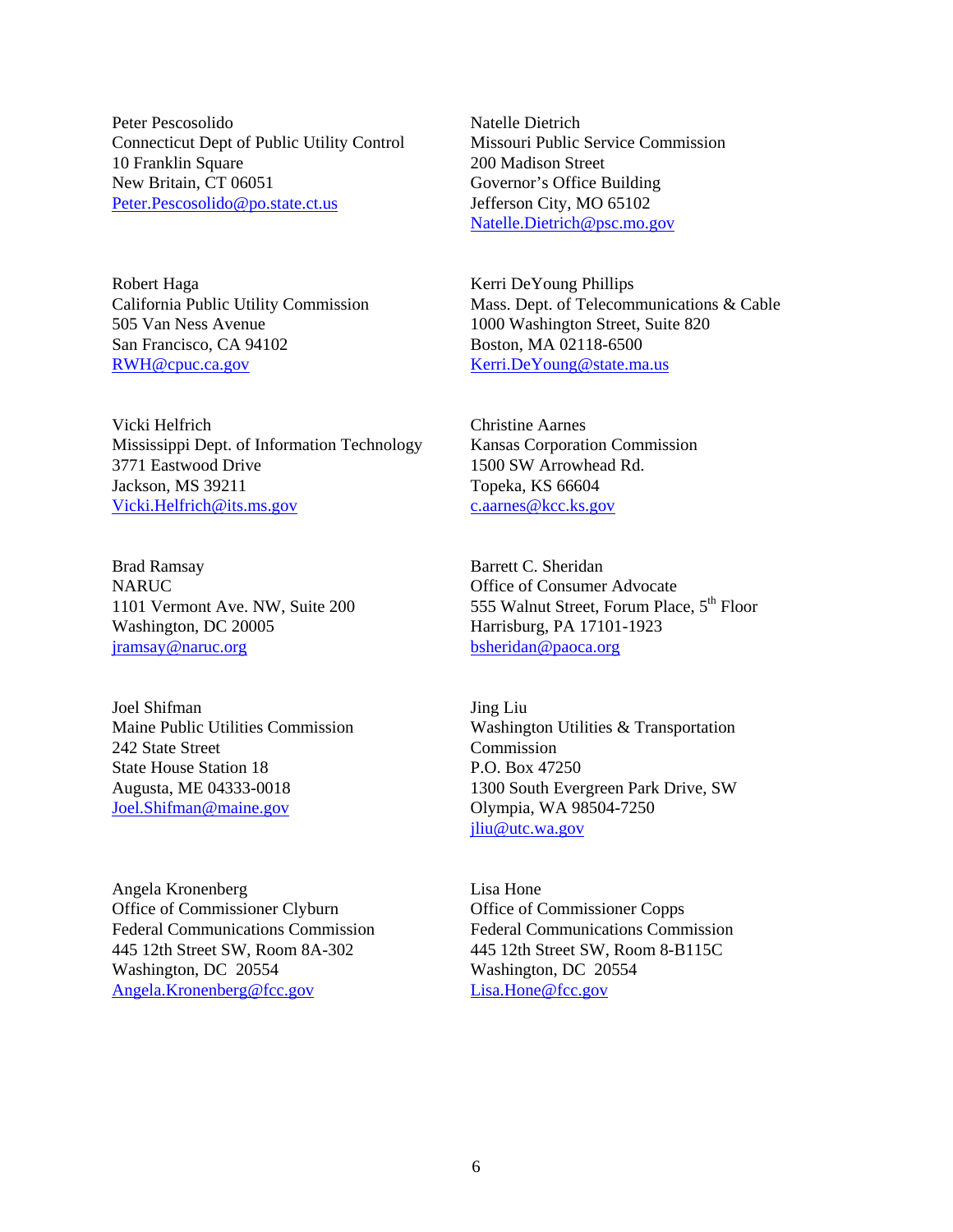Peter Pescosolido
Connecticut Dept of Public Utility Control
10 Franklin Square
New Britain, CT 06051
Peter.Pescosolido@po.state.ct.us

Natelle Dietrich
Missouri Public Service Commission
200 Madison Street
Governor's Office Building
Jefferson City, MO 65102
Natelle.Dietrich@psc.mo.gov

Robert Haga
California Public Utility Commission
505 Van Ness Avenue
San Francisco, CA 94102
RWH@cpuc.ca.gov

Kerri DeYoung Phillips
Mass. Dept. of Telecommunications & Cable
1000 Washington Street, Suite 820
Boston, MA 02118-6500
Kerri.DeYoung@state.ma.us

Vicki Helfrich
Mississippi Dept. of Information Technology
3771 Eastwood Drive
Jackson, MS 39211
Vicki.Helfrich@its.ms.gov

Christine Aarnes
Kansas Corporation Commission
1500 SW Arrowhead Rd.
Topeka, KS 66604
c.aarnes@kcc.ks.gov

Brad Ramsay
NARUC
1101 Vermont Ave. NW, Suite 200
Washington, DC 20005
jramsay@naruc.org

Barrett C. Sheridan
Office of Consumer Advocate
555 Walnut Street, Forum Place, 5th Floor
Harrisburg, PA 17101-1923
bsheridan@paoca.org

Joel Shifman
Maine Public Utilities Commission
242 State Street
State House Station 18
Augusta, ME 04333-0018
Joel.Shifman@maine.gov

Jing Liu
Washington Utilities & Transportation Commission
P.O. Box 47250
1300 South Evergreen Park Drive, SW
Olympia, WA 98504-7250
jliu@utc.wa.gov

Angela Kronenberg
Office of Commissioner Clyburn
Federal Communications Commission
445 12th Street SW, Room 8A-302
Washington, DC 20554
Angela.Kronenberg@fcc.gov

Lisa Hone
Office of Commissioner Copps
Federal Communications Commission
445 12th Street SW, Room 8-B115C
Washington, DC 20554
Lisa.Hone@fcc.gov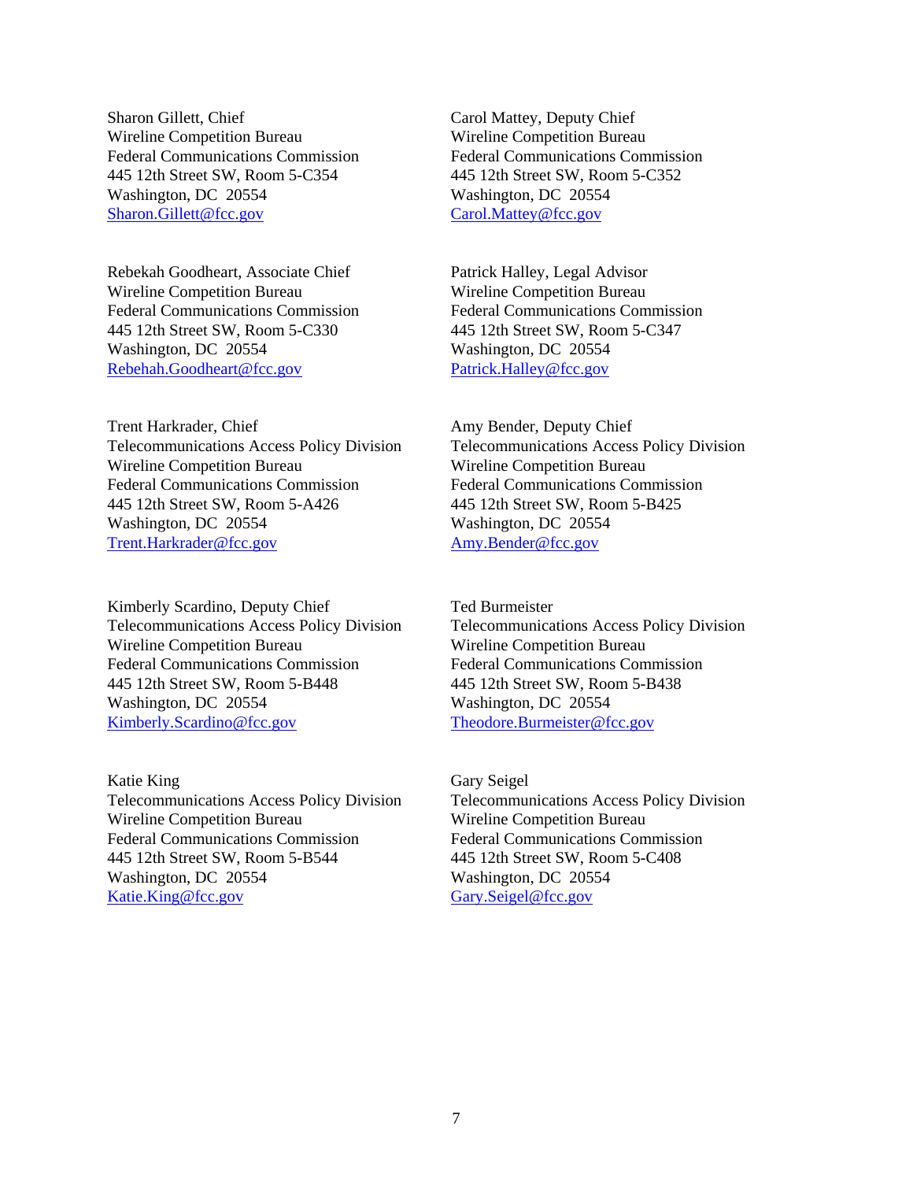Sharon Gillett, Chief
Wireline Competition Bureau
Federal Communications Commission
445 12th Street SW, Room 5-C354
Washington, DC 20554
Sharon.Gillett@fcc.gov

Carol Mattey, Deputy Chief
Wireline Competition Bureau
Federal Communications Commission
445 12th Street SW, Room 5-C352
Washington, DC 20554
Carol.Mattey@fcc.gov

Rebekah Goodheart, Associate Chief
Wireline Competition Bureau
Federal Communications Commission
445 12th Street SW, Room 5-C330
Washington, DC 20554
Rebehah.Goodheart@fcc.gov

Patrick Halley, Legal Advisor
Wireline Competition Bureau
Federal Communications Commission
445 12th Street SW, Room 5-C347
Washington, DC 20554
Patrick.Halley@fcc.gov

Trent Harkrader, Chief
Telecommunications Access Policy Division
Wireline Competition Bureau
Federal Communications Commission
445 12th Street SW, Room 5-A426
Washington, DC 20554
Trent.Harkrader@fcc.gov

Amy Bender, Deputy Chief
Telecommunications Access Policy Division
Wireline Competition Bureau
Federal Communications Commission
445 12th Street SW, Room 5-B425
Washington, DC 20554
Amy.Bender@fcc.gov

Kimberly Scardino, Deputy Chief
Telecommunications Access Policy Division
Wireline Competition Bureau
Federal Communications Commission
445 12th Street SW, Room 5-B448
Washington, DC 20554
Kimberly.Scardino@fcc.gov

Ted Burmeister
Telecommunications Access Policy Division
Wireline Competition Bureau
Federal Communications Commission
445 12th Street SW, Room 5-B438
Washington, DC 20554
Theodore.Burmeister@fcc.gov

Katie King
Telecommunications Access Policy Division
Wireline Competition Bureau
Federal Communications Commission
445 12th Street SW, Room 5-B544
Washington, DC 20554
Katie.King@fcc.gov

Gary Seigel
Telecommunications Access Policy Division
Wireline Competition Bureau
Federal Communications Commission
445 12th Street SW, Room 5-C408
Washington, DC 20554
Gary.Seigel@fcc.gov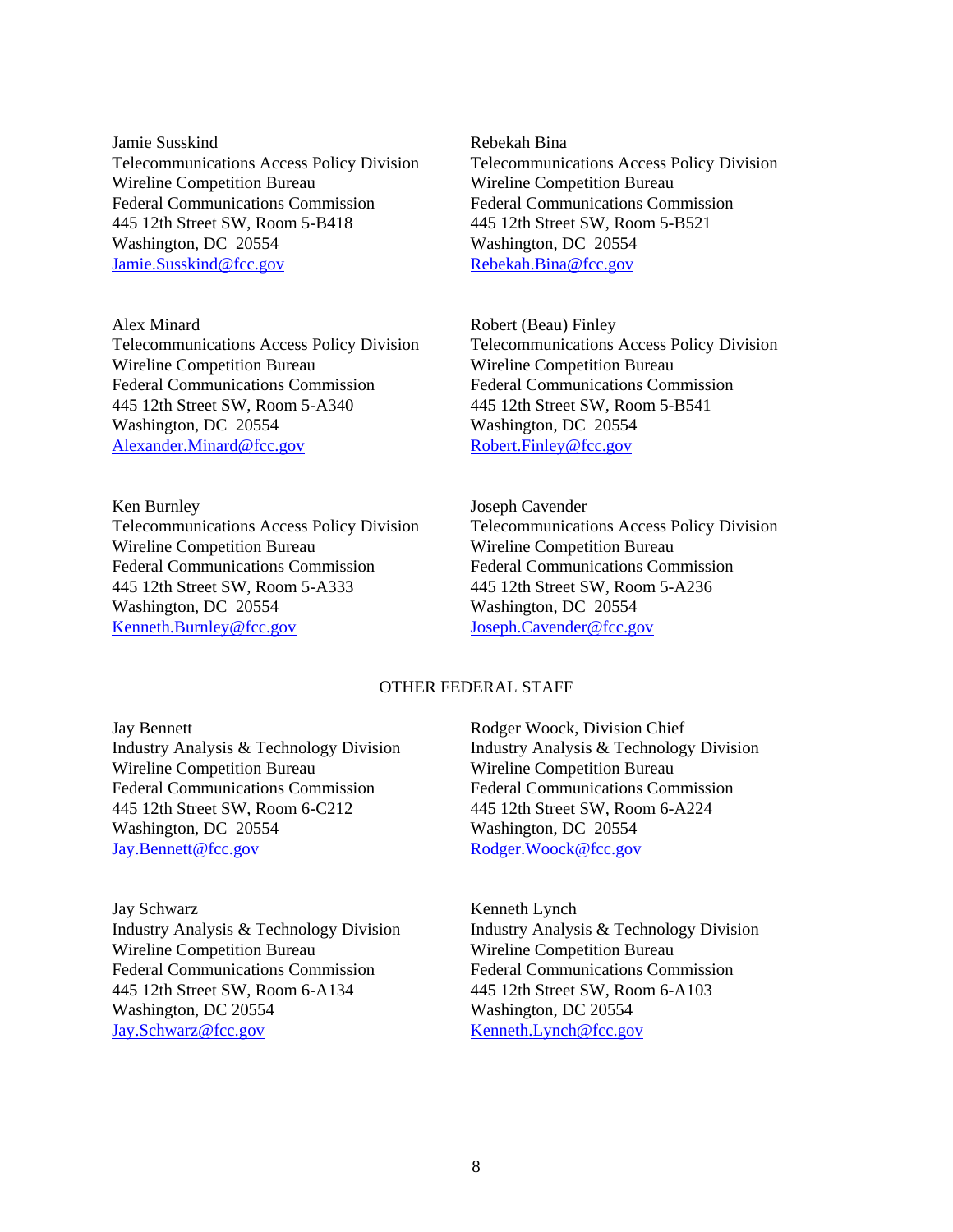Jamie Susskind
Telecommunications Access Policy Division
Wireline Competition Bureau
Federal Communications Commission
445 12th Street SW, Room 5-B418
Washington, DC 20554
Jamie.Susskind@fcc.gov

Rebekah Bina
Telecommunications Access Policy Division
Wireline Competition Bureau
Federal Communications Commission
445 12th Street SW, Room 5-B521
Washington, DC 20554
Rebekah.Bina@fcc.gov

Alex Minard
Telecommunications Access Policy Division
Wireline Competition Bureau
Federal Communications Commission
445 12th Street SW, Room 5-A340
Washington, DC 20554
Alexander.Minard@fcc.gov

Robert (Beau) Finley
Telecommunications Access Policy Division
Wireline Competition Bureau
Federal Communications Commission
445 12th Street SW, Room 5-B541
Washington, DC 20554
Robert.Finley@fcc.gov

Ken Burnley
Telecommunications Access Policy Division
Wireline Competition Bureau
Federal Communications Commission
445 12th Street SW, Room 5-A333
Washington, DC 20554
Kenneth.Burnley@fcc.gov

Joseph Cavender
Telecommunications Access Policy Division
Wireline Competition Bureau
Federal Communications Commission
445 12th Street SW, Room 5-A236
Washington, DC 20554
Joseph.Cavender@fcc.gov

OTHER FEDERAL STAFF

Jay Bennett
Industry Analysis & Technology Division
Wireline Competition Bureau
Federal Communications Commission
445 12th Street SW, Room 6-C212
Washington, DC 20554
Jay.Bennett@fcc.gov

Rodger Woock, Division Chief
Industry Analysis & Technology Division
Wireline Competition Bureau
Federal Communications Commission
445 12th Street SW, Room 6-A224
Washington, DC 20554
Rodger.Woock@fcc.gov

Jay Schwarz
Industry Analysis & Technology Division
Wireline Competition Bureau
Federal Communications Commission
445 12th Street SW, Room 6-A134
Washington, DC 20554
Jay.Schwarz@fcc.gov

Kenneth Lynch
Industry Analysis & Technology Division
Wireline Competition Bureau
Federal Communications Commission
445 12th Street SW, Room 6-A103
Washington, DC 20554
Kenneth.Lynch@fcc.gov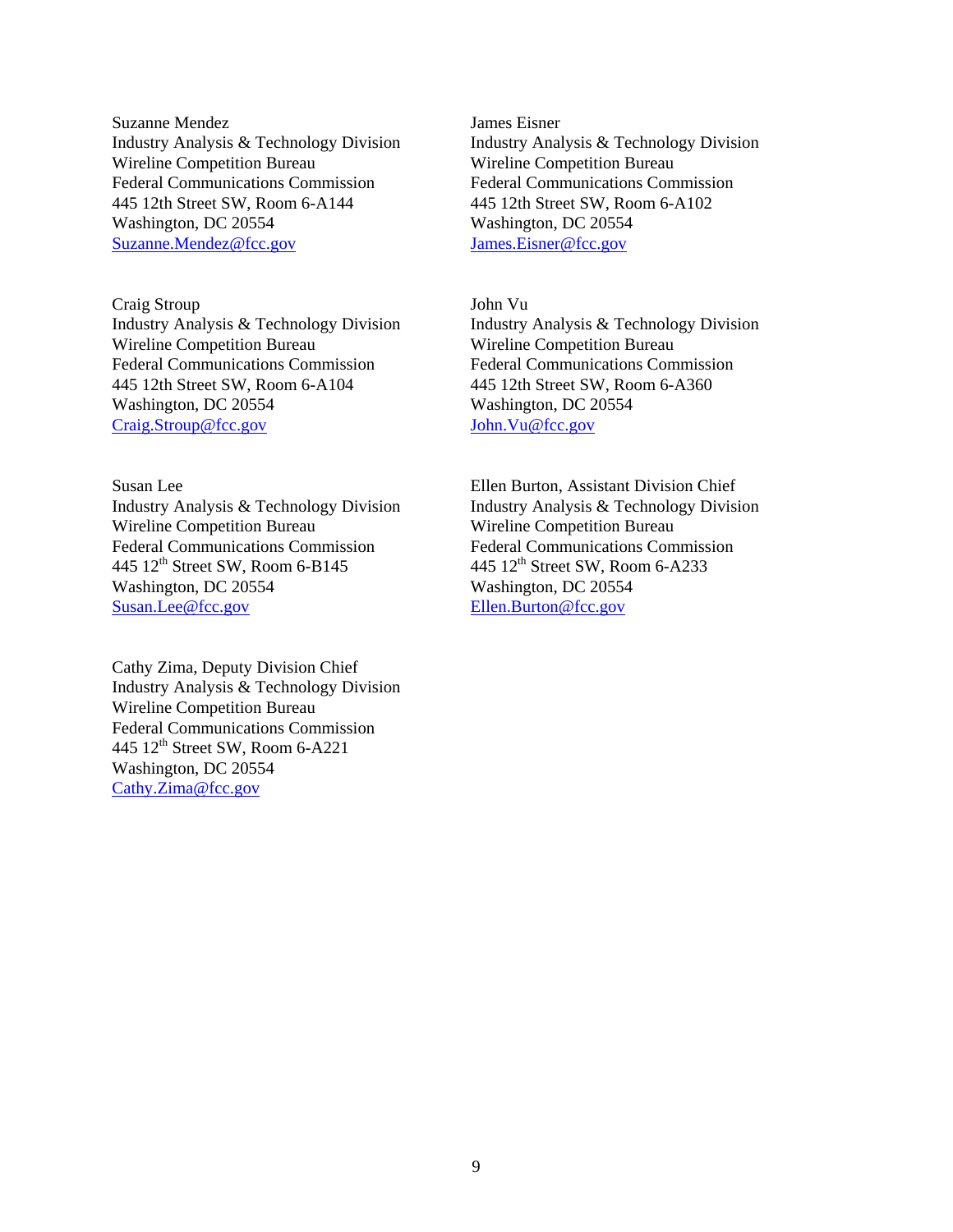Suzanne Mendez
Industry Analysis & Technology Division
Wireline Competition Bureau
Federal Communications Commission
445 12th Street SW, Room 6-A144
Washington, DC 20554
Suzanne.Mendez@fcc.gov

James Eisner
Industry Analysis & Technology Division
Wireline Competition Bureau
Federal Communications Commission
445 12th Street SW, Room 6-A102
Washington, DC 20554
James.Eisner@fcc.gov

Craig Stroup
Industry Analysis & Technology Division
Wireline Competition Bureau
Federal Communications Commission
445 12th Street SW, Room 6-A104
Washington, DC 20554
Craig.Stroup@fcc.gov

John Vu
Industry Analysis & Technology Division
Wireline Competition Bureau
Federal Communications Commission
445 12th Street SW, Room 6-A360
Washington, DC 20554
John.Vu@fcc.gov

Susan Lee
Industry Analysis & Technology Division
Wireline Competition Bureau
Federal Communications Commission
445 12th Street SW, Room 6-B145
Washington, DC 20554
Susan.Lee@fcc.gov

Ellen Burton, Assistant Division Chief
Industry Analysis & Technology Division
Wireline Competition Bureau
Federal Communications Commission
445 12th Street SW, Room 6-A233
Washington, DC 20554
Ellen.Burton@fcc.gov

Cathy Zima, Deputy Division Chief
Industry Analysis & Technology Division
Wireline Competition Bureau
Federal Communications Commission
445 12th Street SW, Room 6-A221
Washington, DC 20554
Cathy.Zima@fcc.gov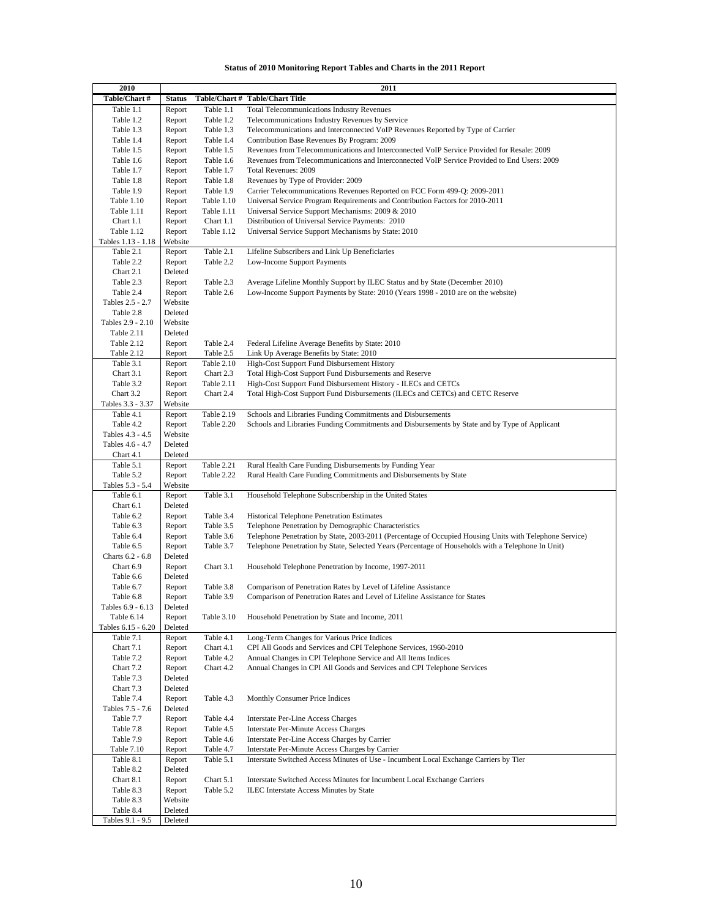**Status of 2010 Monitoring Report Tables and Charts in the 2011 Report**

| 2010 | 2011 | | |
|---|---|---|---|
| Table/Chart # | Status | Table/Chart # | Table/Chart Title |
| Table 1.1 | Report | Table 1.1 | Total Telecommunications Industry Revenues |
| Table 1.2 | Report | Table 1.2 | Telecommunications Industry Revenues by Service |
| Table 1.3 | Report | Table 1.3 | Telecommunications and Interconnected VoIP Revenues Reported by Type of Carrier |
| Table 1.4 | Report | Table 1.4 | Contribution Base Revenues By Program: 2009 |
| Table 1.5 | Report | Table 1.5 | Revenues from Telecommunications and Interconnected VoIP Service Provided for Resale: 2009 |
| Table 1.6 | Report | Table 1.6 | Revenues from Telecommunications and Interconnected VoIP Service Provided to End Users: 2009 |
| Table 1.7 | Report | Table 1.7 | Total Revenues: 2009 |
| Table 1.8 | Report | Table 1.8 | Revenues by Type of Provider: 2009 |
| Table 1.9 | Report | Table 1.9 | Carrier Telecommunications Revenues Reported on FCC Form 499-Q: 2009-2011 |
| Table 1.10 | Report | Table 1.10 | Universal Service Program Requirements and Contribution Factors for 2010-2011 |
| Table 1.11 | Report | Table 1.11 | Universal Service Support Mechanisms: 2009 & 2010 |
| Chart 1.1 | Report | Chart 1.1 | Distribution of Universal Service Payments: 2010 |
| Table 1.12 | Report | Table 1.12 | Universal Service Support Mechanisms by State: 2010 |
| Tables 1.13 - 1.18 | Website | | |
| Table 2.1 | Report | Table 2.1 | Lifeline Subscribers and Link Up Beneficiaries |
| Table 2.2 | Report | Table 2.2 | Low-Income Support Payments |
| Chart 2.1 | Deleted | | |
| Table 2.3 | Report | Table 2.3 | Average Lifeline Monthly Support by ILEC Status and by State (December 2010) |
| Table 2.4 | Report | Table 2.6 | Low-Income Support Payments by State: 2010 (Years 1998 - 2010 are on the website) |
| Tables 2.5 - 2.7 | Website | | |
| Table 2.8 | Deleted | | |
| Tables 2.9 - 2.10 | Website | | |
| Table 2.11 | Deleted | | |
| Table 2.12 | Report | Table 2.4 | Federal Lifeline Average Benefits by State: 2010 |
| Table 2.12 | Report | Table 2.5 | Link Up Average Benefits by State: 2010 |
| Table 3.1 | Report | Table 2.10 | High-Cost Support Fund Disbursement History |
| Chart 3.1 | Report | Chart 2.3 | Total High-Cost Support Fund Disbursements and Reserve |
| Table 3.2 | Report | Table 2.11 | High-Cost Support Fund Disbursement History - ILECs and CETCs |
| Chart 3.2 | Report | Chart 2.4 | Total High-Cost Support Fund Disbursements (ILECs and CETCs) and CETC Reserve |
| Tables 3.3 - 3.37 | Website | | |
| Table 4.1 | Report | Table 2.19 | Schools and Libraries Funding Commitments and Disbursements |
| Table 4.2 | Report | Table 2.20 | Schools and Libraries Funding Commitments and Disbursements by State and by Type of Applicant |
| Tables 4.3 - 4.5 | Website | | |
| Tables 4.6 - 4.7 | Deleted | | |
| Chart 4.1 | Deleted | | |
| Table 5.1 | Report | Table 2.21 | Rural Health Care Funding Disbursements by Funding Year |
| Table 5.2 | Report | Table 2.22 | Rural Health Care Funding Commitments and Disbursements by State |
| Tables 5.3 - 5.4 | Website | | |
| Table 6.1 | Report | Table 3.1 | Household Telephone Subscribership in the United States |
| Chart 6.1 | Deleted | | |
| Table 6.2 | Report | Table 3.4 | Historical Telephone Penetration Estimates |
| Table 6.3 | Report | Table 3.5 | Telephone Penetration by Demographic Characteristics |
| Table 6.4 | Report | Table 3.6 | Telephone Penetration by State, 2003-2011 (Percentage of Occupied Housing Units with Telephone Service) |
| Table 6.5 | Report | Table 3.7 | Telephone Penetration by State, Selected Years (Percentage of Households with a Telephone In Unit) |
| Charts 6.2 - 6.8 | Deleted | | |
| Chart 6.9 | Report | Chart 3.1 | Household Telephone Penetration by Income, 1997-2011 |
| Table 6.6 | Deleted | | |
| Table 6.7 | Report | Table 3.8 | Comparison of Penetration Rates by Level of Lifeline Assistance |
| Table 6.8 | Report | Table 3.9 | Comparison of Penetration Rates and Level of Lifeline Assistance for States |
| Tables 6.9 - 6.13 | Deleted | | |
| Table 6.14 | Report | Table 3.10 | Household Penetration by State and Income, 2011 |
| Tables 6.15 - 6.20 | Deleted | | |
| Table 7.1 | Report | Table 4.1 | Long-Term Changes for Various Price Indices |
| Chart 7.1 | Report | Chart 4.1 | CPI All Goods and Services and CPI Telephone Services, 1960-2010 |
| Table 7.2 | Report | Table 4.2 | Annual Changes in CPI Telephone Service and All Items Indices |
| Chart 7.2 | Report | Chart 4.2 | Annual Changes in CPI All Goods and Services and CPI Telephone Services |
| Table 7.3 | Deleted | | |
| Chart 7.3 | Deleted | | |
| Table 7.4 | Report | Table 4.3 | Monthly Consumer Price Indices |
| Tables 7.5 - 7.6 | Deleted | | |
| Table 7.7 | Report | Table 4.4 | Interstate Per-Line Access Charges |
| Table 7.8 | Report | Table 4.5 | Interstate Per-Minute Access Charges |
| Table 7.9 | Report | Table 4.6 | Interstate Per-Line Access Charges by Carrier |
| Table 7.10 | Report | Table 4.7 | Interstate Per-Minute Access Charges by Carrier |
| Table 8.1 | Report | Table 5.1 | Interstate Switched Access Minutes of Use - Incumbent Local Exchange Carriers by Tier |
| Table 8.2 | Deleted | | |
| Chart 8.1 | Report | Chart 5.1 | Interstate Switched Access Minutes for Incumbent Local Exchange Carriers |
| Table 8.3 | Report | Table 5.2 | ILEC Interstate Access Minutes by State |
| Table 8.3 | Website | | |
| Table 8.4 | Deleted | | |
| Tables 9.1 - 9.5 | Deleted | | |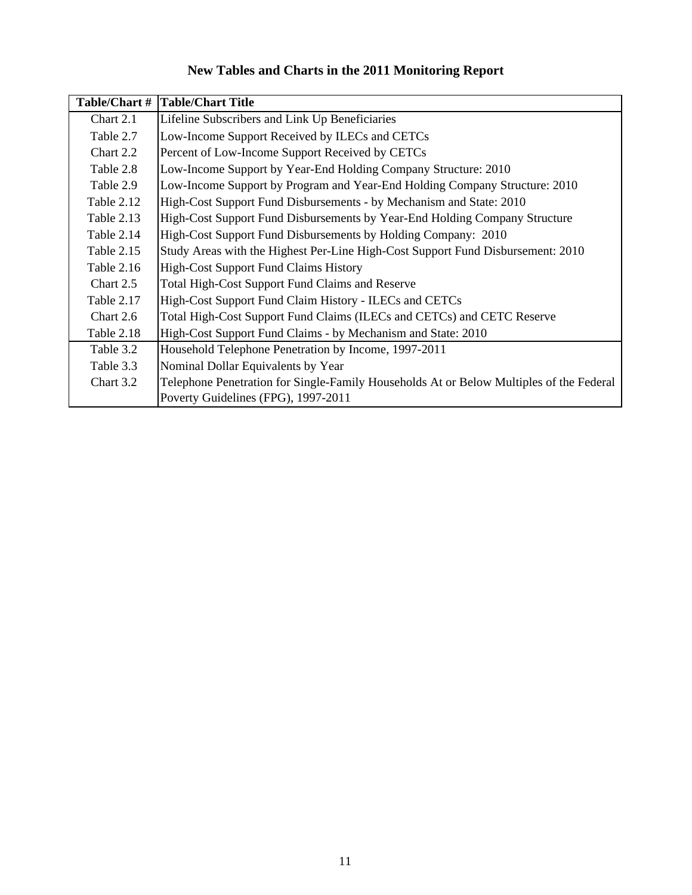# New Tables and Charts in the 2011 Monitoring Report

| Table/Chart # | Table/Chart Title |
| --- | --- |
| Chart 2.1 | Lifeline Subscribers and Link Up Beneficiaries |
| Table 2.7 | Low-Income Support Received by ILECs and CETCs |
| Chart 2.2 | Percent of Low-Income Support Received by CETCs |
| Table 2.8 | Low-Income Support by Year-End Holding Company Structure: 2010 |
| Table 2.9 | Low-Income Support by Program and Year-End Holding Company Structure: 2010 |
| Table 2.12 | High-Cost Support Fund Disbursements - by Mechanism and State: 2010 |
| Table 2.13 | High-Cost Support Fund Disbursements by Year-End Holding Company Structure |
| Table 2.14 | High-Cost Support Fund Disbursements by Holding Company: 2010 |
| Table 2.15 | Study Areas with the Highest Per-Line High-Cost Support Fund Disbursement: 2010 |
| Table 2.16 | High-Cost Support Fund Claims History |
| Chart 2.5 | Total High-Cost Support Fund Claims and Reserve |
| Table 2.17 | High-Cost Support Fund Claim History - ILECs and CETCs |
| Chart 2.6 | Total High-Cost Support Fund Claims (ILECs and CETCs) and CETC Reserve |
| Table 2.18 | High-Cost Support Fund Claims - by Mechanism and State: 2010 |
| Table 3.2 | Household Telephone Penetration by Income, 1997-2011 |
| Table 3.3 | Nominal Dollar Equivalents by Year |
| Chart 3.2 | Telephone Penetration for Single-Family Households At or Below Multiples of the Federal Poverty Guidelines (FPG), 1997-2011 |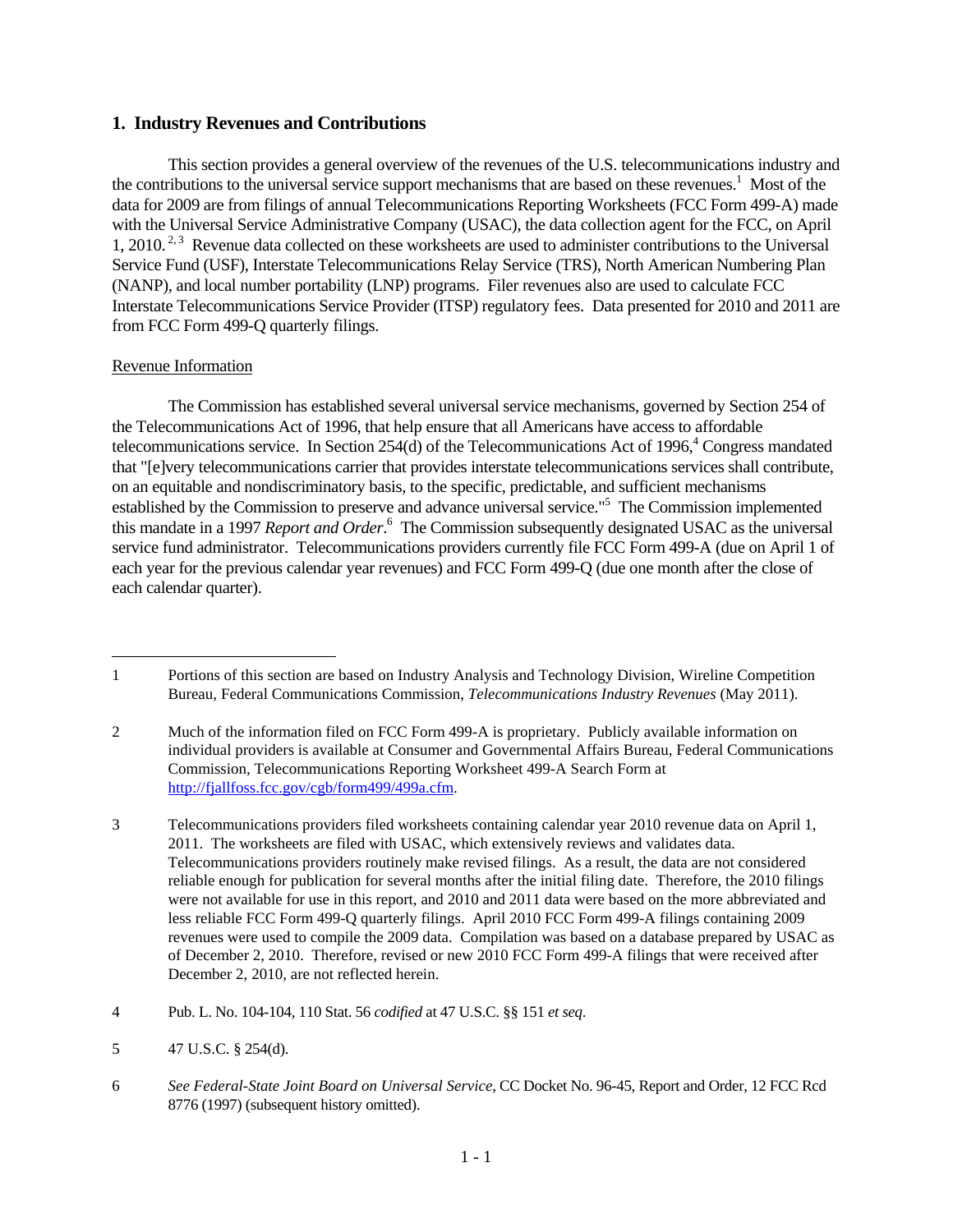## 1. Industry Revenues and Contributions

This section provides a general overview of the revenues of the U.S. telecommunications industry and the contributions to the universal service support mechanisms that are based on these revenues.[1] Most of the data for 2009 are from filings of annual Telecommunications Reporting Worksheets (FCC Form 499-A) made with the Universal Service Administrative Company (USAC), the data collection agent for the FCC, on April 1, 2010.[2, 3] Revenue data collected on these worksheets are used to administer contributions to the Universal Service Fund (USF), Interstate Telecommunications Relay Service (TRS), North American Numbering Plan (NANP), and local number portability (LNP) programs. Filer revenues also are used to calculate FCC Interstate Telecommunications Service Provider (ITSP) regulatory fees. Data presented for 2010 and 2011 are from FCC Form 499-Q quarterly filings.

### Revenue Information

The Commission has established several universal service mechanisms, governed by Section 254 of the Telecommunications Act of 1996, that help ensure that all Americans have access to affordable telecommunications service. In Section 254(d) of the Telecommunications Act of 1996,[4] Congress mandated that "[e]very telecommunications carrier that provides interstate telecommunications services shall contribute, on an equitable and nondiscriminatory basis, to the specific, predictable, and sufficient mechanisms established by the Commission to preserve and advance universal service."[5] The Commission implemented this mandate in a 1997 *Report and Order*.[6] The Commission subsequently designated USAC as the universal service fund administrator. Telecommunications providers currently file FCC Form 499-A (due on April 1 of each year for the previous calendar year revenues) and FCC Form 499-Q (due one month after the close of each calendar quarter).

---

1 Portions of this section are based on Industry Analysis and Technology Division, Wireline Competition Bureau, Federal Communications Commission, *Telecommunications Industry Revenues* (May 2011).

2 Much of the information filed on FCC Form 499-A is proprietary. Publicly available information on individual providers is available at Consumer and Governmental Affairs Bureau, Federal Communications Commission, Telecommunications Reporting Worksheet 499-A Search Form at http://fjallfoss.fcc.gov/cgb/form499/499a.cfm.

3 Telecommunications providers filed worksheets containing calendar year 2010 revenue data on April 1, 2011. The worksheets are filed with USAC, which extensively reviews and validates data. Telecommunications providers routinely make revised filings. As a result, the data are not considered reliable enough for publication for several months after the initial filing date. Therefore, the 2010 filings were not available for use in this report, and 2010 and 2011 data were based on the more abbreviated and less reliable FCC Form 499-Q quarterly filings. April 2010 FCC Form 499-A filings containing 2009 revenues were used to compile the 2009 data. Compilation was based on a database prepared by USAC as of December 2, 2010. Therefore, revised or new 2010 FCC Form 499-A filings that were received after December 2, 2010, are not reflected herein.

4 Pub. L. No. 104-104, 110 Stat. 56 *codified* at 47 U.S.C. §§ 151 *et seq*.

5 47 U.S.C. § 254(d).

6 *See Federal-State Joint Board on Universal Service*, CC Docket No. 96-45, Report and Order, 12 FCC Rcd 8776 (1997) (subsequent history omitted).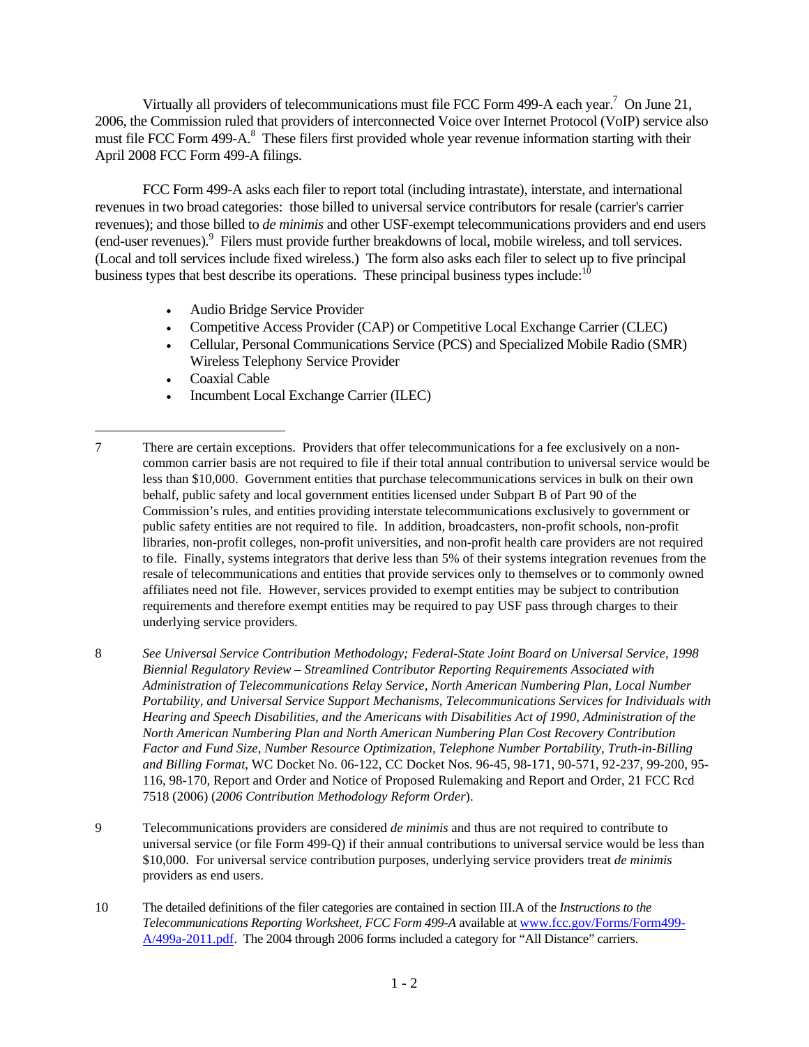Virtually all providers of telecommunications must file FCC Form 499-A each year.[7] On June 21, 2006, the Commission ruled that providers of interconnected Voice over Internet Protocol (VoIP) service also must file FCC Form 499-A.[8] These filers first provided whole year revenue information starting with their April 2008 FCC Form 499-A filings.

FCC Form 499-A asks each filer to report total (including intrastate), interstate, and international revenues in two broad categories: those billed to universal service contributors for resale (carrier's carrier revenues); and those billed to *de minimis* and other USF-exempt telecommunications providers and end users (end-user revenues).[9] Filers must provide further breakdowns of local, mobile wireless, and toll services. (Local and toll services include fixed wireless.) The form also asks each filer to select up to five principal business types that best describe its operations. These principal business types include:[10]

- Audio Bridge Service Provider
- Competitive Access Provider (CAP) or Competitive Local Exchange Carrier (CLEC)
- Cellular, Personal Communications Service (PCS) and Specialized Mobile Radio (SMR) Wireless Telephony Service Provider
- Coaxial Cable
- Incumbent Local Exchange Carrier (ILEC)

---

7 There are certain exceptions. Providers that offer telecommunications for a fee exclusively on a non-common carrier basis are not required to file if their total annual contribution to universal service would be less than $10,000. Government entities that purchase telecommunications services in bulk on their own behalf, public safety and local government entities licensed under Subpart B of Part 90 of the Commission's rules, and entities providing interstate telecommunications exclusively to government or public safety entities are not required to file. In addition, broadcasters, non-profit schools, non-profit libraries, non-profit colleges, non-profit universities, and non-profit health care providers are not required to file. Finally, systems integrators that derive less than 5% of their systems integration revenues from the resale of telecommunications and entities that provide services only to themselves or to commonly owned affiliates need not file. However, services provided to exempt entities may be subject to contribution requirements and therefore exempt entities may be required to pay USF pass through charges to their underlying service providers.

8 *See Universal Service Contribution Methodology; Federal-State Joint Board on Universal Service, 1998 Biennial Regulatory Review – Streamlined Contributor Reporting Requirements Associated with Administration of Telecommunications Relay Service, North American Numbering Plan, Local Number Portability, and Universal Service Support Mechanisms, Telecommunications Services for Individuals with Hearing and Speech Disabilities, and the Americans with Disabilities Act of 1990, Administration of the North American Numbering Plan and North American Numbering Plan Cost Recovery Contribution Factor and Fund Size, Number Resource Optimization, Telephone Number Portability, Truth-in-Billing and Billing Format*, WC Docket No. 06-122, CC Docket Nos. 96-45, 98-171, 90-571, 92-237, 99-200, 95-116, 98-170, Report and Order and Notice of Proposed Rulemaking and Report and Order, 21 FCC Rcd 7518 (2006) (*2006 Contribution Methodology Reform Order*).

9 Telecommunications providers are considered *de minimis* and thus are not required to contribute to universal service (or file Form 499-Q) if their annual contributions to universal service would be less than $10,000. For universal service contribution purposes, underlying service providers treat *de minimis* providers as end users.

10 The detailed definitions of the filer categories are contained in section III.A of the *Instructions to the Telecommunications Reporting Worksheet, FCC Form 499-A* available at [www.fcc.gov/Forms/Form499-A/499a-2011.pdf](www.fcc.gov/Forms/Form499-A/499a-2011.pdf). The 2004 through 2006 forms included a category for "All Distance" carriers.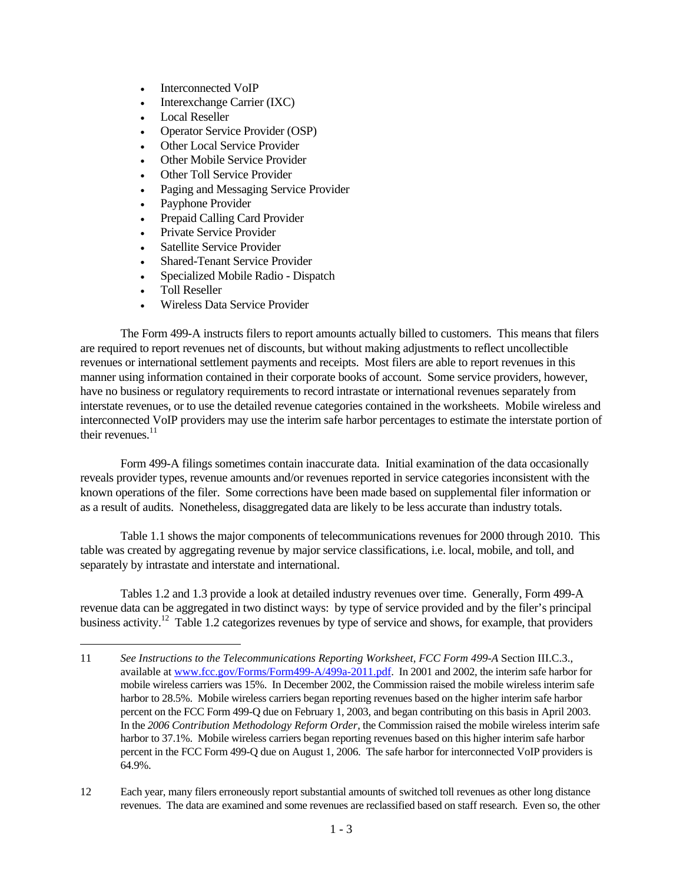- Interconnected VoIP
- Interexchange Carrier (IXC)
- Local Reseller
- Operator Service Provider (OSP)
- Other Local Service Provider
- Other Mobile Service Provider
- Other Toll Service Provider
- Paging and Messaging Service Provider
- Payphone Provider
- Prepaid Calling Card Provider
- Private Service Provider
- Satellite Service Provider
- Shared-Tenant Service Provider
- Specialized Mobile Radio - Dispatch
- Toll Reseller
- Wireless Data Service Provider

The Form 499-A instructs filers to report amounts actually billed to customers. This means that filers are required to report revenues net of discounts, but without making adjustments to reflect uncollectible revenues or international settlement payments and receipts. Most filers are able to report revenues in this manner using information contained in their corporate books of account. Some service providers, however, have no business or regulatory requirements to record intrastate or international revenues separately from interstate revenues, or to use the detailed revenue categories contained in the worksheets. Mobile wireless and interconnected VoIP providers may use the interim safe harbor percentages to estimate the interstate portion of their revenues.[11]

Form 499-A filings sometimes contain inaccurate data. Initial examination of the data occasionally reveals provider types, revenue amounts and/or revenues reported in service categories inconsistent with the known operations of the filer. Some corrections have been made based on supplemental filer information or as a result of audits. Nonetheless, disaggregated data are likely to be less accurate than industry totals.

Table 1.1 shows the major components of telecommunications revenues for 2000 through 2010. This table was created by aggregating revenue by major service classifications, i.e. local, mobile, and toll, and separately by intrastate and interstate and international.

Tables 1.2 and 1.3 provide a look at detailed industry revenues over time. Generally, Form 499-A revenue data can be aggregated in two distinct ways: by type of service provided and by the filer's principal business activity.[12] Table 1.2 categorizes revenues by type of service and shows, for example, that providers

---

11 *See Instructions to the Telecommunications Reporting Worksheet, FCC Form 499-A* Section III.C.3., available at www.fcc.gov/Forms/Form499-A/499a-2011.pdf. In 2001 and 2002, the interim safe harbor for mobile wireless carriers was 15%. In December 2002, the Commission raised the mobile wireless interim safe harbor to 28.5%. Mobile wireless carriers began reporting revenues based on the higher interim safe harbor percent on the FCC Form 499-Q due on February 1, 2003, and began contributing on this basis in April 2003. In the *2006 Contribution Methodology Reform Order*, the Commission raised the mobile wireless interim safe harbor to 37.1%. Mobile wireless carriers began reporting revenues based on this higher interim safe harbor percent in the FCC Form 499-Q due on August 1, 2006. The safe harbor for interconnected VoIP providers is 64.9%.

12 Each year, many filers erroneously report substantial amounts of switched toll revenues as other long distance revenues. The data are examined and some revenues are reclassified based on staff research. Even so, the other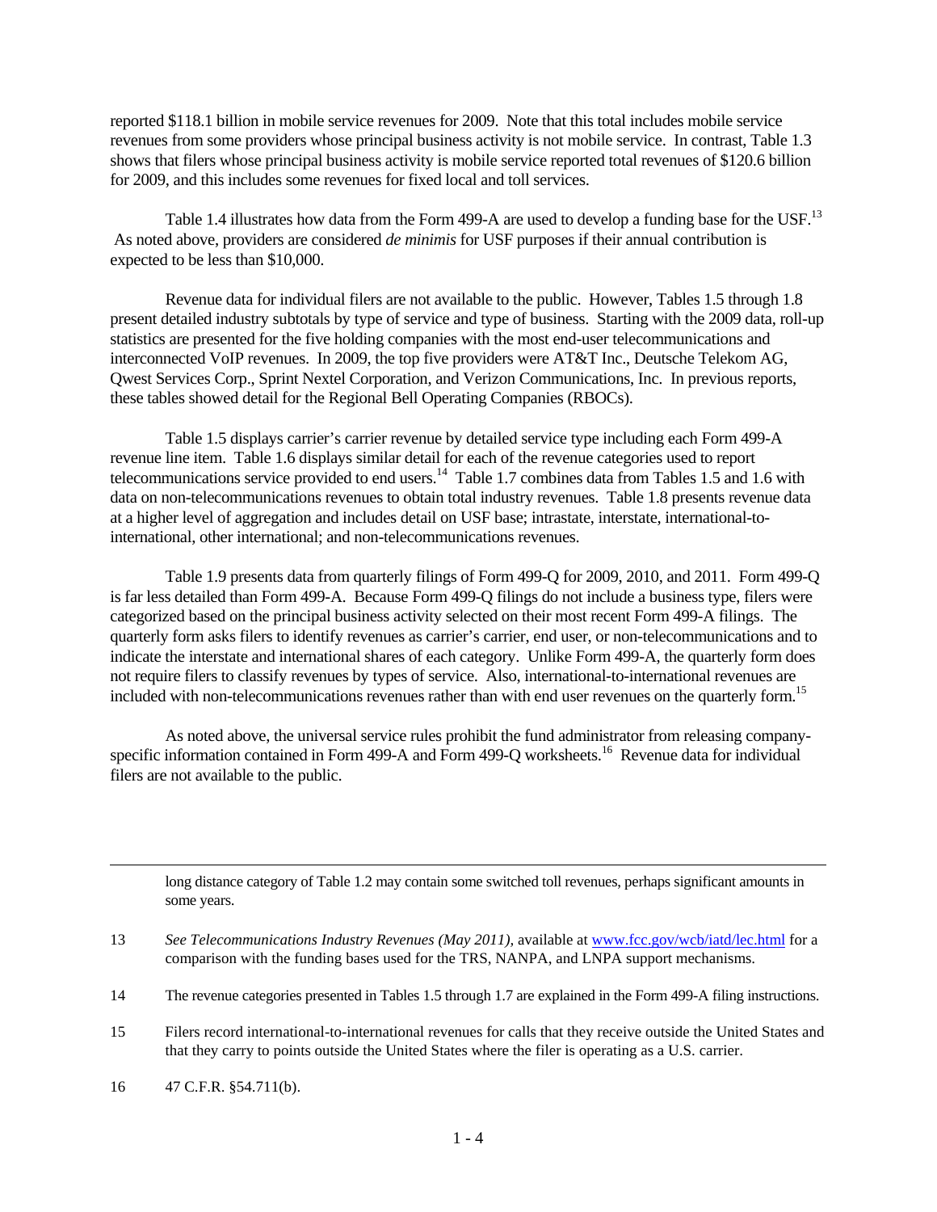reported $118.1 billion in mobile service revenues for 2009. Note that this total includes mobile service revenues from some providers whose principal business activity is not mobile service. In contrast, Table 1.3 shows that filers whose principal business activity is mobile service reported total revenues of $120.6 billion for 2009, and this includes some revenues for fixed local and toll services.

Table 1.4 illustrates how data from the Form 499-A are used to develop a funding base for the USF.[13] As noted above, providers are considered *de minimis* for USF purposes if their annual contribution is expected to be less than $10,000.

Revenue data for individual filers are not available to the public. However, Tables 1.5 through 1.8 present detailed industry subtotals by type of service and type of business. Starting with the 2009 data, roll-up statistics are presented for the five holding companies with the most end-user telecommunications and interconnected VoIP revenues. In 2009, the top five providers were AT&T Inc., Deutsche Telekom AG, Qwest Services Corp., Sprint Nextel Corporation, and Verizon Communications, Inc. In previous reports, these tables showed detail for the Regional Bell Operating Companies (RBOCs).

Table 1.5 displays carrier's carrier revenue by detailed service type including each Form 499-A revenue line item. Table 1.6 displays similar detail for each of the revenue categories used to report telecommunications service provided to end users.[14] Table 1.7 combines data from Tables 1.5 and 1.6 with data on non-telecommunications revenues to obtain total industry revenues. Table 1.8 presents revenue data at a higher level of aggregation and includes detail on USF base; intrastate, interstate, international-to-international, other international; and non-telecommunications revenues.

Table 1.9 presents data from quarterly filings of Form 499-Q for 2009, 2010, and 2011. Form 499-Q is far less detailed than Form 499-A. Because Form 499-Q filings do not include a business type, filers were categorized based on the principal business activity selected on their most recent Form 499-A filings. The quarterly form asks filers to identify revenues as carrier's carrier, end user, or non-telecommunications and to indicate the interstate and international shares of each category. Unlike Form 499-A, the quarterly form does not require filers to classify revenues by types of service. Also, international-to-international revenues are included with non-telecommunications revenues rather than with end user revenues on the quarterly form.[15]

As noted above, the universal service rules prohibit the fund administrator from releasing company-specific information contained in Form 499-A and Form 499-Q worksheets.[16] Revenue data for individual filers are not available to the public.

---

long distance category of Table 1.2 may contain some switched toll revenues, perhaps significant amounts in some years.

13 *See Telecommunications Industry Revenues (May 2011),* available at www.fcc.gov/wcb/iatd/lec.html for a comparison with the funding bases used for the TRS, NANPA, and LNPA support mechanisms.

14 The revenue categories presented in Tables 1.5 through 1.7 are explained in the Form 499-A filing instructions.

15 Filers record international-to-international revenues for calls that they receive outside the United States and that they carry to points outside the United States where the filer is operating as a U.S. carrier.

16 47 C.F.R. §54.711(b).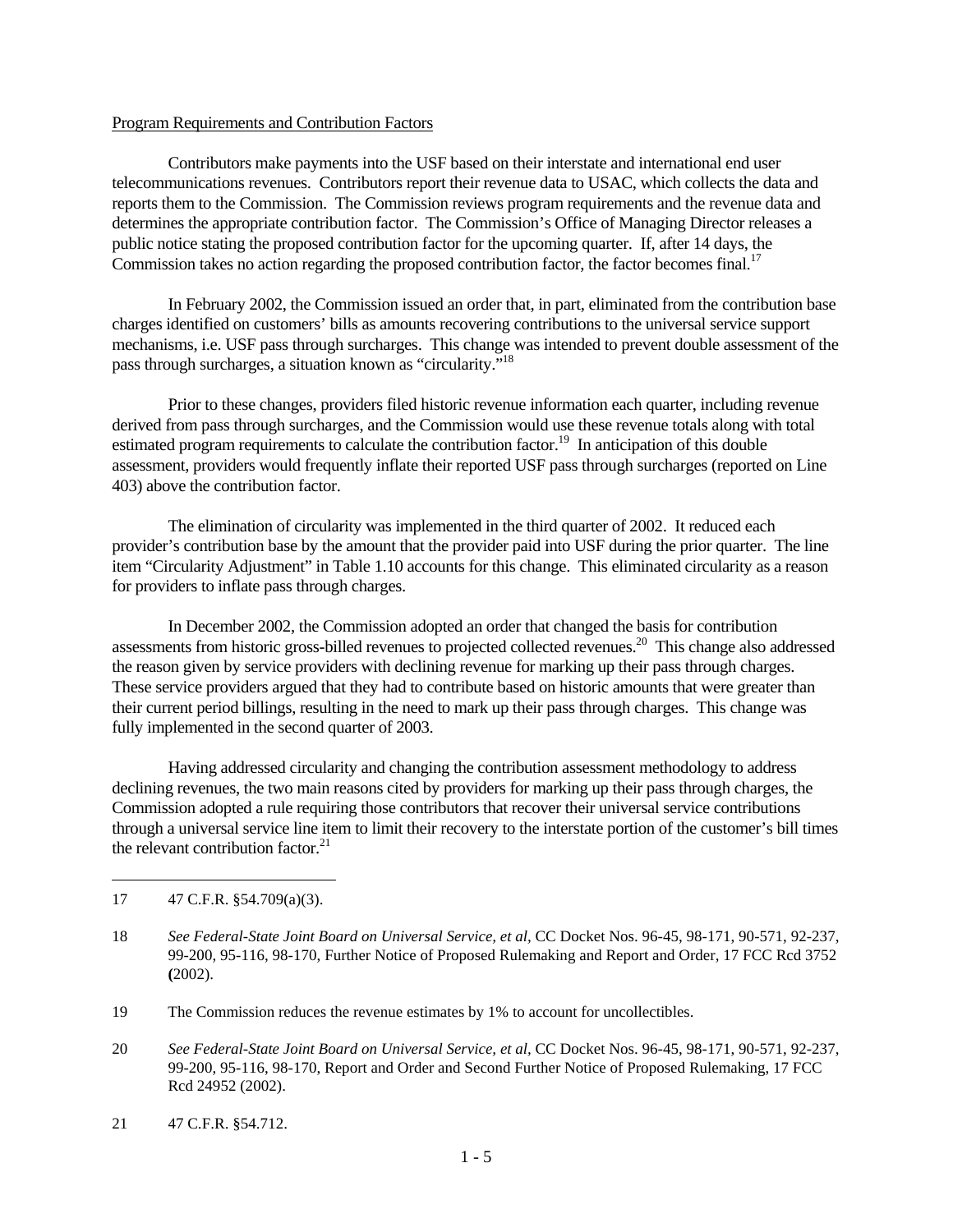Program Requirements and Contribution Factors

Contributors make payments into the USF based on their interstate and international end user telecommunications revenues. Contributors report their revenue data to USAC, which collects the data and reports them to the Commission. The Commission reviews program requirements and the revenue data and determines the appropriate contribution factor. The Commission's Office of Managing Director releases a public notice stating the proposed contribution factor for the upcoming quarter. If, after 14 days, the Commission takes no action regarding the proposed contribution factor, the factor becomes final.[17]

In February 2002, the Commission issued an order that, in part, eliminated from the contribution base charges identified on customers' bills as amounts recovering contributions to the universal service support mechanisms, i.e. USF pass through surcharges. This change was intended to prevent double assessment of the pass through surcharges, a situation known as "circularity."[18]

Prior to these changes, providers filed historic revenue information each quarter, including revenue derived from pass through surcharges, and the Commission would use these revenue totals along with total estimated program requirements to calculate the contribution factor.[19] In anticipation of this double assessment, providers would frequently inflate their reported USF pass through surcharges (reported on Line 403) above the contribution factor.

The elimination of circularity was implemented in the third quarter of 2002. It reduced each provider's contribution base by the amount that the provider paid into USF during the prior quarter. The line item "Circularity Adjustment" in Table 1.10 accounts for this change. This eliminated circularity as a reason for providers to inflate pass through charges.

In December 2002, the Commission adopted an order that changed the basis for contribution assessments from historic gross-billed revenues to projected collected revenues.[20] This change also addressed the reason given by service providers with declining revenue for marking up their pass through charges. These service providers argued that they had to contribute based on historic amounts that were greater than their current period billings, resulting in the need to mark up their pass through charges. This change was fully implemented in the second quarter of 2003.

Having addressed circularity and changing the contribution assessment methodology to address declining revenues, the two main reasons cited by providers for marking up their pass through charges, the Commission adopted a rule requiring those contributors that recover their universal service contributions through a universal service line item to limit their recovery to the interstate portion of the customer's bill times the relevant contribution factor.[21]

---

17 47 C.F.R. §54.709(a)(3).

18 *See Federal-State Joint Board on Universal Service, et al*, CC Docket Nos. 96-45, 98-171, 90-571, 92-237, 99-200, 95-116, 98-170, Further Notice of Proposed Rulemaking and Report and Order, 17 FCC Rcd 3752 (2002).

19 The Commission reduces the revenue estimates by 1% to account for uncollectibles.

20 *See Federal-State Joint Board on Universal Service, et al*, CC Docket Nos. 96-45, 98-171, 90-571, 92-237, 99-200, 95-116, 98-170, Report and Order and Second Further Notice of Proposed Rulemaking, 17 FCC Rcd 24952 (2002).

21 47 C.F.R. §54.712.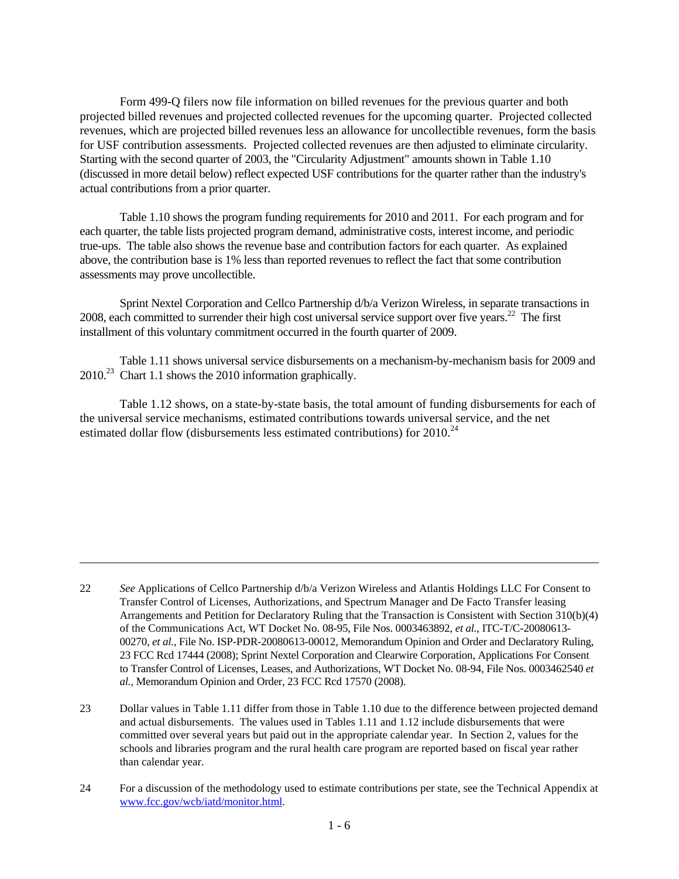Form 499-Q filers now file information on billed revenues for the previous quarter and both projected billed revenues and projected collected revenues for the upcoming quarter. Projected collected revenues, which are projected billed revenues less an allowance for uncollectible revenues, form the basis for USF contribution assessments. Projected collected revenues are then adjusted to eliminate circularity. Starting with the second quarter of 2003, the "Circularity Adjustment" amounts shown in Table 1.10 (discussed in more detail below) reflect expected USF contributions for the quarter rather than the industry's actual contributions from a prior quarter.

Table 1.10 shows the program funding requirements for 2010 and 2011. For each program and for each quarter, the table lists projected program demand, administrative costs, interest income, and periodic true-ups. The table also shows the revenue base and contribution factors for each quarter. As explained above, the contribution base is 1% less than reported revenues to reflect the fact that some contribution assessments may prove uncollectible.

Sprint Nextel Corporation and Cellco Partnership d/b/a Verizon Wireless, in separate transactions in 2008, each committed to surrender their high cost universal service support over five years.[22] The first installment of this voluntary commitment occurred in the fourth quarter of 2009.

Table 1.11 shows universal service disbursements on a mechanism-by-mechanism basis for 2009 and 2010.[23] Chart 1.1 shows the 2010 information graphically.

Table 1.12 shows, on a state-by-state basis, the total amount of funding disbursements for each of the universal service mechanisms, estimated contributions towards universal service, and the net estimated dollar flow (disbursements less estimated contributions) for 2010.[24]

---

22 *See* Applications of Cellco Partnership d/b/a Verizon Wireless and Atlantis Holdings LLC For Consent to Transfer Control of Licenses, Authorizations, and Spectrum Manager and De Facto Transfer leasing Arrangements and Petition for Declaratory Ruling that the Transaction is Consistent with Section 310(b)(4) of the Communications Act, WT Docket No. 08-95, File Nos. 0003463892, *et al.,* ITC-T/C-20080613-00270, *et al.,* File No. ISP-PDR-20080613-00012, Memorandum Opinion and Order and Declaratory Ruling, 23 FCC Rcd 17444 (2008); Sprint Nextel Corporation and Clearwire Corporation, Applications For Consent to Transfer Control of Licenses, Leases, and Authorizations, WT Docket No. 08-94, File Nos. 0003462540 *et al.,* Memorandum Opinion and Order, 23 FCC Rcd 17570 (2008).

23 Dollar values in Table 1.11 differ from those in Table 1.10 due to the difference between projected demand and actual disbursements. The values used in Tables 1.11 and 1.12 include disbursements that were committed over several years but paid out in the appropriate calendar year. In Section 2, values for the schools and libraries program and the rural health care program are reported based on fiscal year rather than calendar year.

24 For a discussion of the methodology used to estimate contributions per state, see the Technical Appendix at www.fcc.gov/wcb/iatd/monitor.html.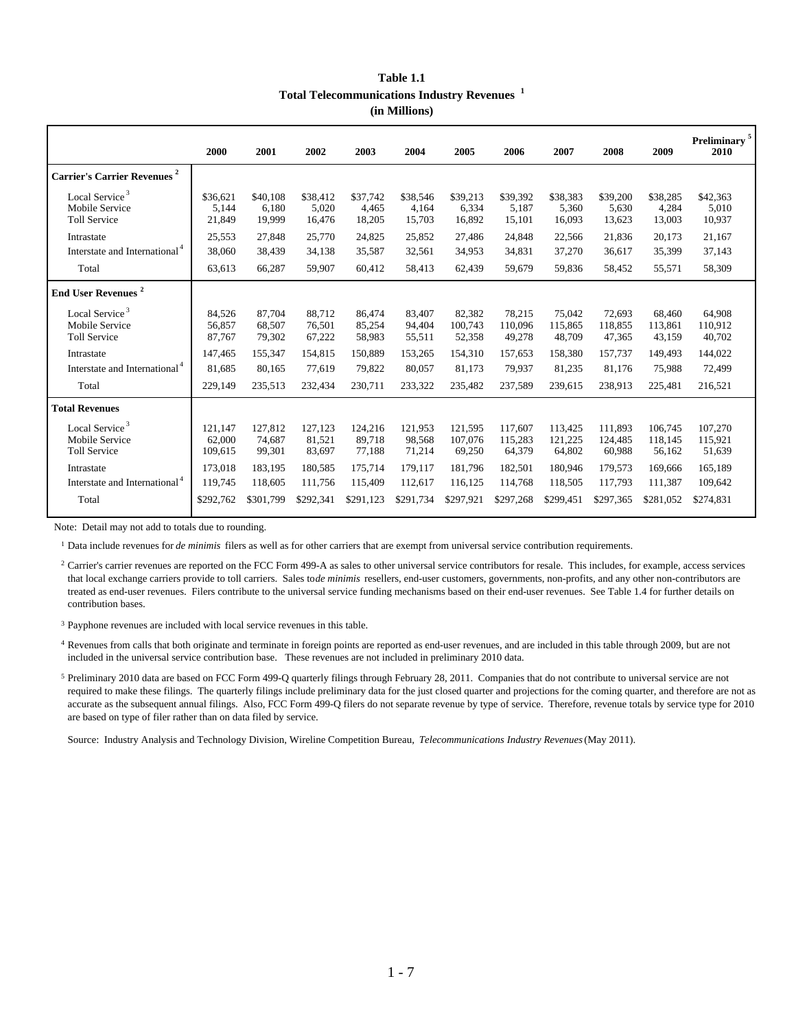**Table 1.1**
**Total Telecommunications Industry Revenues [1]**
**(in Millions)**

| | 2000 | 2001 | 2002 | 2003 | 2004 | 2005 | 2006 | 2007 | 2008 | 2009 | Preliminary [5] 2010 |
|---|---|---|---|---|---|---|---|---|---|---|---|
| **Carrier's Carrier Revenues [2]** | | | | | | | | | | | |
| Local Service [3] | $36,621 | $40,108 | $38,412 | $37,742 | $38,546 | $39,213 | $39,392 | $38,383 | $39,200 | $38,285 | $42,363 |
| Mobile Service | 5,144 | 6,180 | 5,020 | 4,465 | 4,164 | 6,334 | 5,187 | 5,360 | 5,630 | 4,284 | 5,010 |
| Toll Service | 21,849 | 19,999 | 16,476 | 18,205 | 15,703 | 16,892 | 15,101 | 16,093 | 13,623 | 13,003 | 10,937 |
| Intrastate | 25,553 | 27,848 | 25,770 | 24,825 | 25,852 | 27,486 | 24,848 | 22,566 | 21,836 | 20,173 | 21,167 |
| Interstate and International [4] | 38,060 | 38,439 | 34,138 | 35,587 | 32,561 | 34,953 | 34,831 | 37,270 | 36,617 | 35,399 | 37,143 |
| Total | 63,613 | 66,287 | 59,907 | 60,412 | 58,413 | 62,439 | 59,679 | 59,836 | 58,452 | 55,571 | 58,309 |
| **End User Revenues [2]** | | | | | | | | | | | |
| Local Service [3] | 84,526 | 87,704 | 88,712 | 86,474 | 83,407 | 82,382 | 78,215 | 75,042 | 72,693 | 68,460 | 64,908 |
| Mobile Service | 56,857 | 68,507 | 76,501 | 85,254 | 94,404 | 100,743 | 110,096 | 115,865 | 118,855 | 113,861 | 110,912 |
| Toll Service | 87,767 | 79,302 | 67,222 | 58,983 | 55,511 | 52,358 | 49,278 | 48,709 | 47,365 | 43,159 | 40,702 |
| Intrastate | 147,465 | 155,347 | 154,815 | 150,889 | 153,265 | 154,310 | 157,653 | 158,380 | 157,737 | 149,493 | 144,022 |
| Interstate and International [4] | 81,685 | 80,165 | 77,619 | 79,822 | 80,057 | 81,173 | 79,937 | 81,235 | 81,176 | 75,988 | 72,499 |
| Total | 229,149 | 235,513 | 232,434 | 230,711 | 233,322 | 235,482 | 237,589 | 239,615 | 238,913 | 225,481 | 216,521 |
| **Total Revenues** | | | | | | | | | | | |
| Local Service [3] | 121,147 | 127,812 | 127,123 | 124,216 | 121,953 | 121,595 | 117,607 | 113,425 | 111,893 | 106,745 | 107,270 |
| Mobile Service | 62,000 | 74,687 | 81,521 | 89,718 | 98,568 | 107,076 | 115,283 | 121,225 | 124,485 | 118,145 | 115,921 |
| Toll Service | 109,615 | 99,301 | 83,697 | 77,188 | 71,214 | 69,250 | 64,379 | 64,802 | 60,988 | 56,162 | 51,639 |
| Intrastate | 173,018 | 183,195 | 180,585 | 175,714 | 179,117 | 181,796 | 182,501 | 180,946 | 179,573 | 169,666 | 165,189 |
| Interstate and International [4] | 119,745 | 118,605 | 111,756 | 115,409 | 112,617 | 116,125 | 114,768 | 118,505 | 117,793 | 111,387 | 109,642 |
| Total | $292,762 | $301,799 | $292,341 | $291,123 | $291,734 | $297,921 | $297,268 | $299,451 | $297,365 | $281,052 | $274,831 |

Note: Detail may not add to totals due to rounding.

[1] Data include revenues for *de minimis* filers as well as for other carriers that are exempt from universal service contribution requirements.

[2] Carrier's carrier revenues are reported on the FCC Form 499-A as sales to other universal service contributors for resale. This includes, for example, access services that local exchange carriers provide to toll carriers. Sales to *de minimis* resellers, end-user customers, governments, non-profits, and any other non-contributors are treated as end-user revenues. Filers contribute to the universal service funding mechanisms based on their end-user revenues. See Table 1.4 for further details on contribution bases.

[3] Payphone revenues are included with local service revenues in this table.

[4] Revenues from calls that both originate and terminate in foreign points are reported as end-user revenues, and are included in this table through 2009, but are not included in the universal service contribution base. These revenues are not included in preliminary 2010 data.

[5] Preliminary 2010 data are based on FCC Form 499-Q quarterly filings through February 28, 2011. Companies that do not contribute to universal service are not required to make these filings. The quarterly filings include preliminary data for the just closed quarter and projections for the coming quarter, and therefore are not as accurate as the subsequent annual filings. Also, FCC Form 499-Q filers do not separate revenue by type of service. Therefore, revenue totals by service type for 2010 are based on type of filer rather than on data filed by service.

Source: Industry Analysis and Technology Division, Wireline Competition Bureau, *Telecommunications Industry Revenues* (May 2011).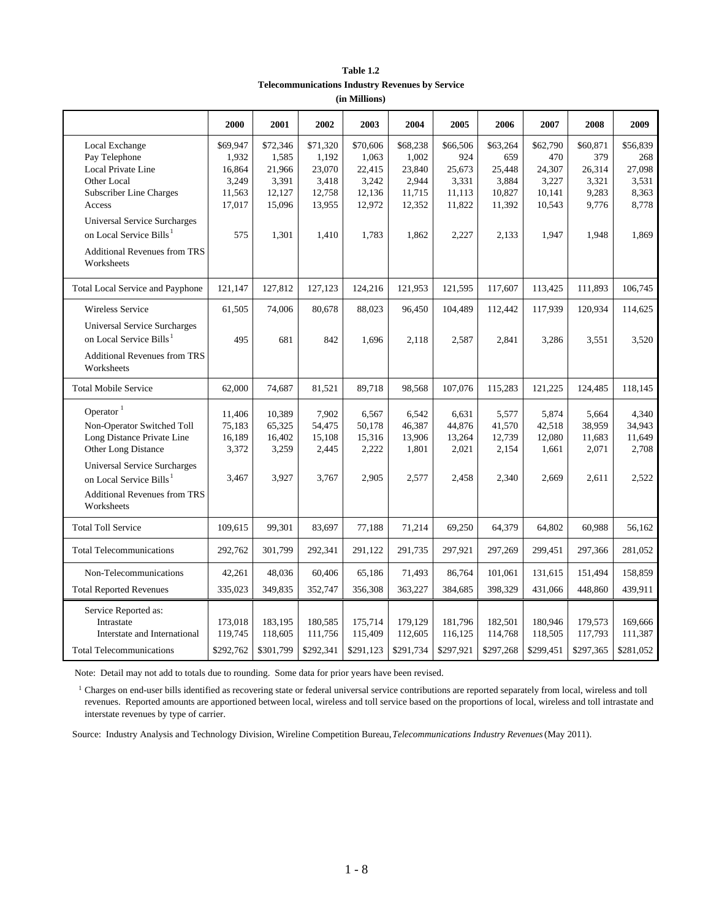**Table 1.2**
**Telecommunications Industry Revenues by Service**
**(in Millions)**

| | 2000 | 2001 | 2002 | 2003 | 2004 | 2005 | 2006 | 2007 | 2008 | 2009 |
|---|---|---|---|---|---|---|---|---|---|---|
| Local Exchange | $69,947 | $72,346 | $71,320 | $70,606 | $68,238 | $66,506 | $63,264 | $62,790 | $60,871 | $56,839 |
| Pay Telephone | 1,932 | 1,585 | 1,192 | 1,063 | 1,002 | 924 | 659 | 470 | 379 | 268 |
| Local Private Line | 16,864 | 21,966 | 23,070 | 22,415 | 23,840 | 25,673 | 25,448 | 24,307 | 26,314 | 27,098 |
| Other Local | 3,249 | 3,391 | 3,418 | 3,242 | 2,944 | 3,331 | 3,884 | 3,227 | 3,321 | 3,531 |
| Subscriber Line Charges | 11,563 | 12,127 | 12,758 | 12,136 | 11,715 | 11,113 | 10,827 | 10,141 | 9,283 | 8,363 |
| Access | 17,017 | 15,096 | 13,955 | 12,972 | 12,352 | 11,822 | 11,392 | 10,543 | 9,776 | 8,778 |
| Universal Service Surcharges on Local Service Bills [1] | 575 | 1,301 | 1,410 | 1,783 | 1,862 | 2,227 | 2,133 | 1,947 | 1,948 | 1,869 |
| Additional Revenues from TRS Worksheets | | | | | | | | | | |
| Total Local Service and Payphone | 121,147 | 127,812 | 127,123 | 124,216 | 121,953 | 121,595 | 117,607 | 113,425 | 111,893 | 106,745 |
| Wireless Service | 61,505 | 74,006 | 80,678 | 88,023 | 96,450 | 104,489 | 112,442 | 117,939 | 120,934 | 114,625 |
| Universal Service Surcharges on Local Service Bills [1] | 495 | 681 | 842 | 1,696 | 2,118 | 2,587 | 2,841 | 3,286 | 3,551 | 3,520 |
| Additional Revenues from TRS Worksheets | | | | | | | | | | |
| Total Mobile Service | 62,000 | 74,687 | 81,521 | 89,718 | 98,568 | 107,076 | 115,283 | 121,225 | 124,485 | 118,145 |
| Operator [1] | 11,406 | 10,389 | 7,902 | 6,567 | 6,542 | 6,631 | 5,577 | 5,874 | 5,664 | 4,340 |
| Non-Operator Switched Toll | 75,183 | 65,325 | 54,475 | 50,178 | 46,387 | 44,876 | 41,570 | 42,518 | 38,959 | 34,943 |
| Long Distance Private Line | 16,189 | 16,402 | 15,108 | 15,316 | 13,906 | 13,264 | 12,739 | 12,080 | 11,683 | 11,649 |
| Other Long Distance | 3,372 | 3,259 | 2,445 | 2,222 | 1,801 | 2,021 | 2,154 | 1,661 | 2,071 | 2,708 |
| Universal Service Surcharges on Local Service Bills [1] | 3,467 | 3,927 | 3,767 | 2,905 | 2,577 | 2,458 | 2,340 | 2,669 | 2,611 | 2,522 |
| Additional Revenues from TRS Worksheets | | | | | | | | | | |
| Total Toll Service | 109,615 | 99,301 | 83,697 | 77,188 | 71,214 | 69,250 | 64,379 | 64,802 | 60,988 | 56,162 |
| Total Telecommunications | 292,762 | 301,799 | 292,341 | 291,122 | 291,735 | 297,921 | 297,269 | 299,451 | 297,366 | 281,052 |
| Non-Telecommunications | 42,261 | 48,036 | 60,406 | 65,186 | 71,493 | 86,764 | 101,061 | 131,615 | 151,494 | 158,859 |
| Total Reported Revenues | 335,023 | 349,835 | 352,747 | 356,308 | 363,227 | 384,685 | 398,329 | 431,066 | 448,860 | 439,911 |
| Service Reported as: | | | | | | | | | | |
| Intrastate | 173,018 | 183,195 | 180,585 | 175,714 | 179,129 | 181,796 | 182,501 | 180,946 | 179,573 | 169,666 |
| Interstate and International | 119,745 | 118,605 | 111,756 | 115,409 | 112,605 | 116,125 | 114,768 | 118,505 | 117,793 | 111,387 |
| Total Telecommunications | $292,762 | $301,799 | $292,341 | $291,123 | $291,734 | $297,921 | $297,268 | $299,451 | $297,365 | $281,052 |

Note: Detail may not add to totals due to rounding. Some data for prior years have been revised.

[1] Charges on end-user bills identified as recovering state or federal universal service contributions are reported separately from local, wireless and toll revenues. Reported amounts are apportioned between local, wireless and toll service based on the proportions of local, wireless and toll intrastate and interstate revenues by type of carrier.

Source: Industry Analysis and Technology Division, Wireline Competition Bureau, *Telecommunications Industry Revenues* (May 2011).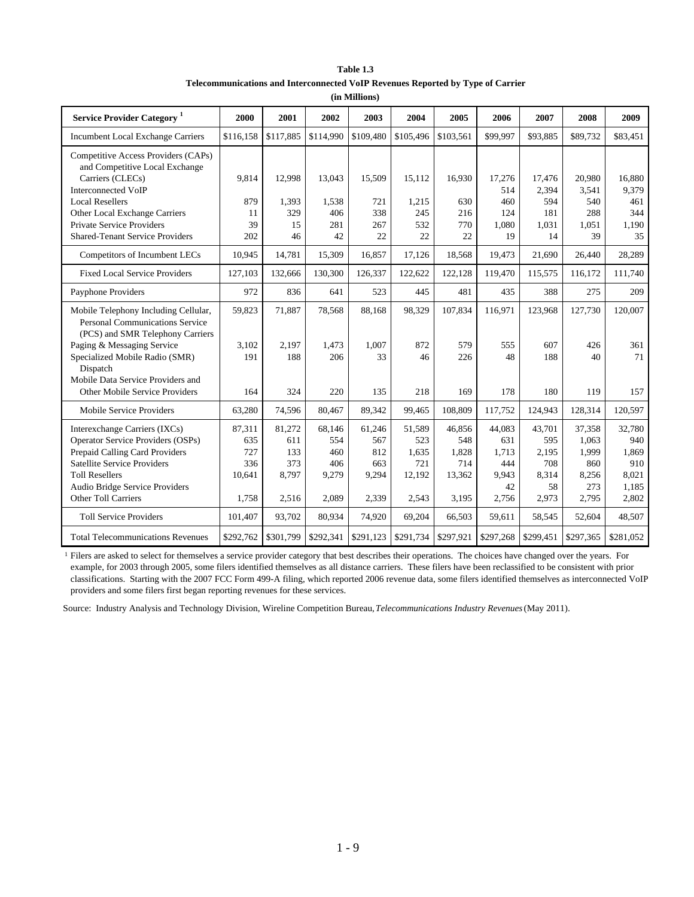**Table 1.3**

**Telecommunications and Interconnected VoIP Revenues Reported by Type of Carrier**

**(in Millions)**

| Service Provider Category [1] | 2000 | 2001 | 2002 | 2003 | 2004 | 2005 | 2006 | 2007 | 2008 | 2009 |
|---|---|---|---|---|---|---|---|---|---|---|
| Incumbent Local Exchange Carriers | $116,158 | $117,885 | $114,990 | $109,480 | $105,496 | $103,561 | $99,997 | $93,885 | $89,732 | $83,451 |
| Competitive Access Providers (CAPs) and Competitive Local Exchange Carriers (CLECs) | 9,814 | 12,998 | 13,043 | 15,509 | 15,112 | 16,930 | 17,276 | 17,476 | 20,980 | 16,880 |
| Interconnected VoIP | | | | | | | 514 | 2,394 | 3,541 | 9,379 |
| Local Resellers | 879 | 1,393 | 1,538 | 721 | 1,215 | 630 | 460 | 594 | 540 | 461 |
| Other Local Exchange Carriers | 11 | 329 | 406 | 338 | 245 | 216 | 124 | 181 | 288 | 344 |
| Private Service Providers | 39 | 15 | 281 | 267 | 532 | 770 | 1,080 | 1,031 | 1,051 | 1,190 |
| Shared-Tenant Service Providers | 202 | 46 | 42 | 22 | 22 | 22 | 19 | 14 | 39 | 35 |
| Competitors of Incumbent LECs | 10,945 | 14,781 | 15,309 | 16,857 | 17,126 | 18,568 | 19,473 | 21,690 | 26,440 | 28,289 |
| Fixed Local Service Providers | 127,103 | 132,666 | 130,300 | 126,337 | 122,622 | 122,128 | 119,470 | 115,575 | 116,172 | 111,740 |
| Payphone Providers | 972 | 836 | 641 | 523 | 445 | 481 | 435 | 388 | 275 | 209 |
| Mobile Telephony Including Cellular, Personal Communications Service (PCS) and SMR Telephony Carriers | 59,823 | 71,887 | 78,568 | 88,168 | 98,329 | 107,834 | 116,971 | 123,968 | 127,730 | 120,007 |
| Paging & Messaging Service | 3,102 | 2,197 | 1,473 | 1,007 | 872 | 579 | 555 | 607 | 426 | 361 |
| Specialized Mobile Radio (SMR) Dispatch | 191 | 188 | 206 | 33 | 46 | 226 | 48 | 188 | 40 | 71 |
| Mobile Data Service Providers and Other Mobile Service Providers | 164 | 324 | 220 | 135 | 218 | 169 | 178 | 180 | 119 | 157 |
| Mobile Service Providers | 63,280 | 74,596 | 80,467 | 89,342 | 99,465 | 108,809 | 117,752 | 124,943 | 128,314 | 120,597 |
| Interexchange Carriers (IXCs) | 87,311 | 81,272 | 68,146 | 61,246 | 51,589 | 46,856 | 44,083 | 43,701 | 37,358 | 32,780 |
| Operator Service Providers (OSPs) | 635 | 611 | 554 | 567 | 523 | 548 | 631 | 595 | 1,063 | 940 |
| Prepaid Calling Card Providers | 727 | 133 | 460 | 812 | 1,635 | 1,828 | 1,713 | 2,195 | 1,999 | 1,869 |
| Satellite Service Providers | 336 | 373 | 406 | 663 | 721 | 714 | 444 | 708 | 860 | 910 |
| Toll Resellers | 10,641 | 8,797 | 9,279 | 9,294 | 12,192 | 13,362 | 9,943 | 8,314 | 8,256 | 8,021 |
| Audio Bridge Service Providers | | | | | | | 42 | 58 | 273 | 1,185 |
| Other Toll Carriers | 1,758 | 2,516 | 2,089 | 2,339 | 2,543 | 3,195 | 2,756 | 2,973 | 2,795 | 2,802 |
| Toll Service Providers | 101,407 | 93,702 | 80,934 | 74,920 | 69,204 | 66,503 | 59,611 | 58,545 | 52,604 | 48,507 |
| Total Telecommunications Revenues | $292,762 | $301,799 | $292,341 | $291,123 | $291,734 | $297,921 | $297,268 | $299,451 | $297,365 | $281,052 |

[1] Filers are asked to select for themselves a service provider category that best describes their operations. The choices have changed over the years. For example, for 2003 through 2005, some filers identified themselves as all distance carriers. These filers have been reclassified to be consistent with prior classifications. Starting with the 2007 FCC Form 499-A filing, which reported 2006 revenue data, some filers identified themselves as interconnected VoIP providers and some filers first began reporting revenues for these services.

Source: Industry Analysis and Technology Division, Wireline Competition Bureau, *Telecommunications Industry Revenues* (May 2011).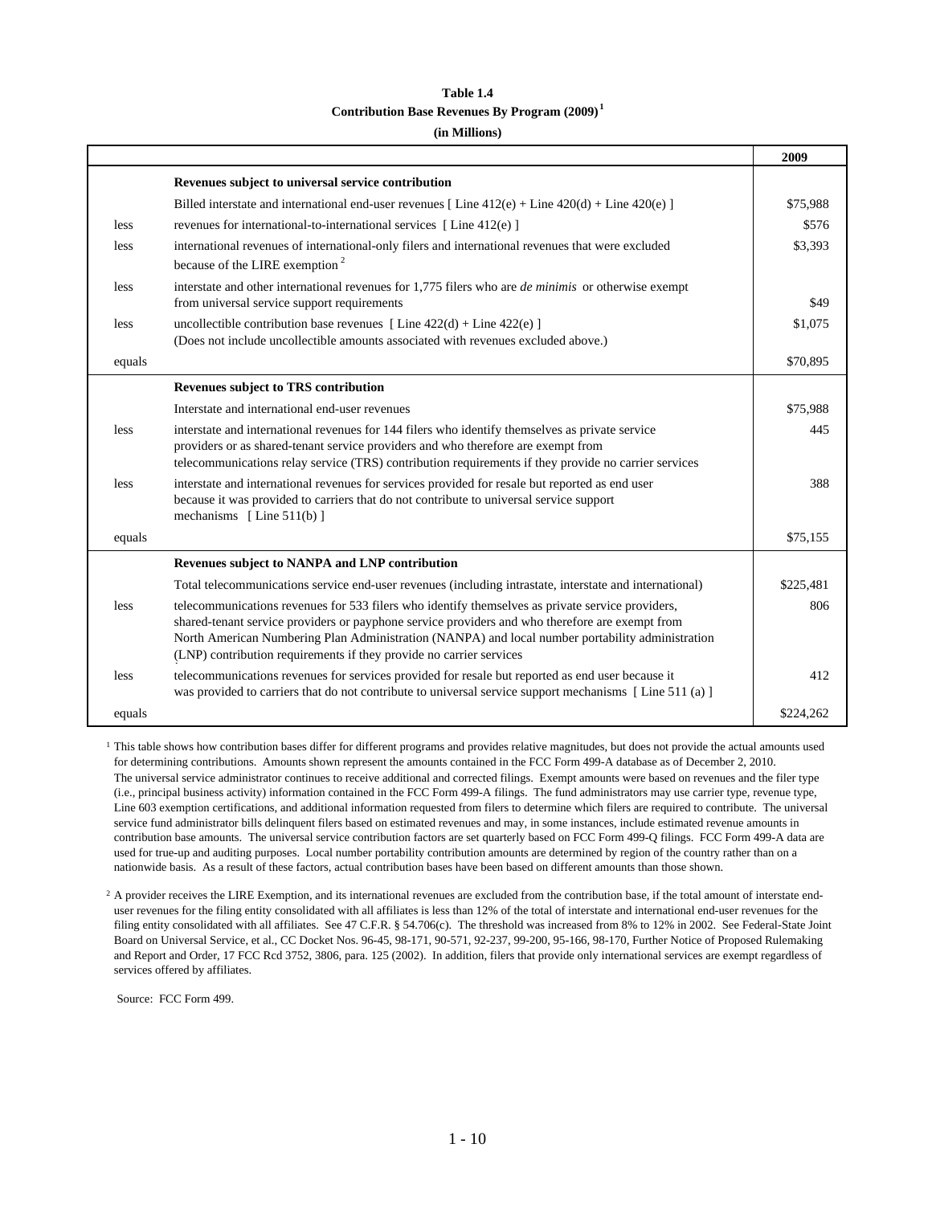**Table 1.4**

**Contribution Base Revenues By Program (2009)[1]**

**(in Millions)**

| | | 2009 |
|---|---|---|
| | **Revenues subject to universal service contribution** | |
| | Billed interstate and international end-user revenues [ Line 412(e) + Line 420(d) + Line 420(e) ] | \$75,988 |
| less | revenues for international-to-international services [ Line 412(e) ] | \$576 |
| less | international revenues of international-only filers and international revenues that were excluded because of the LIRE exemption [2] | \$3,393 |
| less | interstate and other international revenues for 1,775 filers who are *de minimis* or otherwise exempt from universal service support requirements | \$49 |
| less | uncollectible contribution base revenues [ Line 422(d) + Line 422(e) ] (Does not include uncollectible amounts associated with revenues excluded above.) | \$1,075 |
| equals | | \$70,895 |
| | **Revenues subject to TRS contribution** | |
| | Interstate and international end-user revenues | \$75,988 |
| less | interstate and international revenues for 144 filers who identify themselves as private service providers or as shared-tenant service providers and who therefore are exempt from telecommunications relay service (TRS) contribution requirements if they provide no carrier services | 445 |
| less | interstate and international revenues for services provided for resale but reported as end user because it was provided to carriers that do not contribute to universal service support mechanisms [ Line 511(b) ] | 388 |
| equals | | \$75,155 |
| | **Revenues subject to NANPA and LNP contribution** | |
| | Total telecommunications service end-user revenues (including intrastate, interstate and international) | \$225,481 |
| less | telecommunications revenues for 533 filers who identify themselves as private service providers, shared-tenant service providers or payphone service providers and who therefore are exempt from North American Numbering Plan Administration (NANPA) and local number portability administration (LNP) contribution requirements if they provide no carrier services | 806 |
| less | telecommunications revenues for services provided for resale but reported as end user because it was provided to carriers that do not contribute to universal service support mechanisms [ Line 511 (a) ] | 412 |
| equals | | \$224,262 |

[1] This table shows how contribution bases differ for different programs and provides relative magnitudes, but does not provide the actual amounts used for determining contributions. Amounts shown represent the amounts contained in the FCC Form 499-A database as of December 2, 2010. The universal service administrator continues to receive additional and corrected filings. Exempt amounts were based on revenues and the filer type (i.e., principal business activity) information contained in the FCC Form 499-A filings. The fund administrators may use carrier type, revenue type, Line 603 exemption certifications, and additional information requested from filers to determine which filers are required to contribute. The universal service fund administrator bills delinquent filers based on estimated revenues and may, in some instances, include estimated revenue amounts in contribution base amounts. The universal service contribution factors are set quarterly based on FCC Form 499-Q filings. FCC Form 499-A data are used for true-up and auditing purposes. Local number portability contribution amounts are determined by region of the country rather than on a nationwide basis. As a result of these factors, actual contribution bases have been based on different amounts than those shown.

[2] A provider receives the LIRE Exemption, and its international revenues are excluded from the contribution base, if the total amount of interstate end-user revenues for the filing entity consolidated with all affiliates is less than 12% of the total of interstate and international end-user revenues for the filing entity consolidated with all affiliates. See 47 C.F.R. § 54.706(c). The threshold was increased from 8% to 12% in 2002. See Federal-State Joint Board on Universal Service, et al., CC Docket Nos. 96-45, 98-171, 90-571, 92-237, 99-200, 95-166, 98-170, Further Notice of Proposed Rulemaking and Report and Order, 17 FCC Rcd 3752, 3806, para. 125 (2002). In addition, filers that provide only international services are exempt regardless of services offered by affiliates.

Source: FCC Form 499.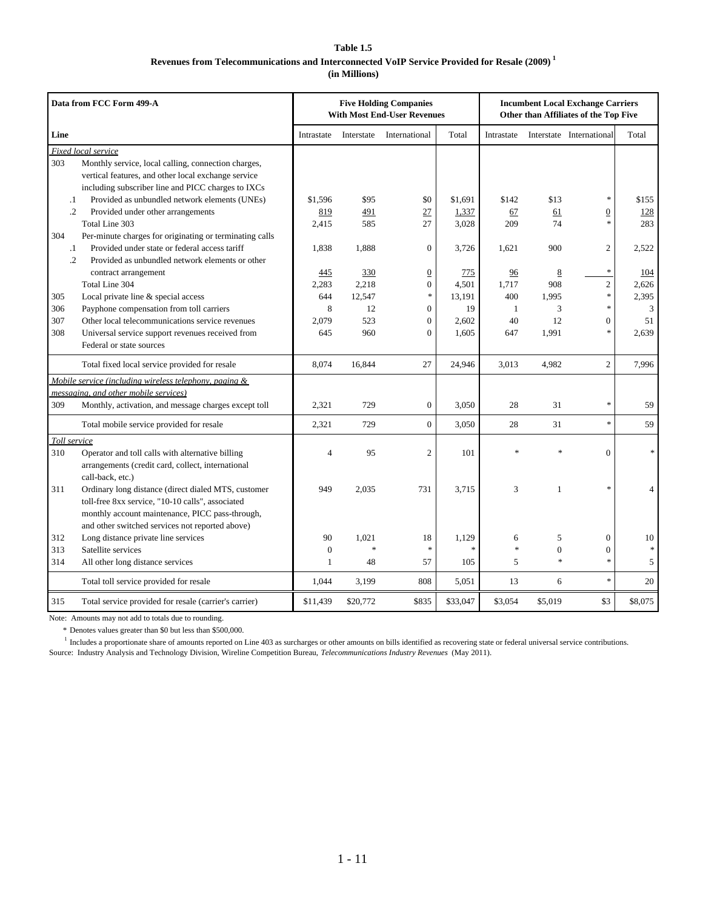**Table 1.5**
**Revenues from Telecommunications and Interconnected VoIP Service Provided for Resale (2009) [1]**
**(in Millions)**

| Data from FCC Form 499-A | | Five Holding Companies With Most End-User Revenues | | | | Incumbent Local Exchange Carriers Other than Affiliates of the Top Five | | | |
|---|---|---|---|---|---|---|---|---|---|
| Line | | Intrastate | Interstate | International | Total | Intrastate | Interstate | International | Total |
| *Fixed local service* | | | | | | | | | |
| 303 | Monthly service, local calling, connection charges, vertical features, and other local exchange service including subscriber line and PICC charges to IXCs | | | | | | | | |
| .1 | Provided as unbundled network elements (UNEs) | $1,596 | $95 | $0 | $1,691 | $142 | $13 | * | $155 |
| .2 | Provided under other arrangements | 819 | 491 | 27 | 1,337 | 67 | 61 | 0 | 128 |
| | Total Line 303 | 2,415 | 585 | 27 | 3,028 | 209 | 74 | * | 283 |
| 304 | Per-minute charges for originating or terminating calls | | | | | | | | |
| .1 | Provided under state or federal access tariff | 1,838 | 1,888 | 0 | 3,726 | 1,621 | 900 | 2 | 2,522 |
| .2 | Provided as unbundled network elements or other contract arrangement | 445 | 330 | 0 | 775 | 96 | 8 | * | 104 |
| | Total Line 304 | 2,283 | 2,218 | 0 | 4,501 | 1,717 | 908 | 2 | 2,626 |
| 305 | Local private line & special access | 644 | 12,547 | * | 13,191 | 400 | 1,995 | * | 2,395 |
| 306 | Payphone compensation from toll carriers | 8 | 12 | 0 | 19 | 1 | 3 | * | 3 |
| 307 | Other local telecommunications service revenues | 2,079 | 523 | 0 | 2,602 | 40 | 12 | 0 | 51 |
| 308 | Universal service support revenues received from Federal or state sources | 645 | 960 | 0 | 1,605 | 647 | 1,991 | * | 2,639 |
| | Total fixed local service provided for resale | 8,074 | 16,844 | 27 | 24,946 | 3,013 | 4,982 | 2 | 7,996 |
| *Mobile service (including wireless telephony, paging & messaging, and other mobile services)* | | | | | | | | | |
| 309 | Monthly, activation, and message charges except toll | 2,321 | 729 | 0 | 3,050 | 28 | 31 | * | 59 |
| | Total mobile service provided for resale | 2,321 | 729 | 0 | 3,050 | 28 | 31 | * | 59 |
| *Toll service* | | | | | | | | | |
| 310 | Operator and toll calls with alternative billing arrangements (credit card, collect, international call-back, etc.) | 4 | 95 | 2 | 101 | * | * | 0 | * |
| 311 | Ordinary long distance (direct dialed MTS, customer toll-free 8xx service, "10-10 calls", associated monthly account maintenance, PICC pass-through, and other switched services not reported above) | 949 | 2,035 | 731 | 3,715 | 3 | 1 | * | 4 |
| 312 | Long distance private line services | 90 | 1,021 | 18 | 1,129 | 6 | 5 | 0 | 10 |
| 313 | Satellite services | 0 | * | * | * | * | 0 | 0 | * |
| 314 | All other long distance services | 1 | 48 | 57 | 105 | 5 | * | * | 5 |
| | Total toll service provided for resale | 1,044 | 3,199 | 808 | 5,051 | 13 | 6 | * | 20 |
| 315 | Total service provided for resale (carrier's carrier) | $11,439 | $20,772 | $835 | $33,047 | $3,054 | $5,019 | $3 | $8,075 |

Note: Amounts may not add to totals due to rounding.

\* Denotes values greater than $0 but less than $500,000.

[1] Includes a proportionate share of amounts reported on Line 403 as surcharges or other amounts on bills identified as recovering state or federal universal service contributions.

Source: Industry Analysis and Technology Division, Wireline Competition Bureau, *Telecommunications Industry Revenues* (May 2011).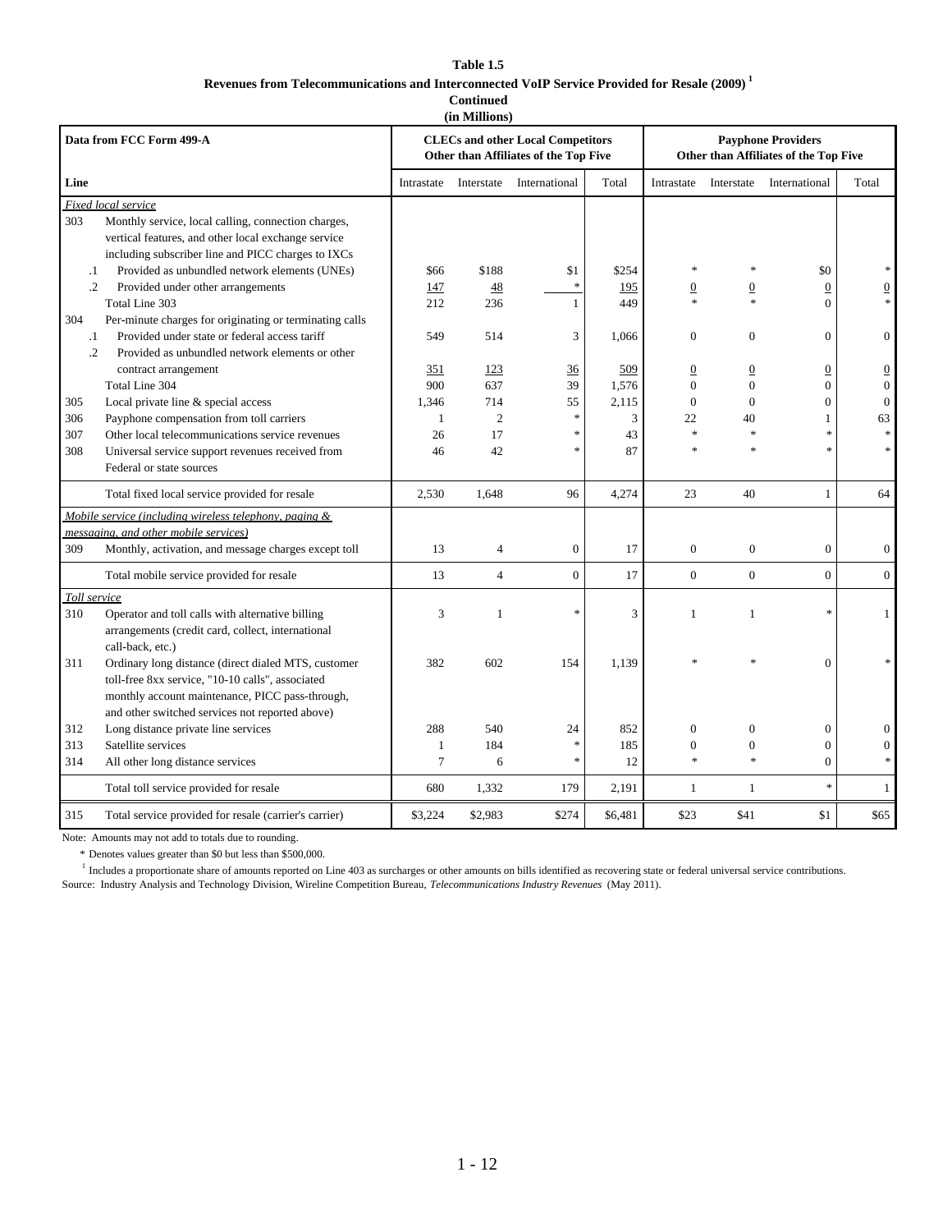**Table 1.5**

**Revenues from Telecommunications and Interconnected VoIP Service Provided for Resale (2009)** [1]

**Continued**

**(in Millions)**

| Data from FCC Form 499-A | | CLECs and other Local Competitors Other than Affiliates of the Top Five | | | | Payphone Providers Other than Affiliates of the Top Five | | | |
|---|---|---|---|---|---|---|---|---|---|
| **Line** | | Intrastate | Interstate | International | Total | Intrastate | Interstate | International | Total |
| *Fixed local service* | | | | | | | | | |
| 303 | Monthly service, local calling, connection charges, vertical features, and other local exchange service including subscriber line and PICC charges to IXCs | | | | | | | | |
| .1 | Provided as unbundled network elements (UNEs) | $66 | $188 | $1 | $254 | * | * | $0 | * |
| .2 | Provided under other arrangements | 147 | 48 | * | 195 | 0 | 0 | 0 | 0 |
| | Total Line 303 | 212 | 236 | 1 | 449 | * | * | 0 | * |
| 304 | Per-minute charges for originating or terminating calls | | | | | | | | |
| .1 | Provided under state or federal access tariff | 549 | 514 | 3 | 1,066 | 0 | 0 | 0 | 0 |
| .2 | Provided as unbundled network elements or other contract arrangement | 351 | 123 | 36 | 509 | 0 | 0 | 0 | 0 |
| | Total Line 304 | 900 | 637 | 39 | 1,576 | 0 | 0 | 0 | 0 |
| 305 | Local private line & special access | 1,346 | 714 | 55 | 2,115 | 0 | 0 | 0 | 0 |
| 306 | Payphone compensation from toll carriers | 1 | 2 | * | 3 | 22 | 40 | 1 | 63 |
| 307 | Other local telecommunications service revenues | 26 | 17 | * | 43 | * | * | * | * |
| 308 | Universal service support revenues received from Federal or state sources | 46 | 42 | * | 87 | * | * | * | * |
| | Total fixed local service provided for resale | 2,530 | 1,648 | 96 | 4,274 | 23 | 40 | 1 | 64 |
| *Mobile service (including wireless telephony, paging & messaging, and other mobile services)* | | | | | | | | | |
| 309 | Monthly, activation, and message charges except toll | 13 | 4 | 0 | 17 | 0 | 0 | 0 | 0 |
| | Total mobile service provided for resale | 13 | 4 | 0 | 17 | 0 | 0 | 0 | 0 |
| *Toll service* | | | | | | | | | |
| 310 | Operator and toll calls with alternative billing arrangements (credit card, collect, international call-back, etc.) | 3 | 1 | * | 3 | 1 | 1 | * | 1 |
| 311 | Ordinary long distance (direct dialed MTS, customer toll-free 8xx service, "10-10 calls", associated monthly account maintenance, PICC pass-through, and other switched services not reported above) | 382 | 602 | 154 | 1,139 | * | * | 0 | * |
| 312 | Long distance private line services | 288 | 540 | 24 | 852 | 0 | 0 | 0 | 0 |
| 313 | Satellite services | 1 | 184 | * | 185 | 0 | 0 | 0 | 0 |
| 314 | All other long distance services | 7 | 6 | * | 12 | * | * | 0 | * |
| | Total toll service provided for resale | 680 | 1,332 | 179 | 2,191 | 1 | 1 | * | 1 |
| 315 | Total service provided for resale (carrier's carrier) | $3,224 | $2,983 | $274 | $6,481 | $23 | $41 | $1 | $65 |

Note: Amounts may not add to totals due to rounding.

\* Denotes values greater than $0 but less than $500,000.

[1] Includes a proportionate share of amounts reported on Line 403 as surcharges or other amounts on bills identified as recovering state or federal universal service contributions.

Source: Industry Analysis and Technology Division, Wireline Competition Bureau, *Telecommunications Industry Revenues* (May 2011).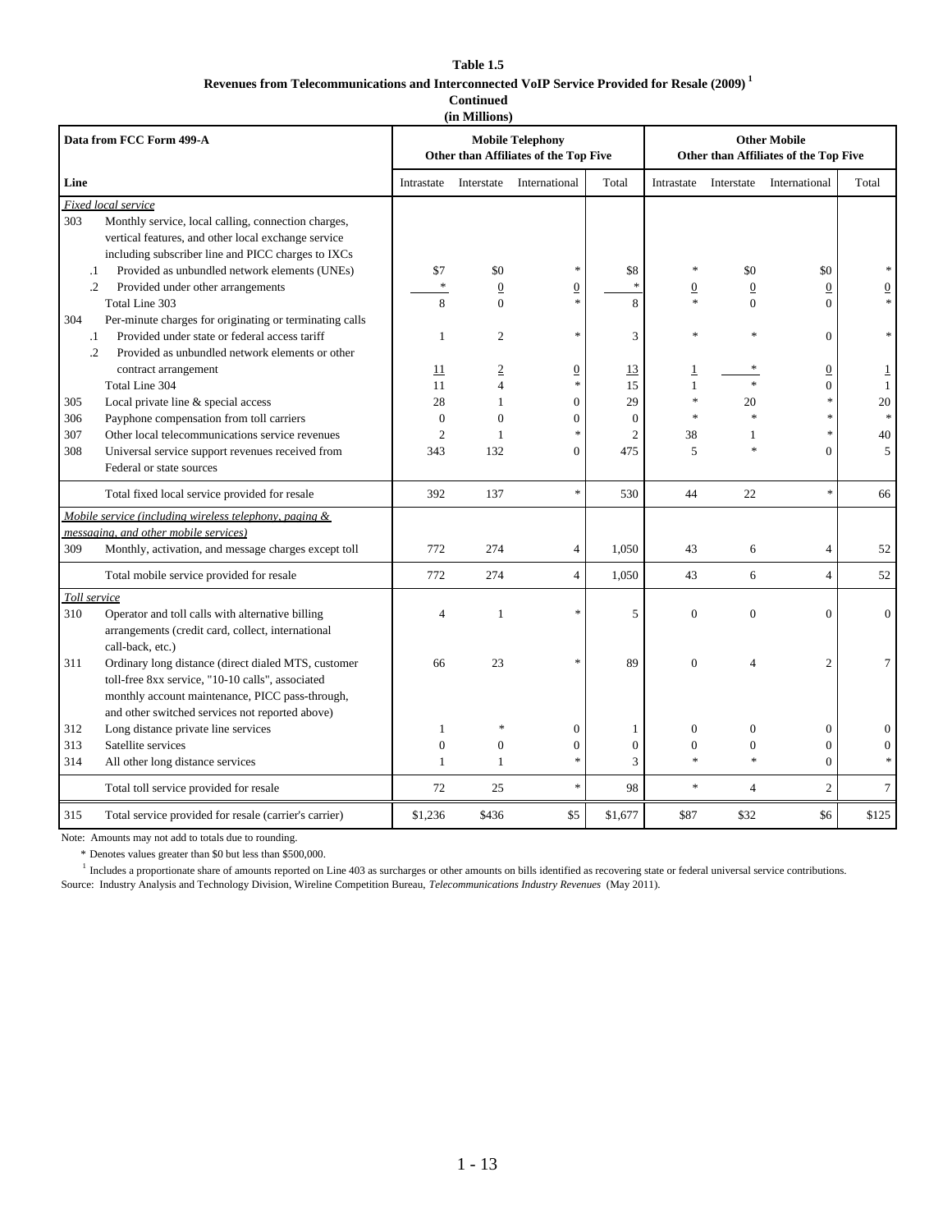**Table 1.5**

**Revenues from Telecommunications and Interconnected VoIP Service Provided for Resale (2009) [1]**

**Continued**

**(in Millions)**

| Data from FCC Form 499-A | | Mobile Telephony Other than Affiliates of the Top Five | | | | Other Mobile Other than Affiliates of the Top Five | | | |
|---|---|---|---|---|---|---|---|---|---|
| Line | | Intrastate | Interstate | International | Total | Intrastate | Interstate | International | Total |
| *Fixed local service* | | | | | | | | | |
| 303 | Monthly service, local calling, connection charges, vertical features, and other local exchange service including subscriber line and PICC charges to IXCs | | | | | | | | |
| .1 | Provided as unbundled network elements (UNEs) | $7 | $0 | * | $8 | * | $0 | $0 | * |
| .2 | Provided under other arrangements | * | 0 | 0 | * | 0 | 0 | 0 | 0 |
| | Total Line 303 | 8 | 0 | * | 8 | * | 0 | 0 | * |
| 304 | Per-minute charges for originating or terminating calls | | | | | | | | |
| .1 | Provided under state or federal access tariff | 1 | 2 | * | 3 | * | * | 0 | * |
| .2 | Provided as unbundled network elements or other contract arrangement | 11 | 2 | 0 | 13 | 1 | * | 0 | 1 |
| | Total Line 304 | 11 | 4 | * | 15 | 1 | * | 0 | 1 |
| 305 | Local private line & special access | 28 | 1 | 0 | 29 | * | 20 | * | 20 |
| 306 | Payphone compensation from toll carriers | 0 | 0 | 0 | 0 | * | * | * | * |
| 307 | Other local telecommunications service revenues | 2 | 1 | * | 2 | 38 | 1 | * | 40 |
| 308 | Universal service support revenues received from Federal or state sources | 343 | 132 | 0 | 475 | 5 | * | 0 | 5 |
| | Total fixed local service provided for resale | 392 | 137 | * | 530 | 44 | 22 | * | 66 |
| *Mobile service (including wireless telephony, paging & messaging, and other mobile services)* | | | | | | | | | |
| 309 | Monthly, activation, and message charges except toll | 772 | 274 | 4 | 1,050 | 43 | 6 | 4 | 52 |
| | Total mobile service provided for resale | 772 | 274 | 4 | 1,050 | 43 | 6 | 4 | 52 |
| *Toll service* | | | | | | | | | |
| 310 | Operator and toll calls with alternative billing arrangements (credit card, collect, international call-back, etc.) | 4 | 1 | * | 5 | 0 | 0 | 0 | 0 |
| 311 | Ordinary long distance (direct dialed MTS, customer toll-free 8xx service, "10-10 calls", associated monthly account maintenance, PICC pass-through, and other switched services not reported above) | 66 | 23 | * | 89 | 0 | 4 | 2 | 7 |
| 312 | Long distance private line services | 1 | * | 0 | 1 | 0 | 0 | 0 | 0 |
| 313 | Satellite services | 0 | 0 | 0 | 0 | 0 | 0 | 0 | 0 |
| 314 | All other long distance services | 1 | 1 | * | 3 | * | * | 0 | * |
| | Total toll service provided for resale | 72 | 25 | * | 98 | * | 4 | 2 | 7 |
| 315 | Total service provided for resale (carrier's carrier) | $1,236 | $436 | $5 | $1,677 | $87 | $32 | $6 | $125 |

Note: Amounts may not add to totals due to rounding.

\* Denotes values greater than $0 but less than $500,000.

[1] Includes a proportionate share of amounts reported on Line 403 as surcharges or other amounts on bills identified as recovering state or federal universal service contributions.

Source: Industry Analysis and Technology Division, Wireline Competition Bureau, *Telecommunications Industry Revenues* (May 2011).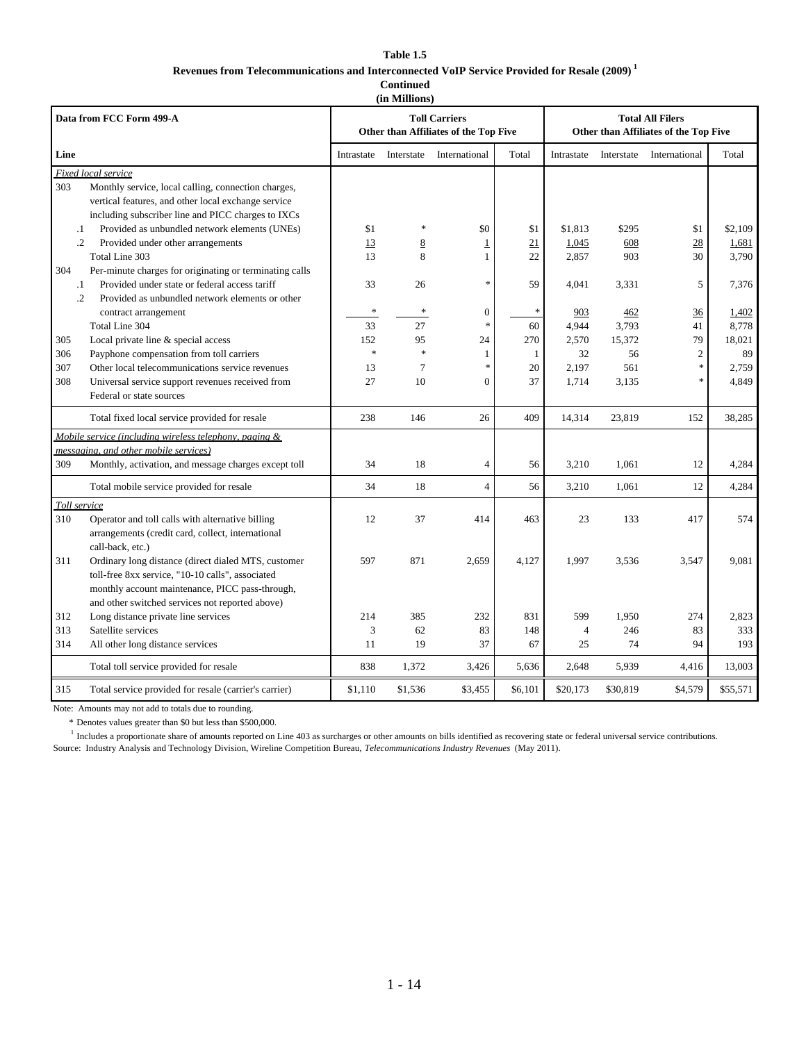**Table 1.5**

**Revenues from Telecommunications and Interconnected VoIP Service Provided for Resale (2009) [1]**

**Continued**

**(in Millions)**

| Data from FCC Form 499-A | | Toll Carriers Other than Affiliates of the Top Five | | | | Total All Filers Other than Affiliates of the Top Five | | | |
|---|---|---|---|---|---|---|---|---|---|
| Line | | Intrastate | Interstate | International | Total | Intrastate | Interstate | International | Total |
| *Fixed local service* | | | | | | | | | |
| 303 | Monthly service, local calling, connection charges, vertical features, and other local exchange service including subscriber line and PICC charges to IXCs | | | | | | | | |
| .1 | Provided as unbundled network elements (UNEs) | $1 | * | $0 | $1 | $1,813 | $295 | $1 | $2,109 |
| .2 | Provided under other arrangements | 13 | 8 | 1 | 21 | 1,045 | 608 | 28 | 1,681 |
| | Total Line 303 | 13 | 8 | 1 | 22 | 2,857 | 903 | 30 | 3,790 |
| 304 | Per-minute charges for originating or terminating calls | | | | | | | | |
| .1 | Provided under state or federal access tariff | 33 | 26 | * | 59 | 4,041 | 3,331 | 5 | 7,376 |
| .2 | Provided as unbundled network elements or other contract arrangement | * | * | 0 | * | 903 | 462 | 36 | 1,402 |
| | Total Line 304 | 33 | 27 | * | 60 | 4,944 | 3,793 | 41 | 8,778 |
| 305 | Local private line & special access | 152 | 95 | 24 | 270 | 2,570 | 15,372 | 79 | 18,021 |
| 306 | Payphone compensation from toll carriers | * | * | 1 | 1 | 32 | 56 | 2 | 89 |
| 307 | Other local telecommunications service revenues | 13 | 7 | * | 20 | 2,197 | 561 | * | 2,759 |
| 308 | Universal service support revenues received from Federal or state sources | 27 | 10 | 0 | 37 | 1,714 | 3,135 | * | 4,849 |
| | Total fixed local service provided for resale | 238 | 146 | 26 | 409 | 14,314 | 23,819 | 152 | 38,285 |
| *Mobile service (including wireless telephony, paging & messaging, and other mobile services)* | | | | | | | | | |
| 309 | Monthly, activation, and message charges except toll | 34 | 18 | 4 | 56 | 3,210 | 1,061 | 12 | 4,284 |
| | Total mobile service provided for resale | 34 | 18 | 4 | 56 | 3,210 | 1,061 | 12 | 4,284 |
| *Toll service* | | | | | | | | | |
| 310 | Operator and toll calls with alternative billing arrangements (credit card, collect, international call-back, etc.) | 12 | 37 | 414 | 463 | 23 | 133 | 417 | 574 |
| 311 | Ordinary long distance (direct dialed MTS, customer toll-free 8xx service, "10-10 calls", associated monthly account maintenance, PICC pass-through, and other switched services not reported above) | 597 | 871 | 2,659 | 4,127 | 1,997 | 3,536 | 3,547 | 9,081 |
| 312 | Long distance private line services | 214 | 385 | 232 | 831 | 599 | 1,950 | 274 | 2,823 |
| 313 | Satellite services | 3 | 62 | 83 | 148 | 4 | 246 | 83 | 333 |
| 314 | All other long distance services | 11 | 19 | 37 | 67 | 25 | 74 | 94 | 193 |
| | Total toll service provided for resale | 838 | 1,372 | 3,426 | 5,636 | 2,648 | 5,939 | 4,416 | 13,003 |
| 315 | Total service provided for resale (carrier's carrier) | $1,110 | $1,536 | $3,455 | $6,101 | $20,173 | $30,819 | $4,579 | $55,571 |

Note: Amounts may not add to totals due to rounding.

\* Denotes values greater than $0 but less than $500,000.

[1] Includes a proportionate share of amounts reported on Line 403 as surcharges or other amounts on bills identified as recovering state or federal universal service contributions.

Source: Industry Analysis and Technology Division, Wireline Competition Bureau, *Telecommunications Industry Revenues* (May 2011).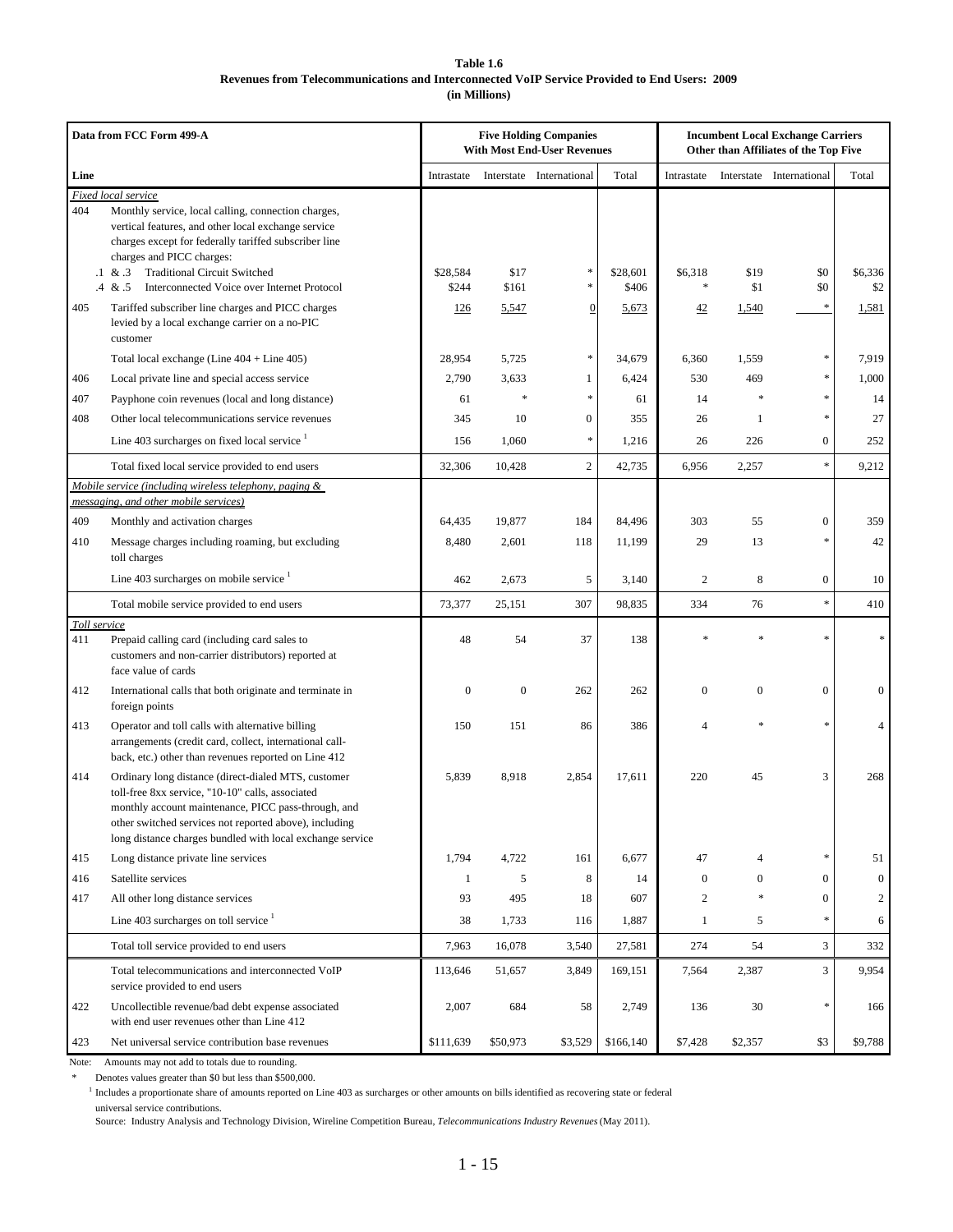**Table 1.6**
**Revenues from Telecommunications and Interconnected VoIP Service Provided to End Users: 2009**
**(in Millions)**

| Data from FCC Form 499-A | | Five Holding Companies With Most End-User Revenues | | | | Incumbent Local Exchange Carriers Other than Affiliates of the Top Five | | | |
|---|---|---|---|---|---|---|---|---|---|
| Line | | Intrastate | Interstate | International | Total | Intrastate | Interstate | International | Total |
| *Fixed local service* | | | | | | | | | |
| 404 | Monthly service, local calling, connection charges, vertical features, and other local exchange service charges except for federally tariffed subscriber line charges and PICC charges: | | | | | | | | |
| .1 & .3 | Traditional Circuit Switched | $28,584 | $17 | * | $28,601 | $6,318 | $19 | $0 | $6,336 |
| .4 & .5 | Interconnected Voice over Internet Protocol | $244 | $161 | * | $406 | * | $1 | $0 | $2 |
| 405 | Tariffed subscriber line charges and PICC charges levied by a local exchange carrier on a no-PIC customer | 126 | 5,547 | 0 | 5,673 | 42 | 1,540 | * | 1,581 |
| | Total local exchange (Line 404 + Line 405) | 28,954 | 5,725 | * | 34,679 | 6,360 | 1,559 | * | 7,919 |
| 406 | Local private line and special access service | 2,790 | 3,633 | 1 | 6,424 | 530 | 469 | * | 1,000 |
| 407 | Payphone coin revenues (local and long distance) | 61 | * | * | 61 | 14 | * | * | 14 |
| 408 | Other local telecommunications service revenues | 345 | 10 | 0 | 355 | 26 | 1 | * | 27 |
| | Line 403 surcharges on fixed local service [1] | 156 | 1,060 | * | 1,216 | 26 | 226 | 0 | 252 |
| | Total fixed local service provided to end users | 32,306 | 10,428 | 2 | 42,735 | 6,956 | 2,257 | * | 9,212 |
| *Mobile service (including wireless telephony, paging & messaging, and other mobile services)* | | | | | | | | | |
| 409 | Monthly and activation charges | 64,435 | 19,877 | 184 | 84,496 | 303 | 55 | 0 | 359 |
| 410 | Message charges including roaming, but excluding toll charges | 8,480 | 2,601 | 118 | 11,199 | 29 | 13 | * | 42 |
| | Line 403 surcharges on mobile service [1] | 462 | 2,673 | 5 | 3,140 | 2 | 8 | 0 | 10 |
| | Total mobile service provided to end users | 73,377 | 25,151 | 307 | 98,835 | 334 | 76 | * | 410 |
| *Toll service* | | | | | | | | | |
| 411 | Prepaid calling card (including card sales to customers and non-carrier distributors) reported at face value of cards | 48 | 54 | 37 | 138 | * | * | * | * |
| 412 | International calls that both originate and terminate in foreign points | 0 | 0 | 262 | 262 | 0 | 0 | 0 | 0 |
| 413 | Operator and toll calls with alternative billing arrangements (credit card, collect, international call-back, etc.) other than revenues reported on Line 412 | 150 | 151 | 86 | 386 | 4 | * | * | 4 |
| 414 | Ordinary long distance (direct-dialed MTS, customer toll-free 8xx service, "10-10" calls, associated monthly account maintenance, PICC pass-through, and other switched services not reported above), including long distance charges bundled with local exchange service | 5,839 | 8,918 | 2,854 | 17,611 | 220 | 45 | 3 | 268 |
| 415 | Long distance private line services | 1,794 | 4,722 | 161 | 6,677 | 47 | 4 | * | 51 |
| 416 | Satellite services | 1 | 5 | 8 | 14 | 0 | 0 | 0 | 0 |
| 417 | All other long distance services | 93 | 495 | 18 | 607 | 2 | * | 0 | 2 |
| | Line 403 surcharges on toll service [1] | 38 | 1,733 | 116 | 1,887 | 1 | 5 | * | 6 |
| | Total toll service provided to end users | 7,963 | 16,078 | 3,540 | 27,581 | 274 | 54 | 3 | 332 |
| | Total telecommunications and interconnected VoIP service provided to end users | 113,646 | 51,657 | 3,849 | 169,151 | 7,564 | 2,387 | 3 | 9,954 |
| 422 | Uncollectible revenue/bad debt expense associated with end user revenues other than Line 412 | 2,007 | 684 | 58 | 2,749 | 136 | 30 | * | 166 |
| 423 | Net universal service contribution base revenues | $111,639 | $50,973 | $3,529 | $166,140 | $7,428 | $2,357 | $3 | $9,788 |

Note: Amounts may not add to totals due to rounding.

\* Denotes values greater than $0 but less than $500,000.

[1] Includes a proportionate share of amounts reported on Line 403 as surcharges or other amounts on bills identified as recovering state or federal universal service contributions.

Source: Industry Analysis and Technology Division, Wireline Competition Bureau, *Telecommunications Industry Revenues* (May 2011).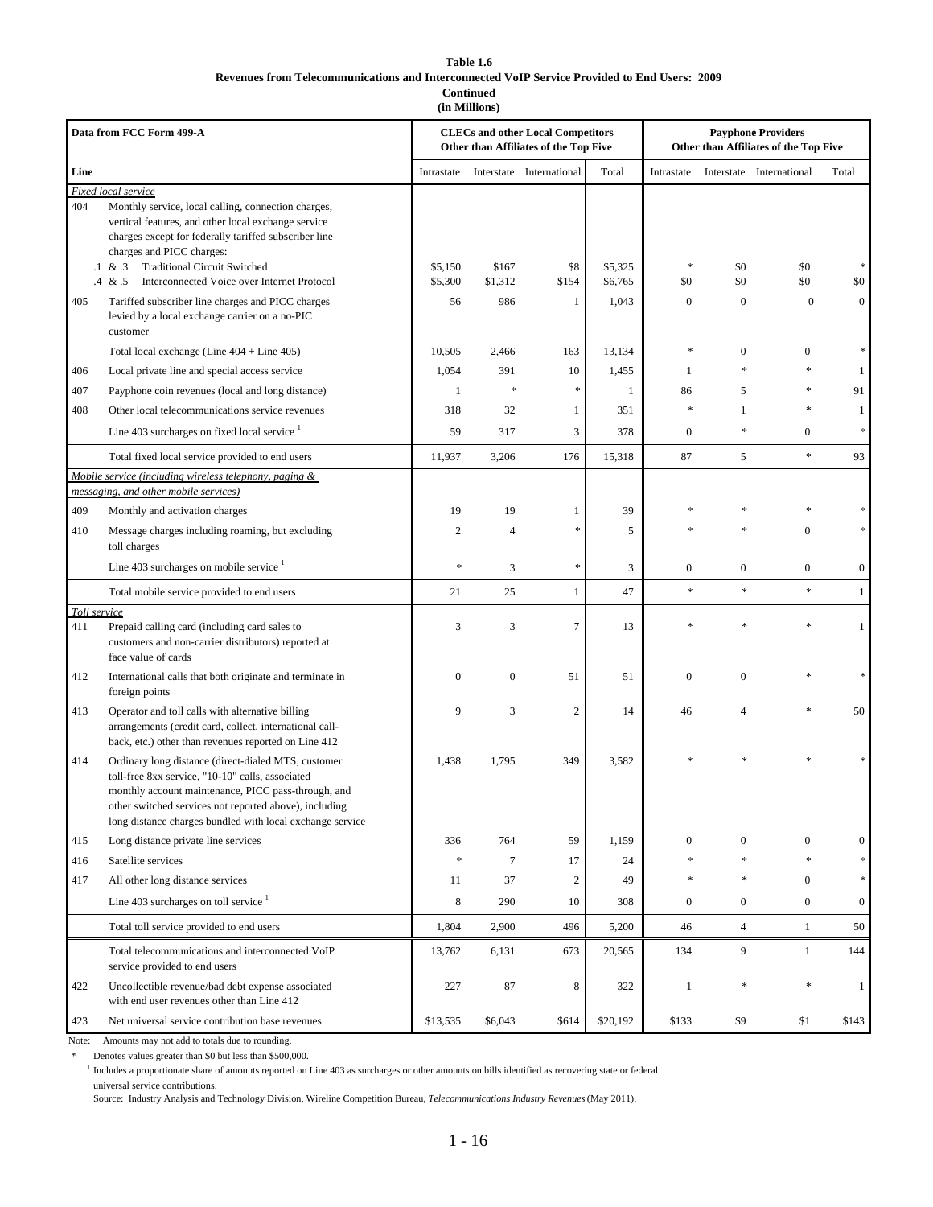**Table 1.6**
**Revenues from Telecommunications and Interconnected VoIP Service Provided to End Users: 2009**
**Continued**
**(in Millions)**

| Line | Data from FCC Form 499-A | CLECs and other Local Competitors Other than Affiliates of the Top Five | | | | Payphone Providers Other than Affiliates of the Top Five | | | |
|---|---|---|---|---|---|---|---|---|---|
| | | Intrastate | Interstate | International | Total | Intrastate | Interstate | International | Total |
| | *Fixed local service* | | | | | | | | |
| 404 | Monthly service, local calling, connection charges, vertical features, and other local exchange service charges except for federally tariffed subscriber line charges and PICC charges: | | | | | | | | |
| .1 & .3 | Traditional Circuit Switched | $5,150 | $167 | $8 | $5,325 | * | $0 | $0 | * |
| .4 & .5 | Interconnected Voice over Internet Protocol | $5,300 | $1,312 | $154 | $6,765 | $0 | $0 | $0 | $0 |
| 405 | Tariffed subscriber line charges and PICC charges levied by a local exchange carrier on a no-PIC customer | 56 | 986 | 1 | 1,043 | 0 | 0 | 0 | 0 |
| | Total local exchange (Line 404 + Line 405) | 10,505 | 2,466 | 163 | 13,134 | * | 0 | 0 | * |
| 406 | Local private line and special access service | 1,054 | 391 | 10 | 1,455 | 1 | * | * | 1 |
| 407 | Payphone coin revenues (local and long distance) | 1 | * | * | 1 | 86 | 5 | * | 91 |
| 408 | Other local telecommunications service revenues | 318 | 32 | 1 | 351 | * | 1 | * | 1 |
| | Line 403 surcharges on fixed local service [1] | 59 | 317 | 3 | 378 | 0 | * | 0 | * |
| | Total fixed local service provided to end users | 11,937 | 3,206 | 176 | 15,318 | 87 | 5 | * | 93 |
| | *Mobile service (including wireless telephony, paging & messaging, and other mobile services)* | | | | | | | | |
| 409 | Monthly and activation charges | 19 | 19 | 1 | 39 | * | * | * | * |
| 410 | Message charges including roaming, but excluding toll charges | 2 | 4 | * | 5 | * | * | 0 | * |
| | Line 403 surcharges on mobile service [1] | * | 3 | * | 3 | 0 | 0 | 0 | 0 |
| | Total mobile service provided to end users | 21 | 25 | 1 | 47 | * | * | * | 1 |
| | *Toll service* | | | | | | | | |
| 411 | Prepaid calling card (including card sales to customers and non-carrier distributors) reported at face value of cards | 3 | 3 | 7 | 13 | * | * | * | 1 |
| 412 | International calls that both originate and terminate in foreign points | 0 | 0 | 51 | 51 | 0 | 0 | * | * |
| 413 | Operator and toll calls with alternative billing arrangements (credit card, collect, international call-back, etc.) other than revenues reported on Line 412 | 9 | 3 | 2 | 14 | 46 | 4 | * | 50 |
| 414 | Ordinary long distance (direct-dialed MTS, customer toll-free 8xx service, "10-10" calls, associated monthly account maintenance, PICC pass-through, and other switched services not reported above), including long distance charges bundled with local exchange service | 1,438 | 1,795 | 349 | 3,582 | * | * | * | * |
| 415 | Long distance private line services | 336 | 764 | 59 | 1,159 | 0 | 0 | 0 | 0 |
| 416 | Satellite services | * | 7 | 17 | 24 | * | * | * | * |
| 417 | All other long distance services | 11 | 37 | 2 | 49 | * | * | 0 | * |
| | Line 403 surcharges on toll service [1] | 8 | 290 | 10 | 308 | 0 | 0 | 0 | 0 |
| | Total toll service provided to end users | 1,804 | 2,900 | 496 | 5,200 | 46 | 4 | 1 | 50 |
| | Total telecommunications and interconnected VoIP service provided to end users | 13,762 | 6,131 | 673 | 20,565 | 134 | 9 | 1 | 144 |
| 422 | Uncollectible revenue/bad debt expense associated with end user revenues other than Line 412 | 227 | 87 | 8 | 322 | 1 | * | * | 1 |
| 423 | Net universal service contribution base revenues | $13,535 | $6,043 | $614 | $20,192 | $133 | $9 | $1 | $143 |

Note: Amounts may not add to totals due to rounding.

\* Denotes values greater than $0 but less than $500,000.

[1] Includes a proportionate share of amounts reported on Line 403 as surcharges or other amounts on bills identified as recovering state or federal universal service contributions.

Source: Industry Analysis and Technology Division, Wireline Competition Bureau, *Telecommunications Industry Revenues* (May 2011).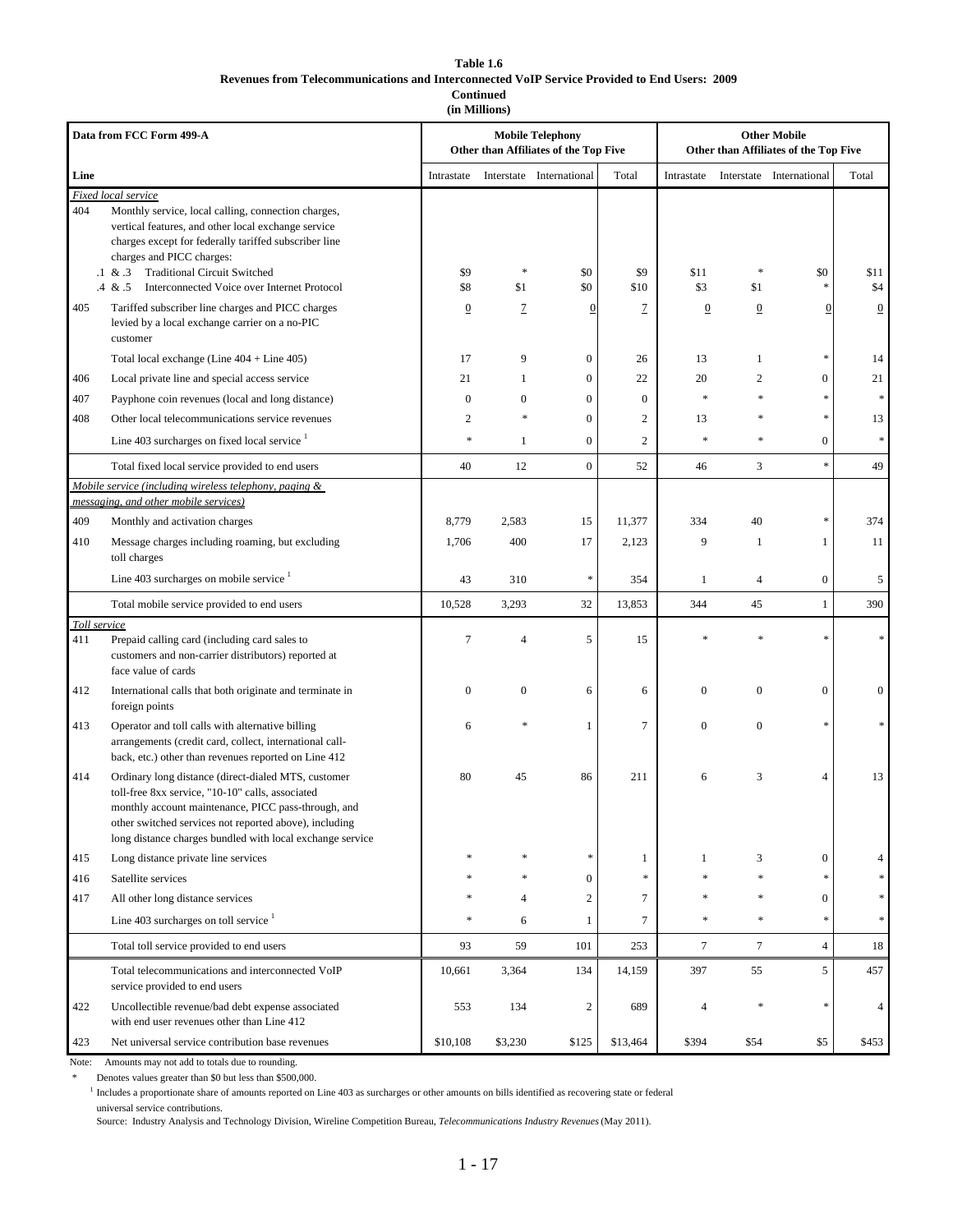**Table 1.6**
**Revenues from Telecommunications and Interconnected VoIP Service Provided to End Users: 2009**
**Continued**
**(in Millions)**

| Data from FCC Form 499-A | | Mobile Telephony Other than Affiliates of the Top Five | | | | Other Mobile Other than Affiliates of the Top Five | | | |
|---|---|---|---|---|---|---|---|---|---|
| Line | | Intrastate | Interstate | International | Total | Intrastate | Interstate | International | Total |
| *Fixed local service* | | | | | | | | | |
| 404 | Monthly service, local calling, connection charges, vertical features, and other local exchange service charges except for federally tariffed subscriber line charges and PICC charges: | | | | | | | | |
| .1 & .3 | Traditional Circuit Switched | $9 | * | $0 | $9 | $11 | * | $0 | $11 |
| .4 & .5 | Interconnected Voice over Internet Protocol | $8 | $1 | $0 | $10 | $3 | $1 | * | $4 |
| 405 | Tariffed subscriber line charges and PICC charges levied by a local exchange carrier on a no-PIC customer | 0 | 7 | 0 | 7 | 0 | 0 | 0 | 0 |
| | Total local exchange (Line 404 + Line 405) | 17 | 9 | 0 | 26 | 13 | 1 | * | 14 |
| 406 | Local private line and special access service | 21 | 1 | 0 | 22 | 20 | 2 | 0 | 21 |
| 407 | Payphone coin revenues (local and long distance) | 0 | 0 | 0 | 0 | * | * | * | * |
| 408 | Other local telecommunications service revenues | 2 | * | 0 | 2 | 13 | * | * | 13 |
| | Line 403 surcharges on fixed local service [1] | * | 1 | 0 | 2 | * | * | 0 | * |
| | Total fixed local service provided to end users | 40 | 12 | 0 | 52 | 46 | 3 | * | 49 |
| *Mobile service (including wireless telephony, paging & messaging, and other mobile services)* | | | | | | | | | |
| 409 | Monthly and activation charges | 8,779 | 2,583 | 15 | 11,377 | 334 | 40 | * | 374 |
| 410 | Message charges including roaming, but excluding toll charges | 1,706 | 400 | 17 | 2,123 | 9 | 1 | 1 | 11 |
| | Line 403 surcharges on mobile service [1] | 43 | 310 | * | 354 | 1 | 4 | 0 | 5 |
| | Total mobile service provided to end users | 10,528 | 3,293 | 32 | 13,853 | 344 | 45 | 1 | 390 |
| *Toll service* | | | | | | | | | |
| 411 | Prepaid calling card (including card sales to customers and non-carrier distributors) reported at face value of cards | 7 | 4 | 5 | 15 | * | * | * | * |
| 412 | International calls that both originate and terminate in foreign points | 0 | 0 | 6 | 6 | 0 | 0 | 0 | 0 |
| 413 | Operator and toll calls with alternative billing arrangements (credit card, collect, international call-back, etc.) other than revenues reported on Line 412 | 6 | * | 1 | 7 | 0 | 0 | * | * |
| 414 | Ordinary long distance (direct-dialed MTS, customer toll-free 8xx service, "10-10" calls, associated monthly account maintenance, PICC pass-through, and other switched services not reported above), including long distance charges bundled with local exchange service | 80 | 45 | 86 | 211 | 6 | 3 | 4 | 13 |
| 415 | Long distance private line services | * | * | * | 1 | 1 | 3 | 0 | 4 |
| 416 | Satellite services | * | * | 0 | * | * | * | * | * |
| 417 | All other long distance services | * | 4 | 2 | 7 | * | * | 0 | * |
| | Line 403 surcharges on toll service [1] | * | 6 | 1 | 7 | * | * | * | * |
| | Total toll service provided to end users | 93 | 59 | 101 | 253 | 7 | 7 | 4 | 18 |
| | Total telecommunications and interconnected VoIP service provided to end users | 10,661 | 3,364 | 134 | 14,159 | 397 | 55 | 5 | 457 |
| 422 | Uncollectible revenue/bad debt expense associated with end user revenues other than Line 412 | 553 | 134 | 2 | 689 | 4 | * | * | 4 |
| 423 | Net universal service contribution base revenues | $10,108 | $3,230 | $125 | $13,464 | $394 | $54 | $5 | $453 |

Note: Amounts may not add to totals due to rounding.

\* Denotes values greater than $0 but less than $500,000.

[1] Includes a proportionate share of amounts reported on Line 403 as surcharges or other amounts on bills identified as recovering state or federal universal service contributions.

Source: Industry Analysis and Technology Division, Wireline Competition Bureau, *Telecommunications Industry Revenues* (May 2011).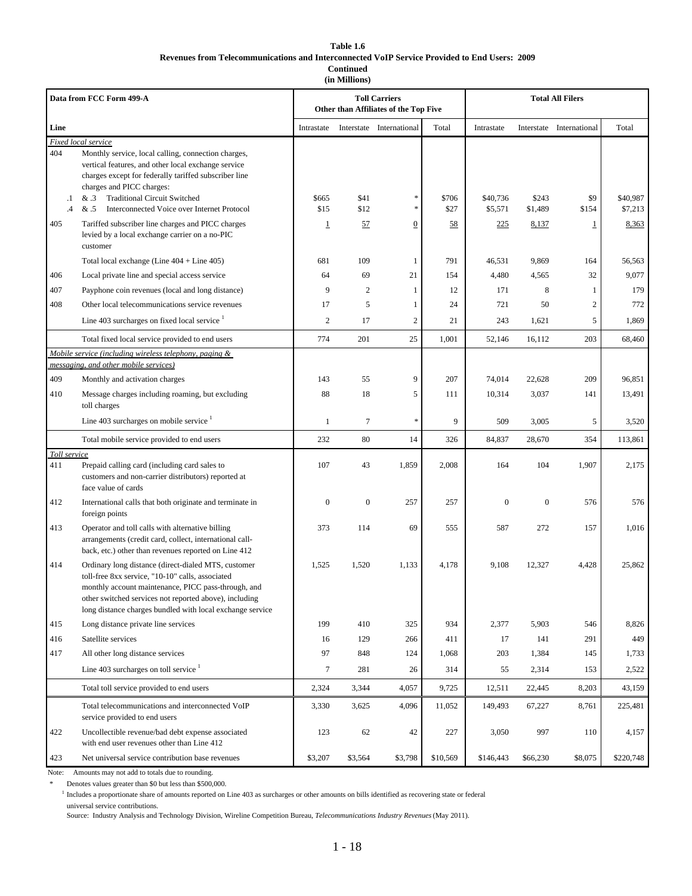**Table 1.6**
**Revenues from Telecommunications and Interconnected VoIP Service Provided to End Users: 2009**
**Continued**
**(in Millions)**

| Data from FCC Form 499-A | | Toll Carriers Other than Affiliates of the Top Five | | | | Total All Filers | | | |
|---|---|---|---|---|---|---|---|---|---|
| Line | | Intrastate | Interstate | International | Total | Intrastate | Interstate | International | Total |
| *Fixed local service* | | | | | | | | | |
| 404 | Monthly service, local calling, connection charges, vertical features, and other local exchange service charges except for federally tariffed subscriber line charges and PICC charges: | | | | | | | | |
| .1 & .3 | Traditional Circuit Switched | $665 | $41 | * | $706 | $40,736 | $243 | $9 | $40,987 |
| .4 & .5 | Interconnected Voice over Internet Protocol | $15 | $12 | * | $27 | $5,571 | $1,489 | $154 | $7,213 |
| 405 | Tariffed subscriber line charges and PICC charges levied by a local exchange carrier on a no-PIC customer | 1 | 57 | 0 | 58 | 225 | 8,137 | 1 | 8,363 |
| | Total local exchange (Line 404 + Line 405) | 681 | 109 | 1 | 791 | 46,531 | 9,869 | 164 | 56,563 |
| 406 | Local private line and special access service | 64 | 69 | 21 | 154 | 4,480 | 4,565 | 32 | 9,077 |
| 407 | Payphone coin revenues (local and long distance) | 9 | 2 | 1 | 12 | 171 | 8 | 1 | 179 |
| 408 | Other local telecommunications service revenues | 17 | 5 | 1 | 24 | 721 | 50 | 2 | 772 |
| | Line 403 surcharges on fixed local service [1] | 2 | 17 | 2 | 21 | 243 | 1,621 | 5 | 1,869 |
| | Total fixed local service provided to end users | 774 | 201 | 25 | 1,001 | 52,146 | 16,112 | 203 | 68,460 |
| *Mobile service (including wireless telephony, paging & messaging, and other mobile services)* | | | | | | | | | |
| 409 | Monthly and activation charges | 143 | 55 | 9 | 207 | 74,014 | 22,628 | 209 | 96,851 |
| 410 | Message charges including roaming, but excluding toll charges | 88 | 18 | 5 | 111 | 10,314 | 3,037 | 141 | 13,491 |
| | Line 403 surcharges on mobile service [1] | 1 | 7 | * | 9 | 509 | 3,005 | 5 | 3,520 |
| | Total mobile service provided to end users | 232 | 80 | 14 | 326 | 84,837 | 28,670 | 354 | 113,861 |
| *Toll service* | | | | | | | | | |
| 411 | Prepaid calling card (including card sales to customers and non-carrier distributors) reported at face value of cards | 107 | 43 | 1,859 | 2,008 | 164 | 104 | 1,907 | 2,175 |
| 412 | International calls that both originate and terminate in foreign points | 0 | 0 | 257 | 257 | 0 | 0 | 576 | 576 |
| 413 | Operator and toll calls with alternative billing arrangements (credit card, collect, international call-back, etc.) other than revenues reported on Line 412 | 373 | 114 | 69 | 555 | 587 | 272 | 157 | 1,016 |
| 414 | Ordinary long distance (direct-dialed MTS, customer toll-free 8xx service, "10-10" calls, associated monthly account maintenance, PICC pass-through, and other switched services not reported above), including long distance charges bundled with local exchange service | 1,525 | 1,520 | 1,133 | 4,178 | 9,108 | 12,327 | 4,428 | 25,862 |
| 415 | Long distance private line services | 199 | 410 | 325 | 934 | 2,377 | 5,903 | 546 | 8,826 |
| 416 | Satellite services | 16 | 129 | 266 | 411 | 17 | 141 | 291 | 449 |
| 417 | All other long distance services | 97 | 848 | 124 | 1,068 | 203 | 1,384 | 145 | 1,733 |
| | Line 403 surcharges on toll service [1] | 7 | 281 | 26 | 314 | 55 | 2,314 | 153 | 2,522 |
| | Total toll service provided to end users | 2,324 | 3,344 | 4,057 | 9,725 | 12,511 | 22,445 | 8,203 | 43,159 |
| | Total telecommunications and interconnected VoIP service provided to end users | 3,330 | 3,625 | 4,096 | 11,052 | 149,493 | 67,227 | 8,761 | 225,481 |
| 422 | Uncollectible revenue/bad debt expense associated with end user revenues other than Line 412 | 123 | 62 | 42 | 227 | 3,050 | 997 | 110 | 4,157 |
| 423 | Net universal service contribution base revenues | $3,207 | $3,564 | $3,798 | $10,569 | $146,443 | $66,230 | $8,075 | $220,748 |

Note: Amounts may not add to totals due to rounding.

\* Denotes values greater than $0 but less than $500,000.

[1] Includes a proportionate share of amounts reported on Line 403 as surcharges or other amounts on bills identified as recovering state or federal universal service contributions.

Source: Industry Analysis and Technology Division, Wireline Competition Bureau, *Telecommunications Industry Revenues* (May 2011).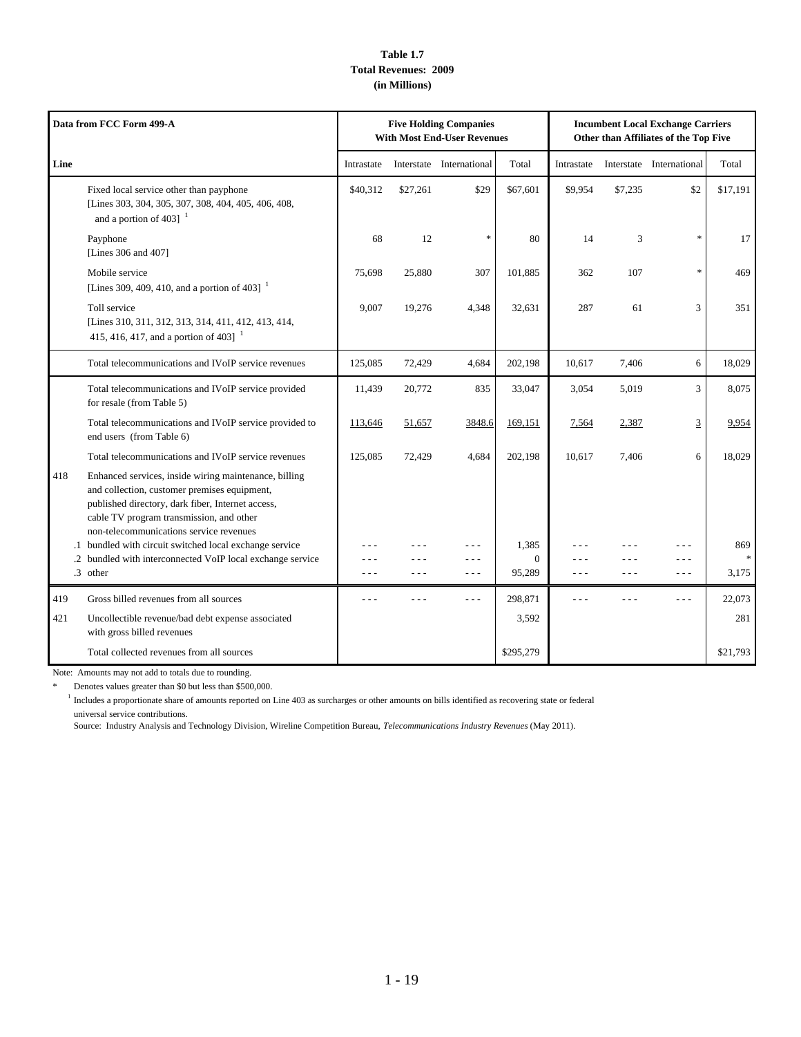**Table 1.7**
**Total Revenues: 2009**
**(in Millions)**

| Data from FCC Form 499-A | | Five Holding Companies With Most End-User Revenues | | | | Incumbent Local Exchange Carriers Other than Affiliates of the Top Five | | | |
|---|---|---|---|---|---|---|---|---|---|
| Line | | Intrastate | Interstate | International | Total | Intrastate | Interstate | International | Total |
| | Fixed local service other than payphone [Lines 303, 304, 305, 307, 308, 404, 405, 406, 408, and a portion of 403] [1] | $40,312 | $27,261 | $29 | $67,601 | $9,954 | $7,235 | $2 | $17,191 |
| | Payphone [Lines 306 and 407] | 68 | 12 | * | 80 | 14 | 3 | * | 17 |
| | Mobile service [Lines 309, 409, 410, and a portion of 403] [1] | 75,698 | 25,880 | 307 | 101,885 | 362 | 107 | * | 469 |
| | Toll service [Lines 310, 311, 312, 313, 314, 411, 412, 413, 414, 415, 416, 417, and a portion of 403] [1] | 9,007 | 19,276 | 4,348 | 32,631 | 287 | 61 | 3 | 351 |
| | Total telecommunications and IVoIP service revenues | 125,085 | 72,429 | 4,684 | 202,198 | 10,617 | 7,406 | 6 | 18,029 |
| | Total telecommunications and IVoIP service provided for resale (from Table 5) | 11,439 | 20,772 | 835 | 33,047 | 3,054 | 5,019 | 3 | 8,075 |
| | Total telecommunications and IVoIP service provided to end users (from Table 6) | 113,646 | 51,657 | 3848.6 | 169,151 | 7,564 | 2,387 | 3 | 9,954 |
| | Total telecommunications and IVoIP service revenues | 125,085 | 72,429 | 4,684 | 202,198 | 10,617 | 7,406 | 6 | 18,029 |
| 418 | Enhanced services, inside wiring maintenance, billing and collection, customer premises equipment, published directory, dark fiber, Internet access, cable TV program transmission, and other non-telecommunications service revenues | | | | | | | | |
| .1 | bundled with circuit switched local exchange service | - - - | - - - | - - - | 1,385 | - - - | - - - | - - - | 869 |
| .2 | bundled with interconnected VoIP local exchange service | - - - | - - - | - - - | 0 | - - - | - - - | - - - | * |
| .3 | other | - - - | - - - | - - - | 95,289 | - - - | - - - | - - - | 3,175 |
| 419 | Gross billed revenues from all sources | - - - | - - - | - - - | 298,871 | - - - | - - - | - - - | 22,073 |
| 421 | Uncollectible revenue/bad debt expense associated with gross billed revenues | | | | 3,592 | | | | 281 |
| | Total collected revenues from all sources | | | | $295,279 | | | | $21,793 |

Note: Amounts may not add to totals due to rounding.

\* Denotes values greater than $0 but less than $500,000.

[1] Includes a proportionate share of amounts reported on Line 403 as surcharges or other amounts on bills identified as recovering state or federal universal service contributions.

Source: Industry Analysis and Technology Division, Wireline Competition Bureau, *Telecommunications Industry Revenues* (May 2011).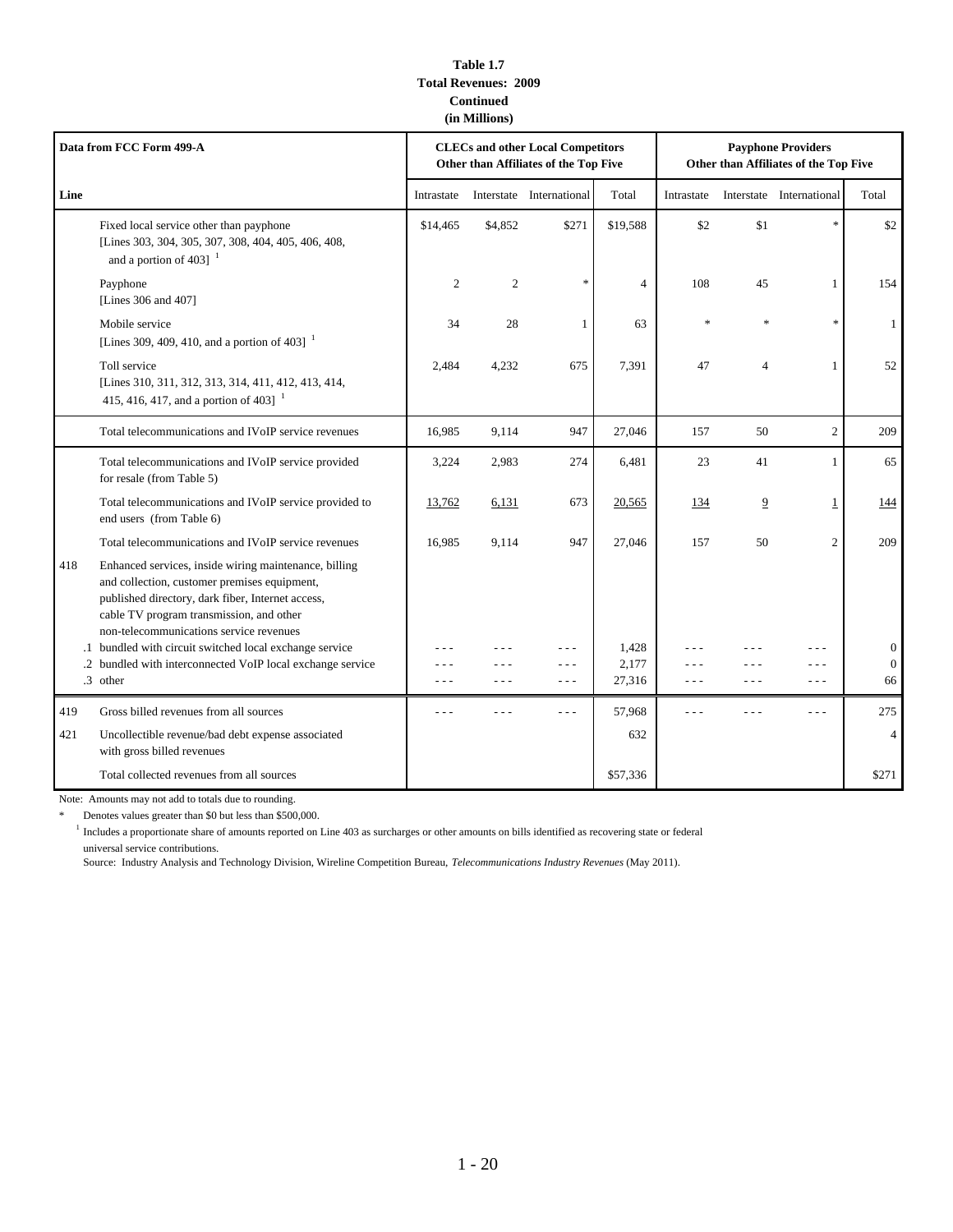**Table 1.7**
**Total Revenues: 2009**
**Continued**
**(in Millions)**

| Data from FCC Form 499-A | | CLECs and other Local Competitors Other than Affiliates of the Top Five | | | | Payphone Providers Other than Affiliates of the Top Five | | | |
|---|---|---|---|---|---|---|---|---|---|
| Line | | Intrastate | Interstate | International | Total | Intrastate | Interstate | International | Total |
| | Fixed local service other than payphone [Lines 303, 304, 305, 307, 308, 404, 405, 406, 408, and a portion of 403] [1] | $14,465 | $4,852 | $271 | $19,588 | $2 | $1 | * | $2 |
| | Payphone [Lines 306 and 407] | 2 | 2 | * | 4 | 108 | 45 | 1 | 154 |
| | Mobile service [Lines 309, 409, 410, and a portion of 403] [1] | 34 | 28 | 1 | 63 | * | * | * | 1 |
| | Toll service [Lines 310, 311, 312, 313, 314, 411, 412, 413, 414, 415, 416, 417, and a portion of 403] [1] | 2,484 | 4,232 | 675 | 7,391 | 47 | 4 | 1 | 52 |
| | Total telecommunications and IVoIP service revenues | 16,985 | 9,114 | 947 | 27,046 | 157 | 50 | 2 | 209 |
| | Total telecommunications and IVoIP service provided for resale (from Table 5) | 3,224 | 2,983 | 274 | 6,481 | 23 | 41 | 1 | 65 |
| | Total telecommunications and IVoIP service provided to end users (from Table 6) | 13,762 | 6,131 | 673 | 20,565 | 134 | 9 | 1 | 144 |
| | Total telecommunications and IVoIP service revenues | 16,985 | 9,114 | 947 | 27,046 | 157 | 50 | 2 | 209 |
| 418 | Enhanced services, inside wiring maintenance, billing and collection, customer premises equipment, published directory, dark fiber, Internet access, cable TV program transmission, and other non-telecommunications service revenues | | | | | | | | |
| .1 | bundled with circuit switched local exchange service | - - - | - - - | - - - | 1,428 | - - - | - - - | - - - | 0 |
| .2 | bundled with interconnected VoIP local exchange service | - - - | - - - | - - - | 2,177 | - - - | - - - | - - - | 0 |
| .3 | other | - - - | - - - | - - - | 27,316 | - - - | - - - | - - - | 66 |
| 419 | Gross billed revenues from all sources | - - - | - - - | - - - | 57,968 | - - - | - - - | - - - | 275 |
| 421 | Uncollectible revenue/bad debt expense associated with gross billed revenues | | | | 632 | | | | 4 |
| | Total collected revenues from all sources | | | | $57,336 | | | | $271 |

Note: Amounts may not add to totals due to rounding.

\* Denotes values greater than $0 but less than $500,000.

[1] Includes a proportionate share of amounts reported on Line 403 as surcharges or other amounts on bills identified as recovering state or federal universal service contributions.

Source: Industry Analysis and Technology Division, Wireline Competition Bureau, *Telecommunications Industry Revenues* (May 2011).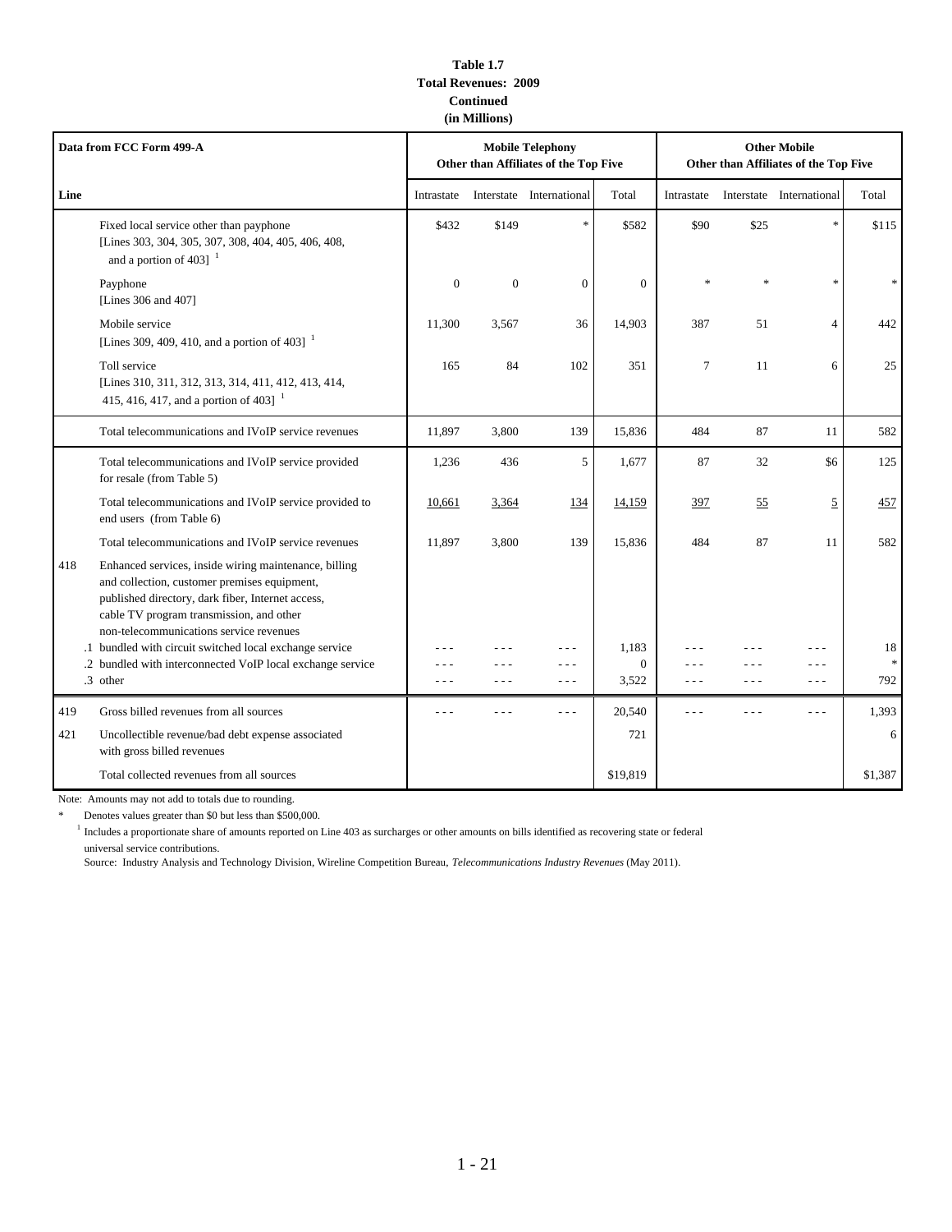**Table 1.7**
**Total Revenues: 2009**
**Continued**
**(in Millions)**

| Data from FCC Form 499-A | | Mobile Telephony Other than Affiliates of the Top Five | | | | Other Mobile Other than Affiliates of the Top Five | | | |
|---|---|---|---|---|---|---|---|---|---|
| Line | | Intrastate | Interstate | International | Total | Intrastate | Interstate | International | Total |
| | Fixed local service other than payphone [Lines 303, 304, 305, 307, 308, 404, 405, 406, 408, and a portion of 403] [1] | $432 | $149 | * | $582 | $90 | $25 | * | $115 |
| | Payphone [Lines 306 and 407] | 0 | 0 | 0 | 0 | * | * | * | * |
| | Mobile service [Lines 309, 409, 410, and a portion of 403] [1] | 11,300 | 3,567 | 36 | 14,903 | 387 | 51 | 4 | 442 |
| | Toll service [Lines 310, 311, 312, 313, 314, 411, 412, 413, 414, 415, 416, 417, and a portion of 403] [1] | 165 | 84 | 102 | 351 | 7 | 11 | 6 | 25 |
| | Total telecommunications and IVoIP service revenues | 11,897 | 3,800 | 139 | 15,836 | 484 | 87 | 11 | 582 |
| | Total telecommunications and IVoIP service provided for resale (from Table 5) | 1,236 | 436 | 5 | 1,677 | 87 | 32 | $6 | 125 |
| | Total telecommunications and IVoIP service provided to end users (from Table 6) | 10,661 | 3,364 | 134 | 14,159 | 397 | 55 | 5 | 457 |
| | Total telecommunications and IVoIP service revenues | 11,897 | 3,800 | 139 | 15,836 | 484 | 87 | 11 | 582 |
| 418 | Enhanced services, inside wiring maintenance, billing and collection, customer premises equipment, published directory, dark fiber, Internet access, cable TV program transmission, and other non-telecommunications service revenues | | | | | | | | |
| | .1 bundled with circuit switched local exchange service | - - - | - - - | - - - | 1,183 | - - - | - - - | - - - | 18 |
| | .2 bundled with interconnected VoIP local exchange service | - - - | - - - | - - - | 0 | - - - | - - - | - - - | * |
| | .3 other | - - - | - - - | - - - | 3,522 | - - - | - - - | - - - | 792 |
| 419 | Gross billed revenues from all sources | - - - | - - - | - - - | 20,540 | - - - | - - - | - - - | 1,393 |
| 421 | Uncollectible revenue/bad debt expense associated with gross billed revenues | | | | 721 | | | | 6 |
| | Total collected revenues from all sources | | | | $19,819 | | | | $1,387 |

Note: Amounts may not add to totals due to rounding.

\* Denotes values greater than $0 but less than $500,000.

[1] Includes a proportionate share of amounts reported on Line 403 as surcharges or other amounts on bills identified as recovering state or federal universal service contributions.

Source: Industry Analysis and Technology Division, Wireline Competition Bureau, *Telecommunications Industry Revenues* (May 2011).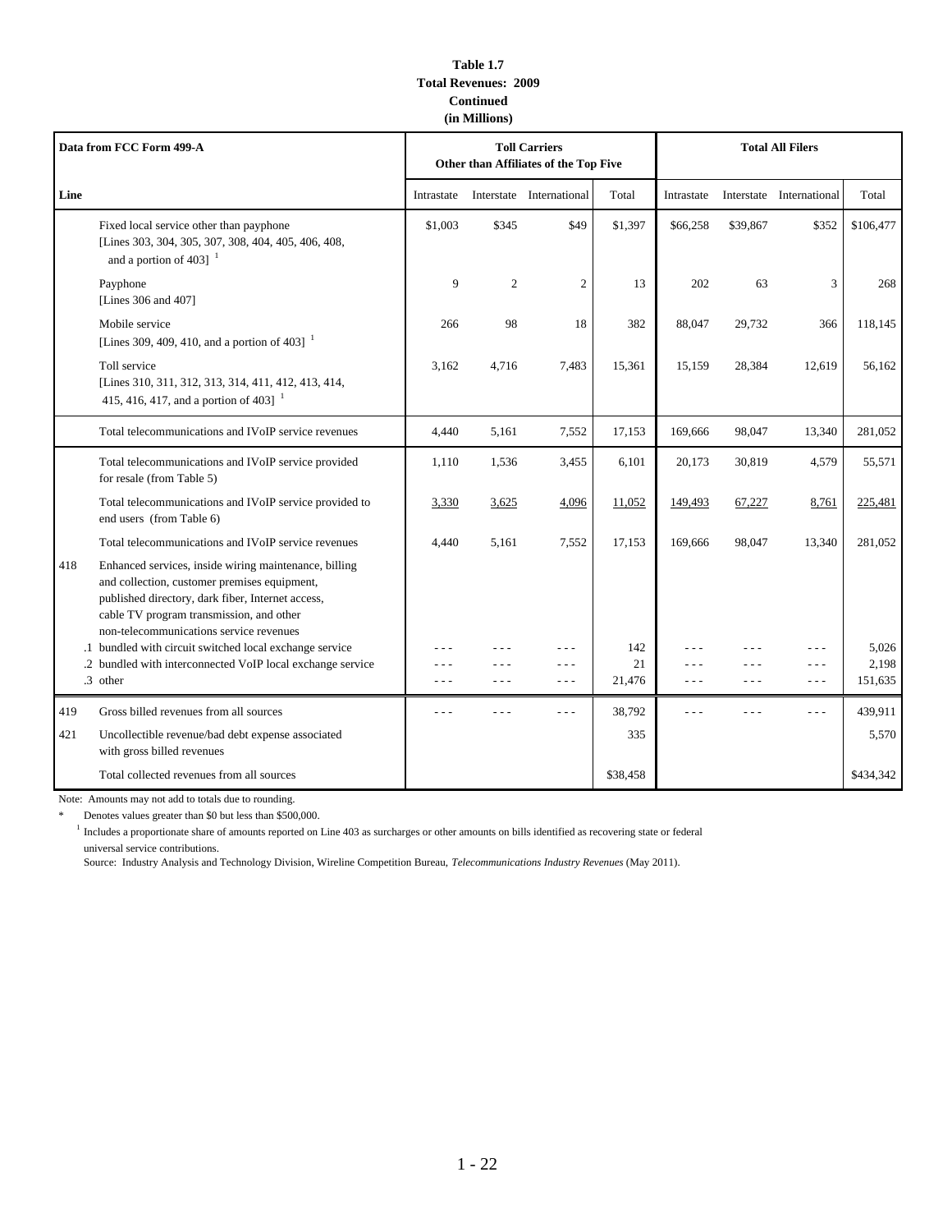**Table 1.7**
**Total Revenues: 2009**
**Continued**
**(in Millions)**

| Line | Data from FCC Form 499-A | Toll Carriers Other than Affiliates of the Top Five | | | | Total All Filers | | | |
|---|---|---|---|---|---|---|---|---|---|
| | | Intrastate | Interstate | International | Total | Intrastate | Interstate | International | Total |
| | Fixed local service other than payphone [Lines 303, 304, 305, 307, 308, 404, 405, 406, 408, and a portion of 403] [1] | $1,003 | $345 | $49 | $1,397 | $66,258 | $39,867 | $352 | $106,477 |
| | Payphone [Lines 306 and 407] | 9 | 2 | 2 | 13 | 202 | 63 | 3 | 268 |
| | Mobile service [Lines 309, 409, 410, and a portion of 403] [1] | 266 | 98 | 18 | 382 | 88,047 | 29,732 | 366 | 118,145 |
| | Toll service [Lines 310, 311, 312, 313, 314, 411, 412, 413, 414, 415, 416, 417, and a portion of 403] [1] | 3,162 | 4,716 | 7,483 | 15,361 | 15,159 | 28,384 | 12,619 | 56,162 |
| | Total telecommunications and IVoIP service revenues | 4,440 | 5,161 | 7,552 | 17,153 | 169,666 | 98,047 | 13,340 | 281,052 |
| | Total telecommunications and IVoIP service provided for resale (from Table 5) | 1,110 | 1,536 | 3,455 | 6,101 | 20,173 | 30,819 | 4,579 | 55,571 |
| | Total telecommunications and IVoIP service provided to end users (from Table 6) | 3,330 | 3,625 | 4,096 | 11,052 | 149,493 | 67,227 | 8,761 | 225,481 |
| | Total telecommunications and IVoIP service revenues | 4,440 | 5,161 | 7,552 | 17,153 | 169,666 | 98,047 | 13,340 | 281,052 |
| 418 | Enhanced services, inside wiring maintenance, billing and collection, customer premises equipment, published directory, dark fiber, Internet access, cable TV program transmission, and other non-telecommunications service revenues | | | | | | | | |
| | .1 bundled with circuit switched local exchange service | - - - | - - - | - - - | 142 | - - - | - - - | - - - | 5,026 |
| | .2 bundled with interconnected VoIP local exchange service | - - - | - - - | - - - | 21 | - - - | - - - | - - - | 2,198 |
| | .3 other | - - - | - - - | - - - | 21,476 | - - - | - - - | - - - | 151,635 |
| 419 | Gross billed revenues from all sources | - - - | - - - | - - - | 38,792 | - - - | - - - | - - - | 439,911 |
| 421 | Uncollectible revenue/bad debt expense associated with gross billed revenues | | | | 335 | | | | 5,570 |
| | Total collected revenues from all sources | | | | $38,458 | | | | $434,342 |

Note: Amounts may not add to totals due to rounding.

\* Denotes values greater than $0 but less than $500,000.

[1] Includes a proportionate share of amounts reported on Line 403 as surcharges or other amounts on bills identified as recovering state or federal universal service contributions.

Source: Industry Analysis and Technology Division, Wireline Competition Bureau, *Telecommunications Industry Revenues* (May 2011).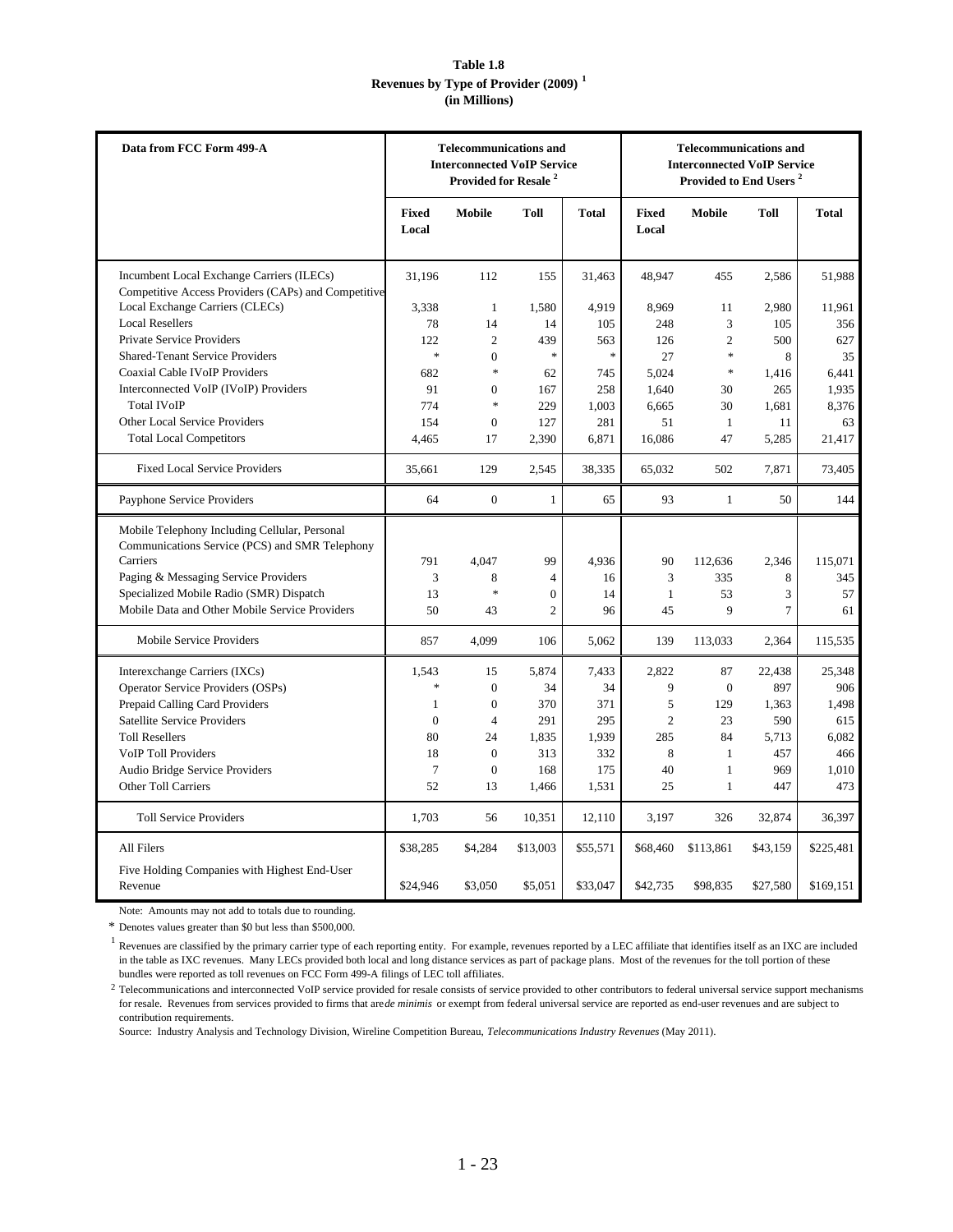**Table 1.8**
**Revenues by Type of Provider (2009) [1]**
**(in Millions)**

| Data from FCC Form 499-A | Telecommunications and Interconnected VoIP Service Provided for Resale [2] | | | | Telecommunications and Interconnected VoIP Service Provided to End Users [2] | | | |
|---|---|---|---|---|---|---|---|---|
| | Fixed Local | Mobile | Toll | Total | Fixed Local | Mobile | Toll | Total |
| Incumbent Local Exchange Carriers (ILECs) | 31,196 | 112 | 155 | 31,463 | 48,947 | 455 | 2,586 | 51,988 |
| Competitive Access Providers (CAPs) and Competitive Local Exchange Carriers (CLECs) | 3,338 | 1 | 1,580 | 4,919 | 8,969 | 11 | 2,980 | 11,961 |
| Local Resellers | 78 | 14 | 14 | 105 | 248 | 3 | 105 | 356 |
| Private Service Providers | 122 | 2 | 439 | 563 | 126 | 2 | 500 | 627 |
| Shared-Tenant Service Providers | * | 0 | * | * | 27 | * | 8 | 35 |
| Coaxial Cable IVoIP Providers | 682 | * | 62 | 745 | 5,024 | * | 1,416 | 6,441 |
| Interconnected VoIP (IVoIP) Providers | 91 | 0 | 167 | 258 | 1,640 | 30 | 265 | 1,935 |
| Total IVoIP | 774 | * | 229 | 1,003 | 6,665 | 30 | 1,681 | 8,376 |
| Other Local Service Providers | 154 | 0 | 127 | 281 | 51 | 1 | 11 | 63 |
| Total Local Competitors | 4,465 | 17 | 2,390 | 6,871 | 16,086 | 47 | 5,285 | 21,417 |
| Fixed Local Service Providers | 35,661 | 129 | 2,545 | 38,335 | 65,032 | 502 | 7,871 | 73,405 |
| Payphone Service Providers | 64 | 0 | 1 | 65 | 93 | 1 | 50 | 144 |
| Mobile Telephony Including Cellular, Personal Communications Service (PCS) and SMR Telephony Carriers | 791 | 4,047 | 99 | 4,936 | 90 | 112,636 | 2,346 | 115,071 |
| Paging & Messaging Service Providers | 3 | 8 | 4 | 16 | 3 | 335 | 8 | 345 |
| Specialized Mobile Radio (SMR) Dispatch | 13 | * | 0 | 14 | 1 | 53 | 3 | 57 |
| Mobile Data and Other Mobile Service Providers | 50 | 43 | 2 | 96 | 45 | 9 | 7 | 61 |
| Mobile Service Providers | 857 | 4,099 | 106 | 5,062 | 139 | 113,033 | 2,364 | 115,535 |
| Interexchange Carriers (IXCs) | 1,543 | 15 | 5,874 | 7,433 | 2,822 | 87 | 22,438 | 25,348 |
| Operator Service Providers (OSPs) | * | 0 | 34 | 34 | 9 | 0 | 897 | 906 |
| Prepaid Calling Card Providers | 1 | 0 | 370 | 371 | 5 | 129 | 1,363 | 1,498 |
| Satellite Service Providers | 0 | 4 | 291 | 295 | 2 | 23 | 590 | 615 |
| Toll Resellers | 80 | 24 | 1,835 | 1,939 | 285 | 84 | 5,713 | 6,082 |
| VoIP Toll Providers | 18 | 0 | 313 | 332 | 8 | 1 | 457 | 466 |
| Audio Bridge Service Providers | 7 | 0 | 168 | 175 | 40 | 1 | 969 | 1,010 |
| Other Toll Carriers | 52 | 13 | 1,466 | 1,531 | 25 | 1 | 447 | 473 |
| Toll Service Providers | 1,703 | 56 | 10,351 | 12,110 | 3,197 | 326 | 32,874 | 36,397 |
| All Filers | $38,285 | $4,284 | $13,003 | $55,571 | $68,460 | $113,861 | $43,159 | $225,481 |
| Five Holding Companies with Highest End-User Revenue | $24,946 | $3,050 | $5,051 | $33,047 | $42,735 | $98,835 | $27,580 | $169,151 |

Note: Amounts may not add to totals due to rounding.

* Denotes values greater than $0 but less than $500,000.

[1] Revenues are classified by the primary carrier type of each reporting entity. For example, revenues reported by a LEC affiliate that identifies itself as an IXC are included in the table as IXC revenues. Many LECs provided both local and long distance services as part of package plans. Most of the revenues for the toll portion of these bundles were reported as toll revenues on FCC Form 499-A filings of LEC toll affiliates.

[2] Telecommunications and interconnected VoIP service provided for resale consists of service provided to other contributors to federal universal service support mechanisms for resale. Revenues from services provided to firms that are *de minimis* or exempt from federal universal service are reported as end-user revenues and are subject to contribution requirements.

Source: Industry Analysis and Technology Division, Wireline Competition Bureau, *Telecommunications Industry Revenues* (May 2011).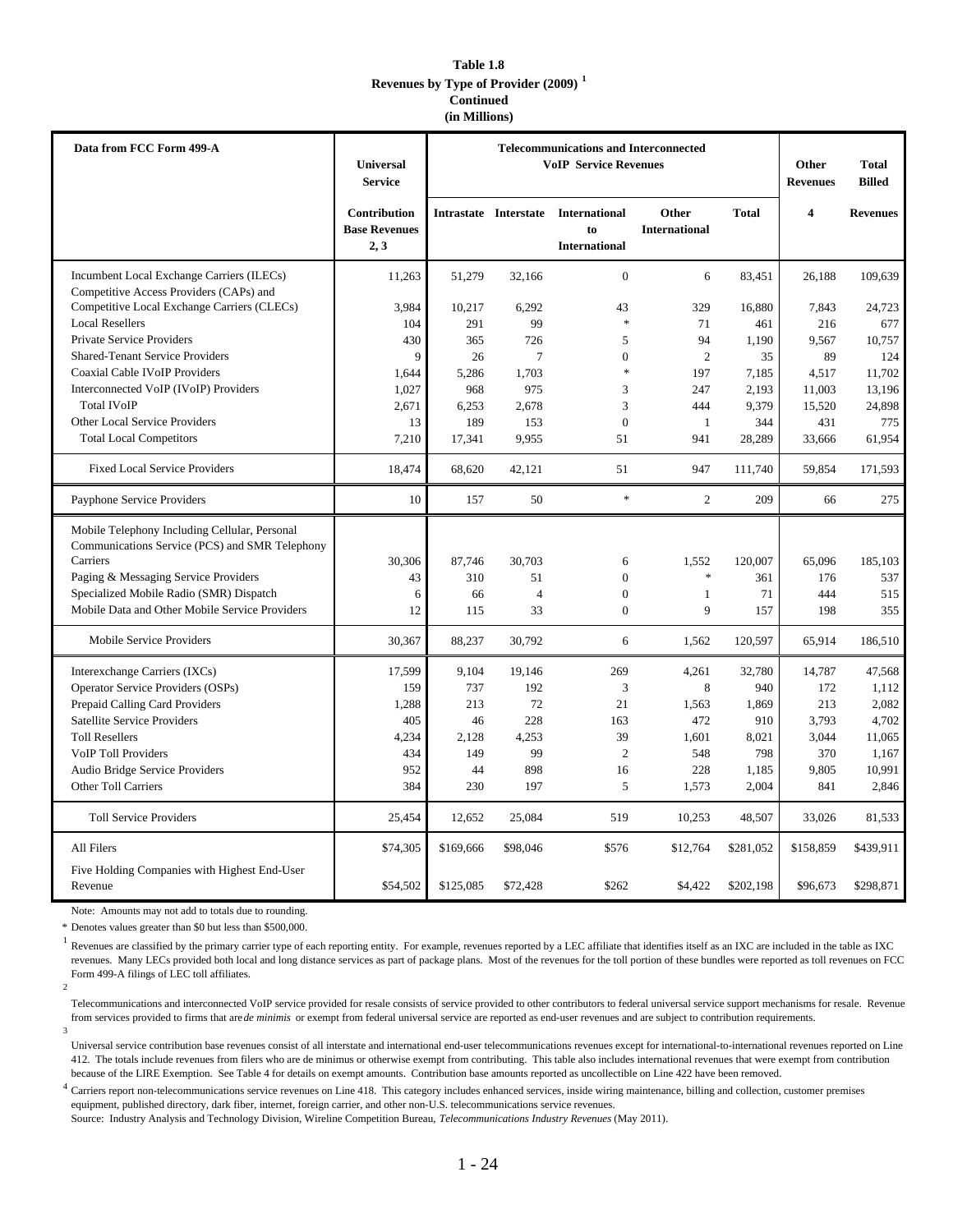**Table 1.8**
**Revenues by Type of Provider (2009) [1]**
**Continued**
**(in Millions)**

| Data from FCC Form 499-A | Universal Service Contribution Base Revenues 2, 3 | Telecommunications and Interconnected VoIP Service Revenues: Intrastate | Interstate | International to International | Other International | Total | Other Revenues 4 | Total Billed Revenues |
|---|---|---|---|---|---|---|---|---|
| Incumbent Local Exchange Carriers (ILECs) | 11,263 | 51,279 | 32,166 | 0 | 6 | 83,451 | 26,188 | 109,639 |
| Competitive Access Providers (CAPs) and Competitive Local Exchange Carriers (CLECs) | 3,984 | 10,217 | 6,292 | 43 | 329 | 16,880 | 7,843 | 24,723 |
| Local Resellers | 104 | 291 | 99 | * | 71 | 461 | 216 | 677 |
| Private Service Providers | 430 | 365 | 726 | 5 | 94 | 1,190 | 9,567 | 10,757 |
| Shared-Tenant Service Providers | 9 | 26 | 7 | 0 | 2 | 35 | 89 | 124 |
| Coaxial Cable IVoIP Providers | 1,644 | 5,286 | 1,703 | * | 197 | 7,185 | 4,517 | 11,702 |
| Interconnected VoIP (IVoIP) Providers | 1,027 | 968 | 975 | 3 | 247 | 2,193 | 11,003 | 13,196 |
| Total IVoIP | 2,671 | 6,253 | 2,678 | 3 | 444 | 9,379 | 15,520 | 24,898 |
| Other Local Service Providers | 13 | 189 | 153 | 0 | 1 | 344 | 431 | 775 |
| Total Local Competitors | 7,210 | 17,341 | 9,955 | 51 | 941 | 28,289 | 33,666 | 61,954 |
| Fixed Local Service Providers | 18,474 | 68,620 | 42,121 | 51 | 947 | 111,740 | 59,854 | 171,593 |
| Payphone Service Providers | 10 | 157 | 50 | * | 2 | 209 | 66 | 275 |
| Mobile Telephony Including Cellular, Personal Communications Service (PCS) and SMR Telephony Carriers | 30,306 | 87,746 | 30,703 | 6 | 1,552 | 120,007 | 65,096 | 185,103 |
| Paging & Messaging Service Providers | 43 | 310 | 51 | 0 | * | 361 | 176 | 537 |
| Specialized Mobile Radio (SMR) Dispatch | 6 | 66 | 4 | 0 | 1 | 71 | 444 | 515 |
| Mobile Data and Other Mobile Service Providers | 12 | 115 | 33 | 0 | 9 | 157 | 198 | 355 |
| Mobile Service Providers | 30,367 | 88,237 | 30,792 | 6 | 1,562 | 120,597 | 65,914 | 186,510 |
| Interexchange Carriers (IXCs) | 17,599 | 9,104 | 19,146 | 269 | 4,261 | 32,780 | 14,787 | 47,568 |
| Operator Service Providers (OSPs) | 159 | 737 | 192 | 3 | 8 | 940 | 172 | 1,112 |
| Prepaid Calling Card Providers | 1,288 | 213 | 72 | 21 | 1,563 | 1,869 | 213 | 2,082 |
| Satellite Service Providers | 405 | 46 | 228 | 163 | 472 | 910 | 3,793 | 4,702 |
| Toll Resellers | 4,234 | 2,128 | 4,253 | 39 | 1,601 | 8,021 | 3,044 | 11,065 |
| VoIP Toll Providers | 434 | 149 | 99 | 2 | 548 | 798 | 370 | 1,167 |
| Audio Bridge Service Providers | 952 | 44 | 898 | 16 | 228 | 1,185 | 9,805 | 10,991 |
| Other Toll Carriers | 384 | 230 | 197 | 5 | 1,573 | 2,004 | 841 | 2,846 |
| Toll Service Providers | 25,454 | 12,652 | 25,084 | 519 | 10,253 | 48,507 | 33,026 | 81,533 |
| All Filers | $74,305 | $169,666 | $98,046 | $576 | $12,764 | $281,052 | $158,859 | $439,911 |
| Five Holding Companies with Highest End-User Revenue | $54,502 | $125,085 | $72,428 | $262 | $4,422 | $202,198 | $96,673 | $298,871 |

Note: Amounts may not add to totals due to rounding.

* Denotes values greater than $0 but less than $500,000.

[1] Revenues are classified by the primary carrier type of each reporting entity. For example, revenues reported by a LEC affiliate that identifies itself as an IXC are included in the table as IXC revenues. Many LECs provided both local and long distance services as part of package plans. Most of the revenues for the toll portion of these bundles were reported as toll revenues on FCC Form 499-A filings of LEC toll affiliates.

[2] Telecommunications and interconnected VoIP service provided for resale consists of service provided to other contributors to federal universal service support mechanisms for resale. Revenue from services provided to firms that are *de minimis* or exempt from federal universal service are reported as end-user revenues and are subject to contribution requirements.

[3] Universal service contribution base revenues consist of all interstate and international end-user telecommunications revenues except for international-to-international revenues reported on Line 412. The totals include revenues from filers who are de minimus or otherwise exempt from contributing. This table also includes international revenues that were exempt from contribution because of the LIRE Exemption. See Table 4 for details on exempt amounts. Contribution base amounts reported as uncollectible on Line 422 have been removed.

[4] Carriers report non-telecommunications service revenues on Line 418. This category includes enhanced services, inside wiring maintenance, billing and collection, customer premises equipment, published directory, dark fiber, internet, foreign carrier, and other non-U.S. telecommunications service revenues.

Source: Industry Analysis and Technology Division, Wireline Competition Bureau, *Telecommunications Industry Revenues* (May 2011).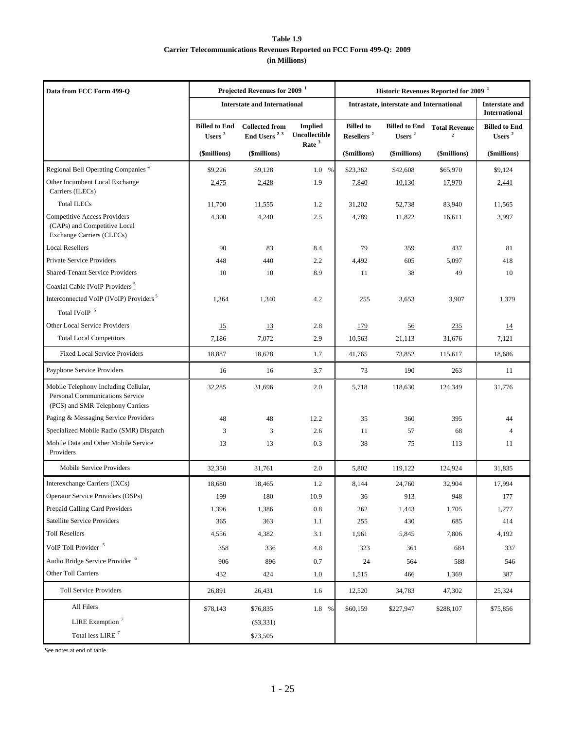**Table 1.9**
**Carrier Telecommunications Revenues Reported on FCC Form 499-Q: 2009**
**(in Millions)**

| Data from FCC Form 499-Q | Projected Revenues for 2009 [1] | | | Historic Revenues Reported for 2009 [1] | | | |
|---|---|---|---|---|---|---|---|
| | Interstate and International | | | Intrastate, interstate and International | | | Interstate and International |
| | Billed to End Users [2] | Collected from End Users [2 3] | Implied Uncollectible Rate [3] | Billed to Resellers [2] | Billed to End Users [2] | Total Revenue [2] | Billed to End Users [2] |
| | ($millions) | ($millions) | | ($millions) | ($millions) | ($millions) | ($millions) |
| Regional Bell Operating Companies [4] | $9,226 | $9,128 | 1.0 % | $23,362 | $42,608 | $65,970 | $9,124 |
| Other Incumbent Local Exchange Carriers (ILECs) | 2,475 | 2,428 | 1.9 | 7,840 | 10,130 | 17,970 | 2,441 |
| Total ILECs | 11,700 | 11,555 | 1.2 | 31,202 | 52,738 | 83,940 | 11,565 |
| Competitive Access Providers (CAPs) and Competitive Local Exchange Carriers (CLECs) | 4,300 | 4,240 | 2.5 | 4,789 | 11,822 | 16,611 | 3,997 |
| Local Resellers | 90 | 83 | 8.4 | 79 | 359 | 437 | 81 |
| Private Service Providers | 448 | 440 | 2.2 | 4,492 | 605 | 5,097 | 418 |
| Shared-Tenant Service Providers | 10 | 10 | 8.9 | 11 | 38 | 49 | 10 |
| Coaxial Cable IVoIP Providers [5] | | | | | | | |
| Interconnected VoIP (IVoIP) Providers [5] | 1,364 | 1,340 | 4.2 | 255 | 3,653 | 3,907 | 1,379 |
| Total IVoIP [5] | | | | | | | |
| Other Local Service Providers | 15 | 13 | 2.8 | 179 | 56 | 235 | 14 |
| Total Local Competitors | 7,186 | 7,072 | 2.9 | 10,563 | 21,113 | 31,676 | 7,121 |
| Fixed Local Service Providers | 18,887 | 18,628 | 1.7 | 41,765 | 73,852 | 115,617 | 18,686 |
| Payphone Service Providers | 16 | 16 | 3.7 | 73 | 190 | 263 | 11 |
| Mobile Telephony Including Cellular, Personal Communications Service (PCS) and SMR Telephony Carriers | 32,285 | 31,696 | 2.0 | 5,718 | 118,630 | 124,349 | 31,776 |
| Paging & Messaging Service Providers | 48 | 48 | 12.2 | 35 | 360 | 395 | 44 |
| Specialized Mobile Radio (SMR) Dispatch | 3 | 3 | 2.6 | 11 | 57 | 68 | 4 |
| Mobile Data and Other Mobile Service Providers | 13 | 13 | 0.3 | 38 | 75 | 113 | 11 |
| Mobile Service Providers | 32,350 | 31,761 | 2.0 | 5,802 | 119,122 | 124,924 | 31,835 |
| Interexchange Carriers (IXCs) | 18,680 | 18,465 | 1.2 | 8,144 | 24,760 | 32,904 | 17,994 |
| Operator Service Providers (OSPs) | 199 | 180 | 10.9 | 36 | 913 | 948 | 177 |
| Prepaid Calling Card Providers | 1,396 | 1,386 | 0.8 | 262 | 1,443 | 1,705 | 1,277 |
| Satellite Service Providers | 365 | 363 | 1.1 | 255 | 430 | 685 | 414 |
| Toll Resellers | 4,556 | 4,382 | 3.1 | 1,961 | 5,845 | 7,806 | 4,192 |
| VoIP Toll Provider [5] | 358 | 336 | 4.8 | 323 | 361 | 684 | 337 |
| Audio Bridge Service Provider [6] | 906 | 896 | 0.7 | 24 | 564 | 588 | 546 |
| Other Toll Carriers | 432 | 424 | 1.0 | 1,515 | 466 | 1,369 | 387 |
| Toll Service Providers | 26,891 | 26,431 | 1.6 | 12,520 | 34,783 | 47,302 | 25,324 |
| All Filers | $78,143 | $76,835 | 1.8 % | $60,159 | $227,947 | $288,107 | $75,856 |
| LIRE Exemption [7] | | ($3,331) | | | | | |
| Total less LIRE [7] | | $73,505 | | | | | |

See notes at end of table.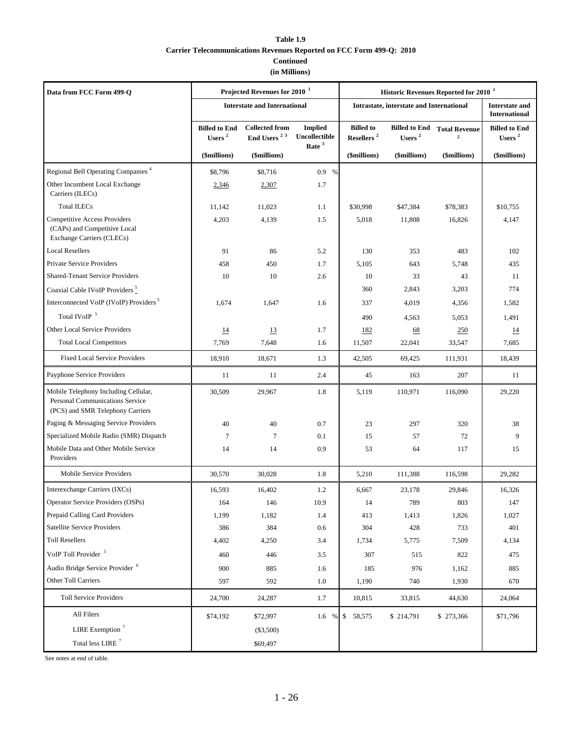**Table 1.9**

**Carrier Telecommunications Revenues Reported on FCC Form 499-Q: 2010**

**Continued**

**(in Millions)**

| Data from FCC Form 499-Q | Projected Revenues for 2010 [1] | | | Historic Revenues Reported for 2010 [1] | | | |
|---|---|---|---|---|---|---|---|
| | Interstate and International | | | Intrastate, interstate and International | | | Interstate and International |
| | Billed to End Users [2] | Collected from End Users [2 3] | Implied Uncollectible Rate [3] | Billed to Resellers [2] | Billed to End Users [2] | Total Revenue [2] | Billed to End Users [2] |
| | ($millions) | ($millions) | | ($millions) | ($millions) | ($millions) | ($millions) |
| Regional Bell Operating Companies [4] | $8,796 | $8,716 | 0.9 % | | | | |
| Other Incumbent Local Exchange Carriers (ILECs) | 2,346 | 2,307 | 1.7 | | | | |
| Total ILECs | 11,142 | 11,023 | 1.1 | $30,998 | $47,384 | $78,383 | $10,755 |
| Competitive Access Providers (CAPs) and Competitive Local Exchange Carriers (CLECs) | 4,203 | 4,139 | 1.5 | 5,018 | 11,808 | 16,826 | 4,147 |
| Local Resellers | 91 | 86 | 5.2 | 130 | 353 | 483 | 102 |
| Private Service Providers | 458 | 450 | 1.7 | 5,105 | 643 | 5,748 | 435 |
| Shared-Tenant Service Providers | 10 | 10 | 2.6 | 10 | 33 | 43 | 11 |
| Coaxial Cable IVoIP Providers [5] | | | | 360 | 2,843 | 3,203 | 774 |
| Interconnected VoIP (IVoIP) Providers [5] | 1,674 | 1,647 | 1.6 | 337 | 4,019 | 4,356 | 1,582 |
| Total IVoIP [5] | | | | 490 | 4,563 | 5,053 | 1,491 |
| Other Local Service Providers | 14 | 13 | 1.7 | 182 | 68 | 250 | 14 |
| Total Local Competitors | 7,769 | 7,648 | 1.6 | 11,507 | 22,041 | 33,547 | 7,685 |
| Fixed Local Service Providers | 18,910 | 18,671 | 1.3 | 42,505 | 69,425 | 111,931 | 18,439 |
| Payphone Service Providers | 11 | 11 | 2.4 | 45 | 163 | 207 | 11 |
| Mobile Telephony Including Cellular, Personal Communications Service (PCS) and SMR Telephony Carriers | 30,509 | 29,967 | 1.8 | 5,119 | 110,971 | 116,090 | 29,220 |
| Paging & Messaging Service Providers | 40 | 40 | 0.7 | 23 | 297 | 320 | 38 |
| Specialized Mobile Radio (SMR) Dispatch | 7 | 7 | 0.1 | 15 | 57 | 72 | 9 |
| Mobile Data and Other Mobile Service Providers | 14 | 14 | 0.9 | 53 | 64 | 117 | 15 |
| Mobile Service Providers | 30,570 | 30,028 | 1.8 | 5,210 | 111,388 | 116,598 | 29,282 |
| Interexchange Carriers (IXCs) | 16,593 | 16,402 | 1.2 | 6,667 | 23,178 | 29,846 | 16,326 |
| Operator Service Providers (OSPs) | 164 | 146 | 10.9 | 14 | 789 | 803 | 147 |
| Prepaid Calling Card Providers | 1,199 | 1,182 | 1.4 | 413 | 1,413 | 1,826 | 1,027 |
| Satellite Service Providers | 386 | 384 | 0.6 | 304 | 428 | 733 | 401 |
| Toll Resellers | 4,402 | 4,250 | 3.4 | 1,734 | 5,775 | 7,509 | 4,134 |
| VoIP Toll Provider [5] | 460 | 446 | 3.5 | 307 | 515 | 822 | 475 |
| Audio Bridge Service Provider [6] | 900 | 885 | 1.6 | 185 | 976 | 1,162 | 885 |
| Other Toll Carriers | 597 | 592 | 1.0 | 1,190 | 740 | 1,930 | 670 |
| Toll Service Providers | 24,700 | 24,287 | 1.7 | 10,815 | 33,815 | 44,630 | 24,064 |
| All Filers | $74,192 | $72,997 | 1.6 % | $ 58,575 | $ 214,791 | $ 273,366 | $71,796 |
| LIRE Exemption [7] | | ($3,500) | | | | | |
| Total less LIRE [7] | | $69,497 | | | | | |

See notes at end of table.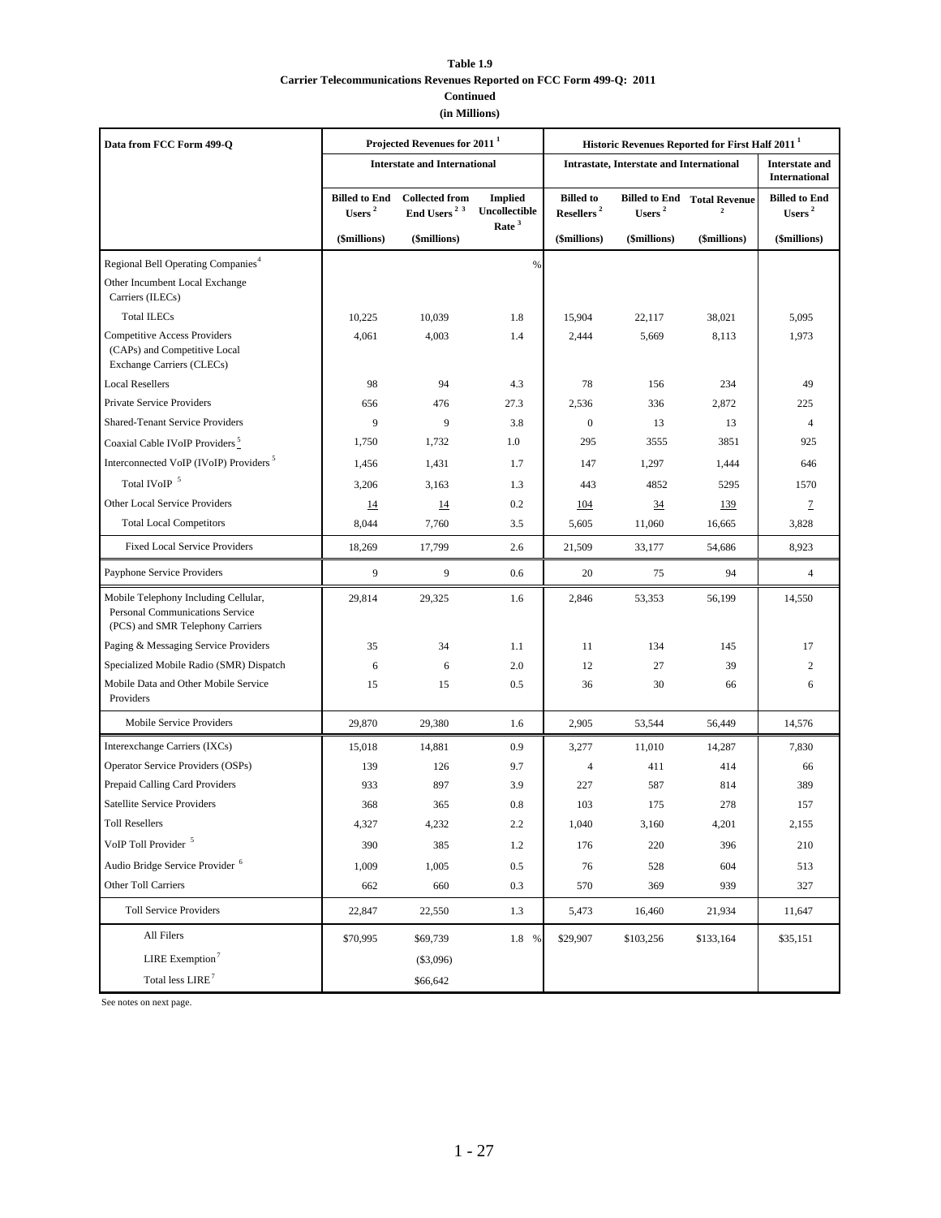**Table 1.9**
**Carrier Telecommunications Revenues Reported on FCC Form 499-Q: 2011**
**Continued**
**(in Millions)**

| Data from FCC Form 499-Q | Projected Revenues for 2011 [1] | | | Historic Revenues Reported for First Half 2011 [1] | | | |
|---|---|---|---|---|---|---|---|
| | Interstate and International | | | Intrastate, Interstate and International | | | Interstate and International |
| | Billed to End Users [2] | Collected from End Users [2 3] | Implied Uncollectible Rate [3] | Billed to Resellers [2] | Billed to End Users [2] | Total Revenue [2] | Billed to End Users [2] |
| | ($millions) | ($millions) | | ($millions) | ($millions) | ($millions) | ($millions) |
| Regional Bell Operating Companies [4] | | | % | | | | |
| Other Incumbent Local Exchange Carriers (ILECs) | | | | | | | |
| Total ILECs | 10,225 | 10,039 | 1.8 | 15,904 | 22,117 | 38,021 | 5,095 |
| Competitive Access Providers (CAPs) and Competitive Local Exchange Carriers (CLECs) | 4,061 | 4,003 | 1.4 | 2,444 | 5,669 | 8,113 | 1,973 |
| Local Resellers | 98 | 94 | 4.3 | 78 | 156 | 234 | 49 |
| Private Service Providers | 656 | 476 | 27.3 | 2,536 | 336 | 2,872 | 225 |
| Shared-Tenant Service Providers | 9 | 9 | 3.8 | 0 | 13 | 13 | 4 |
| Coaxial Cable IVoIP Providers [5] | 1,750 | 1,732 | 1.0 | 295 | 3555 | 3851 | 925 |
| Interconnected VoIP (IVoIP) Providers [5] | 1,456 | 1,431 | 1.7 | 147 | 1,297 | 1,444 | 646 |
| Total IVoIP [5] | 3,206 | 3,163 | 1.3 | 443 | 4852 | 5295 | 1570 |
| Other Local Service Providers | 14 | 14 | 0.2 | 104 | 34 | 139 | 7 |
| Total Local Competitors | 8,044 | 7,760 | 3.5 | 5,605 | 11,060 | 16,665 | 3,828 |
| Fixed Local Service Providers | 18,269 | 17,799 | 2.6 | 21,509 | 33,177 | 54,686 | 8,923 |
| Payphone Service Providers | 9 | 9 | 0.6 | 20 | 75 | 94 | 4 |
| Mobile Telephony Including Cellular, Personal Communications Service (PCS) and SMR Telephony Carriers | 29,814 | 29,325 | 1.6 | 2,846 | 53,353 | 56,199 | 14,550 |
| Paging & Messaging Service Providers | 35 | 34 | 1.1 | 11 | 134 | 145 | 17 |
| Specialized Mobile Radio (SMR) Dispatch | 6 | 6 | 2.0 | 12 | 27 | 39 | 2 |
| Mobile Data and Other Mobile Service Providers | 15 | 15 | 0.5 | 36 | 30 | 66 | 6 |
| Mobile Service Providers | 29,870 | 29,380 | 1.6 | 2,905 | 53,544 | 56,449 | 14,576 |
| Interexchange Carriers (IXCs) | 15,018 | 14,881 | 0.9 | 3,277 | 11,010 | 14,287 | 7,830 |
| Operator Service Providers (OSPs) | 139 | 126 | 9.7 | 4 | 411 | 414 | 66 |
| Prepaid Calling Card Providers | 933 | 897 | 3.9 | 227 | 587 | 814 | 389 |
| Satellite Service Providers | 368 | 365 | 0.8 | 103 | 175 | 278 | 157 |
| Toll Resellers | 4,327 | 4,232 | 2.2 | 1,040 | 3,160 | 4,201 | 2,155 |
| VoIP Toll Provider [5] | 390 | 385 | 1.2 | 176 | 220 | 396 | 210 |
| Audio Bridge Service Provider [6] | 1,009 | 1,005 | 0.5 | 76 | 528 | 604 | 513 |
| Other Toll Carriers | 662 | 660 | 0.3 | 570 | 369 | 939 | 327 |
| Toll Service Providers | 22,847 | 22,550 | 1.3 | 5,473 | 16,460 | 21,934 | 11,647 |
| All Filers | $70,995 | $69,739 | 1.8 % | $29,907 | $103,256 | $133,164 | $35,151 |
| LIRE Exemption [7] | | ($3,096) | | | | | |
| Total less LIRE [7] | | $66,642 | | | | | |

See notes on next page.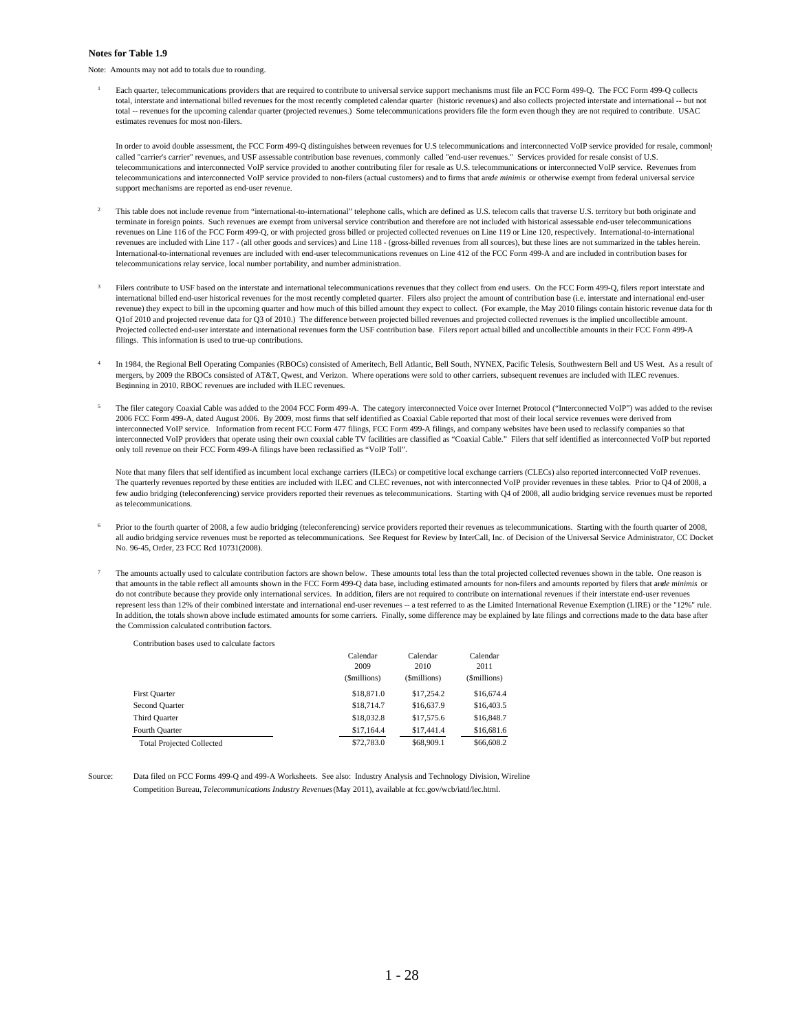**Notes for Table 1.9**

Note: Amounts may not add to totals due to rounding.

[1] Each quarter, telecommunications providers that are required to contribute to universal service support mechanisms must file an FCC Form 499-Q. The FCC Form 499-Q collects total, interstate and international billed revenues for the most recently completed calendar quarter (historic revenues) and also collects projected interstate and international -- but not total -- revenues for the upcoming calendar quarter (projected revenues.) Some telecommunications providers file the form even though they are not required to contribute. USAC estimates revenues for most non-filers.

In order to avoid double assessment, the FCC Form 499-Q distinguishes between revenues for U.S telecommunications and interconnected VoIP service provided for resale, commonly called "carrier's carrier" revenues, and USF assessable contribution base revenues, commonly called "end-user revenues." Services provided for resale consist of U.S. telecommunications and interconnected VoIP service provided to another contributing filer for resale as U.S. telecommunications or interconnected VoIP service. Revenues from telecommunications and interconnected VoIP service provided to non-filers (actual customers) and to firms that are *de minimis* or otherwise exempt from federal universal service support mechanisms are reported as end-user revenue.

[2] This table does not include revenue from "international-to-international" telephone calls, which are defined as U.S. telecom calls that traverse U.S. territory but both originate and terminate in foreign points. Such revenues are exempt from universal service contribution and therefore are not included with historical assessable end-user telecommunications revenues on Line 116 of the FCC Form 499-Q, or with projected gross billed or projected collected revenues on Line 119 or Line 120, respectively. International-to-international revenues are included with Line 117 - (all other goods and services) and Line 118 - (gross-billed revenues from all sources), but these lines are not summarized in the tables herein. International-to-international revenues are included with end-user telecommunications revenues on Line 412 of the FCC Form 499-A and are included in contribution bases for telecommunications relay service, local number portability, and number administration.

[3] Filers contribute to USF based on the interstate and international telecommunications revenues that they collect from end users. On the FCC Form 499-Q, filers report interstate and international billed end-user historical revenues for the most recently completed quarter. Filers also project the amount of contribution base (i.e. interstate and international end-user revenue) they expect to bill in the upcoming quarter and how much of this billed amount they expect to collect. (For example, the May 2010 filings contain historic revenue data for the Q1of 2010 and projected revenue data for Q3 of 2010.) The difference between projected billed revenues and projected collected revenues is the implied uncollectible amount. Projected collected end-user interstate and international revenues form the USF contribution base. Filers report actual billed and uncollectible amounts in their FCC Form 499-A filings. This information is used to true-up contributions.

[4] In 1984, the Regional Bell Operating Companies (RBOCs) consisted of Ameritech, Bell Atlantic, Bell South, NYNEX, Pacific Telesis, Southwestern Bell and US West. As a result of mergers, by 2009 the RBOCs consisted of AT&T, Qwest, and Verizon. Where operations were sold to other carriers, subsequent revenues are included with ILEC revenues. Beginning in 2010, RBOC revenues are included with ILEC revenues.

[5] The filer category Coaxial Cable was added to the 2004 FCC Form 499-A. The category interconnected Voice over Internet Protocol ("Interconnected VoIP") was added to the revised 2006 FCC Form 499-A, dated August 2006. By 2009, most firms that self identified as Coaxial Cable reported that most of their local service revenues were derived from interconnected VoIP service. Information from recent FCC Form 477 filings, FCC Form 499-A filings, and company websites have been used to reclassify companies so that interconnected VoIP providers that operate using their own coaxial cable TV facilities are classified as "Coaxial Cable." Filers that self identified as interconnected VoIP but reported only toll revenue on their FCC Form 499-A filings have been reclassified as "VoIP Toll".

Note that many filers that self identified as incumbent local exchange carriers (ILECs) or competitive local exchange carriers (CLECs) also reported interconnected VoIP revenues. The quarterly revenues reported by these entities are included with ILEC and CLEC revenues, not with interconnected VoIP provider revenues in these tables. Prior to Q4 of 2008, a few audio bridging (teleconferencing) service providers reported their revenues as telecommunications. Starting with Q4 of 2008, all audio bridging service revenues must be reported as telecommunications.

[6] Prior to the fourth quarter of 2008, a few audio bridging (teleconferencing) service providers reported their revenues as telecommunications. Starting with the fourth quarter of 2008, all audio bridging service revenues must be reported as telecommunications. See Request for Review by InterCall, Inc. of Decision of the Universal Service Administrator, CC Docket No. 96-45, Order, 23 FCC Rcd 10731(2008).

[7] The amounts actually used to calculate contribution factors are shown below. These amounts total less than the total projected collected revenues shown in the table. One reason is that amounts in the table reflect all amounts shown in the FCC Form 499-Q data base, including estimated amounts for non-filers and amounts reported by filers that are *de minimis* or do not contribute because they provide only international services. In addition, filers are not required to contribute on international revenues if their interstate end-user revenues represent less than 12% of their combined interstate and international end-user revenues -- a test referred to as the Limited International Revenue Exemption (LIRE) or the "12%" rule. In addition, the totals shown above include estimated amounts for some carriers. Finally, some difference may be explained by late filings and corrections made to the data base after the Commission calculated contribution factors.

Contribution bases used to calculate factors

| | Calendar 2009 ($millions) | Calendar 2010 ($millions) | Calendar 2011 ($millions) |
|---|---|---|---|
| First Quarter | $18,871.0 | $17,254.2 | $16,674.4 |
| Second Quarter | $18,714.7 | $16,637.9 | $16,403.5 |
| Third Quarter | $18,032.8 | $17,575.6 | $16,848.7 |
| Fourth Quarter | $17,164.4 | $17,441.4 | $16,681.6 |
| Total Projected Collected | $72,783.0 | $68,909.1 | $66,608.2 |

Source: Data filed on FCC Forms 499-Q and 499-A Worksheets. See also: Industry Analysis and Technology Division, Wireline Competition Bureau, *Telecommunications Industry Revenues* (May 2011), available at fcc.gov/wcb/iatd/lec.html.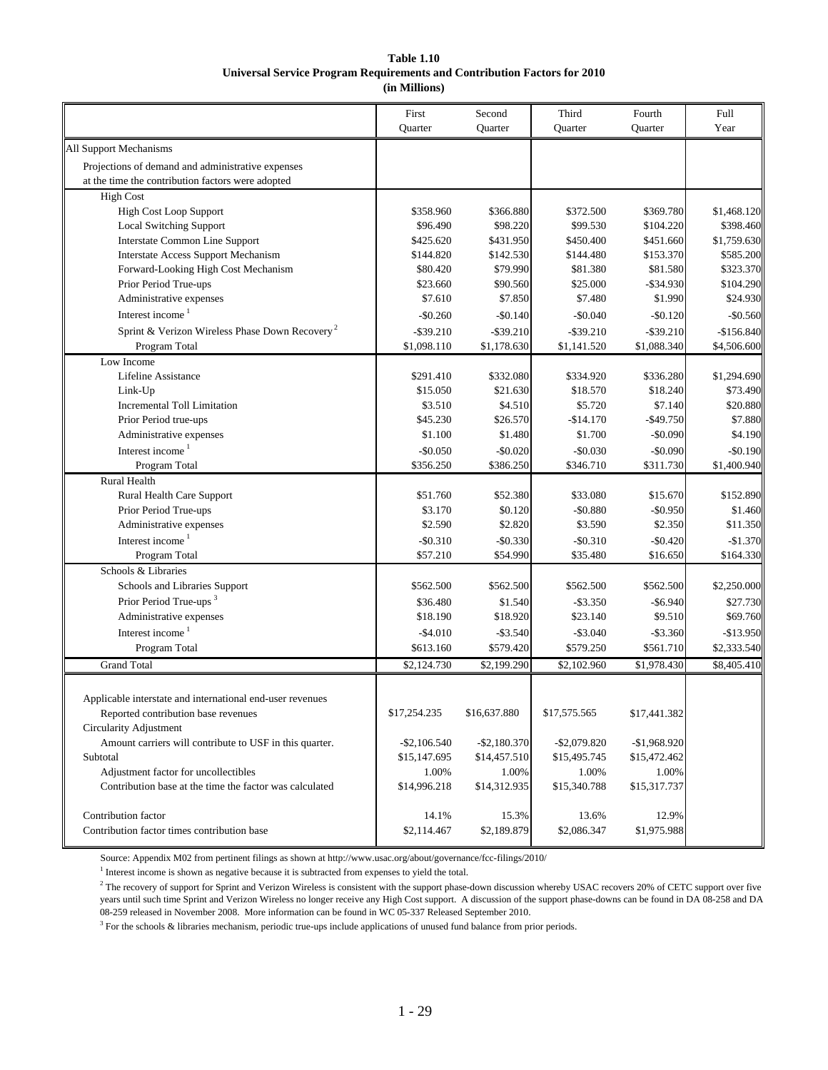**Table 1.10**
**Universal Service Program Requirements and Contribution Factors for 2010**
**(in Millions)**

| | First Quarter | Second Quarter | Third Quarter | Fourth Quarter | Full Year |
|---|---|---|---|---|---|
| All Support Mechanisms | | | | | |
| Projections of demand and administrative expenses at the time the contribution factors were adopted | | | | | |
| High Cost | | | | | |
| High Cost Loop Support | $358.960 | $366.880 | $372.500 | $369.780 | $1,468.120 |
| Local Switching Support | $96.490 | $98.220 | $99.530 | $104.220 | $398.460 |
| Interstate Common Line Support | $425.620 | $431.950 | $450.400 | $451.660 | $1,759.630 |
| Interstate Access Support Mechanism | $144.820 | $142.530 | $144.480 | $153.370 | $585.200 |
| Forward-Looking High Cost Mechanism | $80.420 | $79.990 | $81.380 | $81.580 | $323.370 |
| Prior Period True-ups | $23.660 | $90.560 | $25.000 | -$34.930 | $104.290 |
| Administrative expenses | $7.610 | $7.850 | $7.480 | $1.990 | $24.930 |
| Interest income [1] | -$0.260 | -$0.140 | -$0.040 | -$0.120 | -$0.560 |
| Sprint & Verizon Wireless Phase Down Recovery [2] | -$39.210 | -$39.210 | -$39.210 | -$39.210 | -$156.840 |
| Program Total | $1,098.110 | $1,178.630 | $1,141.520 | $1,088.340 | $4,506.600 |
| Low Income | | | | | |
| Lifeline Assistance | $291.410 | $332.080 | $334.920 | $336.280 | $1,294.690 |
| Link-Up | $15.050 | $21.630 | $18.570 | $18.240 | $73.490 |
| Incremental Toll Limitation | $3.510 | $4.510 | $5.720 | $7.140 | $20.880 |
| Prior Period true-ups | $45.230 | $26.570 | -$14.170 | -$49.750 | $7.880 |
| Administrative expenses | $1.100 | $1.480 | $1.700 | -$0.090 | $4.190 |
| Interest income [1] | -$0.050 | -$0.020 | -$0.030 | -$0.090 | -$0.190 |
| Program Total | $356.250 | $386.250 | $346.710 | $311.730 | $1,400.940 |
| Rural Health | | | | | |
| Rural Health Care Support | $51.760 | $52.380 | $33.080 | $15.670 | $152.890 |
| Prior Period True-ups | $3.170 | $0.120 | -$0.880 | -$0.950 | $1.460 |
| Administrative expenses | $2.590 | $2.820 | $3.590 | $2.350 | $11.350 |
| Interest income [1] | -$0.310 | -$0.330 | -$0.310 | -$0.420 | -$1.370 |
| Program Total | $57.210 | $54.990 | $35.480 | $16.650 | $164.330 |
| Schools & Libraries | | | | | |
| Schools and Libraries Support | $562.500 | $562.500 | $562.500 | $562.500 | $2,250.000 |
| Prior Period True-ups [3] | $36.480 | $1.540 | -$3.350 | -$6.940 | $27.730 |
| Administrative expenses | $18.190 | $18.920 | $23.140 | $9.510 | $69.760 |
| Interest income [1] | -$4.010 | -$3.540 | -$3.040 | -$3.360 | -$13.950 |
| Program Total | $613.160 | $579.420 | $579.250 | $561.710 | $2,333.540 |
| Grand Total | $2,124.730 | $2,199.290 | $2,102.960 | $1,978.430 | $8,405.410 |
| | | | | | |
| Applicable interstate and international end-user revenues | | | | | |
| Reported contribution base revenues | $17,254.235 | $16,637.880 | $17,575.565 | $17,441.382 | |
| Circularity Adjustment | | | | | |
| Amount carriers will contribute to USF in this quarter. | -$2,106.540 | -$2,180.370 | -$2,079.820 | -$1,968.920 | |
| Subtotal | $15,147.695 | $14,457.510 | $15,495.745 | $15,472.462 | |
| Adjustment factor for uncollectibles | 1.00% | 1.00% | 1.00% | 1.00% | |
| Contribution base at the time the factor was calculated | $14,996.218 | $14,312.935 | $15,340.788 | $15,317.737 | |
| | | | | | |
| Contribution factor | 14.1% | 15.3% | 13.6% | 12.9% | |
| Contribution factor times contribution base | $2,114.467 | $2,189.879 | $2,086.347 | $1,975.988 | |

Source: Appendix M02 from pertinent filings as shown at http://www.usac.org/about/governance/fcc-filings/2010/

[1] Interest income is shown as negative because it is subtracted from expenses to yield the total.

[2] The recovery of support for Sprint and Verizon Wireless is consistent with the support phase-down discussion whereby USAC recovers 20% of CETC support over five years until such time Sprint and Verizon Wireless no longer receive any High Cost support. A discussion of the support phase-downs can be found in DA 08-258 and DA 08-259 released in November 2008. More information can be found in WC 05-337 Released September 2010.

[3] For the schools & libraries mechanism, periodic true-ups include applications of unused fund balance from prior periods.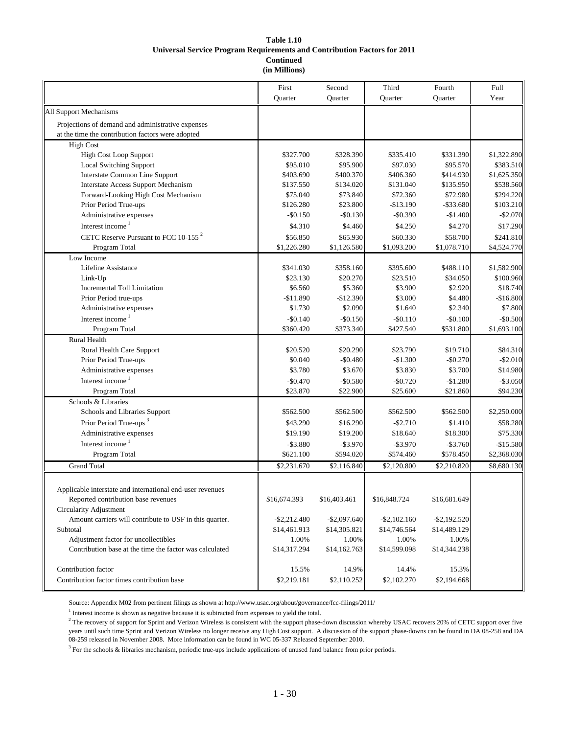**Table 1.10**
**Universal Service Program Requirements and Contribution Factors for 2011**
**Continued**
**(in Millions)**

| | First Quarter | Second Quarter | Third Quarter | Fourth Quarter | Full Year |
|---|---|---|---|---|---|
| All Support Mechanisms | | | | | |
| Projections of demand and administrative expenses at the time the contribution factors were adopted | | | | | |
| High Cost | | | | | |
| High Cost Loop Support | $327.700 | $328.390 | $335.410 | $331.390 | $1,322.890 |
| Local Switching Support | $95.010 | $95.900 | $97.030 | $95.570 | $383.510 |
| Interstate Common Line Support | $403.690 | $400.370 | $406.360 | $414.930 | $1,625.350 |
| Interstate Access Support Mechanism | $137.550 | $134.020 | $131.040 | $135.950 | $538.560 |
| Forward-Looking High Cost Mechanism | $75.040 | $73.840 | $72.360 | $72.980 | $294.220 |
| Prior Period True-ups | $126.280 | $23.800 | -$13.190 | -$33.680 | $103.210 |
| Administrative expenses | -$0.150 | -$0.130 | -$0.390 | -$1.400 | -$2.070 |
| Interest income [1] | $4.310 | $4.460 | $4.250 | $4.270 | $17.290 |
| CETC Reserve Pursuant to FCC 10-155 [2] | $56.850 | $65.930 | $60.330 | $58.700 | $241.810 |
| Program Total | $1,226.280 | $1,126.580 | $1,093.200 | $1,078.710 | $4,524.770 |
| Low Income | | | | | |
| Lifeline Assistance | $341.030 | $358.160 | $395.600 | $488.110 | $1,582.900 |
| Link-Up | $23.130 | $20.270 | $23.510 | $34.050 | $100.960 |
| Incremental Toll Limitation | $6.560 | $5.360 | $3.900 | $2.920 | $18.740 |
| Prior Period true-ups | -$11.890 | -$12.390 | $3.000 | $4.480 | -$16.800 |
| Administrative expenses | $1.730 | $2.090 | $1.640 | $2.340 | $7.800 |
| Interest income [1] | -$0.140 | -$0.150 | -$0.110 | -$0.100 | -$0.500 |
| Program Total | $360.420 | $373.340 | $427.540 | $531.800 | $1,693.100 |
| Rural Health | | | | | |
| Rural Health Care Support | $20.520 | $20.290 | $23.790 | $19.710 | $84.310 |
| Prior Period True-ups | $0.040 | -$0.480 | -$1.300 | -$0.270 | -$2.010 |
| Administrative expenses | $3.780 | $3.670 | $3.830 | $3.700 | $14.980 |
| Interest income [1] | -$0.470 | -$0.580 | -$0.720 | -$1.280 | -$3.050 |
| Program Total | $23.870 | $22.900 | $25.600 | $21.860 | $94.230 |
| Schools & Libraries | | | | | |
| Schools and Libraries Support | $562.500 | $562.500 | $562.500 | $562.500 | $2,250.000 |
| Prior Period True-ups [3] | $43.290 | $16.290 | -$2.710 | $1.410 | $58.280 |
| Administrative expenses | $19.190 | $19.200 | $18.640 | $18.300 | $75.330 |
| Interest income [1] | -$3.880 | -$3.970 | -$3.970 | -$3.760 | -$15.580 |
| Program Total | $621.100 | $594.020 | $574.460 | $578.450 | $2,368.030 |
| Grand Total | $2,231.670 | $2,116.840 | $2,120.800 | $2,210.820 | $8,680.130 |
| Applicable interstate and international end-user revenues | | | | | |
| Reported contribution base revenues | $16,674.393 | $16,403.461 | $16,848.724 | $16,681.649 | |
| Circularity Adjustment | | | | | |
| Amount carriers will contribute to USF in this quarter. | -$2,212.480 | -$2,097.640 | -$2,102.160 | -$2,192.520 | |
| Subtotal | $14,461.913 | $14,305.821 | $14,746.564 | $14,489.129 | |
| Adjustment factor for uncollectibles | 1.00% | 1.00% | 1.00% | 1.00% | |
| Contribution base at the time the factor was calculated | $14,317.294 | $14,162.763 | $14,599.098 | $14,344.238 | |
| Contribution factor | 15.5% | 14.9% | 14.4% | 15.3% | |
| Contribution factor times contribution base | $2,219.181 | $2,110.252 | $2,102.270 | $2,194.668 | |

Source: Appendix M02 from pertinent filings as shown at http://www.usac.org/about/governance/fcc-filings/2011/

[1] Interest income is shown as negative because it is subtracted from expenses to yield the total.

[2] The recovery of support for Sprint and Verizon Wireless is consistent with the support phase-down discussion whereby USAC recovers 20% of CETC support over five years until such time Sprint and Verizon Wireless no longer receive any High Cost support. A discussion of the support phase-downs can be found in DA 08-258 and DA 08-259 released in November 2008. More information can be found in WC 05-337 Released September 2010.

[3] For the schools & libraries mechanism, periodic true-ups include applications of unused fund balance from prior periods.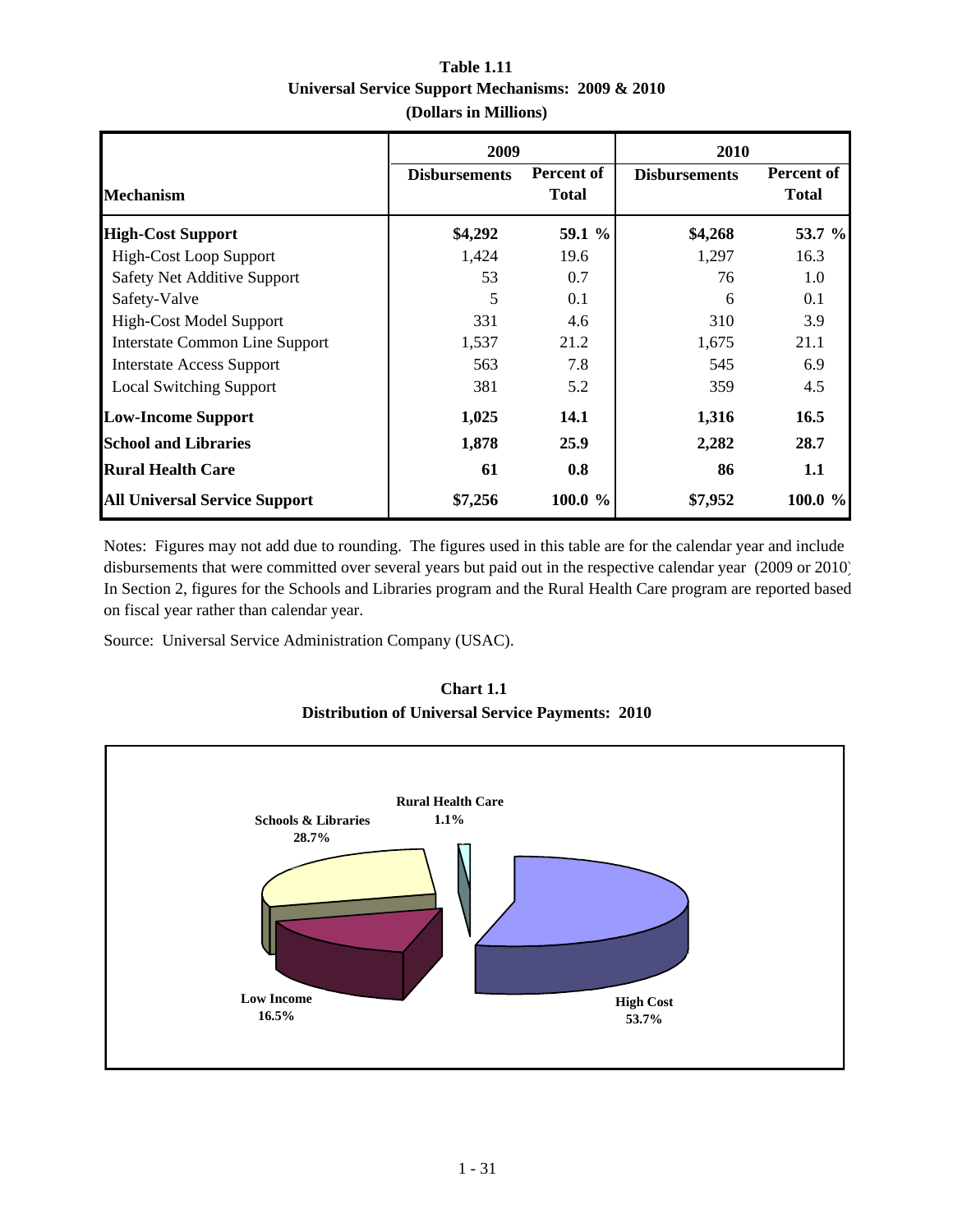**Table 1.11**
**Universal Service Support Mechanisms: 2009 & 2010**
**(Dollars in Millions)**

| Mechanism | 2009 Disbursements | 2009 Percent of Total | 2010 Disbursements | 2010 Percent of Total |
|---|---|---|---|---|
| **High-Cost Support** | **$4,292** | **59.1 %** | **$4,268** | **53.7 %** |
| High-Cost Loop Support | 1,424 | 19.6 | 1,297 | 16.3 |
| Safety Net Additive Support | 53 | 0.7 | 76 | 1.0 |
| Safety-Valve | 5 | 0.1 | 6 | 0.1 |
| High-Cost Model Support | 331 | 4.6 | 310 | 3.9 |
| Interstate Common Line Support | 1,537 | 21.2 | 1,675 | 21.1 |
| Interstate Access Support | 563 | 7.8 | 545 | 6.9 |
| Local Switching Support | 381 | 5.2 | 359 | 4.5 |
| **Low-Income Support** | **1,025** | **14.1** | **1,316** | **16.5** |
| **School and Libraries** | **1,878** | **25.9** | **2,282** | **28.7** |
| **Rural Health Care** | **61** | **0.8** | **86** | **1.1** |
| **All Universal Service Support** | **$7,256** | **100.0 %** | **$7,952** | **100.0 %** |

Notes: Figures may not add due to rounding. The figures used in this table are for the calendar year and include disbursements that were committed over several years but paid out in the respective calendar year (2009 or 2010). In Section 2, figures for the Schools and Libraries program and the Rural Health Care program are reported based on fiscal year rather than calendar year.

Source: Universal Service Administration Company (USAC).

**Chart 1.1**
**Distribution of Universal Service Payments: 2010**

| Category | Percent |
|---|---|
| High Cost | 53.7% |
| Schools & Libraries | 28.7% |
| Low Income | 16.5% |
| Rural Health Care | 1.1% |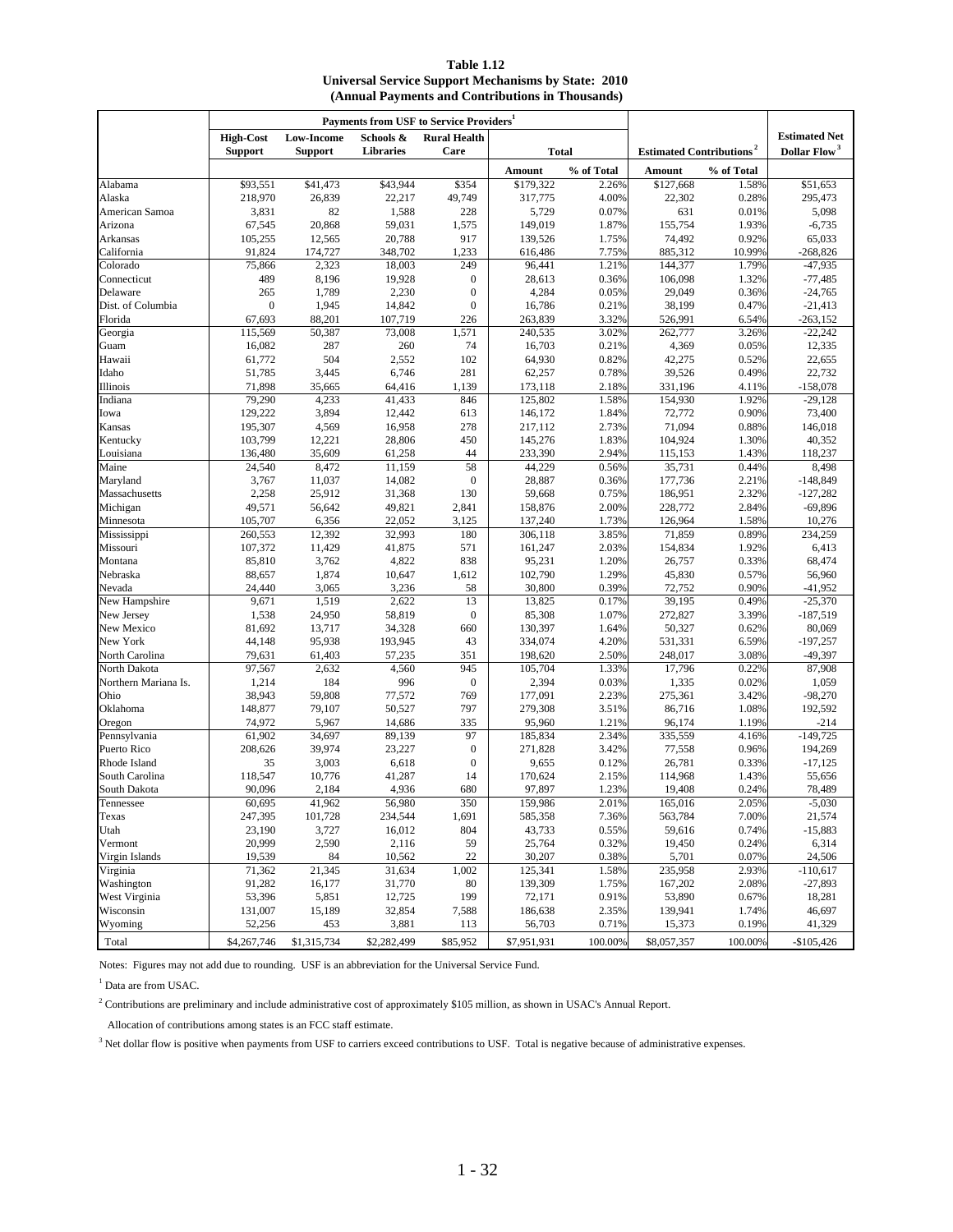**Table 1.12**
**Universal Service Support Mechanisms by State: 2010**
**(Annual Payments and Contributions in Thousands)**

| | Payments from USF to Service Providers[1] | | | | | | | | |
|---|---|---|---|---|---|---|---|---|---|
| | High-Cost Support | Low-Income Support | Schools & Libraries | Rural Health Care | Total | | Estimated Contributions[2] | | Estimated Net Dollar Flow[3] |
| | | | | | Amount | % of Total | Amount | % of Total | |
| Alabama | $93,551 | $41,473 | $43,944 | $354 | $179,322 | 2.26% | $127,668 | 1.58% | $51,653 |
| Alaska | 218,970 | 26,839 | 22,217 | 49,749 | 317,775 | 4.00% | 22,302 | 0.28% | 295,473 |
| American Samoa | 3,831 | 82 | 1,588 | 228 | 5,729 | 0.07% | 631 | 0.01% | 5,098 |
| Arizona | 67,545 | 20,868 | 59,031 | 1,575 | 149,019 | 1.87% | 155,754 | 1.93% | -6,735 |
| Arkansas | 105,255 | 12,565 | 20,788 | 917 | 139,526 | 1.75% | 74,492 | 0.92% | 65,033 |
| California | 91,824 | 174,727 | 348,702 | 1,233 | 616,486 | 7.75% | 885,312 | 10.99% | -268,826 |
| Colorado | 75,866 | 2,323 | 18,003 | 249 | 96,441 | 1.21% | 144,377 | 1.79% | -47,935 |
| Connecticut | 489 | 8,196 | 19,928 | 0 | 28,613 | 0.36% | 106,098 | 1.32% | -77,485 |
| Delaware | 265 | 1,789 | 2,230 | 0 | 4,284 | 0.05% | 29,049 | 0.36% | -24,765 |
| Dist. of Columbia | 0 | 1,945 | 14,842 | 0 | 16,786 | 0.21% | 38,199 | 0.47% | -21,413 |
| Florida | 67,693 | 88,201 | 107,719 | 226 | 263,839 | 3.32% | 526,991 | 6.54% | -263,152 |
| Georgia | 115,569 | 50,387 | 73,008 | 1,571 | 240,535 | 3.02% | 262,777 | 3.26% | -22,242 |
| Guam | 16,082 | 287 | 260 | 74 | 16,703 | 0.21% | 4,369 | 0.05% | 12,335 |
| Hawaii | 61,772 | 504 | 2,552 | 102 | 64,930 | 0.82% | 42,275 | 0.52% | 22,655 |
| Idaho | 51,785 | 3,445 | 6,746 | 281 | 62,257 | 0.78% | 39,526 | 0.49% | 22,732 |
| Illinois | 71,898 | 35,665 | 64,416 | 1,139 | 173,118 | 2.18% | 331,196 | 4.11% | -158,078 |
| Indiana | 79,290 | 4,233 | 41,433 | 846 | 125,802 | 1.58% | 154,930 | 1.92% | -29,128 |
| Iowa | 129,222 | 3,894 | 12,442 | 613 | 146,172 | 1.84% | 72,772 | 0.90% | 73,400 |
| Kansas | 195,307 | 4,569 | 16,958 | 278 | 217,112 | 2.73% | 71,094 | 0.88% | 146,018 |
| Kentucky | 103,799 | 12,221 | 28,806 | 450 | 145,276 | 1.83% | 104,924 | 1.30% | 40,352 |
| Louisiana | 136,480 | 35,609 | 61,258 | 44 | 233,390 | 2.94% | 115,153 | 1.43% | 118,237 |
| Maine | 24,540 | 8,472 | 11,159 | 58 | 44,229 | 0.56% | 35,731 | 0.44% | 8,498 |
| Maryland | 3,767 | 11,037 | 14,082 | 0 | 28,887 | 0.36% | 177,736 | 2.21% | -148,849 |
| Massachusetts | 2,258 | 25,912 | 31,368 | 130 | 59,668 | 0.75% | 186,951 | 2.32% | -127,282 |
| Michigan | 49,571 | 56,642 | 49,821 | 2,841 | 158,876 | 2.00% | 228,772 | 2.84% | -69,896 |
| Minnesota | 105,707 | 6,356 | 22,052 | 3,125 | 137,240 | 1.73% | 126,964 | 1.58% | 10,276 |
| Mississippi | 260,553 | 12,392 | 32,993 | 180 | 306,118 | 3.85% | 71,859 | 0.89% | 234,259 |
| Missouri | 107,372 | 11,429 | 41,875 | 571 | 161,247 | 2.03% | 154,834 | 1.92% | 6,413 |
| Montana | 85,810 | 3,762 | 4,822 | 838 | 95,231 | 1.20% | 26,757 | 0.33% | 68,474 |
| Nebraska | 88,657 | 1,874 | 10,647 | 1,612 | 102,790 | 1.29% | 45,830 | 0.57% | 56,960 |
| Nevada | 24,440 | 3,065 | 3,236 | 58 | 30,800 | 0.39% | 72,752 | 0.90% | -41,952 |
| New Hampshire | 9,671 | 1,519 | 2,622 | 13 | 13,825 | 0.17% | 39,195 | 0.49% | -25,370 |
| New Jersey | 1,538 | 24,950 | 58,819 | 0 | 85,308 | 1.07% | 272,827 | 3.39% | -187,519 |
| New Mexico | 81,692 | 13,717 | 34,328 | 660 | 130,397 | 1.64% | 50,327 | 0.62% | 80,069 |
| New York | 44,148 | 95,938 | 193,945 | 43 | 334,074 | 4.20% | 531,331 | 6.59% | -197,257 |
| North Carolina | 79,631 | 61,403 | 57,235 | 351 | 198,620 | 2.50% | 248,017 | 3.08% | -49,397 |
| North Dakota | 97,567 | 2,632 | 4,560 | 945 | 105,704 | 1.33% | 17,796 | 0.22% | 87,908 |
| Northern Mariana Is. | 1,214 | 184 | 996 | 0 | 2,394 | 0.03% | 1,335 | 0.02% | 1,059 |
| Ohio | 38,943 | 59,808 | 77,572 | 769 | 177,091 | 2.23% | 275,361 | 3.42% | -98,270 |
| Oklahoma | 148,877 | 79,107 | 50,527 | 797 | 279,308 | 3.51% | 86,716 | 1.08% | 192,592 |
| Oregon | 74,972 | 5,967 | 14,686 | 335 | 95,960 | 1.21% | 96,174 | 1.19% | -214 |
| Pennsylvania | 61,902 | 34,697 | 89,139 | 97 | 185,834 | 2.34% | 335,559 | 4.16% | -149,725 |
| Puerto Rico | 208,626 | 39,974 | 23,227 | 0 | 271,828 | 3.42% | 77,558 | 0.96% | 194,269 |
| Rhode Island | 35 | 3,003 | 6,618 | 0 | 9,655 | 0.12% | 26,781 | 0.33% | -17,125 |
| South Carolina | 118,547 | 10,776 | 41,287 | 14 | 170,624 | 2.15% | 114,968 | 1.43% | 55,656 |
| South Dakota | 90,096 | 2,184 | 4,936 | 680 | 97,897 | 1.23% | 19,408 | 0.24% | 78,489 |
| Tennessee | 60,695 | 41,962 | 56,980 | 350 | 159,986 | 2.01% | 165,016 | 2.05% | -5,030 |
| Texas | 247,395 | 101,728 | 234,544 | 1,691 | 585,358 | 7.36% | 563,784 | 7.00% | 21,574 |
| Utah | 23,190 | 3,727 | 16,012 | 804 | 43,733 | 0.55% | 59,616 | 0.74% | -15,883 |
| Vermont | 20,999 | 2,590 | 2,116 | 59 | 25,764 | 0.32% | 19,450 | 0.24% | 6,314 |
| Virgin Islands | 19,539 | 84 | 10,562 | 22 | 30,207 | 0.38% | 5,701 | 0.07% | 24,506 |
| Virginia | 71,362 | 21,345 | 31,634 | 1,002 | 125,341 | 1.58% | 235,958 | 2.93% | -110,617 |
| Washington | 91,282 | 16,177 | 31,770 | 80 | 139,309 | 1.75% | 167,202 | 2.08% | -27,893 |
| West Virginia | 53,396 | 5,851 | 12,725 | 199 | 72,171 | 0.91% | 53,890 | 0.67% | 18,281 |
| Wisconsin | 131,007 | 15,189 | 32,854 | 7,588 | 186,638 | 2.35% | 139,941 | 1.74% | 46,697 |
| Wyoming | 52,256 | 453 | 3,881 | 113 | 56,703 | 0.71% | 15,373 | 0.19% | 41,329 |
| Total | $4,267,746 | $1,315,734 | $2,282,499 | $85,952 | $7,951,931 | 100.00% | $8,057,357 | 100.00% | -$105,426 |

Notes: Figures may not add due to rounding. USF is an abbreviation for the Universal Service Fund.

[1] Data are from USAC.

[2] Contributions are preliminary and include administrative cost of approximately $105 million, as shown in USAC's Annual Report.

Allocation of contributions among states is an FCC staff estimate.

[3] Net dollar flow is positive when payments from USF to carriers exceed contributions to USF. Total is negative because of administrative expenses.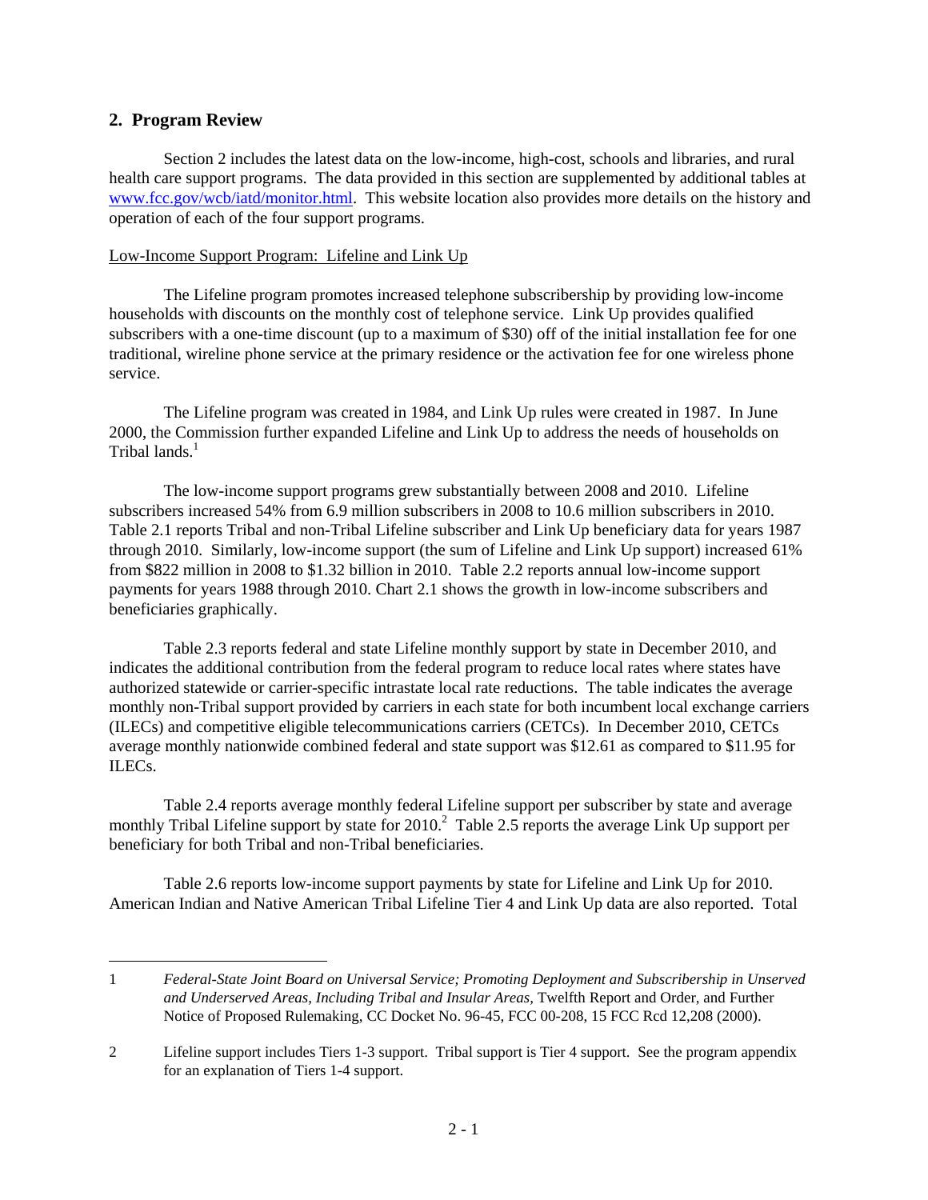## 2. Program Review

Section 2 includes the latest data on the low-income, high-cost, schools and libraries, and rural health care support programs. The data provided in this section are supplemented by additional tables at [www.fcc.gov/wcb/iatd/monitor.html](www.fcc.gov/wcb/iatd/monitor.html). This website location also provides more details on the history and operation of each of the four support programs.

Low-Income Support Program: Lifeline and Link Up

The Lifeline program promotes increased telephone subscribership by providing low-income households with discounts on the monthly cost of telephone service. Link Up provides qualified subscribers with a one-time discount (up to a maximum of $30) off of the initial installation fee for one traditional, wireline phone service at the primary residence or the activation fee for one wireless phone service.

The Lifeline program was created in 1984, and Link Up rules were created in 1987. In June 2000, the Commission further expanded Lifeline and Link Up to address the needs of households on Tribal lands.[1]

The low-income support programs grew substantially between 2008 and 2010. Lifeline subscribers increased 54% from 6.9 million subscribers in 2008 to 10.6 million subscribers in 2010. Table 2.1 reports Tribal and non-Tribal Lifeline subscriber and Link Up beneficiary data for years 1987 through 2010. Similarly, low-income support (the sum of Lifeline and Link Up support) increased 61% from $822 million in 2008 to $1.32 billion in 2010. Table 2.2 reports annual low-income support payments for years 1988 through 2010. Chart 2.1 shows the growth in low-income subscribers and beneficiaries graphically.

Table 2.3 reports federal and state Lifeline monthly support by state in December 2010, and indicates the additional contribution from the federal program to reduce local rates where states have authorized statewide or carrier-specific intrastate local rate reductions. The table indicates the average monthly non-Tribal support provided by carriers in each state for both incumbent local exchange carriers (ILECs) and competitive eligible telecommunications carriers (CETCs). In December 2010, CETCs average monthly nationwide combined federal and state support was $12.61 as compared to $11.95 for ILECs.

Table 2.4 reports average monthly federal Lifeline support per subscriber by state and average monthly Tribal Lifeline support by state for 2010.[2] Table 2.5 reports the average Link Up support per beneficiary for both Tribal and non-Tribal beneficiaries.

Table 2.6 reports low-income support payments by state for Lifeline and Link Up for 2010. American Indian and Native American Tribal Lifeline Tier 4 and Link Up data are also reported. Total

---

1 *Federal-State Joint Board on Universal Service; Promoting Deployment and Subscribership in Unserved and Underserved Areas, Including Tribal and Insular Areas,* Twelfth Report and Order, and Further Notice of Proposed Rulemaking, CC Docket No. 96-45, FCC 00-208, 15 FCC Rcd 12,208 (2000).

2 Lifeline support includes Tiers 1-3 support. Tribal support is Tier 4 support. See the program appendix for an explanation of Tiers 1-4 support.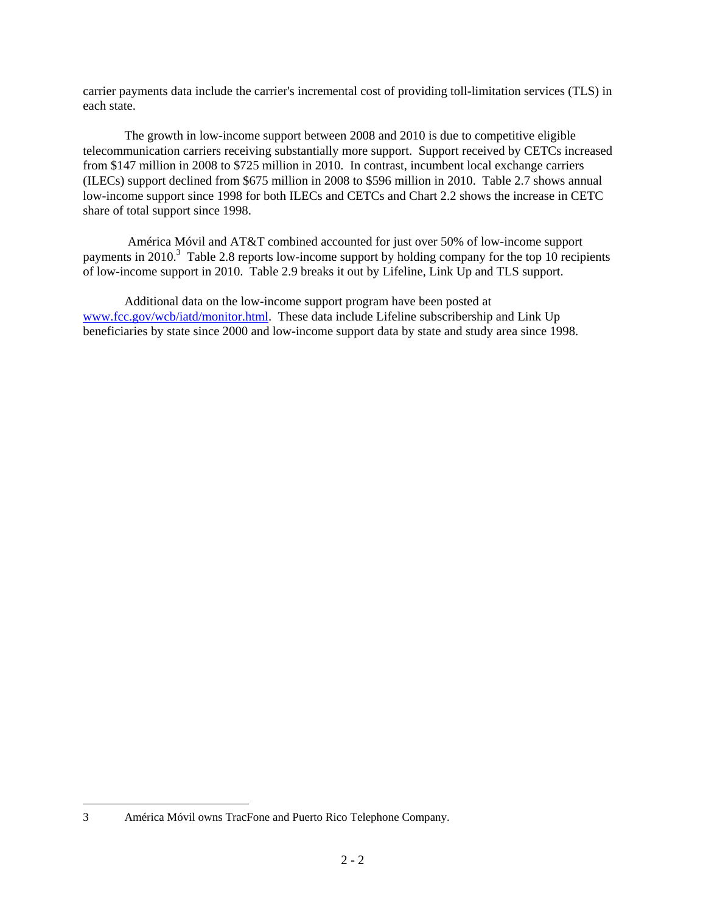carrier payments data include the carrier's incremental cost of providing toll-limitation services (TLS) in each state.

The growth in low-income support between 2008 and 2010 is due to competitive eligible telecommunication carriers receiving substantially more support. Support received by CETCs increased from $147 million in 2008 to $725 million in 2010. In contrast, incumbent local exchange carriers (ILECs) support declined from $675 million in 2008 to $596 million in 2010. Table 2.7 shows annual low-income support since 1998 for both ILECs and CETCs and Chart 2.2 shows the increase in CETC share of total support since 1998.

América Móvil and AT&T combined accounted for just over 50% of low-income support payments in 2010.[3] Table 2.8 reports low-income support by holding company for the top 10 recipients of low-income support in 2010. Table 2.9 breaks it out by Lifeline, Link Up and TLS support.

Additional data on the low-income support program have been posted at www.fcc.gov/wcb/iatd/monitor.html. These data include Lifeline subscribership and Link Up beneficiaries by state since 2000 and low-income support data by state and study area since 1998.

---

3 América Móvil owns TracFone and Puerto Rico Telephone Company.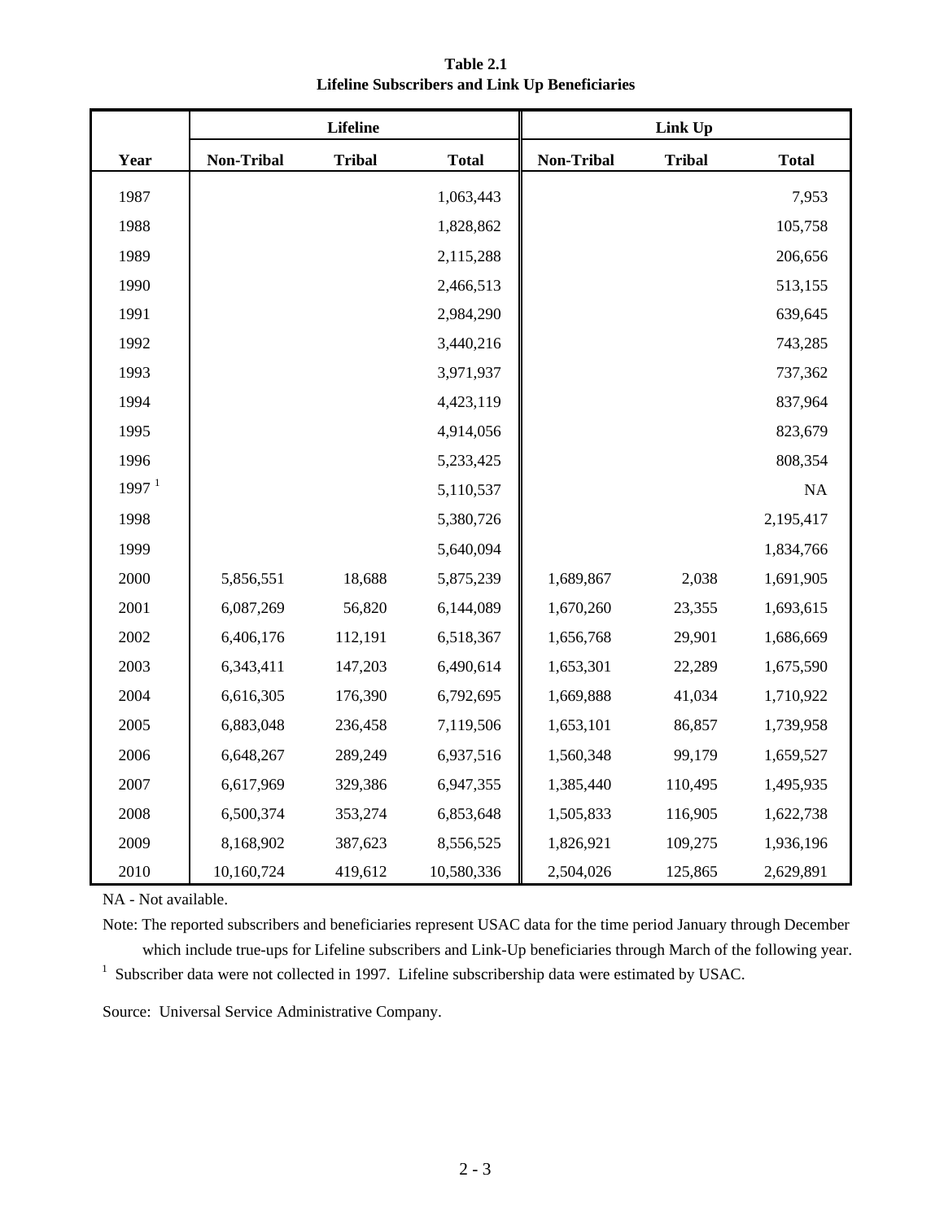**Table 2.1**
**Lifeline Subscribers and Link Up Beneficiaries**

| | Lifeline | | | Link Up | | |
|---|---|---|---|---|---|---|
| **Year** | **Non-Tribal** | **Tribal** | **Total** | **Non-Tribal** | **Tribal** | **Total** |
| 1987 | | | 1,063,443 | | | 7,953 |
| 1988 | | | 1,828,862 | | | 105,758 |
| 1989 | | | 2,115,288 | | | 206,656 |
| 1990 | | | 2,466,513 | | | 513,155 |
| 1991 | | | 2,984,290 | | | 639,645 |
| 1992 | | | 3,440,216 | | | 743,285 |
| 1993 | | | 3,971,937 | | | 737,362 |
| 1994 | | | 4,423,119 | | | 837,964 |
| 1995 | | | 4,914,056 | | | 823,679 |
| 1996 | | | 5,233,425 | | | 808,354 |
| 1997 [1] | | | 5,110,537 | | | NA |
| 1998 | | | 5,380,726 | | | 2,195,417 |
| 1999 | | | 5,640,094 | | | 1,834,766 |
| 2000 | 5,856,551 | 18,688 | 5,875,239 | 1,689,867 | 2,038 | 1,691,905 |
| 2001 | 6,087,269 | 56,820 | 6,144,089 | 1,670,260 | 23,355 | 1,693,615 |
| 2002 | 6,406,176 | 112,191 | 6,518,367 | 1,656,768 | 29,901 | 1,686,669 |
| 2003 | 6,343,411 | 147,203 | 6,490,614 | 1,653,301 | 22,289 | 1,675,590 |
| 2004 | 6,616,305 | 176,390 | 6,792,695 | 1,669,888 | 41,034 | 1,710,922 |
| 2005 | 6,883,048 | 236,458 | 7,119,506 | 1,653,101 | 86,857 | 1,739,958 |
| 2006 | 6,648,267 | 289,249 | 6,937,516 | 1,560,348 | 99,179 | 1,659,527 |
| 2007 | 6,617,969 | 329,386 | 6,947,355 | 1,385,440 | 110,495 | 1,495,935 |
| 2008 | 6,500,374 | 353,274 | 6,853,648 | 1,505,833 | 116,905 | 1,622,738 |
| 2009 | 8,168,902 | 387,623 | 8,556,525 | 1,826,921 | 109,275 | 1,936,196 |
| 2010 | 10,160,724 | 419,612 | 10,580,336 | 2,504,026 | 125,865 | 2,629,891 |

NA - Not available.

Note: The reported subscribers and beneficiaries represent USAC data for the time period January through December which include true-ups for Lifeline subscribers and Link-Up beneficiaries through March of the following year.

[1] Subscriber data were not collected in 1997. Lifeline subscribership data were estimated by USAC.

Source: Universal Service Administrative Company.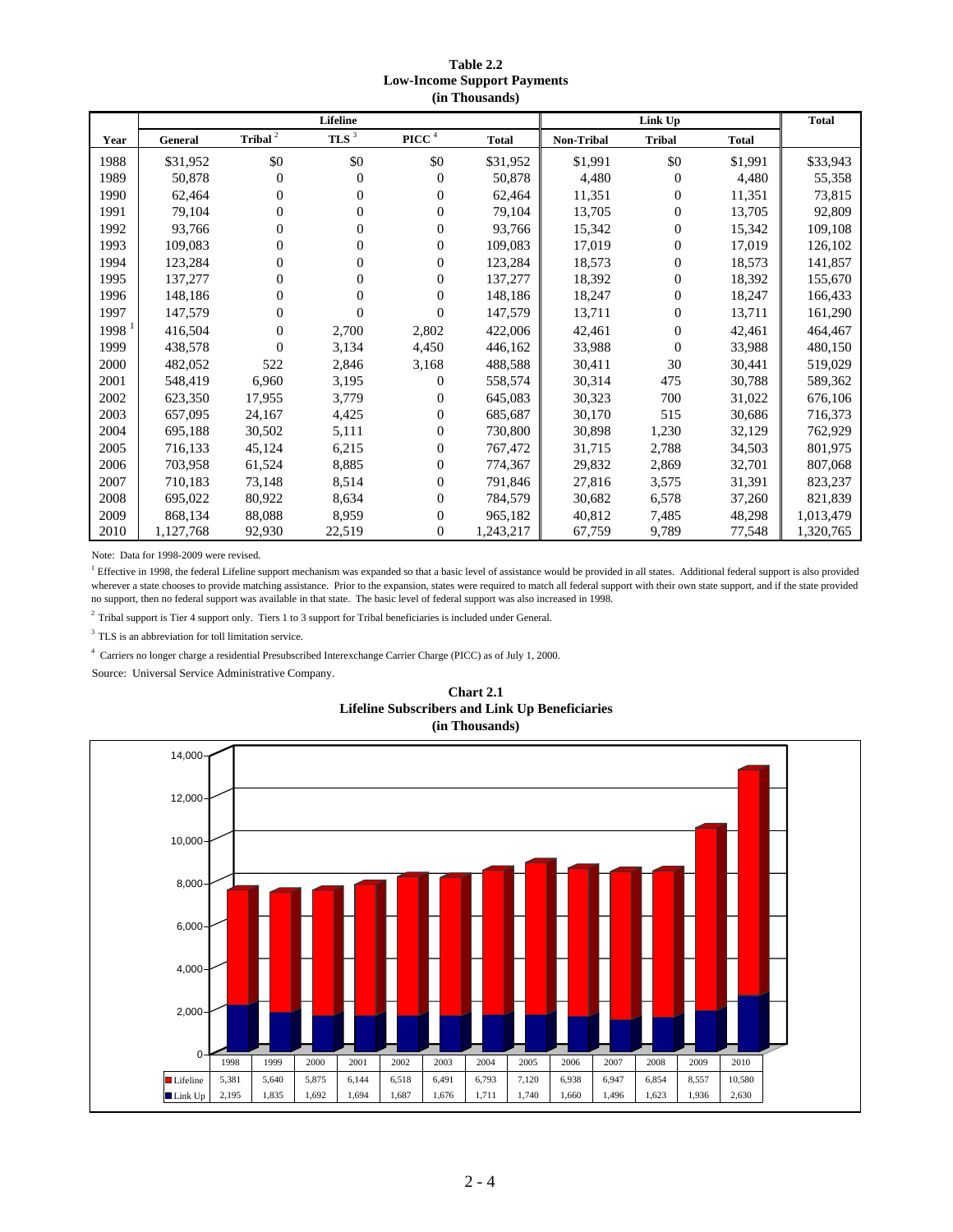**Table 2.2**
**Low-Income Support Payments**
**(in Thousands)**

| | Lifeline | | | | | Link Up | | | Total |
|---|---|---|---|---|---|---|---|---|---|
| Year | General | Tribal [2] | TLS [3] | PICC [4] | Total | Non-Tribal | Tribal | Total | |
| 1988 | $31,952 | $0 | $0 | $0 | $31,952 | $1,991 | $0 | $1,991 | $33,943 |
| 1989 | 50,878 | 0 | 0 | 0 | 50,878 | 4,480 | 0 | 4,480 | 55,358 |
| 1990 | 62,464 | 0 | 0 | 0 | 62,464 | 11,351 | 0 | 11,351 | 73,815 |
| 1991 | 79,104 | 0 | 0 | 0 | 79,104 | 13,705 | 0 | 13,705 | 92,809 |
| 1992 | 93,766 | 0 | 0 | 0 | 93,766 | 15,342 | 0 | 15,342 | 109,108 |
| 1993 | 109,083 | 0 | 0 | 0 | 109,083 | 17,019 | 0 | 17,019 | 126,102 |
| 1994 | 123,284 | 0 | 0 | 0 | 123,284 | 18,573 | 0 | 18,573 | 141,857 |
| 1995 | 137,277 | 0 | 0 | 0 | 137,277 | 18,392 | 0 | 18,392 | 155,670 |
| 1996 | 148,186 | 0 | 0 | 0 | 148,186 | 18,247 | 0 | 18,247 | 166,433 |
| 1997 | 147,579 | 0 | 0 | 0 | 147,579 | 13,711 | 0 | 13,711 | 161,290 |
| 1998 [1] | 416,504 | 0 | 2,700 | 2,802 | 422,006 | 42,461 | 0 | 42,461 | 464,467 |
| 1999 | 438,578 | 0 | 3,134 | 4,450 | 446,162 | 33,988 | 0 | 33,988 | 480,150 |
| 2000 | 482,052 | 522 | 2,846 | 3,168 | 488,588 | 30,411 | 30 | 30,441 | 519,029 |
| 2001 | 548,419 | 6,960 | 3,195 | 0 | 558,574 | 30,314 | 475 | 30,788 | 589,362 |
| 2002 | 623,350 | 17,955 | 3,779 | 0 | 645,083 | 30,323 | 700 | 31,022 | 676,106 |
| 2003 | 657,095 | 24,167 | 4,425 | 0 | 685,687 | 30,170 | 515 | 30,686 | 716,373 |
| 2004 | 695,188 | 30,502 | 5,111 | 0 | 730,800 | 30,898 | 1,230 | 32,129 | 762,929 |
| 2005 | 716,133 | 45,124 | 6,215 | 0 | 767,472 | 31,715 | 2,788 | 34,503 | 801,975 |
| 2006 | 703,958 | 61,524 | 8,885 | 0 | 774,367 | 29,832 | 2,869 | 32,701 | 807,068 |
| 2007 | 710,183 | 73,148 | 8,514 | 0 | 791,846 | 27,816 | 3,575 | 31,391 | 823,237 |
| 2008 | 695,022 | 80,922 | 8,634 | 0 | 784,579 | 30,682 | 6,578 | 37,260 | 821,839 |
| 2009 | 868,134 | 88,088 | 8,959 | 0 | 965,182 | 40,812 | 7,485 | 48,298 | 1,013,479 |
| 2010 | 1,127,768 | 92,930 | 22,519 | 0 | 1,243,217 | 67,759 | 9,789 | 77,548 | 1,320,765 |

Note: Data for 1998-2009 were revised.

[1] Effective in 1998, the federal Lifeline support mechanism was expanded so that a basic level of assistance would be provided in all states. Additional federal support is also provided wherever a state chooses to provide matching assistance. Prior to the expansion, states were required to match all federal support with their own state support, and if the state provided no support, then no federal support was available in that state. The basic level of federal support was also increased in 1998.

[2] Tribal support is Tier 4 support only. Tiers 1 to 3 support for Tribal beneficiaries is included under General.

[3] TLS is an abbreviation for toll limitation service.

[4] Carriers no longer charge a residential Presubscribed Interexchange Carrier Charge (PICC) as of July 1, 2000.

Source: Universal Service Administrative Company.

**Chart 2.1**
**Lifeline Subscribers and Link Up Beneficiaries**
**(in Thousands)**

| | 1998 | 1999 | 2000 | 2001 | 2002 | 2003 | 2004 | 2005 | 2006 | 2007 | 2008 | 2009 | 2010 |
|---|---|---|---|---|---|---|---|---|---|---|---|---|---|
| Lifeline | 5,381 | 5,640 | 5,875 | 6,144 | 6,518 | 6,491 | 6,793 | 7,120 | 6,938 | 6,947 | 6,854 | 8,557 | 10,580 |
| Link Up | 2,195 | 1,835 | 1,692 | 1,694 | 1,687 | 1,676 | 1,711 | 1,740 | 1,660 | 1,496 | 1,623 | 1,936 | 2,630 |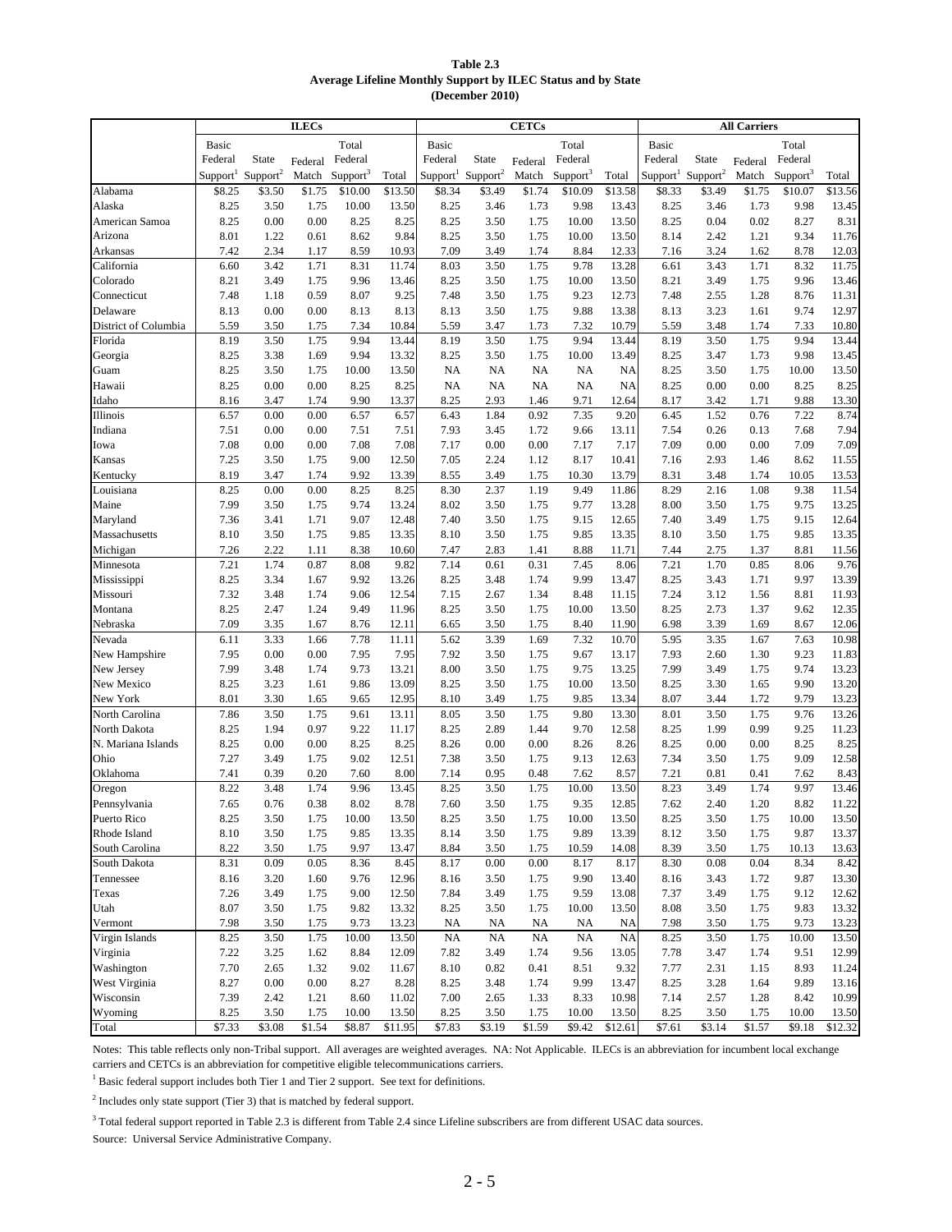**Table 2.3**
**Average Lifeline Monthly Support by ILEC Status and by State**
**(December 2010)**

| | ILECs | | | | | CETCs | | | | | All Carriers | | | | |
|---|---|---|---|---|---|---|---|---|---|---|---|---|---|---|---|
| | Basic Federal Support[1] | State Support[2] | Federal Match | Total Federal Support[3] | Total | Basic Federal Support[1] | State Support[2] | Federal Match | Total Federal Support[3] | Total | Basic Federal Support[1] | State Support[2] | Federal Match | Total Federal Support[3] | Total |
| Alabama | $8.25 | $3.50 | $1.75 | $10.00 | $13.50 | $8.34 | $3.49 | $1.74 | $10.09 | $13.58 | $8.33 | $3.49 | $1.75 | $10.07 | $13.56 |
| Alaska | 8.25 | 3.50 | 1.75 | 10.00 | 13.50 | 8.25 | 3.46 | 1.73 | 9.98 | 13.43 | 8.25 | 3.46 | 1.73 | 9.98 | 13.45 |
| American Samoa | 8.25 | 0.00 | 0.00 | 8.25 | 8.25 | 8.25 | 3.50 | 1.75 | 10.00 | 13.50 | 8.25 | 0.04 | 0.02 | 8.27 | 8.31 |
| Arizona | 8.01 | 1.22 | 0.61 | 8.62 | 9.84 | 8.25 | 3.50 | 1.75 | 10.00 | 13.50 | 8.14 | 2.42 | 1.21 | 9.34 | 11.76 |
| Arkansas | 7.42 | 2.34 | 1.17 | 8.59 | 10.93 | 7.09 | 3.49 | 1.74 | 8.84 | 12.33 | 7.16 | 3.24 | 1.62 | 8.78 | 12.03 |
| California | 6.60 | 3.42 | 1.71 | 8.31 | 11.74 | 8.03 | 3.50 | 1.75 | 9.78 | 13.28 | 6.61 | 3.43 | 1.71 | 8.32 | 11.75 |
| Colorado | 8.21 | 3.49 | 1.75 | 9.96 | 13.46 | 8.25 | 3.50 | 1.75 | 10.00 | 13.50 | 8.21 | 3.49 | 1.75 | 9.96 | 13.46 |
| Connecticut | 7.48 | 1.18 | 0.59 | 8.07 | 9.25 | 7.48 | 3.50 | 1.75 | 9.23 | 12.73 | 7.48 | 2.55 | 1.28 | 8.76 | 11.31 |
| Delaware | 8.13 | 0.00 | 0.00 | 8.13 | 8.13 | 8.13 | 3.50 | 1.75 | 9.88 | 13.38 | 8.13 | 3.23 | 1.61 | 9.74 | 12.97 |
| District of Columbia | 5.59 | 3.50 | 1.75 | 7.34 | 10.84 | 5.59 | 3.47 | 1.73 | 7.32 | 10.79 | 5.59 | 3.48 | 1.74 | 7.33 | 10.80 |
| Florida | 8.19 | 3.50 | 1.75 | 9.94 | 13.44 | 8.19 | 3.50 | 1.75 | 9.94 | 13.44 | 8.19 | 3.50 | 1.75 | 9.94 | 13.44 |
| Georgia | 8.25 | 3.38 | 1.69 | 9.94 | 13.32 | 8.25 | 3.50 | 1.75 | 10.00 | 13.49 | 8.25 | 3.47 | 1.73 | 9.98 | 13.45 |
| Guam | 8.25 | 3.50 | 1.75 | 10.00 | 13.50 | NA | NA | NA | NA | NA | 8.25 | 3.50 | 1.75 | 10.00 | 13.50 |
| Hawaii | 8.25 | 0.00 | 0.00 | 8.25 | 8.25 | NA | NA | NA | NA | NA | 8.25 | 0.00 | 0.00 | 8.25 | 8.25 |
| Idaho | 8.16 | 3.47 | 1.74 | 9.90 | 13.37 | 8.25 | 2.93 | 1.46 | 9.71 | 12.64 | 8.17 | 3.42 | 1.71 | 9.88 | 13.30 |
| Illinois | 6.57 | 0.00 | 0.00 | 6.57 | 6.57 | 6.43 | 1.84 | 0.92 | 7.35 | 9.20 | 6.45 | 1.52 | 0.76 | 7.22 | 8.74 |
| Indiana | 7.51 | 0.00 | 0.00 | 7.51 | 7.51 | 7.93 | 3.45 | 1.72 | 9.66 | 13.11 | 7.54 | 0.26 | 0.13 | 7.68 | 7.94 |
| Iowa | 7.08 | 0.00 | 0.00 | 7.08 | 7.08 | 7.17 | 0.00 | 0.00 | 7.17 | 7.17 | 7.09 | 0.00 | 0.00 | 7.09 | 7.09 |
| Kansas | 7.25 | 3.50 | 1.75 | 9.00 | 12.50 | 7.05 | 2.24 | 1.12 | 8.17 | 10.41 | 7.16 | 2.93 | 1.46 | 8.62 | 11.55 |
| Kentucky | 8.19 | 3.47 | 1.74 | 9.92 | 13.39 | 8.55 | 3.49 | 1.75 | 10.30 | 13.79 | 8.31 | 3.48 | 1.74 | 10.05 | 13.53 |
| Louisiana | 8.25 | 0.00 | 0.00 | 8.25 | 8.25 | 8.30 | 2.37 | 1.19 | 9.49 | 11.86 | 8.29 | 2.16 | 1.08 | 9.38 | 11.54 |
| Maine | 7.99 | 3.50 | 1.75 | 9.74 | 13.24 | 8.02 | 3.50 | 1.75 | 9.77 | 13.28 | 8.00 | 3.50 | 1.75 | 9.75 | 13.25 |
| Maryland | 7.36 | 3.41 | 1.71 | 9.07 | 12.48 | 7.40 | 3.50 | 1.75 | 9.15 | 12.65 | 7.40 | 3.49 | 1.75 | 9.15 | 12.64 |
| Massachusetts | 8.10 | 3.50 | 1.75 | 9.85 | 13.35 | 8.10 | 3.50 | 1.75 | 9.85 | 13.35 | 8.10 | 3.50 | 1.75 | 9.85 | 13.35 |
| Michigan | 7.26 | 2.22 | 1.11 | 8.38 | 10.60 | 7.47 | 2.83 | 1.41 | 8.88 | 11.71 | 7.44 | 2.75 | 1.37 | 8.81 | 11.56 |
| Minnesota | 7.21 | 1.74 | 0.87 | 8.08 | 9.82 | 7.14 | 0.61 | 0.31 | 7.45 | 8.06 | 7.21 | 1.70 | 0.85 | 8.06 | 9.76 |
| Mississippi | 8.25 | 3.34 | 1.67 | 9.92 | 13.26 | 8.25 | 3.48 | 1.74 | 9.99 | 13.47 | 8.25 | 3.43 | 1.71 | 9.97 | 13.39 |
| Missouri | 7.32 | 3.48 | 1.74 | 9.06 | 12.54 | 7.15 | 2.67 | 1.34 | 8.48 | 11.15 | 7.24 | 3.12 | 1.56 | 8.81 | 11.93 |
| Montana | 8.25 | 2.47 | 1.24 | 9.49 | 11.96 | 8.25 | 3.50 | 1.75 | 10.00 | 13.50 | 8.25 | 2.73 | 1.37 | 9.62 | 12.35 |
| Nebraska | 7.09 | 3.35 | 1.67 | 8.76 | 12.11 | 6.65 | 3.50 | 1.75 | 8.40 | 11.90 | 6.98 | 3.39 | 1.69 | 8.67 | 12.06 |
| Nevada | 6.11 | 3.33 | 1.66 | 7.78 | 11.11 | 5.62 | 3.39 | 1.69 | 7.32 | 10.70 | 5.95 | 3.35 | 1.67 | 7.63 | 10.98 |
| New Hampshire | 7.95 | 0.00 | 0.00 | 7.95 | 7.95 | 7.92 | 3.50 | 1.75 | 9.67 | 13.17 | 7.93 | 2.60 | 1.30 | 9.23 | 11.83 |
| New Jersey | 7.99 | 3.48 | 1.74 | 9.73 | 13.21 | 8.00 | 3.50 | 1.75 | 9.75 | 13.25 | 7.99 | 3.49 | 1.75 | 9.74 | 13.23 |
| New Mexico | 8.25 | 3.23 | 1.61 | 9.86 | 13.09 | 8.25 | 3.50 | 1.75 | 10.00 | 13.50 | 8.25 | 3.30 | 1.65 | 9.90 | 13.20 |
| New York | 8.01 | 3.30 | 1.65 | 9.65 | 12.95 | 8.10 | 3.49 | 1.75 | 9.85 | 13.34 | 8.07 | 3.44 | 1.72 | 9.79 | 13.23 |
| North Carolina | 7.86 | 3.50 | 1.75 | 9.61 | 13.11 | 8.05 | 3.50 | 1.75 | 9.80 | 13.30 | 8.01 | 3.50 | 1.75 | 9.76 | 13.26 |
| North Dakota | 8.25 | 1.94 | 0.97 | 9.22 | 11.17 | 8.25 | 2.89 | 1.44 | 9.70 | 12.58 | 8.25 | 1.99 | 0.99 | 9.25 | 11.23 |
| N. Mariana Islands | 8.25 | 0.00 | 0.00 | 8.25 | 8.25 | 8.26 | 0.00 | 0.00 | 8.26 | 8.26 | 8.25 | 0.00 | 0.00 | 8.25 | 8.25 |
| Ohio | 7.27 | 3.49 | 1.75 | 9.02 | 12.51 | 7.38 | 3.50 | 1.75 | 9.13 | 12.63 | 7.34 | 3.50 | 1.75 | 9.09 | 12.58 |
| Oklahoma | 7.41 | 0.39 | 0.20 | 7.60 | 8.00 | 7.14 | 0.95 | 0.48 | 7.62 | 8.57 | 7.21 | 0.81 | 0.41 | 7.62 | 8.43 |
| Oregon | 8.22 | 3.48 | 1.74 | 9.96 | 13.45 | 8.25 | 3.50 | 1.75 | 10.00 | 13.50 | 8.23 | 3.49 | 1.74 | 9.97 | 13.46 |
| Pennsylvania | 7.65 | 0.76 | 0.38 | 8.02 | 8.78 | 7.60 | 3.50 | 1.75 | 9.35 | 12.85 | 7.62 | 2.40 | 1.20 | 8.82 | 11.22 |
| Puerto Rico | 8.25 | 3.50 | 1.75 | 10.00 | 13.50 | 8.25 | 3.50 | 1.75 | 10.00 | 13.50 | 8.25 | 3.50 | 1.75 | 10.00 | 13.50 |
| Rhode Island | 8.10 | 3.50 | 1.75 | 9.85 | 13.35 | 8.14 | 3.50 | 1.75 | 9.89 | 13.39 | 8.12 | 3.50 | 1.75 | 9.87 | 13.37 |
| South Carolina | 8.22 | 3.50 | 1.75 | 9.97 | 13.47 | 8.84 | 3.50 | 1.75 | 10.59 | 14.08 | 8.39 | 3.50 | 1.75 | 10.13 | 13.63 |
| South Dakota | 8.31 | 0.09 | 0.05 | 8.36 | 8.45 | 8.17 | 0.00 | 0.00 | 8.17 | 8.17 | 8.30 | 0.08 | 0.04 | 8.34 | 8.42 |
| Tennessee | 8.16 | 3.20 | 1.60 | 9.76 | 12.96 | 8.16 | 3.50 | 1.75 | 9.90 | 13.40 | 8.16 | 3.43 | 1.72 | 9.87 | 13.30 |
| Texas | 7.26 | 3.49 | 1.75 | 9.00 | 12.50 | 7.84 | 3.49 | 1.75 | 9.59 | 13.08 | 7.37 | 3.49 | 1.75 | 9.12 | 12.62 |
| Utah | 8.07 | 3.50 | 1.75 | 9.82 | 13.32 | 8.25 | 3.50 | 1.75 | 10.00 | 13.50 | 8.08 | 3.50 | 1.75 | 9.83 | 13.32 |
| Vermont | 7.98 | 3.50 | 1.75 | 9.73 | 13.23 | NA | NA | NA | NA | NA | 7.98 | 3.50 | 1.75 | 9.73 | 13.23 |
| Virgin Islands | 8.25 | 3.50 | 1.75 | 10.00 | 13.50 | NA | NA | NA | NA | NA | 8.25 | 3.50 | 1.75 | 10.00 | 13.50 |
| Virginia | 7.22 | 3.25 | 1.62 | 8.84 | 12.09 | 7.82 | 3.49 | 1.74 | 9.56 | 13.05 | 7.78 | 3.47 | 1.74 | 9.51 | 12.99 |
| Washington | 7.70 | 2.65 | 1.32 | 9.02 | 11.67 | 8.10 | 0.82 | 0.41 | 8.51 | 9.32 | 7.77 | 2.31 | 1.15 | 8.93 | 11.24 |
| West Virginia | 8.27 | 0.00 | 0.00 | 8.27 | 8.28 | 8.25 | 3.48 | 1.74 | 9.99 | 13.47 | 8.25 | 3.28 | 1.64 | 9.89 | 13.16 |
| Wisconsin | 7.39 | 2.42 | 1.21 | 8.60 | 11.02 | 7.00 | 2.65 | 1.33 | 8.33 | 10.98 | 7.14 | 2.57 | 1.28 | 8.42 | 10.99 |
| Wyoming | 8.25 | 3.50 | 1.75 | 10.00 | 13.50 | 8.25 | 3.50 | 1.75 | 10.00 | 13.50 | 8.25 | 3.50 | 1.75 | 10.00 | 13.50 |
| Total | $7.33 | $3.08 | $1.54 | $8.87 | $11.95 | $7.83 | $3.19 | $1.59 | $9.42 | $12.61 | $7.61 | $3.14 | $1.57 | $9.18 | $12.32 |

Notes: This table reflects only non-Tribal support. All averages are weighted averages. NA: Not Applicable. ILECs is an abbreviation for incumbent local exchange carriers and CETCs is an abbreviation for competitive eligible telecommunications carriers.

[1] Basic federal support includes both Tier 1 and Tier 2 support. See text for definitions.

[2] Includes only state support (Tier 3) that is matched by federal support.

[3] Total federal support reported in Table 2.3 is different from Table 2.4 since Lifeline subscribers are from different USAC data sources.

Source: Universal Service Administrative Company.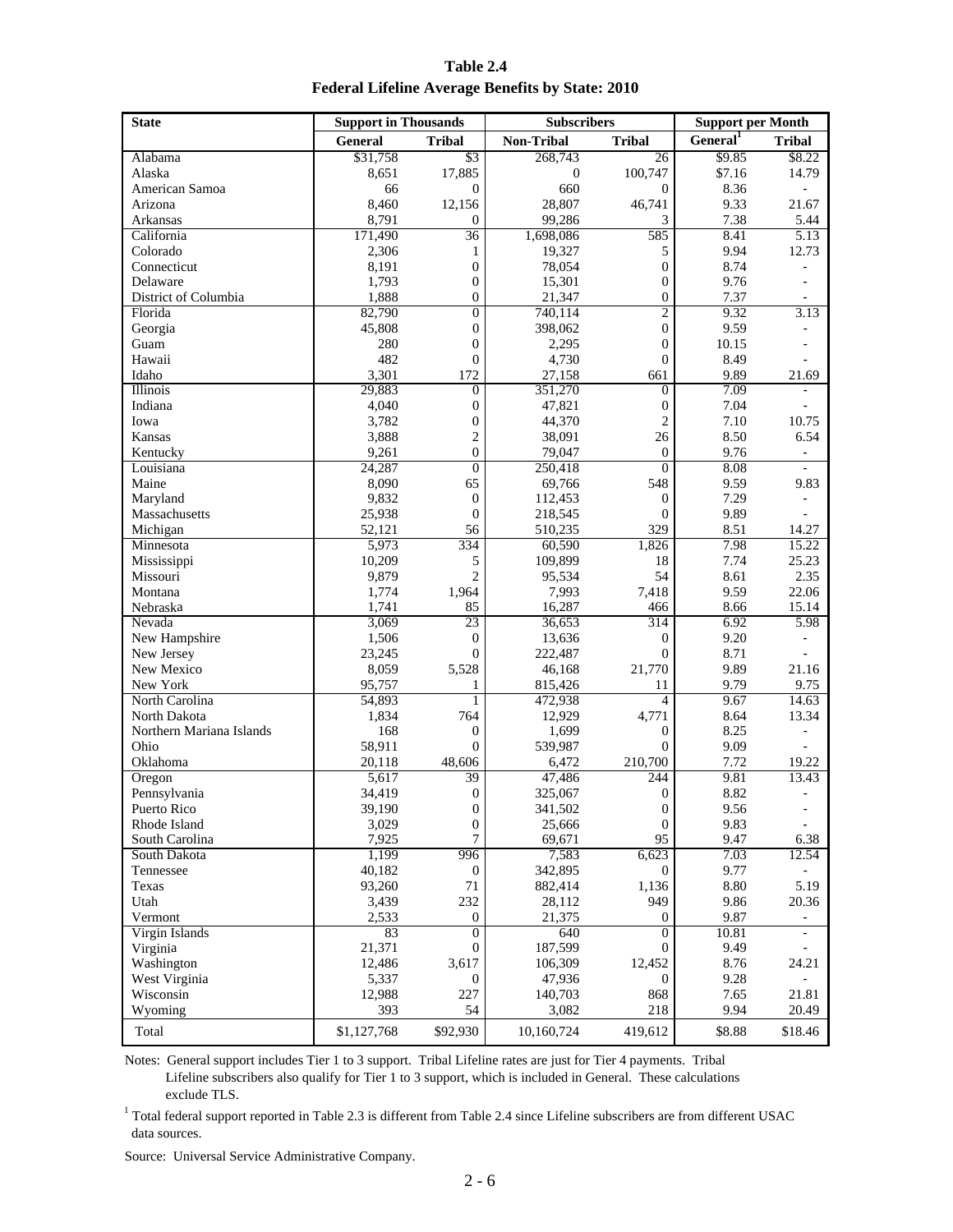**Table 2.4**
**Federal Lifeline Average Benefits by State: 2010**

| State | Support in Thousands | | Subscribers | | Support per Month | |
|---|---|---|---|---|---|---|
| | General | Tribal | Non-Tribal | Tribal | General[1] | Tribal |
| Alabama | $31,758 | $3 | 268,743 | 26 | $9.85 | $8.22 |
| Alaska | 8,651 | 17,885 | 0 | 100,747 | $7.16 | 14.79 |
| American Samoa | 66 | 0 | 660 | 0 | 8.36 | - |
| Arizona | 8,460 | 12,156 | 28,807 | 46,741 | 9.33 | 21.67 |
| Arkansas | 8,791 | 0 | 99,286 | 3 | 7.38 | 5.44 |
| California | 171,490 | 36 | 1,698,086 | 585 | 8.41 | 5.13 |
| Colorado | 2,306 | 1 | 19,327 | 5 | 9.94 | 12.73 |
| Connecticut | 8,191 | 0 | 78,054 | 0 | 8.74 | - |
| Delaware | 1,793 | 0 | 15,301 | 0 | 9.76 | - |
| District of Columbia | 1,888 | 0 | 21,347 | 0 | 7.37 | - |
| Florida | 82,790 | 0 | 740,114 | 2 | 9.32 | 3.13 |
| Georgia | 45,808 | 0 | 398,062 | 0 | 9.59 | - |
| Guam | 280 | 0 | 2,295 | 0 | 10.15 | - |
| Hawaii | 482 | 0 | 4,730 | 0 | 8.49 | - |
| Idaho | 3,301 | 172 | 27,158 | 661 | 9.89 | 21.69 |
| Illinois | 29,883 | 0 | 351,270 | 0 | 7.09 | - |
| Indiana | 4,040 | 0 | 47,821 | 0 | 7.04 | - |
| Iowa | 3,782 | 0 | 44,370 | 2 | 7.10 | 10.75 |
| Kansas | 3,888 | 2 | 38,091 | 26 | 8.50 | 6.54 |
| Kentucky | 9,261 | 0 | 79,047 | 0 | 9.76 | - |
| Louisiana | 24,287 | 0 | 250,418 | 0 | 8.08 | - |
| Maine | 8,090 | 65 | 69,766 | 548 | 9.59 | 9.83 |
| Maryland | 9,832 | 0 | 112,453 | 0 | 7.29 | - |
| Massachusetts | 25,938 | 0 | 218,545 | 0 | 9.89 | - |
| Michigan | 52,121 | 56 | 510,235 | 329 | 8.51 | 14.27 |
| Minnesota | 5,973 | 334 | 60,590 | 1,826 | 7.98 | 15.22 |
| Mississippi | 10,209 | 5 | 109,899 | 18 | 7.74 | 25.23 |
| Missouri | 9,879 | 2 | 95,534 | 54 | 8.61 | 2.35 |
| Montana | 1,774 | 1,964 | 7,993 | 7,418 | 9.59 | 22.06 |
| Nebraska | 1,741 | 85 | 16,287 | 466 | 8.66 | 15.14 |
| Nevada | 3,069 | 23 | 36,653 | 314 | 6.92 | 5.98 |
| New Hampshire | 1,506 | 0 | 13,636 | 0 | 9.20 | - |
| New Jersey | 23,245 | 0 | 222,487 | 0 | 8.71 | - |
| New Mexico | 8,059 | 5,528 | 46,168 | 21,770 | 9.89 | 21.16 |
| New York | 95,757 | 1 | 815,426 | 11 | 9.79 | 9.75 |
| North Carolina | 54,893 | 1 | 472,938 | 4 | 9.67 | 14.63 |
| North Dakota | 1,834 | 764 | 12,929 | 4,771 | 8.64 | 13.34 |
| Northern Mariana Islands | 168 | 0 | 1,699 | 0 | 8.25 | - |
| Ohio | 58,911 | 0 | 539,987 | 0 | 9.09 | - |
| Oklahoma | 20,118 | 48,606 | 6,472 | 210,700 | 7.72 | 19.22 |
| Oregon | 5,617 | 39 | 47,486 | 244 | 9.81 | 13.43 |
| Pennsylvania | 34,419 | 0 | 325,067 | 0 | 8.82 | - |
| Puerto Rico | 39,190 | 0 | 341,502 | 0 | 9.56 | - |
| Rhode Island | 3,029 | 0 | 25,666 | 0 | 9.83 | - |
| South Carolina | 7,925 | 7 | 69,671 | 95 | 9.47 | 6.38 |
| South Dakota | 1,199 | 996 | 7,583 | 6,623 | 7.03 | 12.54 |
| Tennessee | 40,182 | 0 | 342,895 | 0 | 9.77 | - |
| Texas | 93,260 | 71 | 882,414 | 1,136 | 8.80 | 5.19 |
| Utah | 3,439 | 232 | 28,112 | 949 | 9.86 | 20.36 |
| Vermont | 2,533 | 0 | 21,375 | 0 | 9.87 | - |
| Virgin Islands | 83 | 0 | 640 | 0 | 10.81 | - |
| Virginia | 21,371 | 0 | 187,599 | 0 | 9.49 | - |
| Washington | 12,486 | 3,617 | 106,309 | 12,452 | 8.76 | 24.21 |
| West Virginia | 5,337 | 0 | 47,936 | 0 | 9.28 | - |
| Wisconsin | 12,988 | 227 | 140,703 | 868 | 7.65 | 21.81 |
| Wyoming | 393 | 54 | 3,082 | 218 | 9.94 | 20.49 |
| Total | $1,127,768 | $92,930 | 10,160,724 | 419,612 | $8.88 | $18.46 |

Notes: General support includes Tier 1 to 3 support. Tribal Lifeline rates are just for Tier 4 payments. Tribal Lifeline subscribers also qualify for Tier 1 to 3 support, which is included in General. These calculations exclude TLS.

[1] Total federal support reported in Table 2.3 is different from Table 2.4 since Lifeline subscribers are from different USAC data sources.

Source: Universal Service Administrative Company.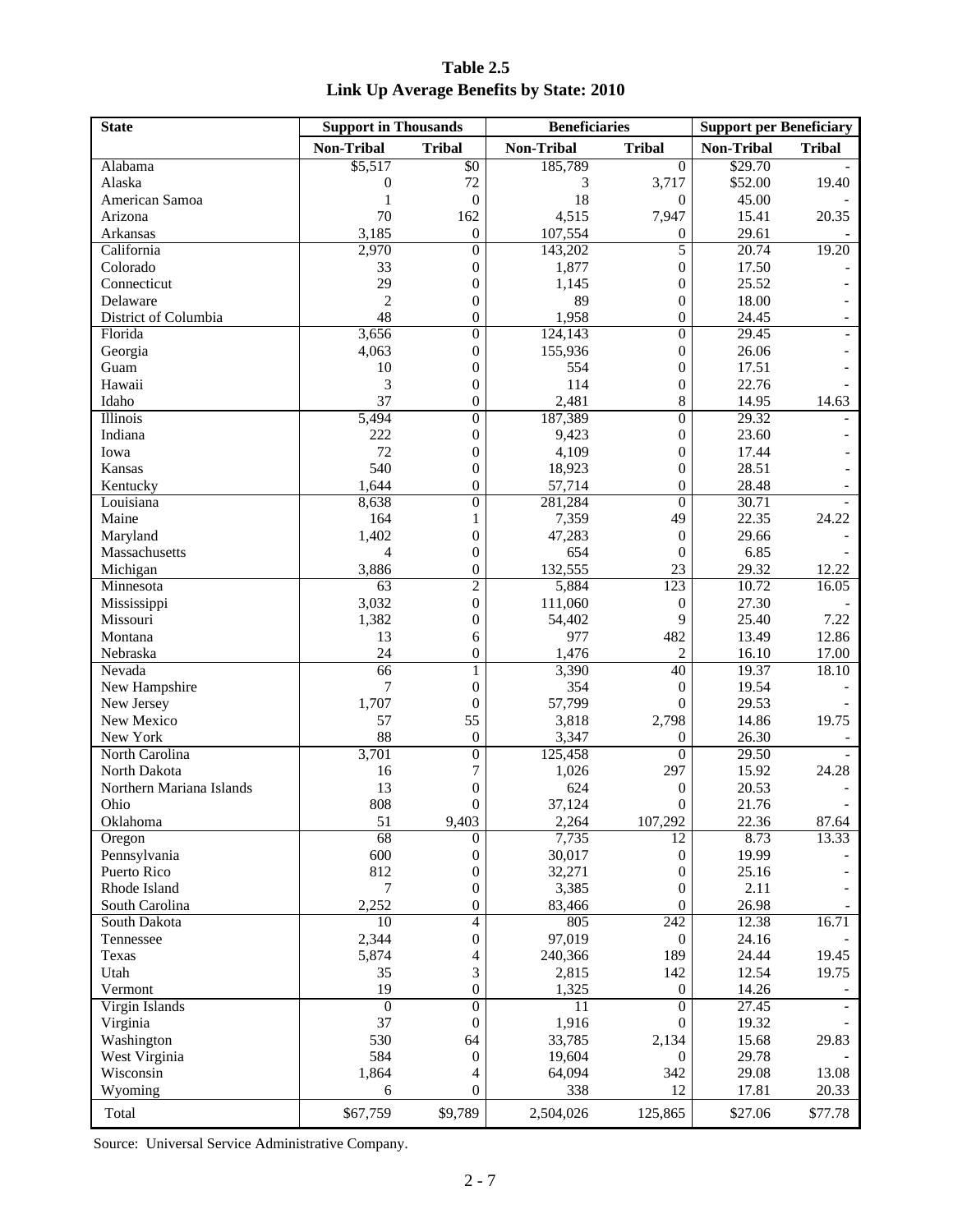**Table 2.5**
**Link Up Average Benefits by State: 2010**

| State | Support in Thousands | | Beneficiaries | | Support per Beneficiary | |
|---|---|---|---|---|---|---|
| | Non-Tribal | Tribal | Non-Tribal | Tribal | Non-Tribal | Tribal |
| Alabama | $5,517 | $0 | 185,789 | 0 | $29.70 | - |
| Alaska | 0 | 72 | 3 | 3,717 | $52.00 | 19.40 |
| American Samoa | 1 | 0 | 18 | 0 | 45.00 | - |
| Arizona | 70 | 162 | 4,515 | 7,947 | 15.41 | 20.35 |
| Arkansas | 3,185 | 0 | 107,554 | 0 | 29.61 | - |
| California | 2,970 | 0 | 143,202 | 5 | 20.74 | 19.20 |
| Colorado | 33 | 0 | 1,877 | 0 | 17.50 | - |
| Connecticut | 29 | 0 | 1,145 | 0 | 25.52 | - |
| Delaware | 2 | 0 | 89 | 0 | 18.00 | - |
| District of Columbia | 48 | 0 | 1,958 | 0 | 24.45 | - |
| Florida | 3,656 | 0 | 124,143 | 0 | 29.45 | - |
| Georgia | 4,063 | 0 | 155,936 | 0 | 26.06 | - |
| Guam | 10 | 0 | 554 | 0 | 17.51 | - |
| Hawaii | 3 | 0 | 114 | 0 | 22.76 | - |
| Idaho | 37 | 0 | 2,481 | 8 | 14.95 | 14.63 |
| Illinois | 5,494 | 0 | 187,389 | 0 | 29.32 | - |
| Indiana | 222 | 0 | 9,423 | 0 | 23.60 | - |
| Iowa | 72 | 0 | 4,109 | 0 | 17.44 | - |
| Kansas | 540 | 0 | 18,923 | 0 | 28.51 | - |
| Kentucky | 1,644 | 0 | 57,714 | 0 | 28.48 | - |
| Louisiana | 8,638 | 0 | 281,284 | 0 | 30.71 | - |
| Maine | 164 | 1 | 7,359 | 49 | 22.35 | 24.22 |
| Maryland | 1,402 | 0 | 47,283 | 0 | 29.66 | - |
| Massachusetts | 4 | 0 | 654 | 0 | 6.85 | - |
| Michigan | 3,886 | 0 | 132,555 | 23 | 29.32 | 12.22 |
| Minnesota | 63 | 2 | 5,884 | 123 | 10.72 | 16.05 |
| Mississippi | 3,032 | 0 | 111,060 | 0 | 27.30 | - |
| Missouri | 1,382 | 0 | 54,402 | 9 | 25.40 | 7.22 |
| Montana | 13 | 6 | 977 | 482 | 13.49 | 12.86 |
| Nebraska | 24 | 0 | 1,476 | 2 | 16.10 | 17.00 |
| Nevada | 66 | 1 | 3,390 | 40 | 19.37 | 18.10 |
| New Hampshire | 7 | 0 | 354 | 0 | 19.54 | - |
| New Jersey | 1,707 | 0 | 57,799 | 0 | 29.53 | - |
| New Mexico | 57 | 55 | 3,818 | 2,798 | 14.86 | 19.75 |
| New York | 88 | 0 | 3,347 | 0 | 26.30 | - |
| North Carolina | 3,701 | 0 | 125,458 | 0 | 29.50 | - |
| North Dakota | 16 | 7 | 1,026 | 297 | 15.92 | 24.28 |
| Northern Mariana Islands | 13 | 0 | 624 | 0 | 20.53 | - |
| Ohio | 808 | 0 | 37,124 | 0 | 21.76 | - |
| Oklahoma | 51 | 9,403 | 2,264 | 107,292 | 22.36 | 87.64 |
| Oregon | 68 | 0 | 7,735 | 12 | 8.73 | 13.33 |
| Pennsylvania | 600 | 0 | 30,017 | 0 | 19.99 | - |
| Puerto Rico | 812 | 0 | 32,271 | 0 | 25.16 | - |
| Rhode Island | 7 | 0 | 3,385 | 0 | 2.11 | - |
| South Carolina | 2,252 | 0 | 83,466 | 0 | 26.98 | - |
| South Dakota | 10 | 4 | 805 | 242 | 12.38 | 16.71 |
| Tennessee | 2,344 | 0 | 97,019 | 0 | 24.16 | - |
| Texas | 5,874 | 4 | 240,366 | 189 | 24.44 | 19.45 |
| Utah | 35 | 3 | 2,815 | 142 | 12.54 | 19.75 |
| Vermont | 19 | 0 | 1,325 | 0 | 14.26 | - |
| Virgin Islands | 0 | 0 | 11 | 0 | 27.45 | - |
| Virginia | 37 | 0 | 1,916 | 0 | 19.32 | - |
| Washington | 530 | 64 | 33,785 | 2,134 | 15.68 | 29.83 |
| West Virginia | 584 | 0 | 19,604 | 0 | 29.78 | - |
| Wisconsin | 1,864 | 4 | 64,094 | 342 | 29.08 | 13.08 |
| Wyoming | 6 | 0 | 338 | 12 | 17.81 | 20.33 |
| Total | $67,759 | $9,789 | 2,504,026 | 125,865 | $27.06 | $77.78 |

Source: Universal Service Administrative Company.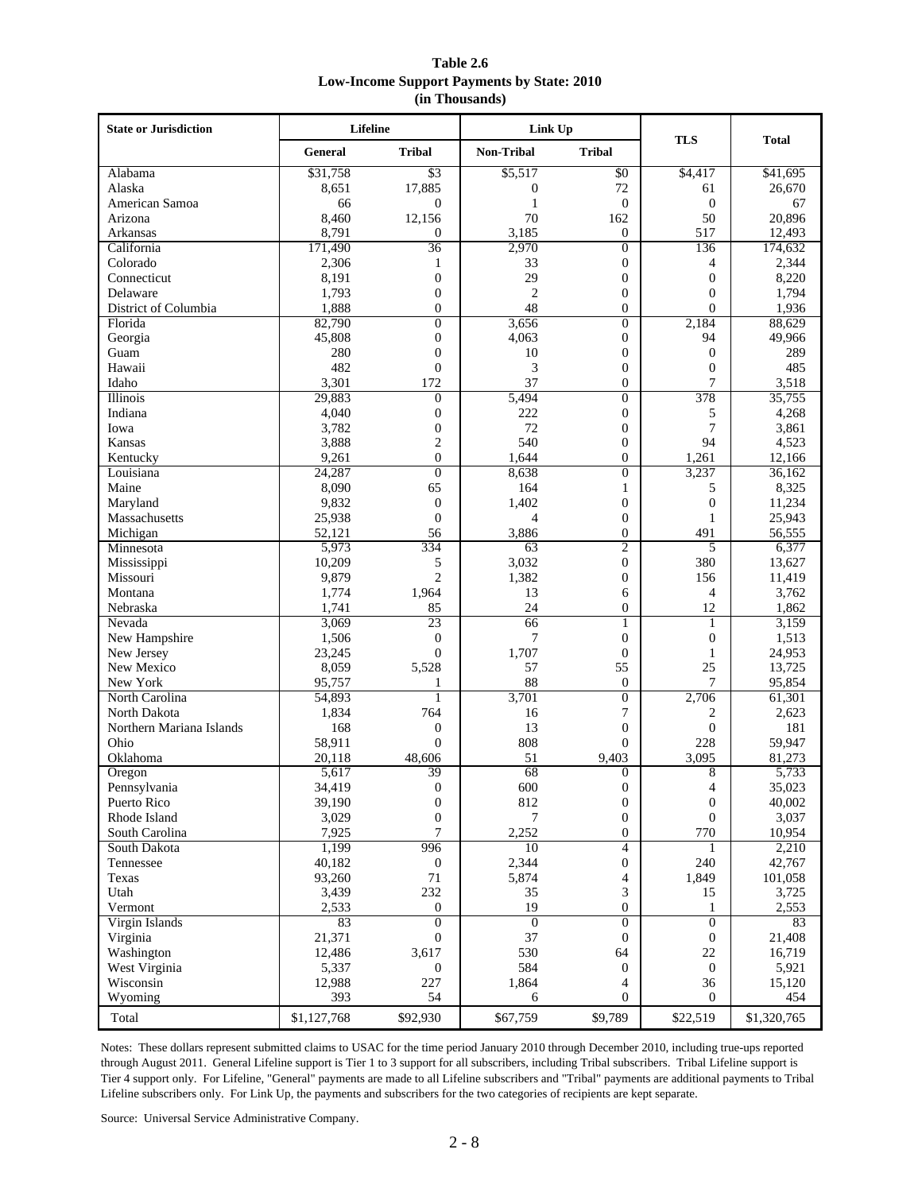**Table 2.6**
**Low-Income Support Payments by State: 2010**
**(in Thousands)**

| State or Jurisdiction | Lifeline | | Link Up | | TLS | Total |
|---|---|---|---|---|---|---|
| | General | Tribal | Non-Tribal | Tribal | | |
| Alabama | $31,758 | $3 | $5,517 | $0 | $4,417 | $41,695 |
| Alaska | 8,651 | 17,885 | 0 | 72 | 61 | 26,670 |
| American Samoa | 66 | 0 | 1 | 0 | 0 | 67 |
| Arizona | 8,460 | 12,156 | 70 | 162 | 50 | 20,896 |
| Arkansas | 8,791 | 0 | 3,185 | 0 | 517 | 12,493 |
| California | 171,490 | 36 | 2,970 | 0 | 136 | 174,632 |
| Colorado | 2,306 | 1 | 33 | 0 | 4 | 2,344 |
| Connecticut | 8,191 | 0 | 29 | 0 | 0 | 8,220 |
| Delaware | 1,793 | 0 | 2 | 0 | 0 | 1,794 |
| District of Columbia | 1,888 | 0 | 48 | 0 | 0 | 1,936 |
| Florida | 82,790 | 0 | 3,656 | 0 | 2,184 | 88,629 |
| Georgia | 45,808 | 0 | 4,063 | 0 | 94 | 49,966 |
| Guam | 280 | 0 | 10 | 0 | 0 | 289 |
| Hawaii | 482 | 0 | 3 | 0 | 0 | 485 |
| Idaho | 3,301 | 172 | 37 | 0 | 7 | 3,518 |
| Illinois | 29,883 | 0 | 5,494 | 0 | 378 | 35,755 |
| Indiana | 4,040 | 0 | 222 | 0 | 5 | 4,268 |
| Iowa | 3,782 | 0 | 72 | 0 | 7 | 3,861 |
| Kansas | 3,888 | 2 | 540 | 0 | 94 | 4,523 |
| Kentucky | 9,261 | 0 | 1,644 | 0 | 1,261 | 12,166 |
| Louisiana | 24,287 | 0 | 8,638 | 0 | 3,237 | 36,162 |
| Maine | 8,090 | 65 | 164 | 1 | 5 | 8,325 |
| Maryland | 9,832 | 0 | 1,402 | 0 | 0 | 11,234 |
| Massachusetts | 25,938 | 0 | 4 | 0 | 1 | 25,943 |
| Michigan | 52,121 | 56 | 3,886 | 0 | 491 | 56,555 |
| Minnesota | 5,973 | 334 | 63 | 2 | 5 | 6,377 |
| Mississippi | 10,209 | 5 | 3,032 | 0 | 380 | 13,627 |
| Missouri | 9,879 | 2 | 1,382 | 0 | 156 | 11,419 |
| Montana | 1,774 | 1,964 | 13 | 6 | 4 | 3,762 |
| Nebraska | 1,741 | 85 | 24 | 0 | 12 | 1,862 |
| Nevada | 3,069 | 23 | 66 | 1 | 1 | 3,159 |
| New Hampshire | 1,506 | 0 | 7 | 0 | 0 | 1,513 |
| New Jersey | 23,245 | 0 | 1,707 | 0 | 1 | 24,953 |
| New Mexico | 8,059 | 5,528 | 57 | 55 | 25 | 13,725 |
| New York | 95,757 | 1 | 88 | 0 | 7 | 95,854 |
| North Carolina | 54,893 | 1 | 3,701 | 0 | 2,706 | 61,301 |
| North Dakota | 1,834 | 764 | 16 | 7 | 2 | 2,623 |
| Northern Mariana Islands | 168 | 0 | 13 | 0 | 0 | 181 |
| Ohio | 58,911 | 0 | 808 | 0 | 228 | 59,947 |
| Oklahoma | 20,118 | 48,606 | 51 | 9,403 | 3,095 | 81,273 |
| Oregon | 5,617 | 39 | 68 | 0 | 8 | 5,733 |
| Pennsylvania | 34,419 | 0 | 600 | 0 | 4 | 35,023 |
| Puerto Rico | 39,190 | 0 | 812 | 0 | 0 | 40,002 |
| Rhode Island | 3,029 | 0 | 7 | 0 | 0 | 3,037 |
| South Carolina | 7,925 | 7 | 2,252 | 0 | 770 | 10,954 |
| South Dakota | 1,199 | 996 | 10 | 4 | 1 | 2,210 |
| Tennessee | 40,182 | 0 | 2,344 | 0 | 240 | 42,767 |
| Texas | 93,260 | 71 | 5,874 | 4 | 1,849 | 101,058 |
| Utah | 3,439 | 232 | 35 | 3 | 15 | 3,725 |
| Vermont | 2,533 | 0 | 19 | 0 | 1 | 2,553 |
| Virgin Islands | 83 | 0 | 0 | 0 | 0 | 83 |
| Virginia | 21,371 | 0 | 37 | 0 | 0 | 21,408 |
| Washington | 12,486 | 3,617 | 530 | 64 | 22 | 16,719 |
| West Virginia | 5,337 | 0 | 584 | 0 | 0 | 5,921 |
| Wisconsin | 12,988 | 227 | 1,864 | 4 | 36 | 15,120 |
| Wyoming | 393 | 54 | 6 | 0 | 0 | 454 |
| Total | $1,127,768 | $92,930 | $67,759 | $9,789 | $22,519 | $1,320,765 |

Notes: These dollars represent submitted claims to USAC for the time period January 2010 through December 2010, including true-ups reported through August 2011. General Lifeline support is Tier 1 to 3 support for all subscribers, including Tribal subscribers. Tribal Lifeline support is Tier 4 support only. For Lifeline, "General" payments are made to all Lifeline subscribers and "Tribal" payments are additional payments to Tribal Lifeline subscribers only. For Link Up, the payments and subscribers for the two categories of recipients are kept separate.

Source: Universal Service Administrative Company.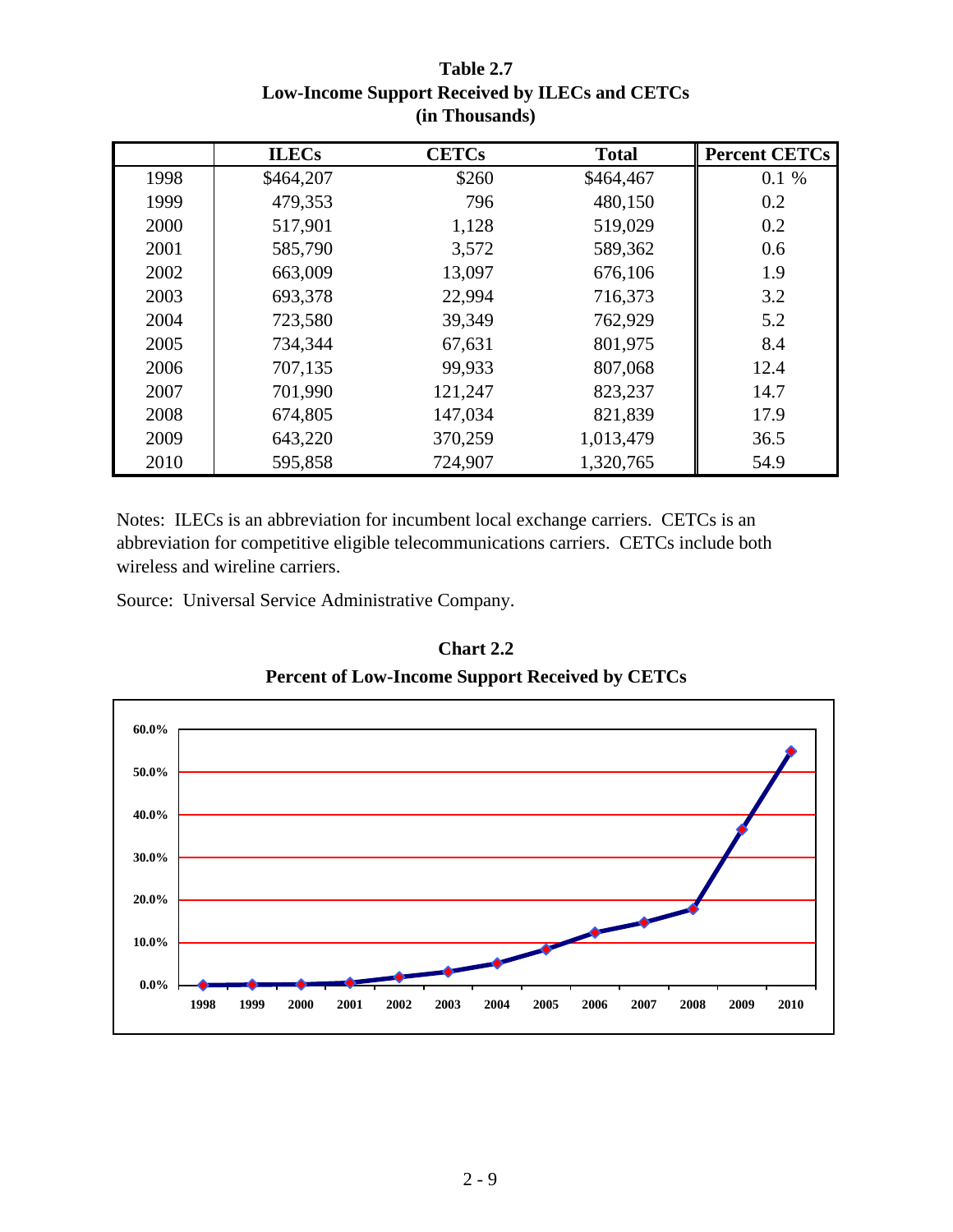**Table 2.7**
**Low-Income Support Received by ILECs and CETCs**
**(in Thousands)**

| | ILECs | CETCs | Total | Percent CETCs |
|---|---|---|---|---|
| 1998 | $464,207 | $260 | $464,467 | 0.1 % |
| 1999 | 479,353 | 796 | 480,150 | 0.2 |
| 2000 | 517,901 | 1,128 | 519,029 | 0.2 |
| 2001 | 585,790 | 3,572 | 589,362 | 0.6 |
| 2002 | 663,009 | 13,097 | 676,106 | 1.9 |
| 2003 | 693,378 | 22,994 | 716,373 | 3.2 |
| 2004 | 723,580 | 39,349 | 762,929 | 5.2 |
| 2005 | 734,344 | 67,631 | 801,975 | 8.4 |
| 2006 | 707,135 | 99,933 | 807,068 | 12.4 |
| 2007 | 701,990 | 121,247 | 823,237 | 14.7 |
| 2008 | 674,805 | 147,034 | 821,839 | 17.9 |
| 2009 | 643,220 | 370,259 | 1,013,479 | 36.5 |
| 2010 | 595,858 | 724,907 | 1,320,765 | 54.9 |

Notes: ILECs is an abbreviation for incumbent local exchange carriers. CETCs is an abbreviation for competitive eligible telecommunications carriers. CETCs include both wireless and wireline carriers.

Source: Universal Service Administrative Company.

**Chart 2.2**
**Percent of Low-Income Support Received by CETCs**

| Year | Percent |
|---|---|
| 1998 | 0.1% |
| 1999 | 0.2% |
| 2000 | 0.2% |
| 2001 | 0.6% |
| 2002 | 1.9% |
| 2003 | 3.2% |
| 2004 | 5.2% |
| 2005 | 8.4% |
| 2006 | 12.4% |
| 2007 | 14.7% |
| 2008 | 17.9% |
| 2009 | 36.5% |
| 2010 | 54.9% |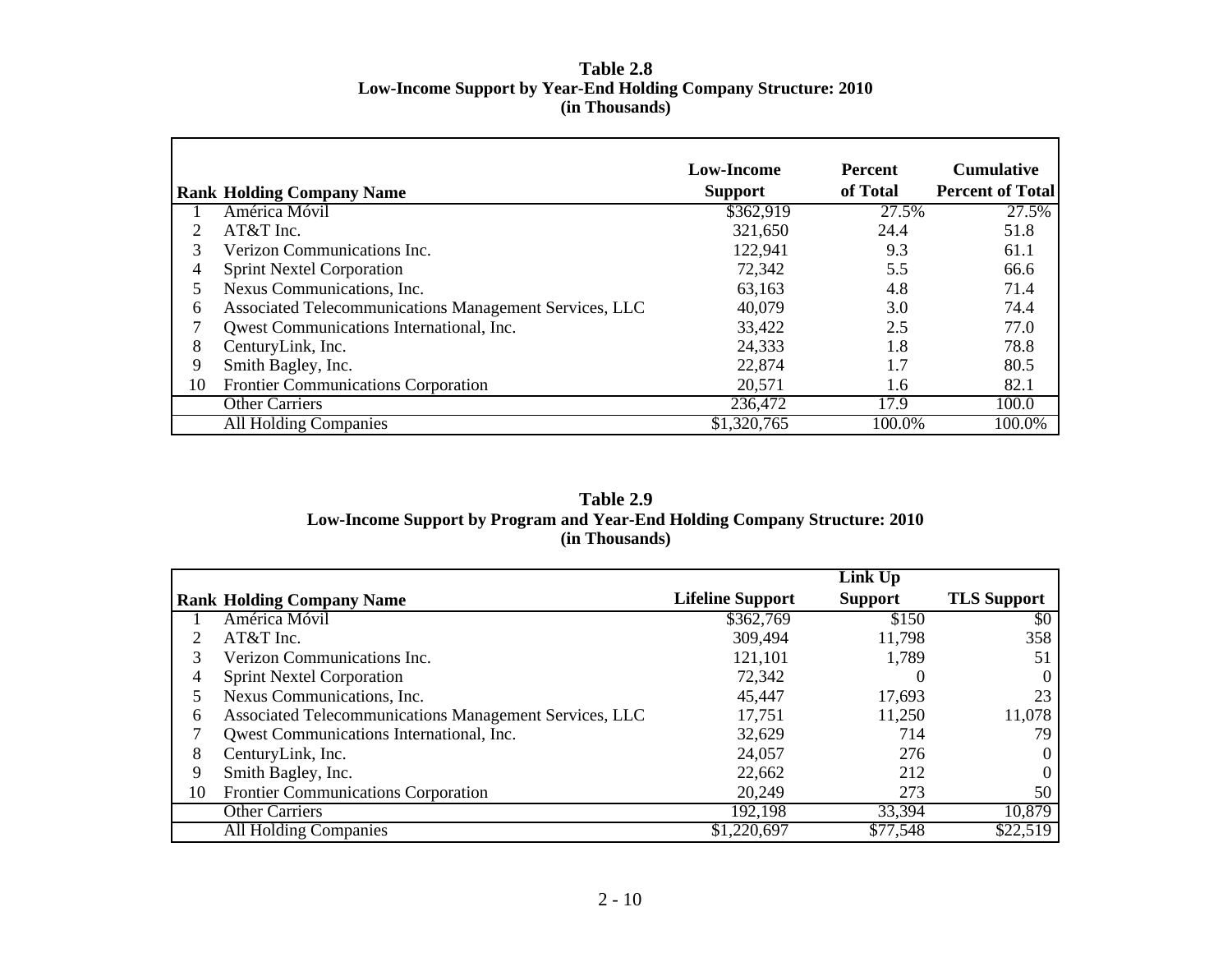**Table 2.8**
**Low-Income Support by Year-End Holding Company Structure: 2010**
**(in Thousands)**

| Rank | Holding Company Name | Low-Income Support | Percent of Total | Cumulative Percent of Total |
|---|---|---|---|---|
| 1 | América Móvil | $362,919 | 27.5% | 27.5% |
| 2 | AT&T Inc. | 321,650 | 24.4 | 51.8 |
| 3 | Verizon Communications Inc. | 122,941 | 9.3 | 61.1 |
| 4 | Sprint Nextel Corporation | 72,342 | 5.5 | 66.6 |
| 5 | Nexus Communications, Inc. | 63,163 | 4.8 | 71.4 |
| 6 | Associated Telecommunications Management Services, LLC | 40,079 | 3.0 | 74.4 |
| 7 | Qwest Communications International, Inc. | 33,422 | 2.5 | 77.0 |
| 8 | CenturyLink, Inc. | 24,333 | 1.8 | 78.8 |
| 9 | Smith Bagley, Inc. | 22,874 | 1.7 | 80.5 |
| 10 | Frontier Communications Corporation | 20,571 | 1.6 | 82.1 |
| | Other Carriers | 236,472 | 17.9 | 100.0 |
| | All Holding Companies | $1,320,765 | 100.0% | 100.0% |

**Table 2.9**
**Low-Income Support by Program and Year-End Holding Company Structure: 2010**
**(in Thousands)**

| Rank | Holding Company Name | Lifeline Support | Link Up Support | TLS Support |
|---|---|---|---|---|
| 1 | América Móvil | $362,769 | $150 | $0 |
| 2 | AT&T Inc. | 309,494 | 11,798 | 358 |
| 3 | Verizon Communications Inc. | 121,101 | 1,789 | 51 |
| 4 | Sprint Nextel Corporation | 72,342 | 0 | 0 |
| 5 | Nexus Communications, Inc. | 45,447 | 17,693 | 23 |
| 6 | Associated Telecommunications Management Services, LLC | 17,751 | 11,250 | 11,078 |
| 7 | Qwest Communications International, Inc. | 32,629 | 714 | 79 |
| 8 | CenturyLink, Inc. | 24,057 | 276 | 0 |
| 9 | Smith Bagley, Inc. | 22,662 | 212 | 0 |
| 10 | Frontier Communications Corporation | 20,249 | 273 | 50 |
| | Other Carriers | 192,198 | 33,394 | 10,879 |
| | All Holding Companies | $1,220,697 | $77,548 | $22,519 |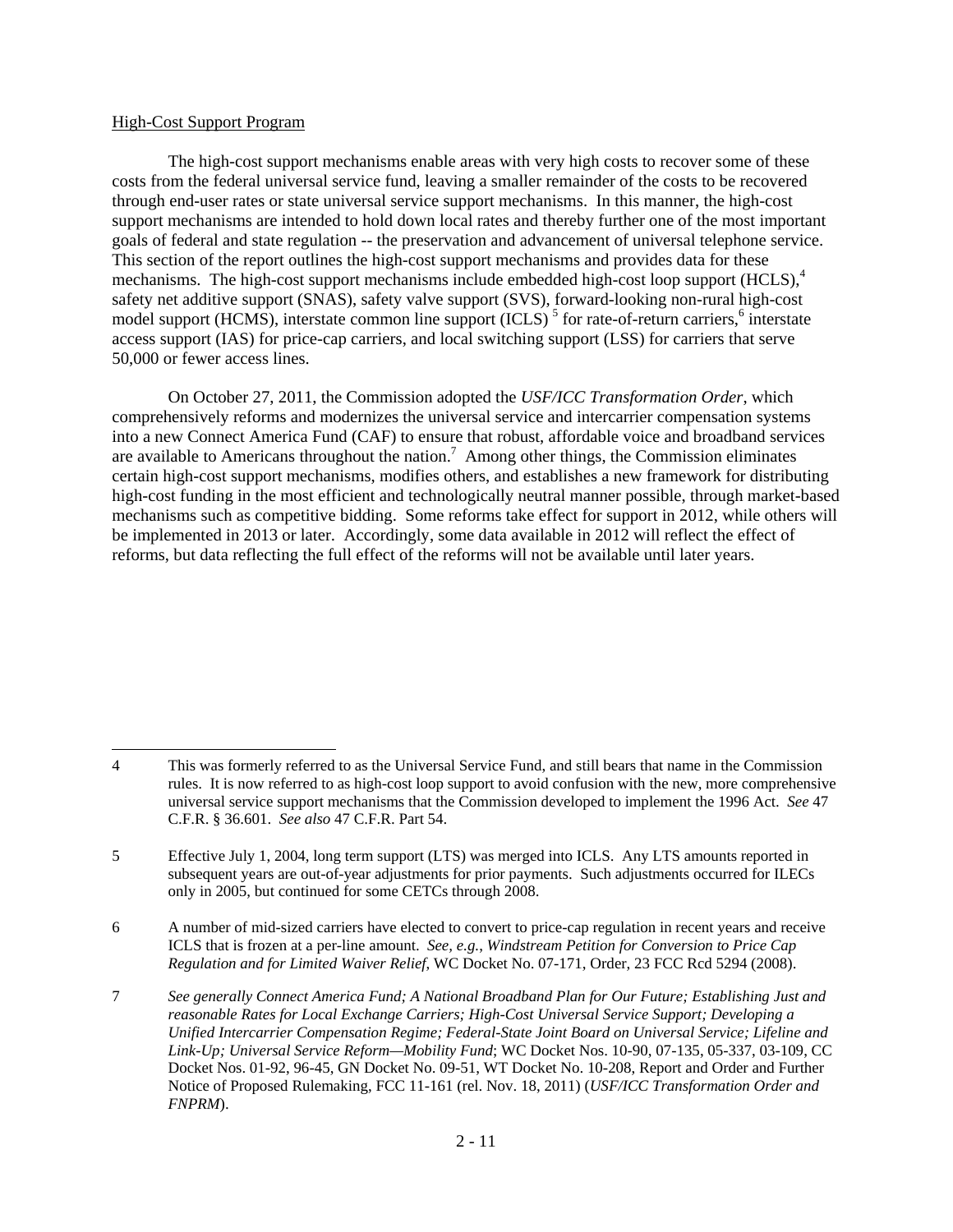High-Cost Support Program

The high-cost support mechanisms enable areas with very high costs to recover some of these costs from the federal universal service fund, leaving a smaller remainder of the costs to be recovered through end-user rates or state universal service support mechanisms. In this manner, the high-cost support mechanisms are intended to hold down local rates and thereby further one of the most important goals of federal and state regulation -- the preservation and advancement of universal telephone service. This section of the report outlines the high-cost support mechanisms and provides data for these mechanisms. The high-cost support mechanisms include embedded high-cost loop support (HCLS),[4] safety net additive support (SNAS), safety valve support (SVS), forward-looking non-rural high-cost model support (HCMS), interstate common line support (ICLS) [5] for rate-of-return carriers,[6] interstate access support (IAS) for price-cap carriers, and local switching support (LSS) for carriers that serve 50,000 or fewer access lines.

On October 27, 2011, the Commission adopted the *USF/ICC Transformation Order*, which comprehensively reforms and modernizes the universal service and intercarrier compensation systems into a new Connect America Fund (CAF) to ensure that robust, affordable voice and broadband services are available to Americans throughout the nation.[7] Among other things, the Commission eliminates certain high-cost support mechanisms, modifies others, and establishes a new framework for distributing high-cost funding in the most efficient and technologically neutral manner possible, through market-based mechanisms such as competitive bidding. Some reforms take effect for support in 2012, while others will be implemented in 2013 or later. Accordingly, some data available in 2012 will reflect the effect of reforms, but data reflecting the full effect of the reforms will not be available until later years.

---

4 This was formerly referred to as the Universal Service Fund, and still bears that name in the Commission rules. It is now referred to as high-cost loop support to avoid confusion with the new, more comprehensive universal service support mechanisms that the Commission developed to implement the 1996 Act. *See* 47 C.F.R. § 36.601. *See also* 47 C.F.R. Part 54.

5 Effective July 1, 2004, long term support (LTS) was merged into ICLS. Any LTS amounts reported in subsequent years are out-of-year adjustments for prior payments. Such adjustments occurred for ILECs only in 2005, but continued for some CETCs through 2008.

6 A number of mid-sized carriers have elected to convert to price-cap regulation in recent years and receive ICLS that is frozen at a per-line amount. *See, e.g.*, *Windstream Petition for Conversion to Price Cap Regulation and for Limited Waiver Relief*, WC Docket No. 07-171, Order, 23 FCC Rcd 5294 (2008).

7 *See generally Connect America Fund; A National Broadband Plan for Our Future; Establishing Just and reasonable Rates for Local Exchange Carriers; High-Cost Universal Service Support; Developing a Unified Intercarrier Compensation Regime; Federal-State Joint Board on Universal Service; Lifeline and Link-Up; Universal Service Reform—Mobility Fund*; WC Docket Nos. 10-90, 07-135, 05-337, 03-109, CC Docket Nos. 01-92, 96-45, GN Docket No. 09-51, WT Docket No. 10-208, Report and Order and Further Notice of Proposed Rulemaking, FCC 11-161 (rel. Nov. 18, 2011) (*USF/ICC Transformation Order and FNPRM*).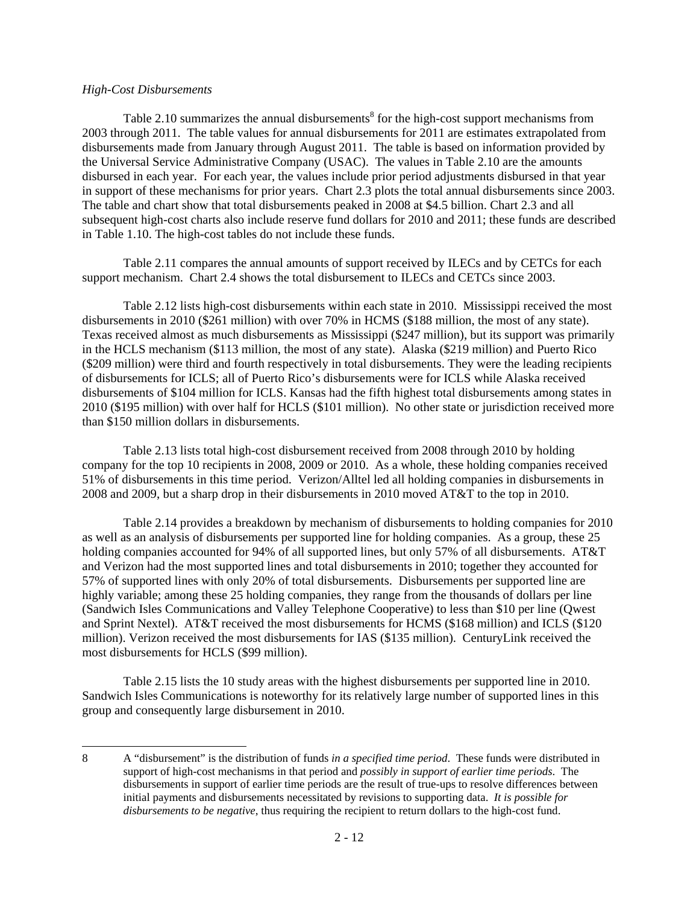*High-Cost Disbursements*

Table 2.10 summarizes the annual disbursements[8] for the high-cost support mechanisms from 2003 through 2011. The table values for annual disbursements for 2011 are estimates extrapolated from disbursements made from January through August 2011. The table is based on information provided by the Universal Service Administrative Company (USAC). The values in Table 2.10 are the amounts disbursed in each year. For each year, the values include prior period adjustments disbursed in that year in support of these mechanisms for prior years. Chart 2.3 plots the total annual disbursements since 2003. The table and chart show that total disbursements peaked in 2008 at $4.5 billion. Chart 2.3 and all subsequent high-cost charts also include reserve fund dollars for 2010 and 2011; these funds are described in Table 1.10. The high-cost tables do not include these funds.

Table 2.11 compares the annual amounts of support received by ILECs and by CETCs for each support mechanism. Chart 2.4 shows the total disbursement to ILECs and CETCs since 2003.

Table 2.12 lists high-cost disbursements within each state in 2010. Mississippi received the most disbursements in 2010 ($261 million) with over 70% in HCMS ($188 million, the most of any state). Texas received almost as much disbursements as Mississippi ($247 million), but its support was primarily in the HCLS mechanism ($113 million, the most of any state). Alaska ($219 million) and Puerto Rico ($209 million) were third and fourth respectively in total disbursements. They were the leading recipients of disbursements for ICLS; all of Puerto Rico's disbursements were for ICLS while Alaska received disbursements of $104 million for ICLS. Kansas had the fifth highest total disbursements among states in 2010 ($195 million) with over half for HCLS ($101 million). No other state or jurisdiction received more than $150 million dollars in disbursements.

Table 2.13 lists total high-cost disbursement received from 2008 through 2010 by holding company for the top 10 recipients in 2008, 2009 or 2010. As a whole, these holding companies received 51% of disbursements in this time period. Verizon/Alltel led all holding companies in disbursements in 2008 and 2009, but a sharp drop in their disbursements in 2010 moved AT&T to the top in 2010.

Table 2.14 provides a breakdown by mechanism of disbursements to holding companies for 2010 as well as an analysis of disbursements per supported line for holding companies. As a group, these 25 holding companies accounted for 94% of all supported lines, but only 57% of all disbursements. AT&T and Verizon had the most supported lines and total disbursements in 2010; together they accounted for 57% of supported lines with only 20% of total disbursements. Disbursements per supported line are highly variable; among these 25 holding companies, they range from the thousands of dollars per line (Sandwich Isles Communications and Valley Telephone Cooperative) to less than $10 per line (Qwest and Sprint Nextel). AT&T received the most disbursements for HCMS ($168 million) and ICLS ($120 million). Verizon received the most disbursements for IAS ($135 million). CenturyLink received the most disbursements for HCLS ($99 million).

Table 2.15 lists the 10 study areas with the highest disbursements per supported line in 2010. Sandwich Isles Communications is noteworthy for its relatively large number of supported lines in this group and consequently large disbursement in 2010.

---

8 A "disbursement" is the distribution of funds *in a specified time period*. These funds were distributed in support of high-cost mechanisms in that period and *possibly in support of earlier time periods*. The disbursements in support of earlier time periods are the result of true-ups to resolve differences between initial payments and disbursements necessitated by revisions to supporting data. *It is possible for disbursements to be negative*, thus requiring the recipient to return dollars to the high-cost fund.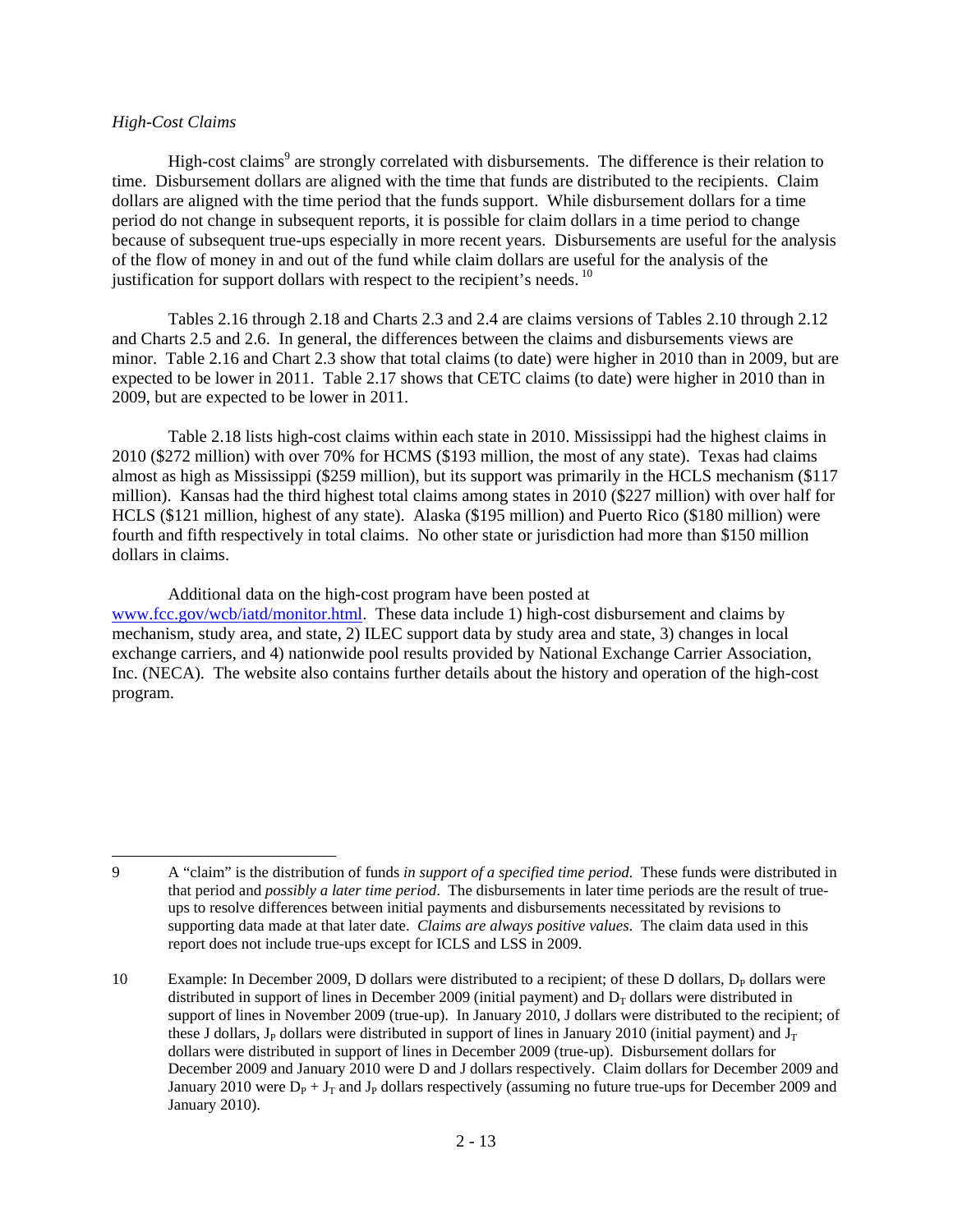*High-Cost Claims*

High-cost claims[9] are strongly correlated with disbursements. The difference is their relation to time. Disbursement dollars are aligned with the time that funds are distributed to the recipients. Claim dollars are aligned with the time period that the funds support. While disbursement dollars for a time period do not change in subsequent reports, it is possible for claim dollars in a time period to change because of subsequent true-ups especially in more recent years. Disbursements are useful for the analysis of the flow of money in and out of the fund while claim dollars are useful for the analysis of the justification for support dollars with respect to the recipient's needs. [10]

Tables 2.16 through 2.18 and Charts 2.3 and 2.4 are claims versions of Tables 2.10 through 2.12 and Charts 2.5 and 2.6. In general, the differences between the claims and disbursements views are minor. Table 2.16 and Chart 2.3 show that total claims (to date) were higher in 2010 than in 2009, but are expected to be lower in 2011. Table 2.17 shows that CETC claims (to date) were higher in 2010 than in 2009, but are expected to be lower in 2011.

Table 2.18 lists high-cost claims within each state in 2010. Mississippi had the highest claims in 2010 ($272 million) with over 70% for HCMS ($193 million, the most of any state). Texas had claims almost as high as Mississippi ($259 million), but its support was primarily in the HCLS mechanism ($117 million). Kansas had the third highest total claims among states in 2010 ($227 million) with over half for HCLS ($121 million, highest of any state). Alaska ($195 million) and Puerto Rico ($180 million) were fourth and fifth respectively in total claims. No other state or jurisdiction had more than $150 million dollars in claims.

Additional data on the high-cost program have been posted at www.fcc.gov/wcb/iatd/monitor.html. These data include 1) high-cost disbursement and claims by mechanism, study area, and state, 2) ILEC support data by study area and state, 3) changes in local exchange carriers, and 4) nationwide pool results provided by National Exchange Carrier Association, Inc. (NECA). The website also contains further details about the history and operation of the high-cost program.

---

9 A "claim" is the distribution of funds *in support of a specified time period.* These funds were distributed in that period and *possibly a later time period*. The disbursements in later time periods are the result of true-ups to resolve differences between initial payments and disbursements necessitated by revisions to supporting data made at that later date. *Claims are always positive values.* The claim data used in this report does not include true-ups except for ICLS and LSS in 2009.

10 Example: In December 2009, D dollars were distributed to a recipient; of these D dollars, $D_P$ dollars were distributed in support of lines in December 2009 (initial payment) and $D_T$ dollars were distributed in support of lines in November 2009 (true-up). In January 2010, J dollars were distributed to the recipient; of these J dollars, $J_P$ dollars were distributed in support of lines in January 2010 (initial payment) and $J_T$ dollars were distributed in support of lines in December 2009 (true-up). Disbursement dollars for December 2009 and January 2010 were D and J dollars respectively. Claim dollars for December 2009 and January 2010 were $D_P + J_T$ and $J_P$ dollars respectively (assuming no future true-ups for December 2009 and January 2010).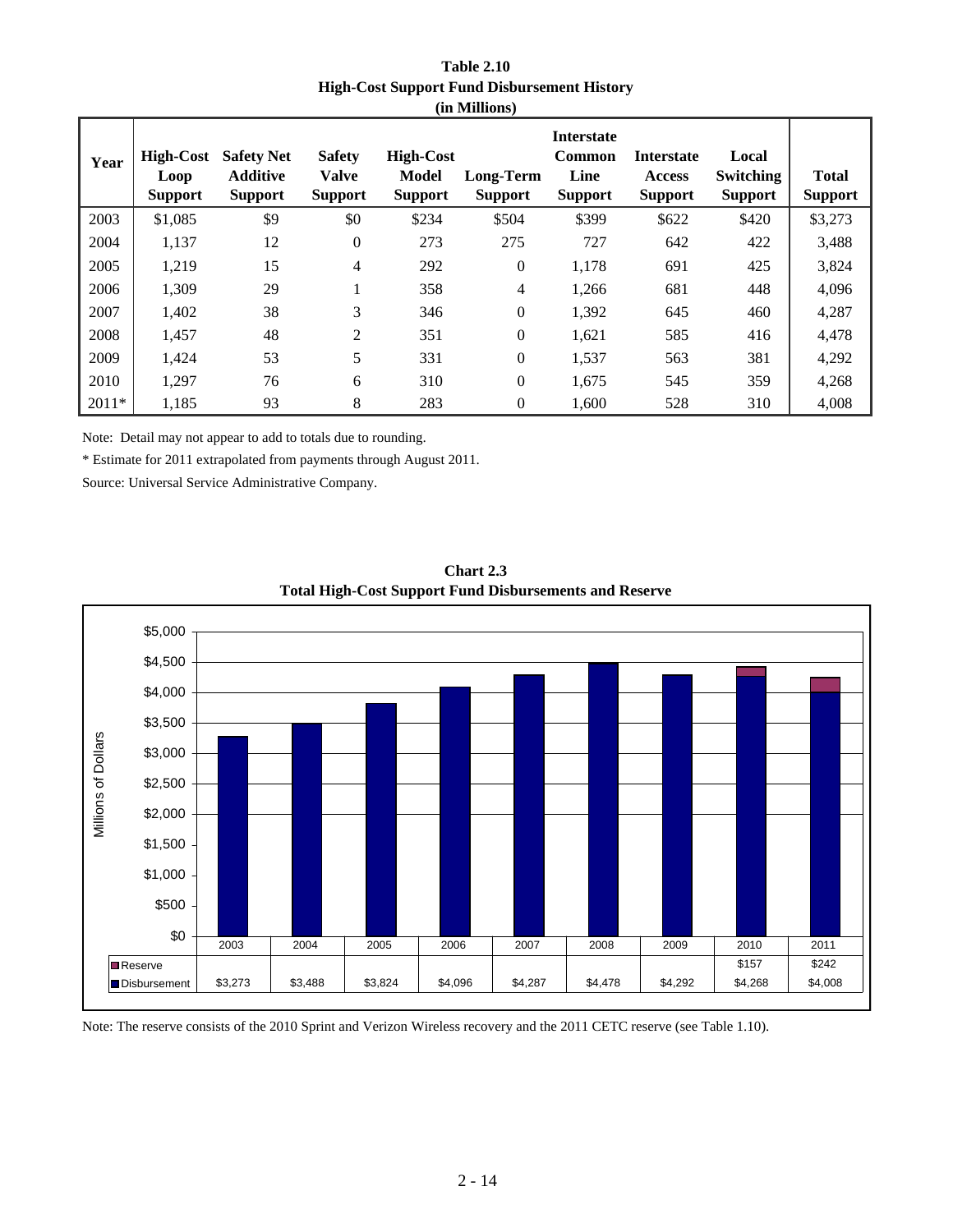**Table 2.10**
**High-Cost Support Fund Disbursement History**
**(in Millions)**

| Year | High-Cost Loop Support | Safety Net Additive Support | Safety Valve Support | High-Cost Model Support | Long-Term Support | Interstate Common Line Support | Interstate Access Support | Local Switching Support | Total Support |
|---|---|---|---|---|---|---|---|---|---|
| 2003 | $1,085 | $9 | $0 | $234 | $504 | $399 | $622 | $420 | $3,273 |
| 2004 | 1,137 | 12 | 0 | 273 | 275 | 727 | 642 | 422 | 3,488 |
| 2005 | 1,219 | 15 | 4 | 292 | 0 | 1,178 | 691 | 425 | 3,824 |
| 2006 | 1,309 | 29 | 1 | 358 | 4 | 1,266 | 681 | 448 | 4,096 |
| 2007 | 1,402 | 38 | 3 | 346 | 0 | 1,392 | 645 | 460 | 4,287 |
| 2008 | 1,457 | 48 | 2 | 351 | 0 | 1,621 | 585 | 416 | 4,478 |
| 2009 | 1,424 | 53 | 5 | 331 | 0 | 1,537 | 563 | 381 | 4,292 |
| 2010 | 1,297 | 76 | 6 | 310 | 0 | 1,675 | 545 | 359 | 4,268 |
| 2011* | 1,185 | 93 | 8 | 283 | 0 | 1,600 | 528 | 310 | 4,008 |

Note: Detail may not appear to add to totals due to rounding.

* Estimate for 2011 extrapolated from payments through August 2011.

Source: Universal Service Administrative Company.

**Chart 2.3**
**Total High-Cost Support Fund Disbursements and Reserve**

| | 2003 | 2004 | 2005 | 2006 | 2007 | 2008 | 2009 | 2010 | 2011 |
|---|---|---|---|---|---|---|---|---|---|
| Reserve | | | | | | | | $157 | $242 |
| Disbursement | $3,273 | $3,488 | $3,824 | $4,096 | $4,287 | $4,478 | $4,292 | $4,268 | $4,008 |

Note: The reserve consists of the 2010 Sprint and Verizon Wireless recovery and the 2011 CETC reserve (see Table 1.10).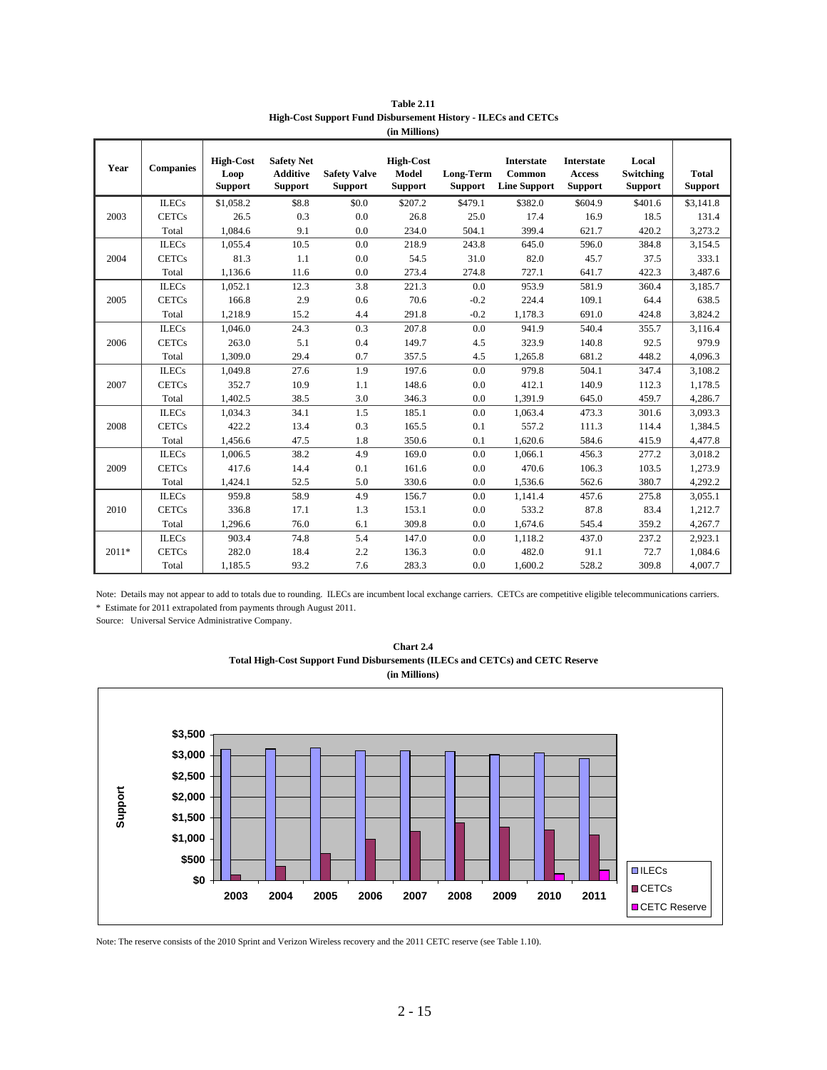**Table 2.11**
**High-Cost Support Fund Disbursement History - ILECs and CETCs**
**(in Millions)**

| Year | Companies | High-Cost Loop Support | Safety Net Additive Support | Safety Valve Support | High-Cost Model Support | Long-Term Support | Interstate Common Line Support | Interstate Access Support | Local Switching Support | Total Support |
|---|---|---|---|---|---|---|---|---|---|---|
| | ILECs | $1,058.2 | $8.8 | $0.0 | $207.2 | $479.1 | $382.0 | $604.9 | $401.6 | $3,141.8 |
| 2003 | CETCs | 26.5 | 0.3 | 0.0 | 26.8 | 25.0 | 17.4 | 16.9 | 18.5 | 131.4 |
| | Total | 1,084.6 | 9.1 | 0.0 | 234.0 | 504.1 | 399.4 | 621.7 | 420.2 | 3,273.2 |
| | ILECs | 1,055.4 | 10.5 | 0.0 | 218.9 | 243.8 | 645.0 | 596.0 | 384.8 | 3,154.5 |
| 2004 | CETCs | 81.3 | 1.1 | 0.0 | 54.5 | 31.0 | 82.0 | 45.7 | 37.5 | 333.1 |
| | Total | 1,136.6 | 11.6 | 0.0 | 273.4 | 274.8 | 727.1 | 641.7 | 422.3 | 3,487.6 |
| | ILECs | 1,052.1 | 12.3 | 3.8 | 221.3 | 0.0 | 953.9 | 581.9 | 360.4 | 3,185.7 |
| 2005 | CETCs | 166.8 | 2.9 | 0.6 | 70.6 | -0.2 | 224.4 | 109.1 | 64.4 | 638.5 |
| | Total | 1,218.9 | 15.2 | 4.4 | 291.8 | -0.2 | 1,178.3 | 691.0 | 424.8 | 3,824.2 |
| | ILECs | 1,046.0 | 24.3 | 0.3 | 207.8 | 0.0 | 941.9 | 540.4 | 355.7 | 3,116.4 |
| 2006 | CETCs | 263.0 | 5.1 | 0.4 | 149.7 | 4.5 | 323.9 | 140.8 | 92.5 | 979.9 |
| | Total | 1,309.0 | 29.4 | 0.7 | 357.5 | 4.5 | 1,265.8 | 681.2 | 448.2 | 4,096.3 |
| | ILECs | 1,049.8 | 27.6 | 1.9 | 197.6 | 0.0 | 979.8 | 504.1 | 347.4 | 3,108.2 |
| 2007 | CETCs | 352.7 | 10.9 | 1.1 | 148.6 | 0.0 | 412.1 | 140.9 | 112.3 | 1,178.5 |
| | Total | 1,402.5 | 38.5 | 3.0 | 346.3 | 0.0 | 1,391.9 | 645.0 | 459.7 | 4,286.7 |
| | ILECs | 1,034.3 | 34.1 | 1.5 | 185.1 | 0.0 | 1,063.4 | 473.3 | 301.6 | 3,093.3 |
| 2008 | CETCs | 422.2 | 13.4 | 0.3 | 165.5 | 0.1 | 557.2 | 111.3 | 114.4 | 1,384.5 |
| | Total | 1,456.6 | 47.5 | 1.8 | 350.6 | 0.1 | 1,620.6 | 584.6 | 415.9 | 4,477.8 |
| | ILECs | 1,006.5 | 38.2 | 4.9 | 169.0 | 0.0 | 1,066.1 | 456.3 | 277.2 | 3,018.2 |
| 2009 | CETCs | 417.6 | 14.4 | 0.1 | 161.6 | 0.0 | 470.6 | 106.3 | 103.5 | 1,273.9 |
| | Total | 1,424.1 | 52.5 | 5.0 | 330.6 | 0.0 | 1,536.6 | 562.6 | 380.7 | 4,292.2 |
| | ILECs | 959.8 | 58.9 | 4.9 | 156.7 | 0.0 | 1,141.4 | 457.6 | 275.8 | 3,055.1 |
| 2010 | CETCs | 336.8 | 17.1 | 1.3 | 153.1 | 0.0 | 533.2 | 87.8 | 83.4 | 1,212.7 |
| | Total | 1,296.6 | 76.0 | 6.1 | 309.8 | 0.0 | 1,674.6 | 545.4 | 359.2 | 4,267.7 |
| | ILECs | 903.4 | 74.8 | 5.4 | 147.0 | 0.0 | 1,118.2 | 437.0 | 237.2 | 2,923.1 |
| 2011* | CETCs | 282.0 | 18.4 | 2.2 | 136.3 | 0.0 | 482.0 | 91.1 | 72.7 | 1,084.6 |
| | Total | 1,185.5 | 93.2 | 7.6 | 283.3 | 0.0 | 1,600.2 | 528.2 | 309.8 | 4,007.7 |

Note: Details may not appear to add to totals due to rounding. ILECs are incumbent local exchange carriers. CETCs are competitive eligible telecommunications carriers.
* Estimate for 2011 extrapolated from payments through August 2011.
Source: Universal Service Administrative Company.

**Chart 2.4**
**Total High-Cost Support Fund Disbursements (ILECs and CETCs) and CETC Reserve**
**(in Millions)**

Note: The reserve consists of the 2010 Sprint and Verizon Wireless recovery and the 2011 CETC reserve (see Table 1.10).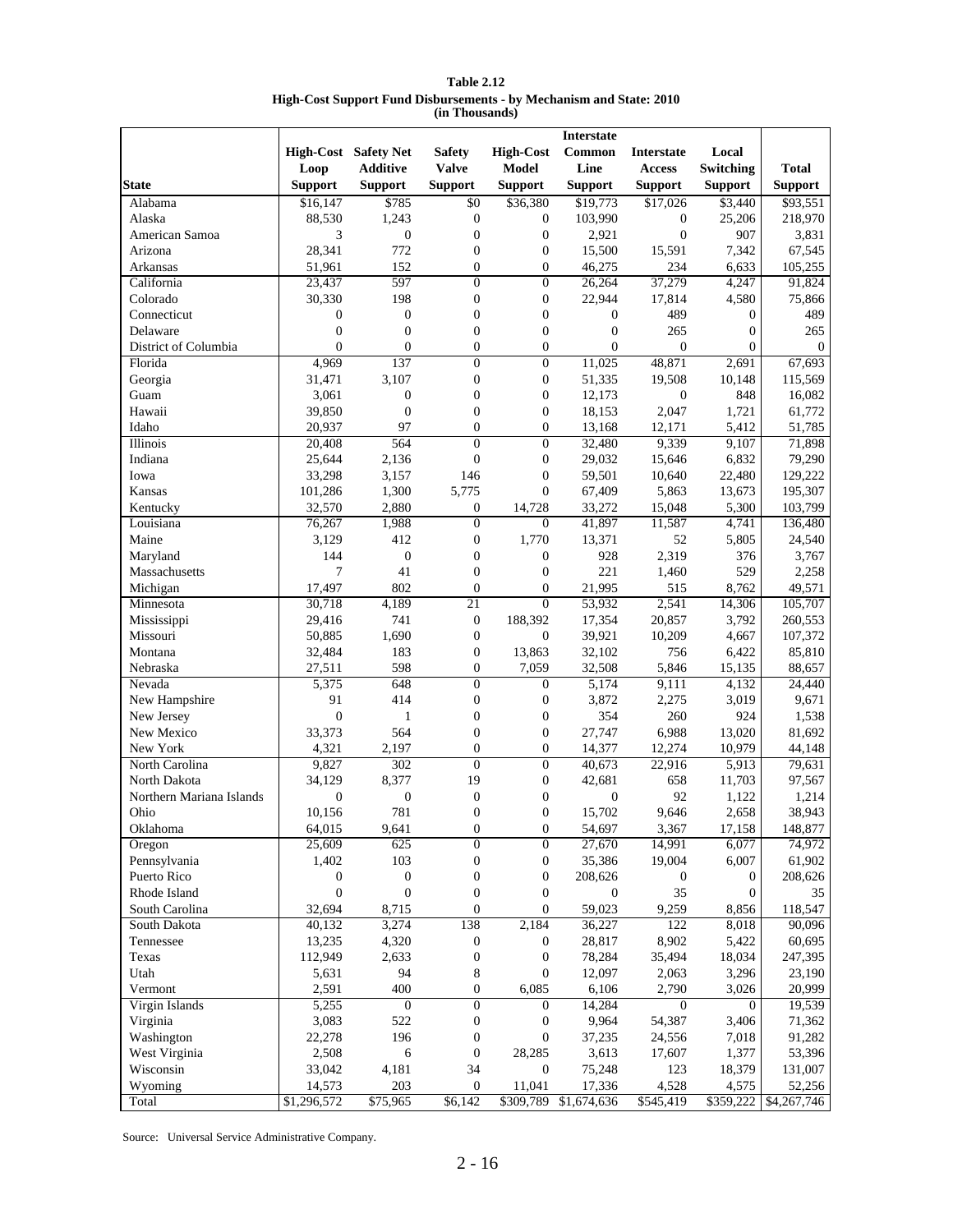**Table 2.12**
**High-Cost Support Fund Disbursements - by Mechanism and State: 2010**
**(in Thousands)**

| State | High-Cost Loop Support | Safety Net Additive Support | Safety Valve Support | High-Cost Model Support | Interstate Common Line Support | Interstate Access Support | Local Switching Support | Total Support |
|---|---|---|---|---|---|---|---|---|
| Alabama | $16,147 | $785 | $0 | $36,380 | $19,773 | $17,026 | $3,440 | $93,551 |
| Alaska | 88,530 | 1,243 | 0 | 0 | 103,990 | 0 | 25,206 | 218,970 |
| American Samoa | 3 | 0 | 0 | 0 | 2,921 | 0 | 907 | 3,831 |
| Arizona | 28,341 | 772 | 0 | 0 | 15,500 | 15,591 | 7,342 | 67,545 |
| Arkansas | 51,961 | 152 | 0 | 0 | 46,275 | 234 | 6,633 | 105,255 |
| California | 23,437 | 597 | 0 | 0 | 26,264 | 37,279 | 4,247 | 91,824 |
| Colorado | 30,330 | 198 | 0 | 0 | 22,944 | 17,814 | 4,580 | 75,866 |
| Connecticut | 0 | 0 | 0 | 0 | 0 | 489 | 0 | 489 |
| Delaware | 0 | 0 | 0 | 0 | 0 | 265 | 0 | 265 |
| District of Columbia | 0 | 0 | 0 | 0 | 0 | 0 | 0 | 0 |
| Florida | 4,969 | 137 | 0 | 0 | 11,025 | 48,871 | 2,691 | 67,693 |
| Georgia | 31,471 | 3,107 | 0 | 0 | 51,335 | 19,508 | 10,148 | 115,569 |
| Guam | 3,061 | 0 | 0 | 0 | 12,173 | 0 | 848 | 16,082 |
| Hawaii | 39,850 | 0 | 0 | 0 | 18,153 | 2,047 | 1,721 | 61,772 |
| Idaho | 20,937 | 97 | 0 | 0 | 13,168 | 12,171 | 5,412 | 51,785 |
| Illinois | 20,408 | 564 | 0 | 0 | 32,480 | 9,339 | 9,107 | 71,898 |
| Indiana | 25,644 | 2,136 | 0 | 0 | 29,032 | 15,646 | 6,832 | 79,290 |
| Iowa | 33,298 | 3,157 | 146 | 0 | 59,501 | 10,640 | 22,480 | 129,222 |
| Kansas | 101,286 | 1,300 | 5,775 | 0 | 67,409 | 5,863 | 13,673 | 195,307 |
| Kentucky | 32,570 | 2,880 | 0 | 14,728 | 33,272 | 15,048 | 5,300 | 103,799 |
| Louisiana | 76,267 | 1,988 | 0 | 0 | 41,897 | 11,587 | 4,741 | 136,480 |
| Maine | 3,129 | 412 | 0 | 1,770 | 13,371 | 52 | 5,805 | 24,540 |
| Maryland | 144 | 0 | 0 | 0 | 928 | 2,319 | 376 | 3,767 |
| Massachusetts | 7 | 41 | 0 | 0 | 221 | 1,460 | 529 | 2,258 |
| Michigan | 17,497 | 802 | 0 | 0 | 21,995 | 515 | 8,762 | 49,571 |
| Minnesota | 30,718 | 4,189 | 21 | 0 | 53,932 | 2,541 | 14,306 | 105,707 |
| Mississippi | 29,416 | 741 | 0 | 188,392 | 17,354 | 20,857 | 3,792 | 260,553 |
| Missouri | 50,885 | 1,690 | 0 | 0 | 39,921 | 10,209 | 4,667 | 107,372 |
| Montana | 32,484 | 183 | 0 | 13,863 | 32,102 | 756 | 6,422 | 85,810 |
| Nebraska | 27,511 | 598 | 0 | 7,059 | 32,508 | 5,846 | 15,135 | 88,657 |
| Nevada | 5,375 | 648 | 0 | 0 | 5,174 | 9,111 | 4,132 | 24,440 |
| New Hampshire | 91 | 414 | 0 | 0 | 3,872 | 2,275 | 3,019 | 9,671 |
| New Jersey | 0 | 1 | 0 | 0 | 354 | 260 | 924 | 1,538 |
| New Mexico | 33,373 | 564 | 0 | 0 | 27,747 | 6,988 | 13,020 | 81,692 |
| New York | 4,321 | 2,197 | 0 | 0 | 14,377 | 12,274 | 10,979 | 44,148 |
| North Carolina | 9,827 | 302 | 0 | 0 | 40,673 | 22,916 | 5,913 | 79,631 |
| North Dakota | 34,129 | 8,377 | 19 | 0 | 42,681 | 658 | 11,703 | 97,567 |
| Northern Mariana Islands | 0 | 0 | 0 | 0 | 0 | 92 | 1,122 | 1,214 |
| Ohio | 10,156 | 781 | 0 | 0 | 15,702 | 9,646 | 2,658 | 38,943 |
| Oklahoma | 64,015 | 9,641 | 0 | 0 | 54,697 | 3,367 | 17,158 | 148,877 |
| Oregon | 25,609 | 625 | 0 | 0 | 27,670 | 14,991 | 6,077 | 74,972 |
| Pennsylvania | 1,402 | 103 | 0 | 0 | 35,386 | 19,004 | 6,007 | 61,902 |
| Puerto Rico | 0 | 0 | 0 | 0 | 208,626 | 0 | 0 | 208,626 |
| Rhode Island | 0 | 0 | 0 | 0 | 0 | 35 | 0 | 35 |
| South Carolina | 32,694 | 8,715 | 0 | 0 | 59,023 | 9,259 | 8,856 | 118,547 |
| South Dakota | 40,132 | 3,274 | 138 | 2,184 | 36,227 | 122 | 8,018 | 90,096 |
| Tennessee | 13,235 | 4,320 | 0 | 0 | 28,817 | 8,902 | 5,422 | 60,695 |
| Texas | 112,949 | 2,633 | 0 | 0 | 78,284 | 35,494 | 18,034 | 247,395 |
| Utah | 5,631 | 94 | 8 | 0 | 12,097 | 2,063 | 3,296 | 23,190 |
| Vermont | 2,591 | 400 | 0 | 6,085 | 6,106 | 2,790 | 3,026 | 20,999 |
| Virgin Islands | 5,255 | 0 | 0 | 0 | 14,284 | 0 | 0 | 19,539 |
| Virginia | 3,083 | 522 | 0 | 0 | 9,964 | 54,387 | 3,406 | 71,362 |
| Washington | 22,278 | 196 | 0 | 0 | 37,235 | 24,556 | 7,018 | 91,282 |
| West Virginia | 2,508 | 6 | 0 | 28,285 | 3,613 | 17,607 | 1,377 | 53,396 |
| Wisconsin | 33,042 | 4,181 | 34 | 0 | 75,248 | 123 | 18,379 | 131,007 |
| Wyoming | 14,573 | 203 | 0 | 11,041 | 17,336 | 4,528 | 4,575 | 52,256 |
| Total | $1,296,572 | $75,965 | $6,142 | $309,789 | $1,674,636 | $545,419 | $359,222 | $4,267,746 |

Source: Universal Service Administrative Company.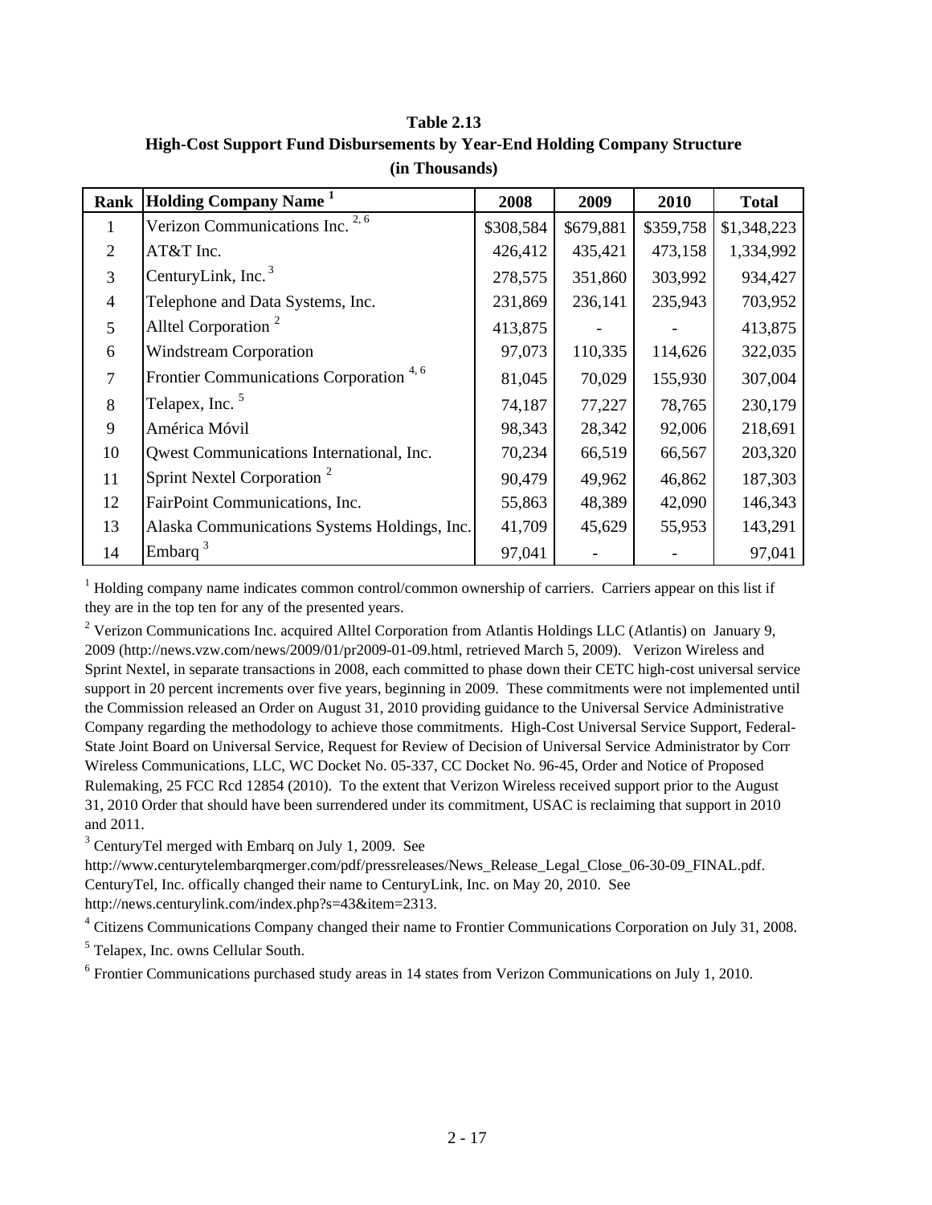**Table 2.13**
**High-Cost Support Fund Disbursements by Year-End Holding Company Structure**
**(in Thousands)**

| Rank | Holding Company Name [1] | 2008 | 2009 | 2010 | Total |
|---|---|---|---|---|---|
| 1 | Verizon Communications Inc. [2, 6] | $308,584 | $679,881 | $359,758 | $1,348,223 |
| 2 | AT&T Inc. | 426,412 | 435,421 | 473,158 | 1,334,992 |
| 3 | CenturyLink, Inc. [3] | 278,575 | 351,860 | 303,992 | 934,427 |
| 4 | Telephone and Data Systems, Inc. | 231,869 | 236,141 | 235,943 | 703,952 |
| 5 | Alltel Corporation [2] | 413,875 | - | - | 413,875 |
| 6 | Windstream Corporation | 97,073 | 110,335 | 114,626 | 322,035 |
| 7 | Frontier Communications Corporation [4, 6] | 81,045 | 70,029 | 155,930 | 307,004 |
| 8 | Telapex, Inc. [5] | 74,187 | 77,227 | 78,765 | 230,179 |
| 9 | América Móvil | 98,343 | 28,342 | 92,006 | 218,691 |
| 10 | Qwest Communications International, Inc. | 70,234 | 66,519 | 66,567 | 203,320 |
| 11 | Sprint Nextel Corporation [2] | 90,479 | 49,962 | 46,862 | 187,303 |
| 12 | FairPoint Communications, Inc. | 55,863 | 48,389 | 42,090 | 146,343 |
| 13 | Alaska Communications Systems Holdings, Inc. | 41,709 | 45,629 | 55,953 | 143,291 |
| 14 | Embarq [3] | 97,041 | - | - | 97,041 |

[1] Holding company name indicates common control/common ownership of carriers. Carriers appear on this list if they are in the top ten for any of the presented years.

[2] Verizon Communications Inc. acquired Alltel Corporation from Atlantis Holdings LLC (Atlantis) on January 9, 2009 (http://news.vzw.com/news/2009/01/pr2009-01-09.html, retrieved March 5, 2009). Verizon Wireless and Sprint Nextel, in separate transactions in 2008, each committed to phase down their CETC high-cost universal service support in 20 percent increments over five years, beginning in 2009. These commitments were not implemented until the Commission released an Order on August 31, 2010 providing guidance to the Universal Service Administrative Company regarding the methodology to achieve those commitments. High-Cost Universal Service Support, Federal-State Joint Board on Universal Service, Request for Review of Decision of Universal Service Administrator by Corr Wireless Communications, LLC, WC Docket No. 05-337, CC Docket No. 96-45, Order and Notice of Proposed Rulemaking, 25 FCC Rcd 12854 (2010). To the extent that Verizon Wireless received support prior to the August 31, 2010 Order that should have been surrendered under its commitment, USAC is reclaiming that support in 2010 and 2011.

[3] CenturyTel merged with Embarq on July 1, 2009. See http://www.centurytelembarqmerger.com/pdf/pressreleases/News_Release_Legal_Close_06-30-09_FINAL.pdf. CenturyTel, Inc. offically changed their name to CenturyLink, Inc. on May 20, 2010. See http://news.centurylink.com/index.php?s=43&item=2313.

[4] Citizens Communications Company changed their name to Frontier Communications Corporation on July 31, 2008.

[5] Telapex, Inc. owns Cellular South.

[6] Frontier Communications purchased study areas in 14 states from Verizon Communications on July 1, 2010.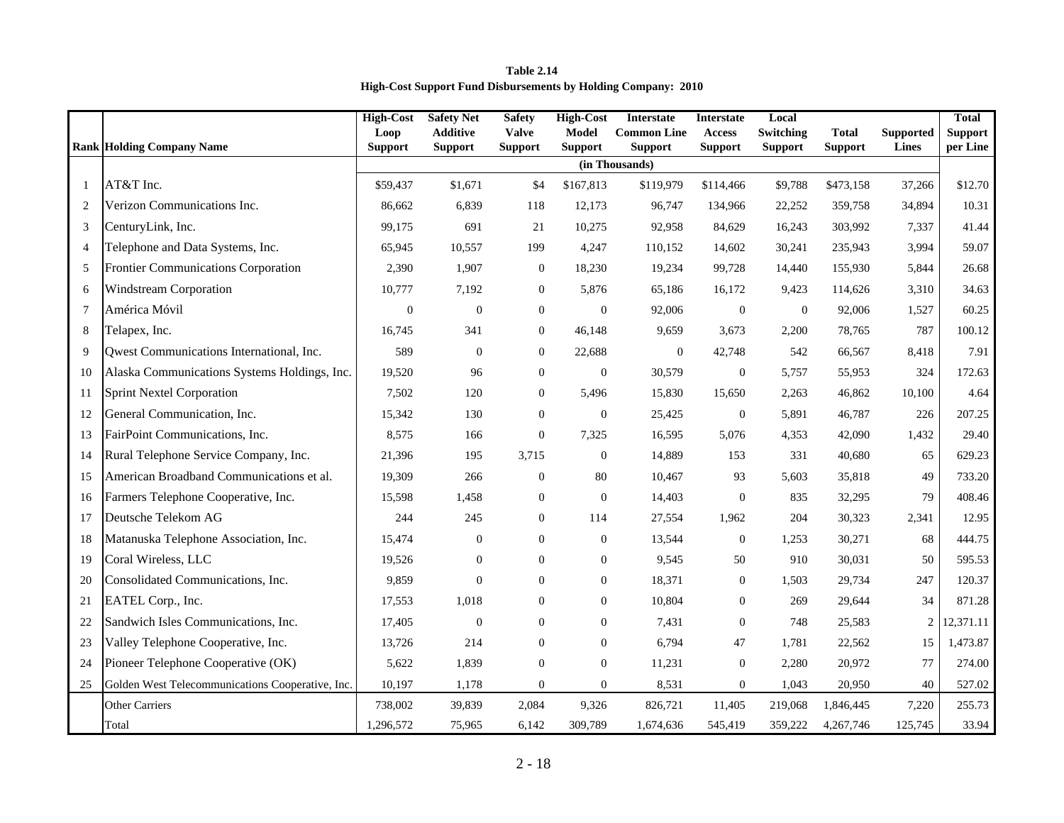**Table 2.14**
**High-Cost Support Fund Disbursements by Holding Company: 2010**

| Rank | Holding Company Name | High-Cost Loop Support | Safety Net Additive Support | Safety Valve Support | High-Cost Model Support | Interstate Common Line Support | Interstate Access Support | Local Switching Support | Total Support | Supported Lines | Total Support per Line |
|---|---|---|---|---|---|---|---|---|---|---|---|
| | | (in Thousands) | | | | | | | | | |
| 1 | AT&T Inc. | $59,437 | $1,671 | $4 | $167,813 | $119,979 | $114,466 | $9,788 | $473,158 | 37,266 | $12.70 |
| 2 | Verizon Communications Inc. | 86,662 | 6,839 | 118 | 12,173 | 96,747 | 134,966 | 22,252 | 359,758 | 34,894 | 10.31 |
| 3 | CenturyLink, Inc. | 99,175 | 691 | 21 | 10,275 | 92,958 | 84,629 | 16,243 | 303,992 | 7,337 | 41.44 |
| 4 | Telephone and Data Systems, Inc. | 65,945 | 10,557 | 199 | 4,247 | 110,152 | 14,602 | 30,241 | 235,943 | 3,994 | 59.07 |
| 5 | Frontier Communications Corporation | 2,390 | 1,907 | 0 | 18,230 | 19,234 | 99,728 | 14,440 | 155,930 | 5,844 | 26.68 |
| 6 | Windstream Corporation | 10,777 | 7,192 | 0 | 5,876 | 65,186 | 16,172 | 9,423 | 114,626 | 3,310 | 34.63 |
| 7 | América Móvil | 0 | 0 | 0 | 0 | 92,006 | 0 | 0 | 92,006 | 1,527 | 60.25 |
| 8 | Telapex, Inc. | 16,745 | 341 | 0 | 46,148 | 9,659 | 3,673 | 2,200 | 78,765 | 787 | 100.12 |
| 9 | Qwest Communications International, Inc. | 589 | 0 | 0 | 22,688 | 0 | 42,748 | 542 | 66,567 | 8,418 | 7.91 |
| 10 | Alaska Communications Systems Holdings, Inc. | 19,520 | 96 | 0 | 0 | 30,579 | 0 | 5,757 | 55,953 | 324 | 172.63 |
| 11 | Sprint Nextel Corporation | 7,502 | 120 | 0 | 5,496 | 15,830 | 15,650 | 2,263 | 46,862 | 10,100 | 4.64 |
| 12 | General Communication, Inc. | 15,342 | 130 | 0 | 0 | 25,425 | 0 | 5,891 | 46,787 | 226 | 207.25 |
| 13 | FairPoint Communications, Inc. | 8,575 | 166 | 0 | 7,325 | 16,595 | 5,076 | 4,353 | 42,090 | 1,432 | 29.40 |
| 14 | Rural Telephone Service Company, Inc. | 21,396 | 195 | 3,715 | 0 | 14,889 | 153 | 331 | 40,680 | 65 | 629.23 |
| 15 | American Broadband Communications et al. | 19,309 | 266 | 0 | 80 | 10,467 | 93 | 5,603 | 35,818 | 49 | 733.20 |
| 16 | Farmers Telephone Cooperative, Inc. | 15,598 | 1,458 | 0 | 0 | 14,403 | 0 | 835 | 32,295 | 79 | 408.46 |
| 17 | Deutsche Telekom AG | 244 | 245 | 0 | 114 | 27,554 | 1,962 | 204 | 30,323 | 2,341 | 12.95 |
| 18 | Matanuska Telephone Association, Inc. | 15,474 | 0 | 0 | 0 | 13,544 | 0 | 1,253 | 30,271 | 68 | 444.75 |
| 19 | Coral Wireless, LLC | 19,526 | 0 | 0 | 0 | 9,545 | 50 | 910 | 30,031 | 50 | 595.53 |
| 20 | Consolidated Communications, Inc. | 9,859 | 0 | 0 | 0 | 18,371 | 0 | 1,503 | 29,734 | 247 | 120.37 |
| 21 | EATEL Corp., Inc. | 17,553 | 1,018 | 0 | 0 | 10,804 | 0 | 269 | 29,644 | 34 | 871.28 |
| 22 | Sandwich Isles Communications, Inc. | 17,405 | 0 | 0 | 0 | 7,431 | 0 | 748 | 25,583 | 2 | 12,371.11 |
| 23 | Valley Telephone Cooperative, Inc. | 13,726 | 214 | 0 | 0 | 6,794 | 47 | 1,781 | 22,562 | 15 | 1,473.87 |
| 24 | Pioneer Telephone Cooperative (OK) | 5,622 | 1,839 | 0 | 0 | 11,231 | 0 | 2,280 | 20,972 | 77 | 274.00 |
| 25 | Golden West Telecommunications Cooperative, Inc. | 10,197 | 1,178 | 0 | 0 | 8,531 | 0 | 1,043 | 20,950 | 40 | 527.02 |
| | Other Carriers | 738,002 | 39,839 | 2,084 | 9,326 | 826,721 | 11,405 | 219,068 | 1,846,445 | 7,220 | 255.73 |
| | Total | 1,296,572 | 75,965 | 6,142 | 309,789 | 1,674,636 | 545,419 | 359,222 | 4,267,746 | 125,745 | 33.94 |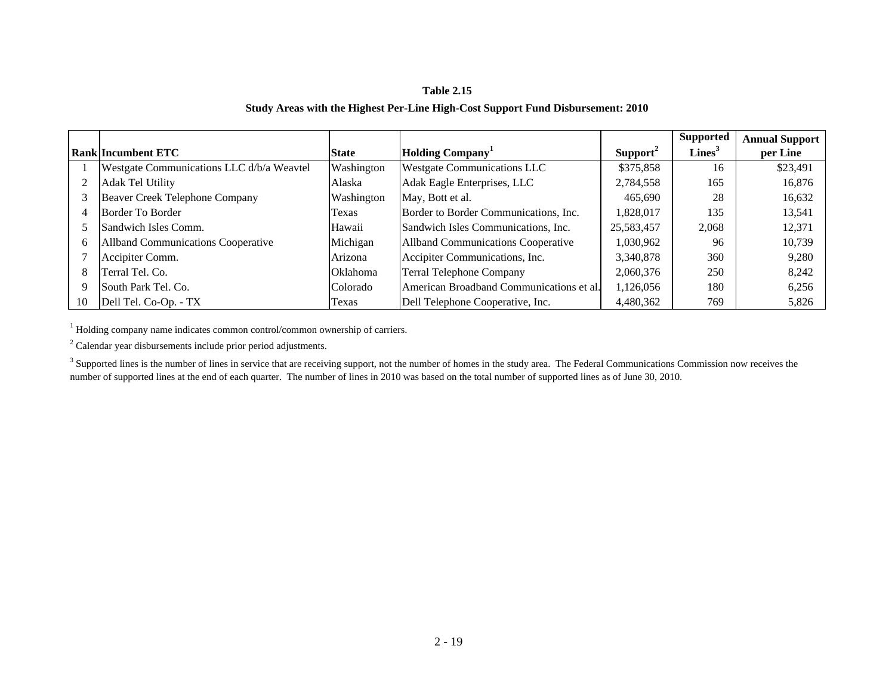**Table 2.15**

**Study Areas with the Highest Per-Line High-Cost Support Fund Disbursement: 2010**

| Rank | Incumbent ETC | State | Holding Company[1] | Support[2] | Supported Lines[3] | Annual Support per Line |
|---|---|---|---|---|---|---|
| 1 | Westgate Communications LLC d/b/a Weavtel | Washington | Westgate Communications LLC | $375,858 | 16 | $23,491 |
| 2 | Adak Tel Utility | Alaska | Adak Eagle Enterprises, LLC | 2,784,558 | 165 | 16,876 |
| 3 | Beaver Creek Telephone Company | Washington | May, Bott et al. | 465,690 | 28 | 16,632 |
| 4 | Border To Border | Texas | Border to Border Communications, Inc. | 1,828,017 | 135 | 13,541 |
| 5 | Sandwich Isles Comm. | Hawaii | Sandwich Isles Communications, Inc. | 25,583,457 | 2,068 | 12,371 |
| 6 | Allband Communications Cooperative | Michigan | Allband Communications Cooperative | 1,030,962 | 96 | 10,739 |
| 7 | Accipiter Comm. | Arizona | Accipiter Communications, Inc. | 3,340,878 | 360 | 9,280 |
| 8 | Terral Tel. Co. | Oklahoma | Terral Telephone Company | 2,060,376 | 250 | 8,242 |
| 9 | South Park Tel. Co. | Colorado | American Broadband Communications et al. | 1,126,056 | 180 | 6,256 |
| 10 | Dell Tel. Co-Op. - TX | Texas | Dell Telephone Cooperative, Inc. | 4,480,362 | 769 | 5,826 |

[1] Holding company name indicates common control/common ownership of carriers.

[2] Calendar year disbursements include prior period adjustments.

[3] Supported lines is the number of lines in service that are receiving support, not the number of homes in the study area. The Federal Communications Commission now receives the number of supported lines at the end of each quarter. The number of lines in 2010 was based on the total number of supported lines as of June 30, 2010.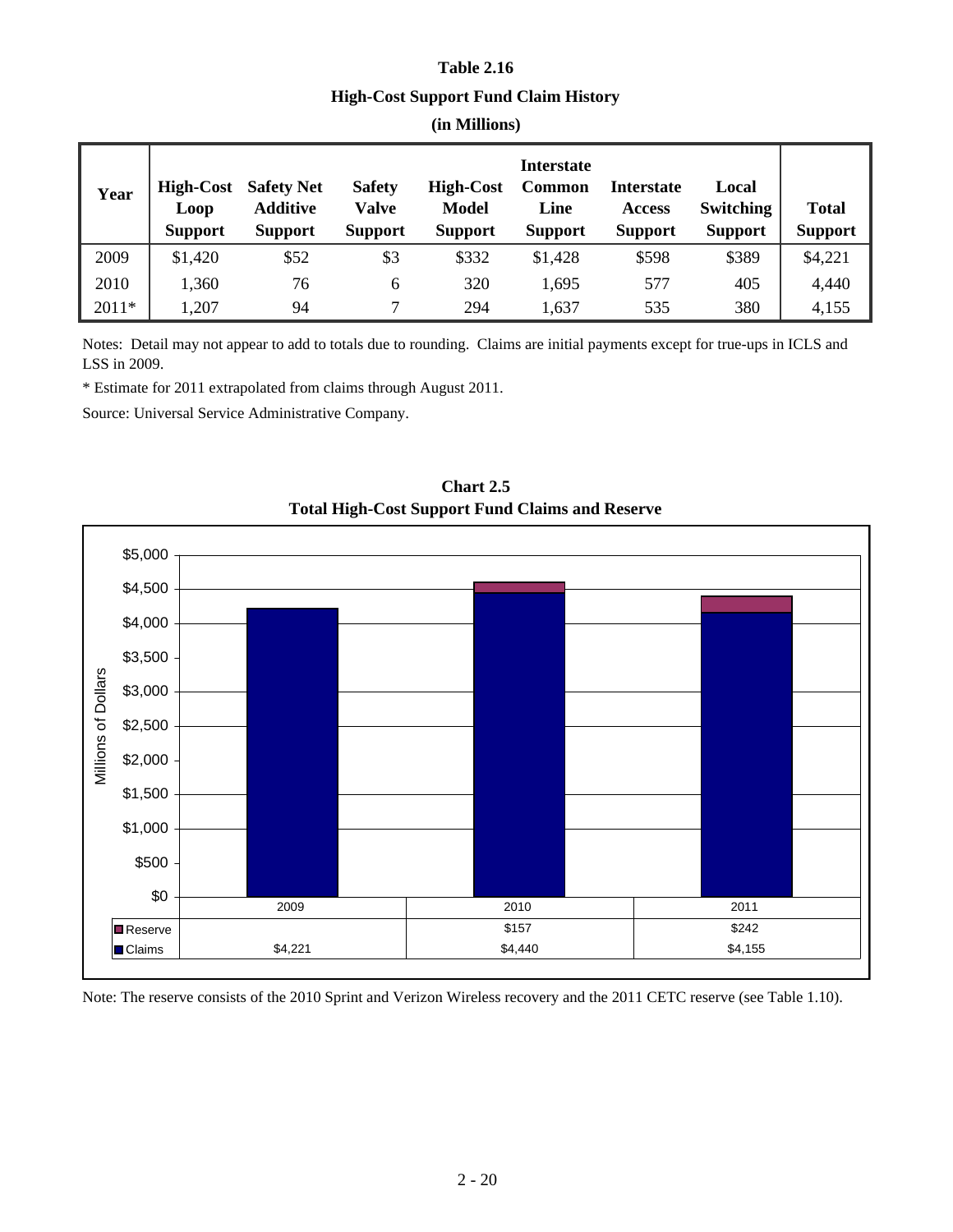**Table 2.16**

**High-Cost Support Fund Claim History**

**(in Millions)**

| Year | High-Cost Loop Support | Safety Net Additive Support | Safety Valve Support | High-Cost Model Support | Interstate Common Line Support | Interstate Access Support | Local Switching Support | Total Support |
|---|---|---|---|---|---|---|---|---|
| 2009 | $1,420 | $52 | $3 | $332 | $1,428 | $598 | $389 | $4,221 |
| 2010 | 1,360 | 76 | 6 | 320 | 1,695 | 577 | 405 | 4,440 |
| 2011* | 1,207 | 94 | 7 | 294 | 1,637 | 535 | 380 | 4,155 |

Notes: Detail may not appear to add to totals due to rounding. Claims are initial payments except for true-ups in ICLS and LSS in 2009.

* Estimate for 2011 extrapolated from claims through August 2011.

Source: Universal Service Administrative Company.

**Chart 2.5**
**Total High-Cost Support Fund Claims and Reserve**

| | 2009 | 2010 | 2011 |
|---|---|---|---|
| Reserve | | $157 | $242 |
| Claims | $4,221 | $4,440 | $4,155 |

Note: The reserve consists of the 2010 Sprint and Verizon Wireless recovery and the 2011 CETC reserve (see Table 1.10).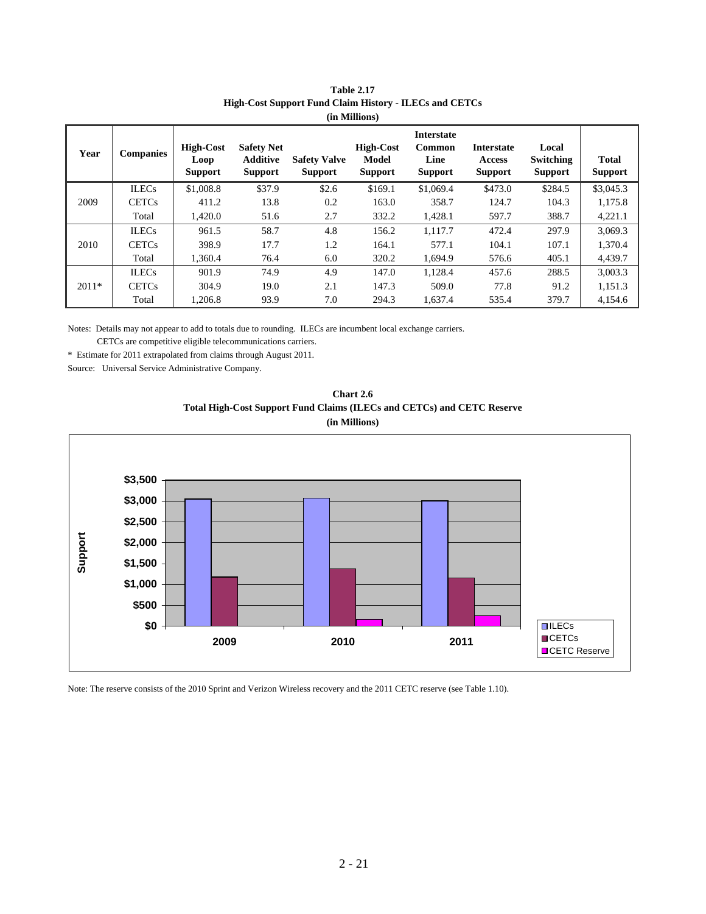**Table 2.17**
**High-Cost Support Fund Claim History - ILECs and CETCs**
**(in Millions)**

| Year | Companies | High-Cost Loop Support | Safety Net Additive Support | Safety Valve Support | High-Cost Model Support | Interstate Common Line Support | Interstate Access Support | Local Switching Support | Total Support |
|---|---|---|---|---|---|---|---|---|---|
| 2009 | ILECs | $1,008.8 | $37.9 | $2.6 | $169.1 | $1,069.4 | $473.0 | $284.5 | $3,045.3 |
| | CETCs | 411.2 | 13.8 | 0.2 | 163.0 | 358.7 | 124.7 | 104.3 | 1,175.8 |
| | Total | 1,420.0 | 51.6 | 2.7 | 332.2 | 1,428.1 | 597.7 | 388.7 | 4,221.1 |
| 2010 | ILECs | 961.5 | 58.7 | 4.8 | 156.2 | 1,117.7 | 472.4 | 297.9 | 3,069.3 |
| | CETCs | 398.9 | 17.7 | 1.2 | 164.1 | 577.1 | 104.1 | 107.1 | 1,370.4 |
| | Total | 1,360.4 | 76.4 | 6.0 | 320.2 | 1,694.9 | 576.6 | 405.1 | 4,439.7 |
| 2011* | ILECs | 901.9 | 74.9 | 4.9 | 147.0 | 1,128.4 | 457.6 | 288.5 | 3,003.3 |
| | CETCs | 304.9 | 19.0 | 2.1 | 147.3 | 509.0 | 77.8 | 91.2 | 1,151.3 |
| | Total | 1,206.8 | 93.9 | 7.0 | 294.3 | 1,637.4 | 535.4 | 379.7 | 4,154.6 |

Notes: Details may not appear to add to totals due to rounding. ILECs are incumbent local exchange carriers. CETCs are competitive eligible telecommunications carriers.

\* Estimate for 2011 extrapolated from claims through August 2011.

Source: Universal Service Administrative Company.

**Chart 2.6**
**Total High-Cost Support Fund Claims (ILECs and CETCs) and CETC Reserve**
**(in Millions)**

Note: The reserve consists of the 2010 Sprint and Verizon Wireless recovery and the 2011 CETC reserve (see Table 1.10).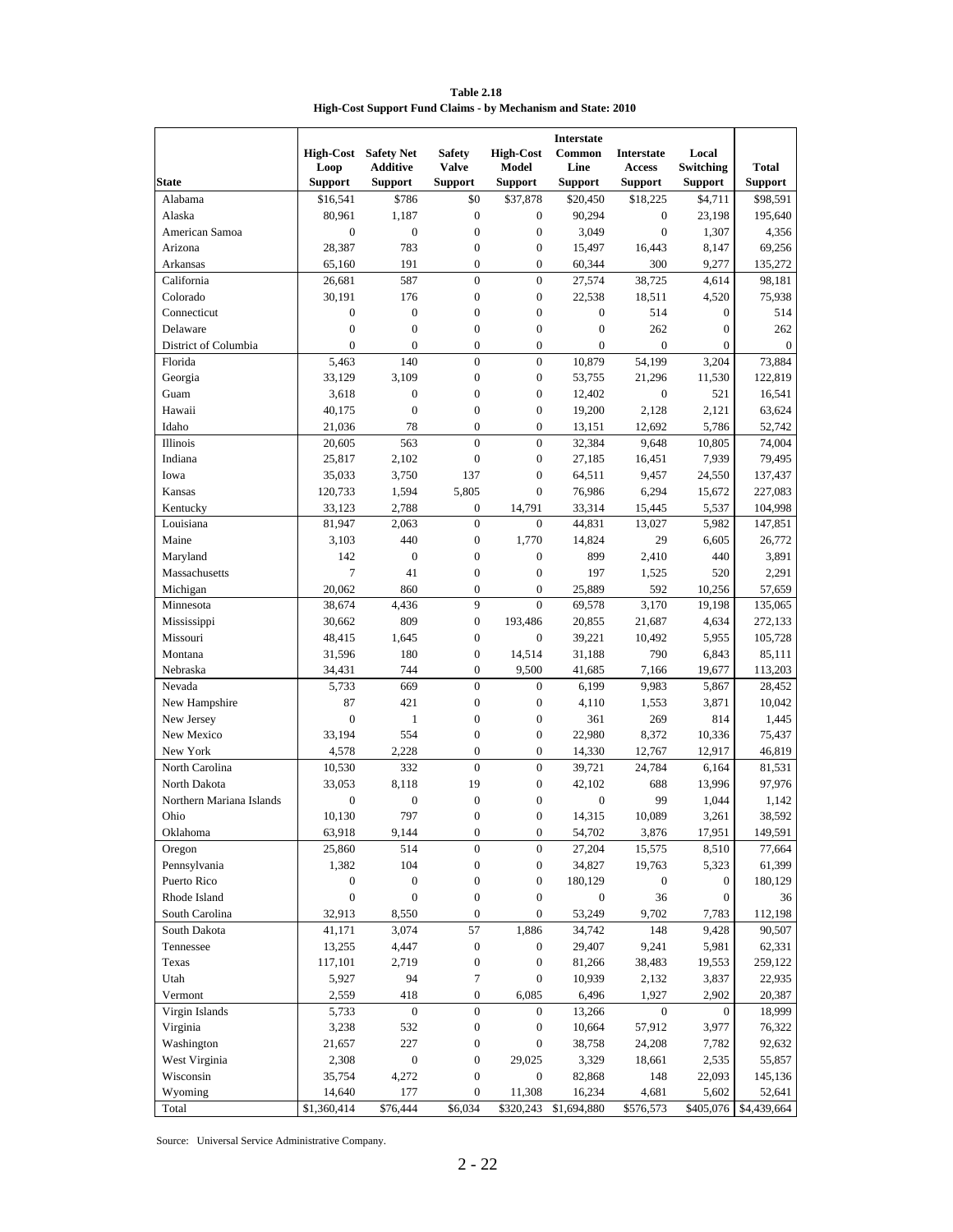**Table 2.18**
**High-Cost Support Fund Claims - by Mechanism and State: 2010**

| State | High-Cost Loop Support | Safety Net Additive Support | Safety Valve Support | High-Cost Model Support | Interstate Common Line Support | Interstate Access Support | Local Switching Support | Total Support |
|---|---|---|---|---|---|---|---|---|
| Alabama | $16,541 | $786 | $0 | $37,878 | $20,450 | $18,225 | $4,711 | $98,591 |
| Alaska | 80,961 | 1,187 | 0 | 0 | 90,294 | 0 | 23,198 | 195,640 |
| American Samoa | 0 | 0 | 0 | 0 | 3,049 | 0 | 1,307 | 4,356 |
| Arizona | 28,387 | 783 | 0 | 0 | 15,497 | 16,443 | 8,147 | 69,256 |
| Arkansas | 65,160 | 191 | 0 | 0 | 60,344 | 300 | 9,277 | 135,272 |
| California | 26,681 | 587 | 0 | 0 | 27,574 | 38,725 | 4,614 | 98,181 |
| Colorado | 30,191 | 176 | 0 | 0 | 22,538 | 18,511 | 4,520 | 75,938 |
| Connecticut | 0 | 0 | 0 | 0 | 0 | 514 | 0 | 514 |
| Delaware | 0 | 0 | 0 | 0 | 0 | 262 | 0 | 262 |
| District of Columbia | 0 | 0 | 0 | 0 | 0 | 0 | 0 | 0 |
| Florida | 5,463 | 140 | 0 | 0 | 10,879 | 54,199 | 3,204 | 73,884 |
| Georgia | 33,129 | 3,109 | 0 | 0 | 53,755 | 21,296 | 11,530 | 122,819 |
| Guam | 3,618 | 0 | 0 | 0 | 12,402 | 0 | 521 | 16,541 |
| Hawaii | 40,175 | 0 | 0 | 0 | 19,200 | 2,128 | 2,121 | 63,624 |
| Idaho | 21,036 | 78 | 0 | 0 | 13,151 | 12,692 | 5,786 | 52,742 |
| Illinois | 20,605 | 563 | 0 | 0 | 32,384 | 9,648 | 10,805 | 74,004 |
| Indiana | 25,817 | 2,102 | 0 | 0 | 27,185 | 16,451 | 7,939 | 79,495 |
| Iowa | 35,033 | 3,750 | 137 | 0 | 64,511 | 9,457 | 24,550 | 137,437 |
| Kansas | 120,733 | 1,594 | 5,805 | 0 | 76,986 | 6,294 | 15,672 | 227,083 |
| Kentucky | 33,123 | 2,788 | 0 | 14,791 | 33,314 | 15,445 | 5,537 | 104,998 |
| Louisiana | 81,947 | 2,063 | 0 | 0 | 44,831 | 13,027 | 5,982 | 147,851 |
| Maine | 3,103 | 440 | 0 | 1,770 | 14,824 | 29 | 6,605 | 26,772 |
| Maryland | 142 | 0 | 0 | 0 | 899 | 2,410 | 440 | 3,891 |
| Massachusetts | 7 | 41 | 0 | 0 | 197 | 1,525 | 520 | 2,291 |
| Michigan | 20,062 | 860 | 0 | 0 | 25,889 | 592 | 10,256 | 57,659 |
| Minnesota | 38,674 | 4,436 | 9 | 0 | 69,578 | 3,170 | 19,198 | 135,065 |
| Mississippi | 30,662 | 809 | 0 | 193,486 | 20,855 | 21,687 | 4,634 | 272,133 |
| Missouri | 48,415 | 1,645 | 0 | 0 | 39,221 | 10,492 | 5,955 | 105,728 |
| Montana | 31,596 | 180 | 0 | 14,514 | 31,188 | 790 | 6,843 | 85,111 |
| Nebraska | 34,431 | 744 | 0 | 9,500 | 41,685 | 7,166 | 19,677 | 113,203 |
| Nevada | 5,733 | 669 | 0 | 0 | 6,199 | 9,983 | 5,867 | 28,452 |
| New Hampshire | 87 | 421 | 0 | 0 | 4,110 | 1,553 | 3,871 | 10,042 |
| New Jersey | 0 | 1 | 0 | 0 | 361 | 269 | 814 | 1,445 |
| New Mexico | 33,194 | 554 | 0 | 0 | 22,980 | 8,372 | 10,336 | 75,437 |
| New York | 4,578 | 2,228 | 0 | 0 | 14,330 | 12,767 | 12,917 | 46,819 |
| North Carolina | 10,530 | 332 | 0 | 0 | 39,721 | 24,784 | 6,164 | 81,531 |
| North Dakota | 33,053 | 8,118 | 19 | 0 | 42,102 | 688 | 13,996 | 97,976 |
| Northern Mariana Islands | 0 | 0 | 0 | 0 | 0 | 99 | 1,044 | 1,142 |
| Ohio | 10,130 | 797 | 0 | 0 | 14,315 | 10,089 | 3,261 | 38,592 |
| Oklahoma | 63,918 | 9,144 | 0 | 0 | 54,702 | 3,876 | 17,951 | 149,591 |
| Oregon | 25,860 | 514 | 0 | 0 | 27,204 | 15,575 | 8,510 | 77,664 |
| Pennsylvania | 1,382 | 104 | 0 | 0 | 34,827 | 19,763 | 5,323 | 61,399 |
| Puerto Rico | 0 | 0 | 0 | 0 | 180,129 | 0 | 0 | 180,129 |
| Rhode Island | 0 | 0 | 0 | 0 | 0 | 36 | 0 | 36 |
| South Carolina | 32,913 | 8,550 | 0 | 0 | 53,249 | 9,702 | 7,783 | 112,198 |
| South Dakota | 41,171 | 3,074 | 57 | 1,886 | 34,742 | 148 | 9,428 | 90,507 |
| Tennessee | 13,255 | 4,447 | 0 | 0 | 29,407 | 9,241 | 5,981 | 62,331 |
| Texas | 117,101 | 2,719 | 0 | 0 | 81,266 | 38,483 | 19,553 | 259,122 |
| Utah | 5,927 | 94 | 7 | 0 | 10,939 | 2,132 | 3,837 | 22,935 |
| Vermont | 2,559 | 418 | 0 | 6,085 | 6,496 | 1,927 | 2,902 | 20,387 |
| Virgin Islands | 5,733 | 0 | 0 | 0 | 13,266 | 0 | 0 | 18,999 |
| Virginia | 3,238 | 532 | 0 | 0 | 10,664 | 57,912 | 3,977 | 76,322 |
| Washington | 21,657 | 227 | 0 | 0 | 38,758 | 24,208 | 7,782 | 92,632 |
| West Virginia | 2,308 | 0 | 0 | 29,025 | 3,329 | 18,661 | 2,535 | 55,857 |
| Wisconsin | 35,754 | 4,272 | 0 | 0 | 82,868 | 148 | 22,093 | 145,136 |
| Wyoming | 14,640 | 177 | 0 | 11,308 | 16,234 | 4,681 | 5,602 | 52,641 |
| Total | $1,360,414 | $76,444 | $6,034 | $320,243 | $1,694,880 | $576,573 | $405,076 | $4,439,664 |

Source: Universal Service Administrative Company.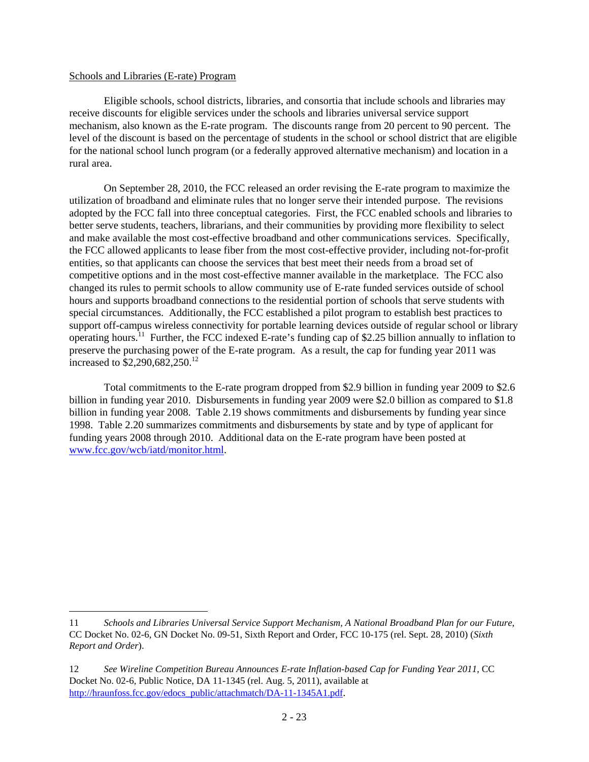Schools and Libraries (E-rate) Program

Eligible schools, school districts, libraries, and consortia that include schools and libraries may receive discounts for eligible services under the schools and libraries universal service support mechanism, also known as the E-rate program. The discounts range from 20 percent to 90 percent. The level of the discount is based on the percentage of students in the school or school district that are eligible for the national school lunch program (or a federally approved alternative mechanism) and location in a rural area.

On September 28, 2010, the FCC released an order revising the E-rate program to maximize the utilization of broadband and eliminate rules that no longer serve their intended purpose. The revisions adopted by the FCC fall into three conceptual categories. First, the FCC enabled schools and libraries to better serve students, teachers, librarians, and their communities by providing more flexibility to select and make available the most cost-effective broadband and other communications services. Specifically, the FCC allowed applicants to lease fiber from the most cost-effective provider, including not-for-profit entities, so that applicants can choose the services that best meet their needs from a broad set of competitive options and in the most cost-effective manner available in the marketplace. The FCC also changed its rules to permit schools to allow community use of E-rate funded services outside of school hours and supports broadband connections to the residential portion of schools that serve students with special circumstances. Additionally, the FCC established a pilot program to establish best practices to support off-campus wireless connectivity for portable learning devices outside of regular school or library operating hours.[11] Further, the FCC indexed E-rate's funding cap of $2.25 billion annually to inflation to preserve the purchasing power of the E-rate program. As a result, the cap for funding year 2011 was increased to $2,290,682,250.[12]

Total commitments to the E-rate program dropped from $2.9 billion in funding year 2009 to $2.6 billion in funding year 2010. Disbursements in funding year 2009 were $2.0 billion as compared to $1.8 billion in funding year 2008. Table 2.19 shows commitments and disbursements by funding year since 1998. Table 2.20 summarizes commitments and disbursements by state and by type of applicant for funding years 2008 through 2010. Additional data on the E-rate program have been posted at www.fcc.gov/wcb/iatd/monitor.html.

---

11 *Schools and Libraries Universal Service Support Mechanism, A National Broadband Plan for our Future*, CC Docket No. 02-6, GN Docket No. 09-51, Sixth Report and Order, FCC 10-175 (rel. Sept. 28, 2010) (*Sixth Report and Order*).

12 *See Wireline Competition Bureau Announces E-rate Inflation-based Cap for Funding Year 2011*, CC Docket No. 02-6, Public Notice, DA 11-1345 (rel. Aug. 5, 2011), available at http://hraunfoss.fcc.gov/edocs_public/attachmatch/DA-11-1345A1.pdf.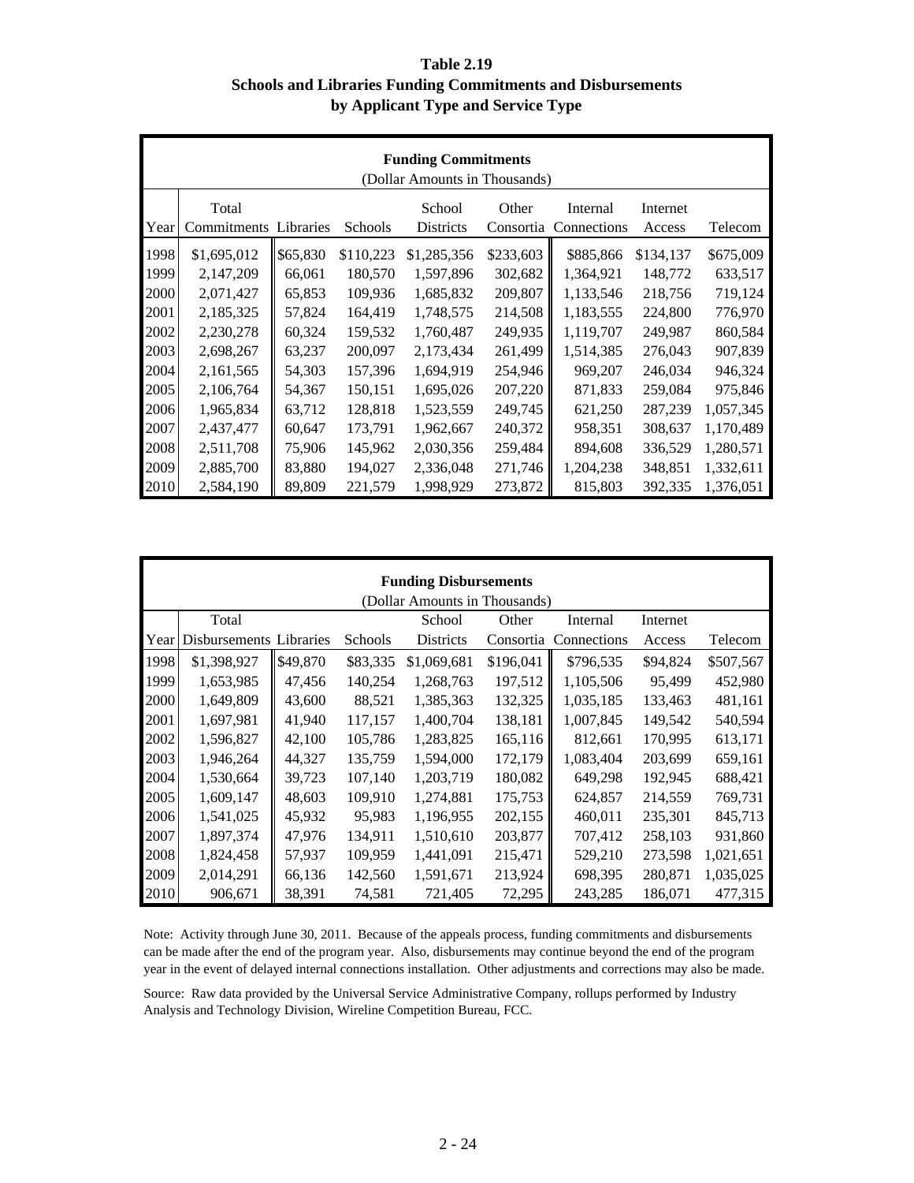**Table 2.19**
**Schools and Libraries Funding Commitments and Disbursements by Applicant Type and Service Type**

| Funding Commitments (Dollar Amounts in Thousands) | | | | | | | | |
|---|---|---|---|---|---|---|---|---|
| Year | Total Commitments | Libraries | Schools | School Districts | Other Consortia | Internal Connections | Internet Access | Telecom |
| 1998 | $1,695,012 | $65,830 | $110,223 | $1,285,356 | $233,603 | $885,866 | $134,137 | $675,009 |
| 1999 | 2,147,209 | 66,061 | 180,570 | 1,597,896 | 302,682 | 1,364,921 | 148,772 | 633,517 |
| 2000 | 2,071,427 | 65,853 | 109,936 | 1,685,832 | 209,807 | 1,133,546 | 218,756 | 719,124 |
| 2001 | 2,185,325 | 57,824 | 164,419 | 1,748,575 | 214,508 | 1,183,555 | 224,800 | 776,970 |
| 2002 | 2,230,278 | 60,324 | 159,532 | 1,760,487 | 249,935 | 1,119,707 | 249,987 | 860,584 |
| 2003 | 2,698,267 | 63,237 | 200,097 | 2,173,434 | 261,499 | 1,514,385 | 276,043 | 907,839 |
| 2004 | 2,161,565 | 54,303 | 157,396 | 1,694,919 | 254,946 | 969,207 | 246,034 | 946,324 |
| 2005 | 2,106,764 | 54,367 | 150,151 | 1,695,026 | 207,220 | 871,833 | 259,084 | 975,846 |
| 2006 | 1,965,834 | 63,712 | 128,818 | 1,523,559 | 249,745 | 621,250 | 287,239 | 1,057,345 |
| 2007 | 2,437,477 | 60,647 | 173,791 | 1,962,667 | 240,372 | 958,351 | 308,637 | 1,170,489 |
| 2008 | 2,511,708 | 75,906 | 145,962 | 2,030,356 | 259,484 | 894,608 | 336,529 | 1,280,571 |
| 2009 | 2,885,700 | 83,880 | 194,027 | 2,336,048 | 271,746 | 1,204,238 | 348,851 | 1,332,611 |
| 2010 | 2,584,190 | 89,809 | 221,579 | 1,998,929 | 273,872 | 815,803 | 392,335 | 1,376,051 |

| Funding Disbursements (Dollar Amounts in Thousands) | | | | | | | | |
|---|---|---|---|---|---|---|---|---|
| Year | Total Disbursements | Libraries | Schools | School Districts | Other Consortia | Internal Connections | Internet Access | Telecom |
| 1998 | $1,398,927 | $49,870 | $83,335 | $1,069,681 | $196,041 | $796,535 | $94,824 | $507,567 |
| 1999 | 1,653,985 | 47,456 | 140,254 | 1,268,763 | 197,512 | 1,105,506 | 95,499 | 452,980 |
| 2000 | 1,649,809 | 43,600 | 88,521 | 1,385,363 | 132,325 | 1,035,185 | 133,463 | 481,161 |
| 2001 | 1,697,981 | 41,940 | 117,157 | 1,400,704 | 138,181 | 1,007,845 | 149,542 | 540,594 |
| 2002 | 1,596,827 | 42,100 | 105,786 | 1,283,825 | 165,116 | 812,661 | 170,995 | 613,171 |
| 2003 | 1,946,264 | 44,327 | 135,759 | 1,594,000 | 172,179 | 1,083,404 | 203,699 | 659,161 |
| 2004 | 1,530,664 | 39,723 | 107,140 | 1,203,719 | 180,082 | 649,298 | 192,945 | 688,421 |
| 2005 | 1,609,147 | 48,603 | 109,910 | 1,274,881 | 175,753 | 624,857 | 214,559 | 769,731 |
| 2006 | 1,541,025 | 45,932 | 95,983 | 1,196,955 | 202,155 | 460,011 | 235,301 | 845,713 |
| 2007 | 1,897,374 | 47,976 | 134,911 | 1,510,610 | 203,877 | 707,412 | 258,103 | 931,860 |
| 2008 | 1,824,458 | 57,937 | 109,959 | 1,441,091 | 215,471 | 529,210 | 273,598 | 1,021,651 |
| 2009 | 2,014,291 | 66,136 | 142,560 | 1,591,671 | 213,924 | 698,395 | 280,871 | 1,035,025 |
| 2010 | 906,671 | 38,391 | 74,581 | 721,405 | 72,295 | 243,285 | 186,071 | 477,315 |

Note: Activity through June 30, 2011. Because of the appeals process, funding commitments and disbursements can be made after the end of the program year. Also, disbursements may continue beyond the end of the program year in the event of delayed internal connections installation. Other adjustments and corrections may also be made.

Source: Raw data provided by the Universal Service Administrative Company, rollups performed by Industry Analysis and Technology Division, Wireline Competition Bureau, FCC.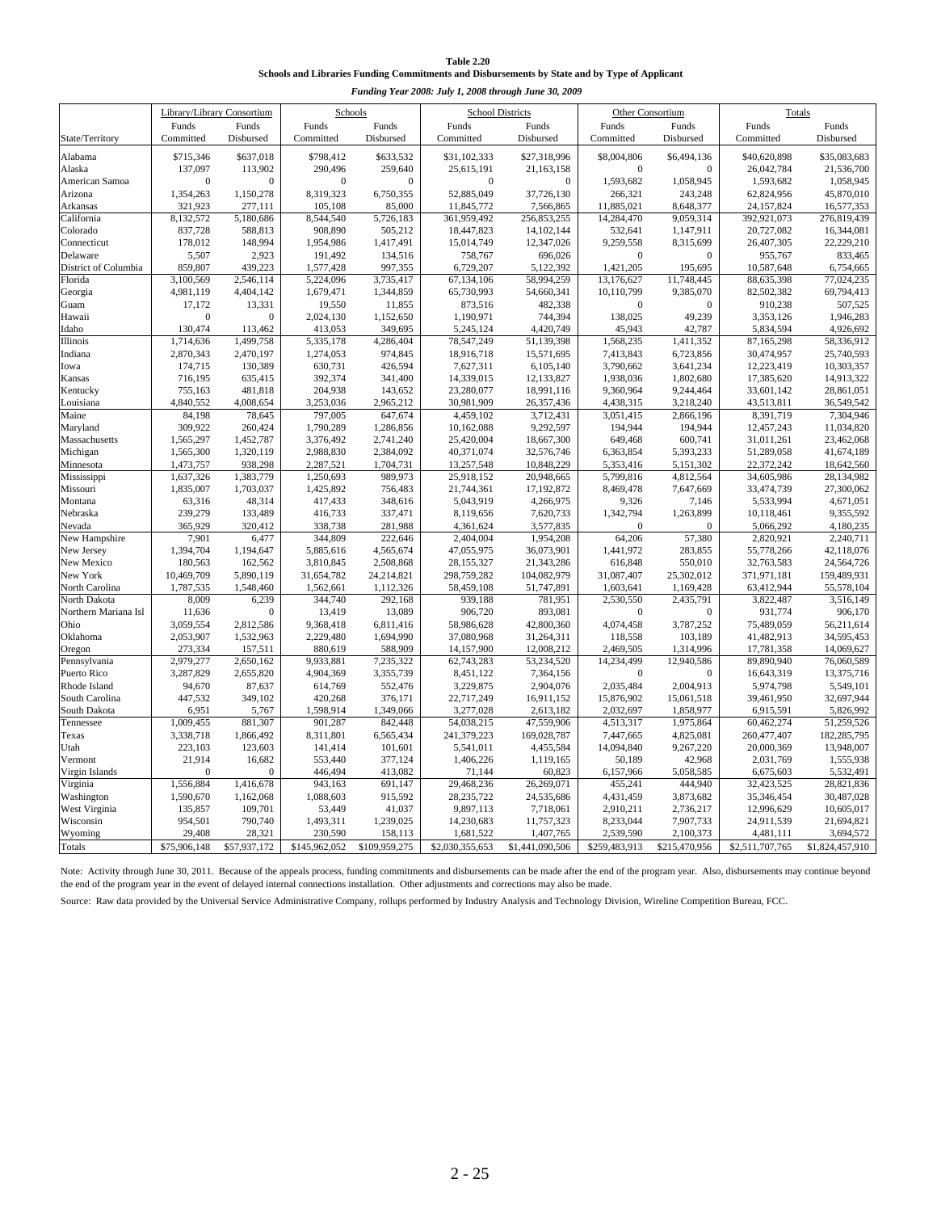**Table 2.20**
**Schools and Libraries Funding Commitments and Disbursements by State and by Type of Applicant**

*Funding Year 2008: July 1, 2008 through June 30, 2009*

| State/Territory | Library/Library Consortium | | Schools | | School Districts | | Other Consortium | | Totals | |
|---|---|---|---|---|---|---|---|---|---|---|
| | Funds Committed | Funds Disbursed | Funds Committed | Funds Disbursed | Funds Committed | Funds Disbursed | Funds Committed | Funds Disbursed | Funds Committed | Funds Disbursed |
| Alabama | $715,346 | $637,018 | $798,412 | $633,532 | $31,102,333 | $27,318,996 | $8,004,806 | $6,494,136 | $40,620,898 | $35,083,683 |
| Alaska | 137,097 | 113,902 | 290,496 | 259,640 | 25,615,191 | 21,163,158 | 0 | 0 | 26,042,784 | 21,536,700 |
| American Samoa | 0 | 0 | 0 | 0 | 0 | 0 | 1,593,682 | 1,058,945 | 1,593,682 | 1,058,945 |
| Arizona | 1,354,263 | 1,150,278 | 8,319,323 | 6,750,355 | 52,885,049 | 37,726,130 | 266,321 | 243,248 | 62,824,956 | 45,870,010 |
| Arkansas | 321,923 | 277,111 | 105,108 | 85,000 | 11,845,772 | 7,566,865 | 11,885,021 | 8,648,377 | 24,157,824 | 16,577,353 |
| California | 8,132,572 | 5,180,686 | 8,544,540 | 5,726,183 | 361,959,492 | 256,853,255 | 14,284,470 | 9,059,314 | 392,921,073 | 276,819,439 |
| Colorado | 837,728 | 588,813 | 908,890 | 505,212 | 18,447,823 | 14,102,144 | 532,641 | 1,147,911 | 20,727,082 | 16,344,081 |
| Connecticut | 178,012 | 148,994 | 1,954,986 | 1,417,491 | 15,014,749 | 12,347,026 | 9,259,558 | 8,315,699 | 26,407,305 | 22,229,210 |
| Delaware | 5,507 | 2,923 | 191,492 | 134,516 | 758,767 | 696,026 | 0 | 0 | 955,767 | 833,465 |
| District of Columbia | 859,807 | 439,223 | 1,577,428 | 997,355 | 6,729,207 | 5,122,392 | 1,421,205 | 195,695 | 10,587,648 | 6,754,665 |
| Florida | 3,100,569 | 2,546,114 | 5,224,096 | 3,735,417 | 67,134,106 | 58,994,259 | 13,176,627 | 11,748,445 | 88,635,398 | 77,024,235 |
| Georgia | 4,981,119 | 4,404,142 | 1,679,471 | 1,344,859 | 65,730,993 | 54,660,341 | 10,110,799 | 9,385,070 | 82,502,382 | 69,794,413 |
| Guam | 17,172 | 13,331 | 19,550 | 11,855 | 873,516 | 482,338 | 0 | 0 | 910,238 | 507,525 |
| Hawaii | 0 | 0 | 2,024,130 | 1,152,650 | 1,190,971 | 744,394 | 138,025 | 49,239 | 3,353,126 | 1,946,283 |
| Idaho | 130,474 | 113,462 | 413,053 | 349,695 | 5,245,124 | 4,420,749 | 45,943 | 42,787 | 5,834,594 | 4,926,692 |
| Illinois | 1,714,636 | 1,499,758 | 5,335,178 | 4,286,404 | 78,547,249 | 51,139,398 | 1,568,235 | 1,411,352 | 87,165,298 | 58,336,912 |
| Indiana | 2,870,343 | 2,470,197 | 1,274,053 | 974,845 | 18,916,718 | 15,571,695 | 7,413,843 | 6,723,856 | 30,474,957 | 25,740,593 |
| Iowa | 174,715 | 130,389 | 630,731 | 426,594 | 7,627,311 | 6,105,140 | 3,790,662 | 3,641,234 | 12,223,419 | 10,303,357 |
| Kansas | 716,195 | 635,415 | 392,374 | 341,400 | 14,339,015 | 12,133,827 | 1,938,036 | 1,802,680 | 17,385,620 | 14,913,322 |
| Kentucky | 755,163 | 481,818 | 204,938 | 143,652 | 23,280,077 | 18,991,116 | 9,360,964 | 9,244,464 | 33,601,142 | 28,861,051 |
| Louisiana | 4,840,552 | 4,008,654 | 3,253,036 | 2,965,212 | 30,981,909 | 26,357,436 | 4,438,315 | 3,218,240 | 43,513,811 | 36,549,542 |
| Maine | 84,198 | 78,645 | 797,005 | 647,674 | 4,459,102 | 3,712,431 | 3,051,415 | 2,866,196 | 8,391,719 | 7,304,946 |
| Maryland | 309,922 | 260,424 | 1,790,289 | 1,286,856 | 10,162,088 | 9,292,597 | 194,944 | 194,944 | 12,457,243 | 11,034,820 |
| Massachusetts | 1,565,297 | 1,452,787 | 3,376,492 | 2,741,240 | 25,420,004 | 18,667,300 | 649,468 | 600,741 | 31,011,261 | 23,462,068 |
| Michigan | 1,565,300 | 1,320,119 | 2,988,830 | 2,384,092 | 40,371,074 | 32,576,746 | 6,363,854 | 5,393,233 | 51,289,058 | 41,674,189 |
| Minnesota | 1,473,757 | 938,298 | 2,287,521 | 1,704,731 | 13,257,548 | 10,848,229 | 5,353,416 | 5,151,302 | 22,372,242 | 18,642,560 |
| Mississippi | 1,637,326 | 1,383,779 | 1,250,693 | 989,973 | 25,918,152 | 20,948,665 | 5,799,816 | 4,812,564 | 34,605,986 | 28,134,982 |
| Missouri | 1,835,007 | 1,703,037 | 1,425,892 | 756,483 | 21,744,361 | 17,192,872 | 8,469,478 | 7,647,669 | 33,474,739 | 27,300,062 |
| Montana | 63,316 | 48,314 | 417,433 | 348,616 | 5,043,919 | 4,266,975 | 9,326 | 7,146 | 5,533,994 | 4,671,051 |
| Nebraska | 239,279 | 133,489 | 416,733 | 337,471 | 8,119,656 | 7,620,733 | 1,342,794 | 1,263,899 | 10,118,461 | 9,355,592 |
| Nevada | 365,929 | 320,412 | 338,738 | 281,988 | 4,361,624 | 3,577,835 | 0 | 0 | 5,066,292 | 4,180,235 |
| New Hampshire | 7,901 | 6,477 | 344,809 | 222,646 | 2,404,004 | 1,954,208 | 64,206 | 57,380 | 2,820,921 | 2,240,711 |
| New Jersey | 1,394,704 | 1,194,647 | 5,885,616 | 4,565,674 | 47,055,975 | 36,073,901 | 1,441,972 | 283,855 | 55,778,266 | 42,118,076 |
| New Mexico | 180,563 | 162,562 | 3,810,845 | 2,508,868 | 28,155,327 | 21,343,286 | 616,848 | 550,010 | 32,763,583 | 24,564,726 |
| New York | 10,469,709 | 5,890,119 | 31,654,782 | 24,214,821 | 298,759,282 | 104,082,979 | 31,087,407 | 25,302,012 | 371,971,181 | 159,489,931 |
| North Carolina | 1,787,535 | 1,548,460 | 1,562,661 | 1,112,326 | 58,459,108 | 51,747,891 | 1,603,641 | 1,169,428 | 63,412,944 | 55,578,104 |
| North Dakota | 8,009 | 6,239 | 344,740 | 292,168 | 939,188 | 781,951 | 2,530,550 | 2,435,791 | 3,822,487 | 3,516,149 |
| Northern Mariana Isl | 11,636 | 0 | 13,419 | 13,089 | 906,720 | 893,081 | 0 | 0 | 931,774 | 906,170 |
| Ohio | 3,059,554 | 2,812,586 | 9,368,418 | 6,811,416 | 58,986,628 | 42,800,360 | 4,074,458 | 3,787,252 | 75,489,059 | 56,211,614 |
| Oklahoma | 2,053,907 | 1,532,963 | 2,229,480 | 1,694,990 | 37,080,968 | 31,264,311 | 118,558 | 103,189 | 41,482,913 | 34,595,453 |
| Oregon | 273,334 | 157,511 | 880,619 | 588,909 | 14,157,900 | 12,008,212 | 2,469,505 | 1,314,996 | 17,781,358 | 14,069,627 |
| Pennsylvania | 2,979,277 | 2,650,162 | 9,933,881 | 7,235,322 | 62,743,283 | 53,234,520 | 14,234,499 | 12,940,586 | 89,890,940 | 76,060,589 |
| Puerto Rico | 3,287,829 | 2,655,820 | 4,904,369 | 3,355,739 | 8,451,122 | 7,364,156 | 0 | 0 | 16,643,319 | 13,375,716 |
| Rhode Island | 94,670 | 87,637 | 614,769 | 552,476 | 3,229,875 | 2,904,076 | 2,035,484 | 2,004,913 | 5,974,798 | 5,549,101 |
| South Carolina | 447,532 | 349,102 | 420,268 | 376,171 | 22,717,249 | 16,911,152 | 15,876,902 | 15,061,518 | 39,461,950 | 32,697,944 |
| South Dakota | 6,951 | 5,767 | 1,598,914 | 1,349,066 | 3,277,028 | 2,613,182 | 2,032,697 | 1,858,977 | 6,915,591 | 5,826,992 |
| Tennessee | 1,009,455 | 881,307 | 901,287 | 842,448 | 54,038,215 | 47,559,906 | 4,513,317 | 1,975,864 | 60,462,274 | 51,259,526 |
| Texas | 3,338,718 | 1,866,492 | 8,311,801 | 6,565,434 | 241,379,223 | 169,028,787 | 7,447,665 | 4,825,081 | 260,477,407 | 182,285,795 |
| Utah | 223,103 | 123,603 | 141,414 | 101,601 | 5,541,011 | 4,455,584 | 14,094,840 | 9,267,220 | 20,000,369 | 13,948,007 |
| Vermont | 21,914 | 16,682 | 553,440 | 377,124 | 1,406,226 | 1,119,165 | 50,189 | 42,968 | 2,031,769 | 1,555,938 |
| Virgin Islands | 0 | 0 | 446,494 | 413,082 | 71,144 | 60,823 | 6,157,966 | 5,058,585 | 6,675,603 | 5,532,491 |
| Virginia | 1,556,884 | 1,416,678 | 943,163 | 691,147 | 29,468,236 | 26,269,071 | 455,241 | 444,940 | 32,423,525 | 28,821,836 |
| Washington | 1,590,670 | 1,162,068 | 1,088,603 | 915,592 | 28,235,722 | 24,535,686 | 4,431,459 | 3,873,682 | 35,346,454 | 30,487,028 |
| West Virginia | 135,857 | 109,701 | 53,449 | 41,037 | 9,897,113 | 7,718,061 | 2,910,211 | 2,736,217 | 12,996,629 | 10,605,017 |
| Wisconsin | 954,501 | 790,740 | 1,493,311 | 1,239,025 | 14,230,683 | 11,757,323 | 8,233,044 | 7,907,733 | 24,911,539 | 21,694,821 |
| Wyoming | 29,408 | 28,321 | 230,590 | 158,113 | 1,681,522 | 1,407,765 | 2,539,590 | 2,100,373 | 4,481,111 | 3,694,572 |
| Totals | $75,906,148 | $57,937,172 | $145,962,052 | $109,959,275 | $2,030,355,653 | $1,441,090,506 | $259,483,913 | $215,470,956 | $2,511,707,765 | $1,824,457,910 |

Note: Activity through June 30, 2011. Because of the appeals process, funding commitments and disbursements can be made after the end of the program year. Also, disbursements may continue beyond the end of the program year in the event of delayed internal connections installation. Other adjustments and corrections may also be made.

Source: Raw data provided by the Universal Service Administrative Company, rollups performed by Industry Analysis and Technology Division, Wireline Competition Bureau, FCC.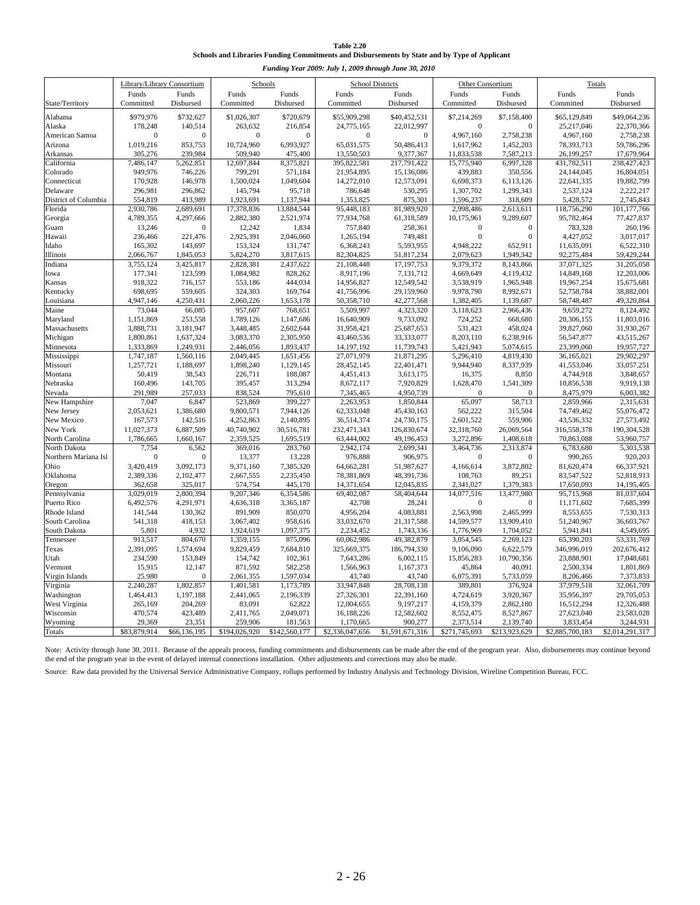**Table 2.20**
**Schools and Libraries Funding Commitments and Disbursements by State and by Type of Applicant**

*Funding Year 2009: July 1, 2009 through June 30, 2010*

| | Library/Library Consortium | | Schools | | School Districts | | Other Consortium | | Totals | |
|---|---|---|---|---|---|---|---|---|---|---|
| State/Territory | Funds Committed | Funds Disbursed | Funds Committed | Funds Disbursed | Funds Committed | Funds Disbursed | Funds Committed | Funds Disbursed | Funds Committed | Funds Disbursed |
| Alabama | $979,976 | $732,627 | $1,026,307 | $720,679 | $55,909,298 | $40,452,531 | $7,214,269 | $7,158,400 | $65,129,849 | $49,064,236 |
| Alaska | 178,248 | 140,514 | 263,632 | 216,854 | 24,775,165 | 22,012,997 | 0 | 0 | 25,217,046 | 22,370,366 |
| American Samoa | 0 | 0 | 0 | 0 | 0 | 0 | 4,967,160 | 2,758,238 | 4,967,160 | 2,758,238 |
| Arizona | 1,019,216 | 853,753 | 10,724,960 | 6,993,927 | 65,031,575 | 50,486,413 | 1,617,962 | 1,452,203 | 78,393,713 | 59,786,296 |
| Arkansas | 305,276 | 239,984 | 509,940 | 475,400 | 13,550,503 | 9,377,367 | 11,833,538 | 7,587,213 | 26,199,257 | 17,679,964 |
| California | 7,486,147 | 5,262,851 | 12,697,844 | 8,375,821 | 395,822,581 | 217,791,422 | 15,775,940 | 6,997,328 | 431,782,511 | 238,427,423 |
| Colorado | 949,976 | 746,226 | 799,291 | 571,184 | 21,954,895 | 15,136,086 | 439,883 | 350,556 | 24,144,045 | 16,804,051 |
| Connecticut | 170,928 | 146,978 | 1,500,024 | 1,049,604 | 14,272,010 | 12,573,091 | 6,698,373 | 6,113,126 | 22,641,335 | 19,882,799 |
| Delaware | 296,981 | 296,862 | 145,794 | 95,718 | 786,648 | 530,295 | 1,307,702 | 1,299,343 | 2,537,124 | 2,222,217 |
| District of Columbia | 554,819 | 413,989 | 1,923,691 | 1,137,944 | 1,353,825 | 875,301 | 1,596,237 | 318,609 | 5,428,572 | 2,745,843 |
| Florida | 2,930,786 | 2,689,691 | 17,378,836 | 13,884,544 | 95,448,183 | 81,989,920 | 2,998,486 | 2,613,611 | 118,756,290 | 101,177,766 |
| Georgia | 4,789,355 | 4,297,666 | 2,882,380 | 2,521,974 | 77,934,768 | 61,318,589 | 10,175,961 | 9,289,607 | 95,782,464 | 77,427,837 |
| Guam | 13,246 | 0 | 12,242 | 1,834 | 757,840 | 258,361 | 0 | 0 | 783,328 | 260,196 |
| Hawaii | 236,466 | 221,476 | 2,925,391 | 2,046,060 | 1,265,194 | 749,481 | 0 | 0 | 4,427,052 | 3,017,017 |
| Idaho | 165,302 | 143,697 | 153,324 | 131,747 | 6,368,243 | 5,593,955 | 4,948,222 | 652,911 | 11,635,091 | 6,522,310 |
| Illinois | 2,066,767 | 1,845,053 | 5,824,270 | 3,817,615 | 82,304,825 | 51,817,234 | 2,079,623 | 1,949,342 | 92,275,484 | 59,429,244 |
| Indiana | 3,755,124 | 3,425,817 | 2,828,381 | 2,437,622 | 21,108,448 | 17,197,753 | 9,379,372 | 8,143,866 | 37,071,325 | 31,205,058 |
| Iowa | 177,341 | 123,599 | 1,084,982 | 828,262 | 8,917,196 | 7,131,712 | 4,669,649 | 4,119,432 | 14,849,168 | 12,203,006 |
| Kansas | 918,322 | 716,157 | 553,186 | 444,034 | 14,956,827 | 12,549,542 | 3,538,919 | 1,965,948 | 19,967,254 | 15,675,681 |
| Kentucky | 698,695 | 559,605 | 324,303 | 169,764 | 41,756,996 | 29,159,960 | 9,978,790 | 8,992,671 | 52,758,784 | 38,882,001 |
| Louisiana | 4,947,146 | 4,250,431 | 2,060,226 | 1,653,178 | 50,358,710 | 42,277,568 | 1,382,405 | 1,139,687 | 58,748,487 | 49,320,864 |
| Maine | 73,044 | 66,085 | 957,607 | 768,651 | 5,509,997 | 4,323,320 | 3,118,623 | 2,966,436 | 9,659,272 | 8,124,492 |
| Maryland | 1,151,869 | 253,558 | 1,789,126 | 1,147,686 | 16,640,909 | 9,733,092 | 724,252 | 668,680 | 20,306,155 | 11,803,016 |
| Massachusetts | 3,888,731 | 3,181,947 | 3,448,485 | 2,602,644 | 31,958,421 | 25,687,653 | 531,423 | 458,024 | 39,827,060 | 31,930,267 |
| Michigan | 1,800,861 | 1,637,324 | 3,083,370 | 2,305,950 | 43,460,536 | 33,333,077 | 8,203,110 | 6,238,916 | 56,547,877 | 43,515,267 |
| Minnesota | 1,333,869 | 1,249,931 | 2,446,056 | 1,893,437 | 14,197,192 | 11,739,743 | 5,421,943 | 5,074,615 | 23,399,060 | 19,957,727 |
| Mississippi | 1,747,187 | 1,560,116 | 2,049,445 | 1,651,456 | 27,071,979 | 21,871,295 | 5,296,410 | 4,819,430 | 36,165,021 | 29,902,297 |
| Missouri | 1,257,721 | 1,188,697 | 1,898,240 | 1,129,145 | 28,452,145 | 22,401,471 | 9,944,940 | 8,337,939 | 41,553,046 | 33,057,251 |
| Montana | 50,419 | 38,543 | 226,711 | 188,087 | 4,451,413 | 3,613,175 | 16,375 | 8,850 | 4,744,918 | 3,848,657 |
| Nebraska | 160,496 | 143,705 | 395,457 | 313,294 | 8,672,117 | 7,920,829 | 1,628,470 | 1,541,309 | 10,856,538 | 9,919,138 |
| Nevada | 291,989 | 257,033 | 838,524 | 795,610 | 7,345,465 | 4,950,739 | 0 | 0 | 8,475,979 | 6,003,382 |
| New Hampshire | 7,047 | 6,847 | 523,869 | 399,227 | 2,263,953 | 1,850,844 | 65,097 | 58,713 | 2,859,966 | 2,315,631 |
| New Jersey | 2,053,621 | 1,386,680 | 9,800,571 | 7,944,126 | 62,333,048 | 45,430,163 | 562,222 | 315,504 | 74,749,462 | 55,076,472 |
| New Mexico | 167,573 | 142,516 | 4,252,863 | 2,140,895 | 36,514,374 | 24,730,175 | 2,601,522 | 559,906 | 43,536,332 | 27,573,492 |
| New York | 11,027,373 | 6,887,509 | 40,740,902 | 30,516,781 | 232,471,343 | 126,830,674 | 32,318,760 | 26,069,564 | 316,558,378 | 190,304,528 |
| North Carolina | 1,786,665 | 1,660,167 | 2,359,525 | 1,695,519 | 63,444,002 | 49,196,453 | 3,272,896 | 1,408,618 | 70,863,088 | 53,960,757 |
| North Dakota | 7,754 | 6,562 | 369,016 | 283,760 | 2,942,174 | 2,699,341 | 3,464,736 | 2,313,874 | 6,783,680 | 5,303,538 |
| Northern Mariana Isl | 0 | 0 | 13,377 | 13,228 | 976,888 | 906,975 | 0 | 0 | 990,265 | 920,203 |
| Ohio | 3,420,419 | 3,092,173 | 9,371,160 | 7,385,320 | 64,662,281 | 51,987,627 | 4,166,614 | 3,872,802 | 81,620,474 | 66,337,921 |
| Oklahoma | 2,389,336 | 2,102,477 | 2,667,555 | 2,235,450 | 78,381,869 | 48,391,736 | 108,763 | 89,251 | 83,547,522 | 52,818,913 |
| Oregon | 362,658 | 325,017 | 574,754 | 445,170 | 14,371,654 | 12,045,835 | 2,341,027 | 1,379,383 | 17,650,093 | 14,195,405 |
| Pennsylvania | 3,029,019 | 2,800,394 | 9,207,346 | 6,354,586 | 69,402,087 | 58,404,644 | 14,077,516 | 13,477,980 | 95,715,968 | 81,037,604 |
| Puerto Rico | 6,492,576 | 4,291,971 | 4,636,318 | 3,365,187 | 42,708 | 28,241 | 0 | 0 | 11,171,602 | 7,685,399 |
| Rhode Island | 141,544 | 130,362 | 891,909 | 850,070 | 4,956,204 | 4,083,881 | 2,563,998 | 2,465,999 | 8,553,655 | 7,530,313 |
| South Carolina | 541,318 | 418,153 | 3,067,402 | 958,616 | 33,032,670 | 21,317,588 | 14,599,577 | 13,909,410 | 51,240,967 | 36,603,767 |
| South Dakota | 5,801 | 4,932 | 1,924,619 | 1,097,375 | 2,234,452 | 1,743,336 | 1,776,969 | 1,704,052 | 5,941,841 | 4,549,695 |
| Tennessee | 913,517 | 804,670 | 1,359,155 | 875,096 | 60,062,986 | 49,382,879 | 3,054,545 | 2,269,123 | 65,390,203 | 53,331,769 |
| Texas | 2,391,095 | 1,574,694 | 9,829,459 | 7,684,810 | 325,669,375 | 186,794,330 | 9,106,090 | 6,622,579 | 346,996,019 | 202,676,412 |
| Utah | 234,590 | 153,849 | 154,742 | 102,361 | 7,643,286 | 6,002,115 | 15,856,283 | 10,790,356 | 23,888,901 | 17,048,681 |
| Vermont | 15,915 | 12,147 | 871,592 | 582,258 | 1,566,963 | 1,167,373 | 45,864 | 40,091 | 2,500,334 | 1,801,869 |
| Virgin Islands | 25,980 | 0 | 2,061,355 | 1,597,034 | 43,740 | 43,740 | 6,075,391 | 5,733,059 | 8,206,466 | 7,373,833 |
| Virginia | 2,240,287 | 1,802,857 | 1,401,581 | 1,173,789 | 33,947,848 | 28,708,138 | 389,801 | 376,924 | 37,979,518 | 32,061,709 |
| Washington | 1,464,413 | 1,197,188 | 2,441,065 | 2,196,339 | 27,326,301 | 22,391,160 | 4,724,619 | 3,920,367 | 35,956,397 | 29,705,053 |
| West Virginia | 265,169 | 204,269 | 83,091 | 62,822 | 12,004,655 | 9,197,217 | 4,159,379 | 2,862,180 | 16,512,294 | 12,326,488 |
| Wisconsin | 470,574 | 423,489 | 2,411,765 | 2,049,071 | 16,188,226 | 12,582,602 | 8,552,475 | 8,527,867 | 27,623,040 | 23,583,028 |
| Wyoming | 29,369 | 23,351 | 259,906 | 181,563 | 1,170,665 | 900,277 | 2,373,514 | 2,139,740 | 3,833,454 | 3,244,931 |
| Totals | $83,879,914 | $66,136,195 | $194,026,920 | $142,560,177 | $2,336,047,656 | $1,591,671,316 | $271,745,693 | $213,923,629 | $2,885,700,183 | $2,014,291,317 |

Note: Activity through June 30, 2011. Because of the appeals process, funding commitments and disbursements can be made after the end of the program year. Also, disbursements may continue beyond the end of the program year in the event of delayed internal connections installation. Other adjustments and corrections may also be made.

Source: Raw data provided by the Universal Service Administrative Company, rollups performed by Industry Analysis and Technology Division, Wireline Competition Bureau, FCC.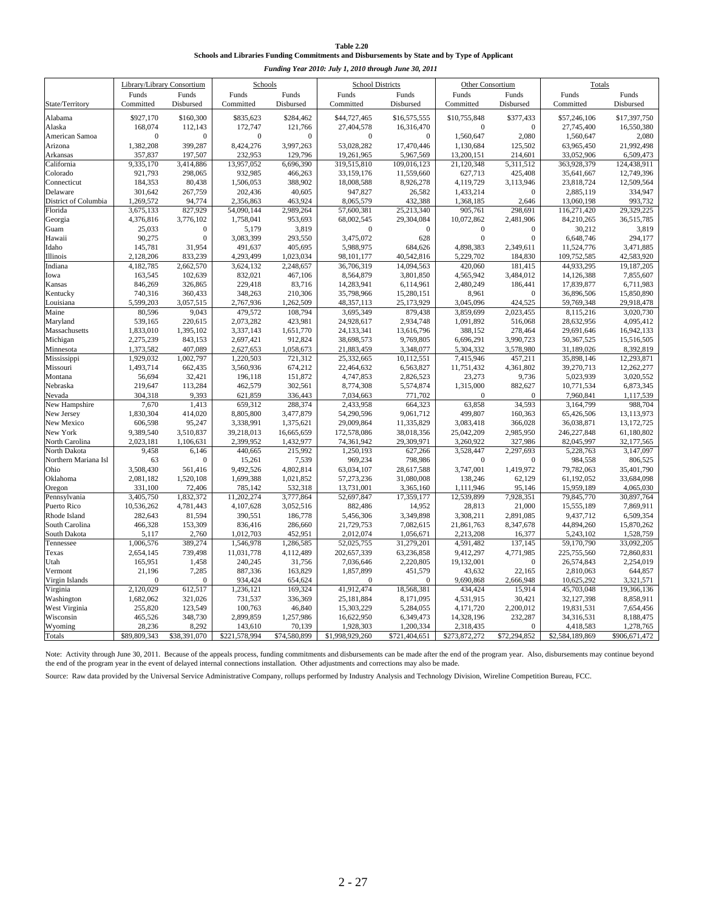**Table 2.20**
**Schools and Libraries Funding Commitments and Disbursements by State and by Type of Applicant**

*Funding Year 2010: July 1, 2010 through June 30, 2011*

| | Library/Library Consortium | | Schools | | School Districts | | Other Consortium | | Totals | |
|---|---|---|---|---|---|---|---|---|---|---|
| State/Territory | Funds Committed | Funds Disbursed | Funds Committed | Funds Disbursed | Funds Committed | Funds Disbursed | Funds Committed | Funds Disbursed | Funds Committed | Funds Disbursed |
| Alabama | $927,170 | $160,300 | $835,623 | $284,462 | $44,727,465 | $16,575,555 | $10,755,848 | $377,433 | $57,246,106 | $17,397,750 |
| Alaska | 168,074 | 112,143 | 172,747 | 121,766 | 27,404,578 | 16,316,470 | 0 | 0 | 27,745,400 | 16,550,380 |
| American Samoa | 0 | 0 | 0 | 0 | 0 | 0 | 1,560,647 | 2,080 | 1,560,647 | 2,080 |
| Arizona | 1,382,208 | 399,287 | 8,424,276 | 3,997,263 | 53,028,282 | 17,470,446 | 1,130,684 | 125,502 | 63,965,450 | 21,992,498 |
| Arkansas | 357,837 | 197,507 | 232,953 | 129,796 | 19,261,965 | 5,967,569 | 13,200,151 | 214,601 | 33,052,906 | 6,509,473 |
| California | 9,335,170 | 3,414,886 | 13,957,052 | 6,696,390 | 319,515,810 | 109,016,123 | 21,120,348 | 5,311,512 | 363,928,379 | 124,438,911 |
| Colorado | 921,793 | 298,065 | 932,985 | 466,263 | 33,159,176 | 11,559,660 | 627,713 | 425,408 | 35,641,667 | 12,749,396 |
| Connecticut | 184,353 | 80,438 | 1,506,053 | 388,902 | 18,008,588 | 8,926,278 | 4,119,729 | 3,113,946 | 23,818,724 | 12,509,564 |
| Delaware | 301,642 | 267,759 | 202,436 | 40,605 | 947,827 | 26,582 | 1,433,214 | 0 | 2,885,119 | 334,947 |
| District of Columbia | 1,269,572 | 94,774 | 2,356,863 | 463,924 | 8,065,579 | 432,388 | 1,368,185 | 2,646 | 13,060,198 | 993,732 |
| Florida | 3,675,133 | 827,929 | 54,090,144 | 2,989,264 | 57,600,381 | 25,213,340 | 905,761 | 298,691 | 116,271,420 | 29,329,225 |
| Georgia | 4,376,816 | 3,776,102 | 1,758,041 | 953,693 | 68,002,545 | 29,304,084 | 10,072,862 | 2,481,906 | 84,210,265 | 36,515,785 |
| Guam | 25,033 | 0 | 5,179 | 3,819 | 0 | 0 | 0 | 0 | 30,212 | 3,819 |
| Hawaii | 90,275 | 0 | 3,083,399 | 293,550 | 3,475,072 | 628 | 0 | 0 | 6,648,746 | 294,177 |
| Idaho | 145,781 | 31,954 | 491,637 | 405,695 | 5,988,975 | 684,626 | 4,898,383 | 2,349,611 | 11,524,776 | 3,471,885 |
| Illinois | 2,128,206 | 833,239 | 4,293,499 | 1,023,034 | 98,101,177 | 40,542,816 | 5,229,702 | 184,830 | 109,752,585 | 42,583,920 |
| Indiana | 4,182,785 | 2,662,570 | 3,624,132 | 2,248,657 | 36,706,319 | 14,094,563 | 420,060 | 181,415 | 44,933,295 | 19,187,205 |
| Iowa | 163,545 | 102,639 | 832,021 | 467,106 | 8,564,879 | 3,801,850 | 4,565,942 | 3,484,012 | 14,126,388 | 7,855,607 |
| Kansas | 846,269 | 326,865 | 229,418 | 83,716 | 14,283,941 | 6,114,961 | 2,480,249 | 186,441 | 17,839,877 | 6,711,983 |
| Kentucky | 740,316 | 360,433 | 348,263 | 210,306 | 35,798,966 | 15,280,151 | 8,961 | 0 | 36,896,506 | 15,850,890 |
| Louisiana | 5,599,203 | 3,057,515 | 2,767,936 | 1,262,509 | 48,357,113 | 25,173,929 | 3,045,096 | 424,525 | 59,769,348 | 29,918,478 |
| Maine | 80,596 | 9,043 | 479,572 | 108,794 | 3,695,349 | 879,438 | 3,859,699 | 2,023,455 | 8,115,216 | 3,020,730 |
| Maryland | 539,165 | 220,615 | 2,073,282 | 423,981 | 24,928,617 | 2,934,748 | 1,091,892 | 516,068 | 28,632,956 | 4,095,412 |
| Massachusetts | 1,833,010 | 1,395,102 | 3,337,143 | 1,651,770 | 24,133,341 | 13,616,796 | 388,152 | 278,464 | 29,691,646 | 16,942,133 |
| Michigan | 2,275,239 | 843,153 | 2,697,421 | 912,824 | 38,698,573 | 9,769,805 | 6,696,291 | 3,990,723 | 50,367,525 | 15,516,505 |
| Minnesota | 1,373,582 | 407,089 | 2,627,653 | 1,058,673 | 21,883,459 | 3,348,077 | 5,304,332 | 3,578,980 | 31,189,026 | 8,392,819 |
| Mississippi | 1,929,032 | 1,002,797 | 1,220,503 | 721,312 | 25,332,665 | 10,112,551 | 7,415,946 | 457,211 | 35,898,146 | 12,293,871 |
| Missouri | 1,493,714 | 662,435 | 3,560,936 | 674,212 | 22,464,632 | 6,563,827 | 11,751,432 | 4,361,802 | 39,270,713 | 12,262,277 |
| Montana | 56,694 | 32,421 | 196,118 | 151,872 | 4,747,853 | 2,826,523 | 23,273 | 9,736 | 5,023,939 | 3,020,552 |
| Nebraska | 219,647 | 113,284 | 462,579 | 302,561 | 8,774,308 | 5,574,874 | 1,315,000 | 882,627 | 10,771,534 | 6,873,345 |
| Nevada | 304,318 | 9,393 | 621,859 | 336,443 | 7,034,663 | 771,702 | 0 | 0 | 7,960,841 | 1,117,539 |
| New Hampshire | 7,670 | 1,413 | 659,312 | 288,374 | 2,433,958 | 664,323 | 63,858 | 34,593 | 3,164,799 | 988,704 |
| New Jersey | 1,830,304 | 414,020 | 8,805,800 | 3,477,879 | 54,290,596 | 9,061,712 | 499,807 | 160,363 | 65,426,506 | 13,113,973 |
| New Mexico | 606,598 | 95,247 | 3,338,991 | 1,375,621 | 29,009,864 | 11,335,829 | 3,083,418 | 366,028 | 36,038,871 | 13,172,725 |
| New York | 9,389,540 | 3,510,837 | 39,218,013 | 16,665,659 | 172,578,086 | 38,018,356 | 25,042,209 | 2,985,950 | 246,227,848 | 61,180,802 |
| North Carolina | 2,023,181 | 1,106,631 | 2,399,952 | 1,432,977 | 74,361,942 | 29,309,971 | 3,260,922 | 327,986 | 82,045,997 | 32,177,565 |
| North Dakota | 9,458 | 6,146 | 440,665 | 215,992 | 1,250,193 | 627,266 | 3,528,447 | 2,297,693 | 5,228,763 | 3,147,097 |
| Northern Mariana Isl | 63 | 0 | 15,261 | 7,539 | 969,234 | 798,986 | 0 | 0 | 984,558 | 806,525 |
| Ohio | 3,508,430 | 561,416 | 9,492,526 | 4,802,814 | 63,034,107 | 28,617,588 | 3,747,001 | 1,419,972 | 79,782,063 | 35,401,790 |
| Oklahoma | 2,081,182 | 1,520,108 | 1,699,388 | 1,021,852 | 57,273,236 | 31,080,008 | 138,246 | 62,129 | 61,192,052 | 33,684,098 |
| Oregon | 331,100 | 72,406 | 785,142 | 532,318 | 13,731,001 | 3,365,160 | 1,111,946 | 95,146 | 15,959,189 | 4,065,030 |
| Pennsylvania | 3,405,750 | 1,832,372 | 11,202,274 | 3,777,864 | 52,697,847 | 17,359,177 | 12,539,899 | 7,928,351 | 79,845,770 | 30,897,764 |
| Puerto Rico | 10,536,262 | 4,781,443 | 4,107,628 | 3,052,516 | 882,486 | 14,952 | 28,813 | 21,000 | 15,555,189 | 7,869,911 |
| Rhode Island | 282,643 | 81,594 | 390,551 | 186,778 | 5,456,306 | 3,349,898 | 3,308,211 | 2,891,085 | 9,437,712 | 6,509,354 |
| South Carolina | 466,328 | 153,309 | 836,416 | 286,660 | 21,729,753 | 7,082,615 | 21,861,763 | 8,347,678 | 44,894,260 | 15,870,262 |
| South Dakota | 5,117 | 2,760 | 1,012,703 | 452,951 | 2,012,074 | 1,056,671 | 2,213,208 | 16,377 | 5,243,102 | 1,528,759 |
| Tennessee | 1,006,576 | 389,274 | 1,546,978 | 1,286,585 | 52,025,755 | 31,279,201 | 4,591,482 | 137,145 | 59,170,790 | 33,092,205 |
| Texas | 2,654,145 | 739,498 | 11,031,778 | 4,112,489 | 202,657,339 | 63,236,858 | 9,412,297 | 4,771,985 | 225,755,560 | 72,860,831 |
| Utah | 165,951 | 1,458 | 240,245 | 31,756 | 7,036,646 | 2,220,805 | 19,132,001 | 0 | 26,574,843 | 2,254,019 |
| Vermont | 21,196 | 7,285 | 887,336 | 163,829 | 1,857,899 | 451,579 | 43,632 | 22,165 | 2,810,063 | 644,857 |
| Virgin Islands | 0 | 0 | 934,424 | 654,624 | 0 | 0 | 9,690,868 | 2,666,948 | 10,625,292 | 3,321,571 |
| Virginia | 2,120,029 | 612,517 | 1,236,121 | 169,324 | 41,912,474 | 18,568,381 | 434,424 | 15,914 | 45,703,048 | 19,366,136 |
| Washington | 1,682,062 | 321,026 | 731,537 | 336,369 | 25,181,884 | 8,171,095 | 4,531,915 | 30,421 | 32,127,398 | 8,858,911 |
| West Virginia | 255,820 | 123,549 | 100,763 | 46,840 | 15,303,229 | 5,284,055 | 4,171,720 | 2,200,012 | 19,831,531 | 7,654,456 |
| Wisconsin | 465,526 | 348,730 | 2,899,859 | 1,257,986 | 16,622,950 | 6,349,473 | 14,328,196 | 232,287 | 34,316,531 | 8,188,475 |
| Wyoming | 28,236 | 8,292 | 143,610 | 70,139 | 1,928,303 | 1,200,334 | 2,318,435 | 0 | 4,418,583 | 1,278,765 |
| Totals | $89,809,343 | $38,391,070 | $221,578,994 | $74,580,899 | $1,998,929,260 | $721,404,651 | $273,872,272 | $72,294,852 | $2,584,189,869 | $906,671,472 |

Note: Activity through June 30, 2011. Because of the appeals process, funding commitments and disbursements can be made after the end of the program year. Also, disbursements may continue beyond the end of the program year in the event of delayed internal connections installation. Other adjustments and corrections may also be made.

Source: Raw data provided by the Universal Service Administrative Company, rollups performed by Industry Analysis and Technology Division, Wireline Competition Bureau, FCC.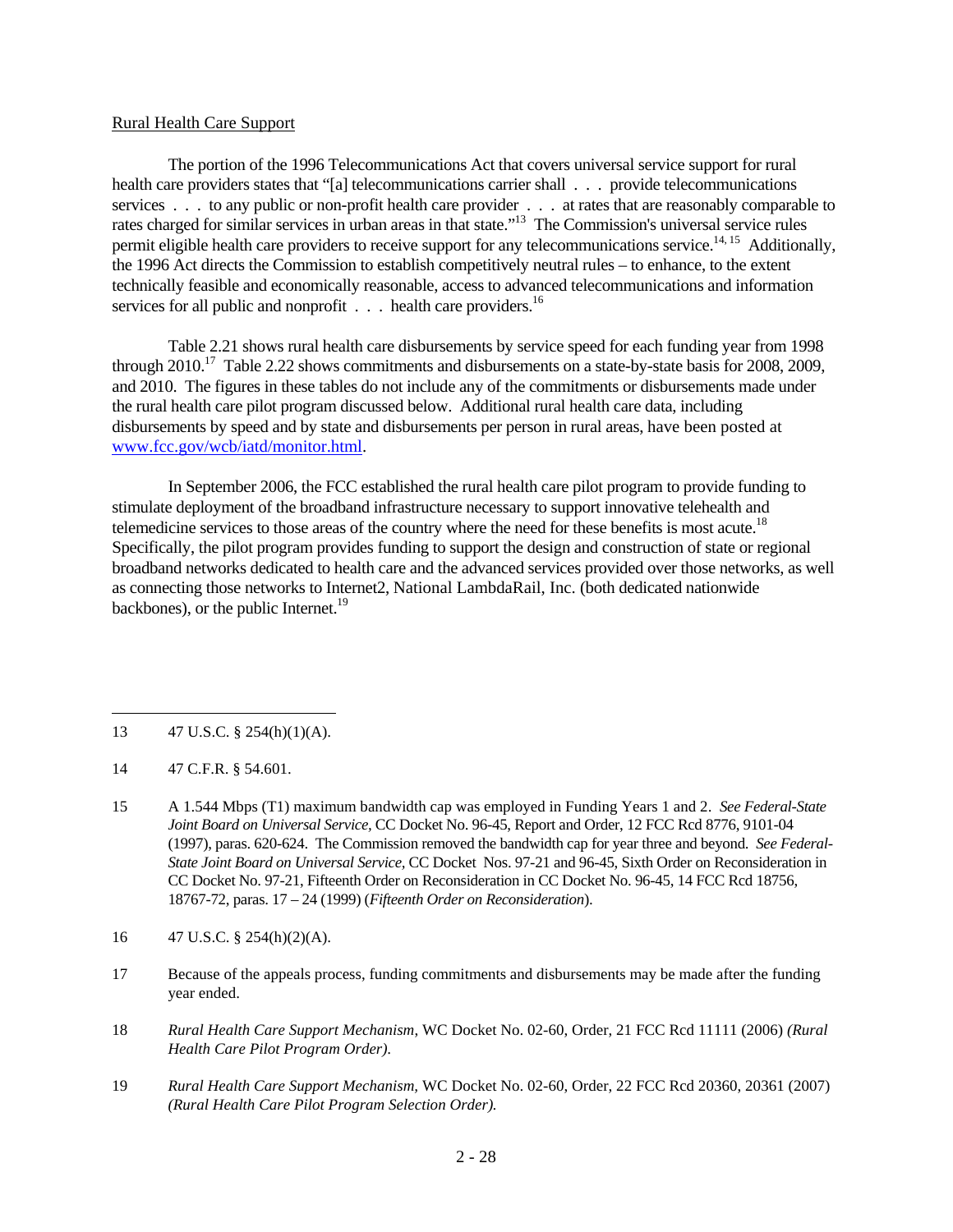Rural Health Care Support

The portion of the 1996 Telecommunications Act that covers universal service support for rural health care providers states that "[a] telecommunications carrier shall . . . provide telecommunications services . . . to any public or non-profit health care provider . . . at rates that are reasonably comparable to rates charged for similar services in urban areas in that state."[13] The Commission's universal service rules permit eligible health care providers to receive support for any telecommunications service.[14, 15] Additionally, the 1996 Act directs the Commission to establish competitively neutral rules – to enhance, to the extent technically feasible and economically reasonable, access to advanced telecommunications and information services for all public and nonprofit . . . health care providers.[16]

Table 2.21 shows rural health care disbursements by service speed for each funding year from 1998 through 2010.[17] Table 2.22 shows commitments and disbursements on a state-by-state basis for 2008, 2009, and 2010. The figures in these tables do not include any of the commitments or disbursements made under the rural health care pilot program discussed below. Additional rural health care data, including disbursements by speed and by state and disbursements per person in rural areas, have been posted at www.fcc.gov/wcb/iatd/monitor.html.

In September 2006, the FCC established the rural health care pilot program to provide funding to stimulate deployment of the broadband infrastructure necessary to support innovative telehealth and telemedicine services to those areas of the country where the need for these benefits is most acute.[18] Specifically, the pilot program provides funding to support the design and construction of state or regional broadband networks dedicated to health care and the advanced services provided over those networks, as well as connecting those networks to Internet2, National LambdaRail, Inc. (both dedicated nationwide backbones), or the public Internet.[19]

---

13 47 U.S.C. § 254(h)(1)(A).

14 47 C.F.R. § 54.601.

15 A 1.544 Mbps (T1) maximum bandwidth cap was employed in Funding Years 1 and 2. *See Federal-State Joint Board on Universal Service,* CC Docket No. 96-45, Report and Order, 12 FCC Rcd 8776, 9101-04 (1997), paras. 620-624. The Commission removed the bandwidth cap for year three and beyond. *See Federal-State Joint Board on Universal Service,* CC Docket Nos. 97-21 and 96-45, Sixth Order on Reconsideration in CC Docket No. 97-21, Fifteenth Order on Reconsideration in CC Docket No. 96-45, 14 FCC Rcd 18756, 18767-72, paras. 17 – 24 (1999) (*Fifteenth Order on Reconsideration*).

16 47 U.S.C. § 254(h)(2)(A).

17 Because of the appeals process, funding commitments and disbursements may be made after the funding year ended.

18 *Rural Health Care Support Mechanism*, WC Docket No. 02-60, Order, 21 FCC Rcd 11111 (2006) *(Rural Health Care Pilot Program Order).*

19 *Rural Health Care Support Mechanism,* WC Docket No. 02-60, Order, 22 FCC Rcd 20360, 20361 (2007) *(Rural Health Care Pilot Program Selection Order).*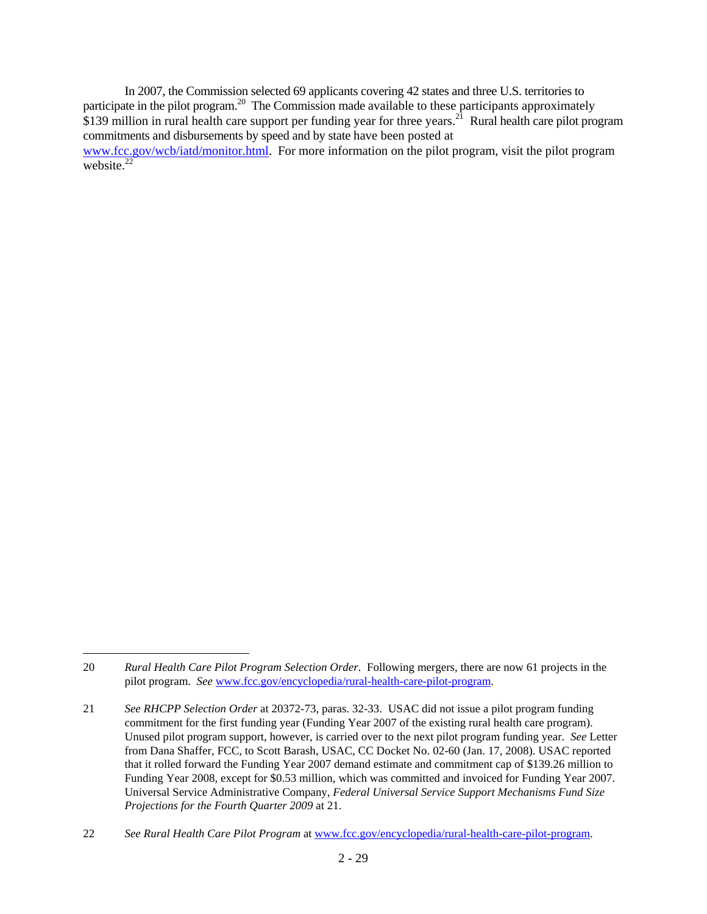In 2007, the Commission selected 69 applicants covering 42 states and three U.S. territories to participate in the pilot program.[20] The Commission made available to these participants approximately $139 million in rural health care support per funding year for three years.[21] Rural health care pilot program commitments and disbursements by speed and by state have been posted at www.fcc.gov/wcb/iatd/monitor.html. For more information on the pilot program, visit the pilot program website.[22]

---

20 *Rural Health Care Pilot Program Selection Order*. Following mergers, there are now 61 projects in the pilot program. *See* www.fcc.gov/encyclopedia/rural-health-care-pilot-program.

21 *See RHCPP Selection Order* at 20372-73, paras. 32-33. USAC did not issue a pilot program funding commitment for the first funding year (Funding Year 2007 of the existing rural health care program). Unused pilot program support, however, is carried over to the next pilot program funding year. *See* Letter from Dana Shaffer, FCC, to Scott Barash, USAC, CC Docket No. 02-60 (Jan. 17, 2008). USAC reported that it rolled forward the Funding Year 2007 demand estimate and commitment cap of $139.26 million to Funding Year 2008, except for $0.53 million, which was committed and invoiced for Funding Year 2007. Universal Service Administrative Company, *Federal Universal Service Support Mechanisms Fund Size Projections for the Fourth Quarter 2009* at 21.

22 *See Rural Health Care Pilot Program* at www.fcc.gov/encyclopedia/rural-health-care-pilot-program.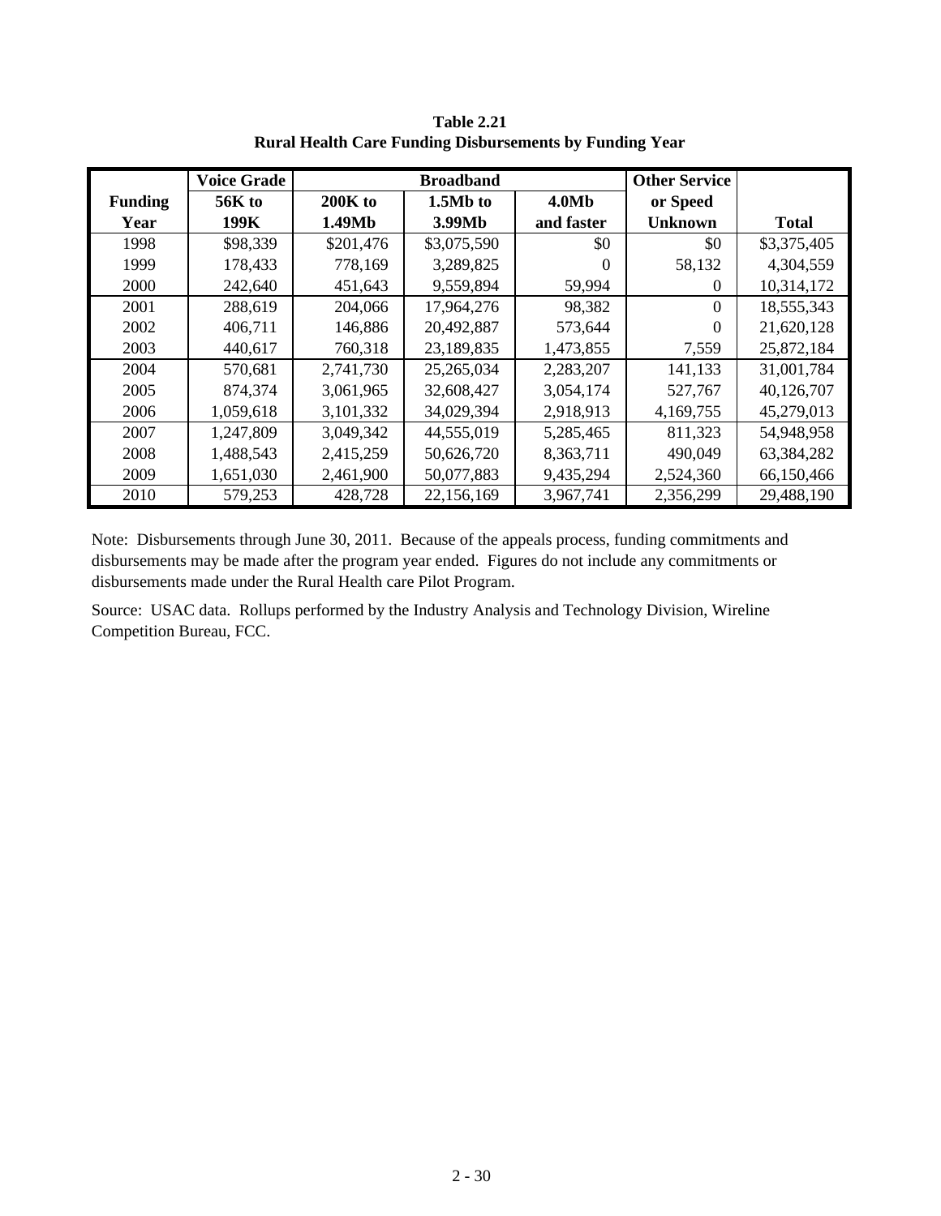**Table 2.21**
**Rural Health Care Funding Disbursements by Funding Year**

| Funding Year | Voice Grade 56K to 199K | Broadband 200K to 1.49Mb | Broadband 1.5Mb to 3.99Mb | Broadband 4.0Mb and faster | Other Service or Speed Unknown | Total |
|---|---|---|---|---|---|---|
| 1998 | $98,339 | $201,476 | $3,075,590 | $0 | $0 | $3,375,405 |
| 1999 | 178,433 | 778,169 | 3,289,825 | 0 | 58,132 | 4,304,559 |
| 2000 | 242,640 | 451,643 | 9,559,894 | 59,994 | 0 | 10,314,172 |
| 2001 | 288,619 | 204,066 | 17,964,276 | 98,382 | 0 | 18,555,343 |
| 2002 | 406,711 | 146,886 | 20,492,887 | 573,644 | 0 | 21,620,128 |
| 2003 | 440,617 | 760,318 | 23,189,835 | 1,473,855 | 7,559 | 25,872,184 |
| 2004 | 570,681 | 2,741,730 | 25,265,034 | 2,283,207 | 141,133 | 31,001,784 |
| 2005 | 874,374 | 3,061,965 | 32,608,427 | 3,054,174 | 527,767 | 40,126,707 |
| 2006 | 1,059,618 | 3,101,332 | 34,029,394 | 2,918,913 | 4,169,755 | 45,279,013 |
| 2007 | 1,247,809 | 3,049,342 | 44,555,019 | 5,285,465 | 811,323 | 54,948,958 |
| 2008 | 1,488,543 | 2,415,259 | 50,626,720 | 8,363,711 | 490,049 | 63,384,282 |
| 2009 | 1,651,030 | 2,461,900 | 50,077,883 | 9,435,294 | 2,524,360 | 66,150,466 |
| 2010 | 579,253 | 428,728 | 22,156,169 | 3,967,741 | 2,356,299 | 29,488,190 |

Note: Disbursements through June 30, 2011. Because of the appeals process, funding commitments and disbursements may be made after the program year ended. Figures do not include any commitments or disbursements made under the Rural Health care Pilot Program.

Source: USAC data. Rollups performed by the Industry Analysis and Technology Division, Wireline Competition Bureau, FCC.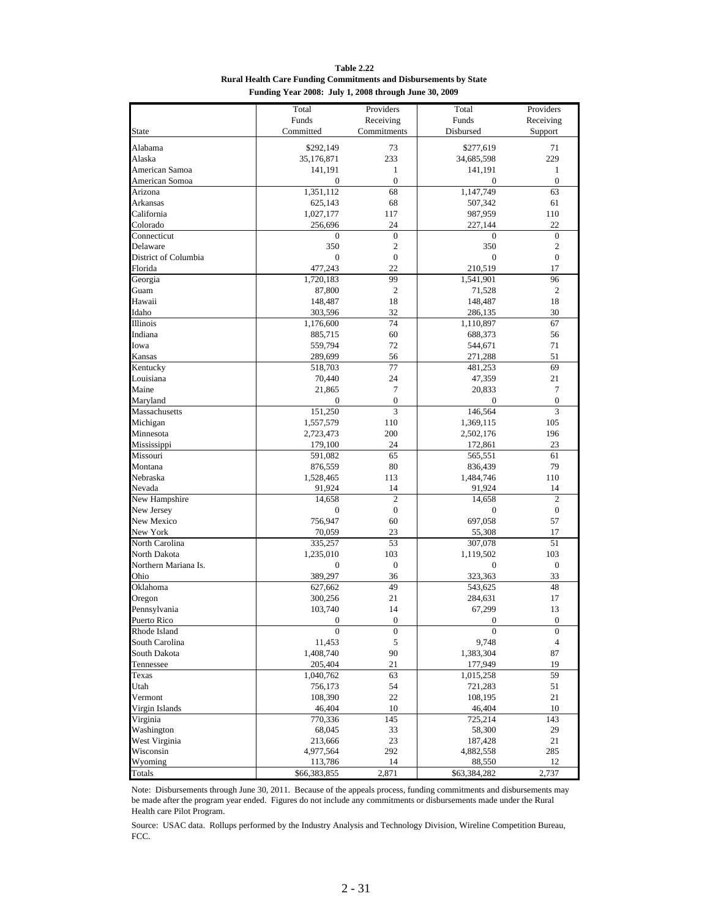**Table 2.22**
**Rural Health Care Funding Commitments and Disbursements by State**
**Funding Year 2008: July 1, 2008 through June 30, 2009**

| State | Total Funds Committed | Providers Receiving Commitments | Total Funds Disbursed | Providers Receiving Support |
|---|---|---|---|---|
| Alabama | $292,149 | 73 | $277,619 | 71 |
| Alaska | 35,176,871 | 233 | 34,685,598 | 229 |
| American Samoa | 141,191 | 1 | 141,191 | 1 |
| American Somoa | 0 | 0 | 0 | 0 |
| Arizona | 1,351,112 | 68 | 1,147,749 | 63 |
| Arkansas | 625,143 | 68 | 507,342 | 61 |
| California | 1,027,177 | 117 | 987,959 | 110 |
| Colorado | 256,696 | 24 | 227,144 | 22 |
| Connecticut | 0 | 0 | 0 | 0 |
| Delaware | 350 | 2 | 350 | 2 |
| District of Columbia | 0 | 0 | 0 | 0 |
| Florida | 477,243 | 22 | 210,519 | 17 |
| Georgia | 1,720,183 | 99 | 1,541,901 | 96 |
| Guam | 87,800 | 2 | 71,528 | 2 |
| Hawaii | 148,487 | 18 | 148,487 | 18 |
| Idaho | 303,596 | 32 | 286,135 | 30 |
| Illinois | 1,176,600 | 74 | 1,110,897 | 67 |
| Indiana | 885,715 | 60 | 688,373 | 56 |
| Iowa | 559,794 | 72 | 544,671 | 71 |
| Kansas | 289,699 | 56 | 271,288 | 51 |
| Kentucky | 518,703 | 77 | 481,253 | 69 |
| Louisiana | 70,440 | 24 | 47,359 | 21 |
| Maine | 21,865 | 7 | 20,833 | 7 |
| Maryland | 0 | 0 | 0 | 0 |
| Massachusetts | 151,250 | 3 | 146,564 | 3 |
| Michigan | 1,557,579 | 110 | 1,369,115 | 105 |
| Minnesota | 2,723,473 | 200 | 2,502,176 | 196 |
| Mississippi | 179,100 | 24 | 172,861 | 23 |
| Missouri | 591,082 | 65 | 565,551 | 61 |
| Montana | 876,559 | 80 | 836,439 | 79 |
| Nebraska | 1,528,465 | 113 | 1,484,746 | 110 |
| Nevada | 91,924 | 14 | 91,924 | 14 |
| New Hampshire | 14,658 | 2 | 14,658 | 2 |
| New Jersey | 0 | 0 | 0 | 0 |
| New Mexico | 756,947 | 60 | 697,058 | 57 |
| New York | 70,059 | 23 | 55,308 | 17 |
| North Carolina | 335,257 | 53 | 307,078 | 51 |
| North Dakota | 1,235,010 | 103 | 1,119,502 | 103 |
| Northern Mariana Is. | 0 | 0 | 0 | 0 |
| Ohio | 389,297 | 36 | 323,363 | 33 |
| Oklahoma | 627,662 | 49 | 543,625 | 48 |
| Oregon | 300,256 | 21 | 284,631 | 17 |
| Pennsylvania | 103,740 | 14 | 67,299 | 13 |
| Puerto Rico | 0 | 0 | 0 | 0 |
| Rhode Island | 0 | 0 | 0 | 0 |
| South Carolina | 11,453 | 5 | 9,748 | 4 |
| South Dakota | 1,408,740 | 90 | 1,383,304 | 87 |
| Tennessee | 205,404 | 21 | 177,949 | 19 |
| Texas | 1,040,762 | 63 | 1,015,258 | 59 |
| Utah | 756,173 | 54 | 721,283 | 51 |
| Vermont | 108,390 | 22 | 108,195 | 21 |
| Virgin Islands | 46,404 | 10 | 46,404 | 10 |
| Virginia | 770,336 | 145 | 725,214 | 143 |
| Washington | 68,045 | 33 | 58,300 | 29 |
| West Virginia | 213,666 | 23 | 187,428 | 21 |
| Wisconsin | 4,977,564 | 292 | 4,882,558 | 285 |
| Wyoming | 113,786 | 14 | 88,550 | 12 |
| Totals | $66,383,855 | 2,871 | $63,384,282 | 2,737 |

Note: Disbursements through June 30, 2011. Because of the appeals process, funding commitments and disbursements may be made after the program year ended. Figures do not include any commitments or disbursements made under the Rural Health care Pilot Program.

Source: USAC data. Rollups performed by the Industry Analysis and Technology Division, Wireline Competition Bureau, FCC.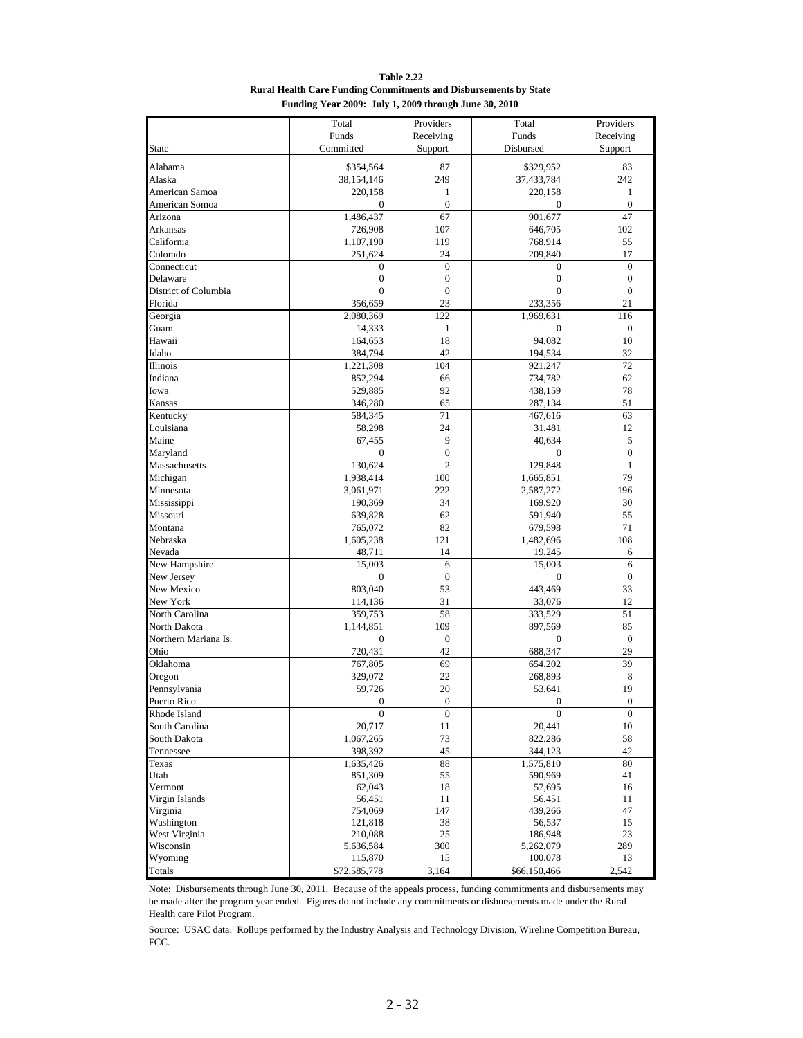**Table 2.22**
**Rural Health Care Funding Commitments and Disbursements by State**
**Funding Year 2009: July 1, 2009 through June 30, 2010**

| State | Total Funds Committed | Providers Receiving Support | Total Funds Disbursed | Providers Receiving Support |
|---|---|---|---|---|
| Alabama | $354,564 | 87 | $329,952 | 83 |
| Alaska | 38,154,146 | 249 | 37,433,784 | 242 |
| American Samoa | 220,158 | 1 | 220,158 | 1 |
| American Somoa | 0 | 0 | 0 | 0 |
| Arizona | 1,486,437 | 67 | 901,677 | 47 |
| Arkansas | 726,908 | 107 | 646,705 | 102 |
| California | 1,107,190 | 119 | 768,914 | 55 |
| Colorado | 251,624 | 24 | 209,840 | 17 |
| Connecticut | 0 | 0 | 0 | 0 |
| Delaware | 0 | 0 | 0 | 0 |
| District of Columbia | 0 | 0 | 0 | 0 |
| Florida | 356,659 | 23 | 233,356 | 21 |
| Georgia | 2,080,369 | 122 | 1,969,631 | 116 |
| Guam | 14,333 | 1 | 0 | 0 |
| Hawaii | 164,653 | 18 | 94,082 | 10 |
| Idaho | 384,794 | 42 | 194,534 | 32 |
| Illinois | 1,221,308 | 104 | 921,247 | 72 |
| Indiana | 852,294 | 66 | 734,782 | 62 |
| Iowa | 529,885 | 92 | 438,159 | 78 |
| Kansas | 346,280 | 65 | 287,134 | 51 |
| Kentucky | 584,345 | 71 | 467,616 | 63 |
| Louisiana | 58,298 | 24 | 31,481 | 12 |
| Maine | 67,455 | 9 | 40,634 | 5 |
| Maryland | 0 | 0 | 0 | 0 |
| Massachusetts | 130,624 | 2 | 129,848 | 1 |
| Michigan | 1,938,414 | 100 | 1,665,851 | 79 |
| Minnesota | 3,061,971 | 222 | 2,587,272 | 196 |
| Mississippi | 190,369 | 34 | 169,920 | 30 |
| Missouri | 639,828 | 62 | 591,940 | 55 |
| Montana | 765,072 | 82 | 679,598 | 71 |
| Nebraska | 1,605,238 | 121 | 1,482,696 | 108 |
| Nevada | 48,711 | 14 | 19,245 | 6 |
| New Hampshire | 15,003 | 6 | 15,003 | 6 |
| New Jersey | 0 | 0 | 0 | 0 |
| New Mexico | 803,040 | 53 | 443,469 | 33 |
| New York | 114,136 | 31 | 33,076 | 12 |
| North Carolina | 359,753 | 58 | 333,529 | 51 |
| North Dakota | 1,144,851 | 109 | 897,569 | 85 |
| Northern Mariana Is. | 0 | 0 | 0 | 0 |
| Ohio | 720,431 | 42 | 688,347 | 29 |
| Oklahoma | 767,805 | 69 | 654,202 | 39 |
| Oregon | 329,072 | 22 | 268,893 | 8 |
| Pennsylvania | 59,726 | 20 | 53,641 | 19 |
| Puerto Rico | 0 | 0 | 0 | 0 |
| Rhode Island | 0 | 0 | 0 | 0 |
| South Carolina | 20,717 | 11 | 20,441 | 10 |
| South Dakota | 1,067,265 | 73 | 822,286 | 58 |
| Tennessee | 398,392 | 45 | 344,123 | 42 |
| Texas | 1,635,426 | 88 | 1,575,810 | 80 |
| Utah | 851,309 | 55 | 590,969 | 41 |
| Vermont | 62,043 | 18 | 57,695 | 16 |
| Virgin Islands | 56,451 | 11 | 56,451 | 11 |
| Virginia | 754,069 | 147 | 439,266 | 47 |
| Washington | 121,818 | 38 | 56,537 | 15 |
| West Virginia | 210,088 | 25 | 186,948 | 23 |
| Wisconsin | 5,636,584 | 300 | 5,262,079 | 289 |
| Wyoming | 115,870 | 15 | 100,078 | 13 |
| Totals | $72,585,778 | 3,164 | $66,150,466 | 2,542 |

Note: Disbursements through June 30, 2011. Because of the appeals process, funding commitments and disbursements may be made after the program year ended. Figures do not include any commitments or disbursements made under the Rural Health care Pilot Program.

Source: USAC data. Rollups performed by the Industry Analysis and Technology Division, Wireline Competition Bureau, FCC.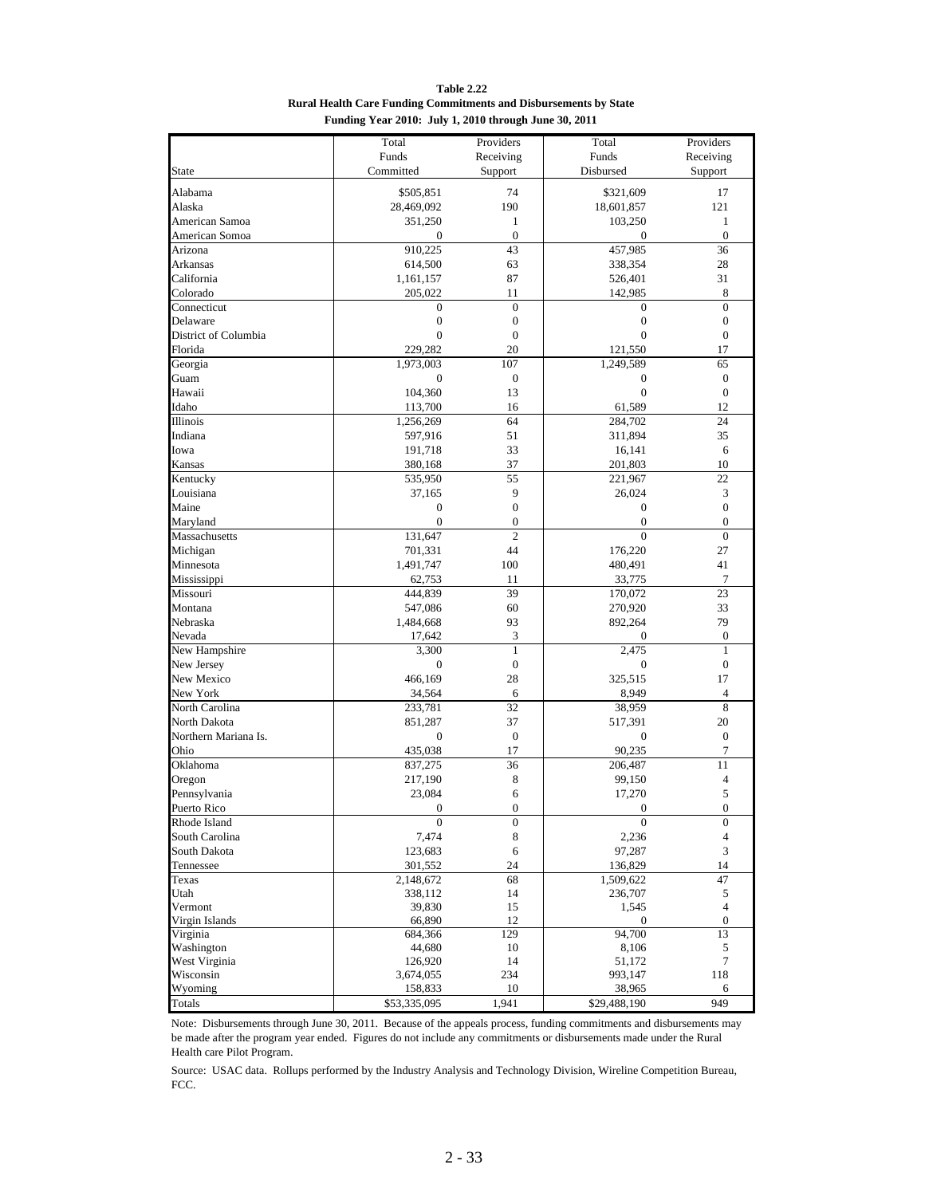**Table 2.22**
**Rural Health Care Funding Commitments and Disbursements by State**
**Funding Year 2010: July 1, 2010 through June 30, 2011**

| State | Total Funds Committed | Providers Receiving Support | Total Funds Disbursed | Providers Receiving Support |
|---|---|---|---|---|
| Alabama | $505,851 | 74 | $321,609 | 17 |
| Alaska | 28,469,092 | 190 | 18,601,857 | 121 |
| American Samoa | 351,250 | 1 | 103,250 | 1 |
| American Somoa | 0 | 0 | 0 | 0 |
| Arizona | 910,225 | 43 | 457,985 | 36 |
| Arkansas | 614,500 | 63 | 338,354 | 28 |
| California | 1,161,157 | 87 | 526,401 | 31 |
| Colorado | 205,022 | 11 | 142,985 | 8 |
| Connecticut | 0 | 0 | 0 | 0 |
| Delaware | 0 | 0 | 0 | 0 |
| District of Columbia | 0 | 0 | 0 | 0 |
| Florida | 229,282 | 20 | 121,550 | 17 |
| Georgia | 1,973,003 | 107 | 1,249,589 | 65 |
| Guam | 0 | 0 | 0 | 0 |
| Hawaii | 104,360 | 13 | 0 | 0 |
| Idaho | 113,700 | 16 | 61,589 | 12 |
| Illinois | 1,256,269 | 64 | 284,702 | 24 |
| Indiana | 597,916 | 51 | 311,894 | 35 |
| Iowa | 191,718 | 33 | 16,141 | 6 |
| Kansas | 380,168 | 37 | 201,803 | 10 |
| Kentucky | 535,950 | 55 | 221,967 | 22 |
| Louisiana | 37,165 | 9 | 26,024 | 3 |
| Maine | 0 | 0 | 0 | 0 |
| Maryland | 0 | 0 | 0 | 0 |
| Massachusetts | 131,647 | 2 | 0 | 0 |
| Michigan | 701,331 | 44 | 176,220 | 27 |
| Minnesota | 1,491,747 | 100 | 480,491 | 41 |
| Mississippi | 62,753 | 11 | 33,775 | 7 |
| Missouri | 444,839 | 39 | 170,072 | 23 |
| Montana | 547,086 | 60 | 270,920 | 33 |
| Nebraska | 1,484,668 | 93 | 892,264 | 79 |
| Nevada | 17,642 | 3 | 0 | 0 |
| New Hampshire | 3,300 | 1 | 2,475 | 1 |
| New Jersey | 0 | 0 | 0 | 0 |
| New Mexico | 466,169 | 28 | 325,515 | 17 |
| New York | 34,564 | 6 | 8,949 | 4 |
| North Carolina | 233,781 | 32 | 38,959 | 8 |
| North Dakota | 851,287 | 37 | 517,391 | 20 |
| Northern Mariana Is. | 0 | 0 | 0 | 0 |
| Ohio | 435,038 | 17 | 90,235 | 7 |
| Oklahoma | 837,275 | 36 | 206,487 | 11 |
| Oregon | 217,190 | 8 | 99,150 | 4 |
| Pennsylvania | 23,084 | 6 | 17,270 | 5 |
| Puerto Rico | 0 | 0 | 0 | 0 |
| Rhode Island | 0 | 0 | 0 | 0 |
| South Carolina | 7,474 | 8 | 2,236 | 4 |
| South Dakota | 123,683 | 6 | 97,287 | 3 |
| Tennessee | 301,552 | 24 | 136,829 | 14 |
| Texas | 2,148,672 | 68 | 1,509,622 | 47 |
| Utah | 338,112 | 14 | 236,707 | 5 |
| Vermont | 39,830 | 15 | 1,545 | 4 |
| Virgin Islands | 66,890 | 12 | 0 | 0 |
| Virginia | 684,366 | 129 | 94,700 | 13 |
| Washington | 44,680 | 10 | 8,106 | 5 |
| West Virginia | 126,920 | 14 | 51,172 | 7 |
| Wisconsin | 3,674,055 | 234 | 993,147 | 118 |
| Wyoming | 158,833 | 10 | 38,965 | 6 |
| Totals | $53,335,095 | 1,941 | $29,488,190 | 949 |

Note: Disbursements through June 30, 2011. Because of the appeals process, funding commitments and disbursements may be made after the program year ended. Figures do not include any commitments or disbursements made under the Rural Health care Pilot Program.

Source: USAC data. Rollups performed by the Industry Analysis and Technology Division, Wireline Competition Bureau, FCC.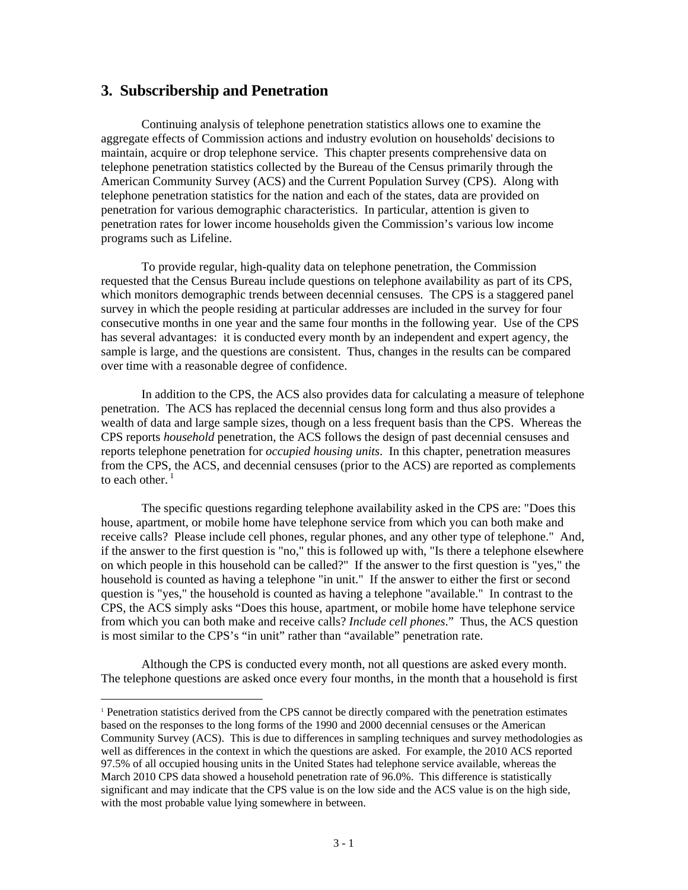## 3. Subscribership and Penetration

Continuing analysis of telephone penetration statistics allows one to examine the aggregate effects of Commission actions and industry evolution on households' decisions to maintain, acquire or drop telephone service. This chapter presents comprehensive data on telephone penetration statistics collected by the Bureau of the Census primarily through the American Community Survey (ACS) and the Current Population Survey (CPS). Along with telephone penetration statistics for the nation and each of the states, data are provided on penetration for various demographic characteristics. In particular, attention is given to penetration rates for lower income households given the Commission's various low income programs such as Lifeline.

To provide regular, high-quality data on telephone penetration, the Commission requested that the Census Bureau include questions on telephone availability as part of its CPS, which monitors demographic trends between decennial censuses. The CPS is a staggered panel survey in which the people residing at particular addresses are included in the survey for four consecutive months in one year and the same four months in the following year. Use of the CPS has several advantages: it is conducted every month by an independent and expert agency, the sample is large, and the questions are consistent. Thus, changes in the results can be compared over time with a reasonable degree of confidence.

In addition to the CPS, the ACS also provides data for calculating a measure of telephone penetration. The ACS has replaced the decennial census long form and thus also provides a wealth of data and large sample sizes, though on a less frequent basis than the CPS. Whereas the CPS reports *household* penetration, the ACS follows the design of past decennial censuses and reports telephone penetration for *occupied housing units*. In this chapter, penetration measures from the CPS, the ACS, and decennial censuses (prior to the ACS) are reported as complements to each other.[1]

The specific questions regarding telephone availability asked in the CPS are: "Does this house, apartment, or mobile home have telephone service from which you can both make and receive calls? Please include cell phones, regular phones, and any other type of telephone." And, if the answer to the first question is "no," this is followed up with, "Is there a telephone elsewhere on which people in this household can be called?" If the answer to the first question is "yes," the household is counted as having a telephone "in unit." If the answer to either the first or second question is "yes," the household is counted as having a telephone "available." In contrast to the CPS, the ACS simply asks "Does this house, apartment, or mobile home have telephone service from which you can both make and receive calls? *Include cell phones*." Thus, the ACS question is most similar to the CPS's "in unit" rather than "available" penetration rate.

Although the CPS is conducted every month, not all questions are asked every month. The telephone questions are asked once every four months, in the month that a household is first

[1] Penetration statistics derived from the CPS cannot be directly compared with the penetration estimates based on the responses to the long forms of the 1990 and 2000 decennial censuses or the American Community Survey (ACS). This is due to differences in sampling techniques and survey methodologies as well as differences in the context in which the questions are asked. For example, the 2010 ACS reported 97.5% of all occupied housing units in the United States had telephone service available, whereas the March 2010 CPS data showed a household penetration rate of 96.0%. This difference is statistically significant and may indicate that the CPS value is on the low side and the ACS value is on the high side, with the most probable value lying somewhere in between.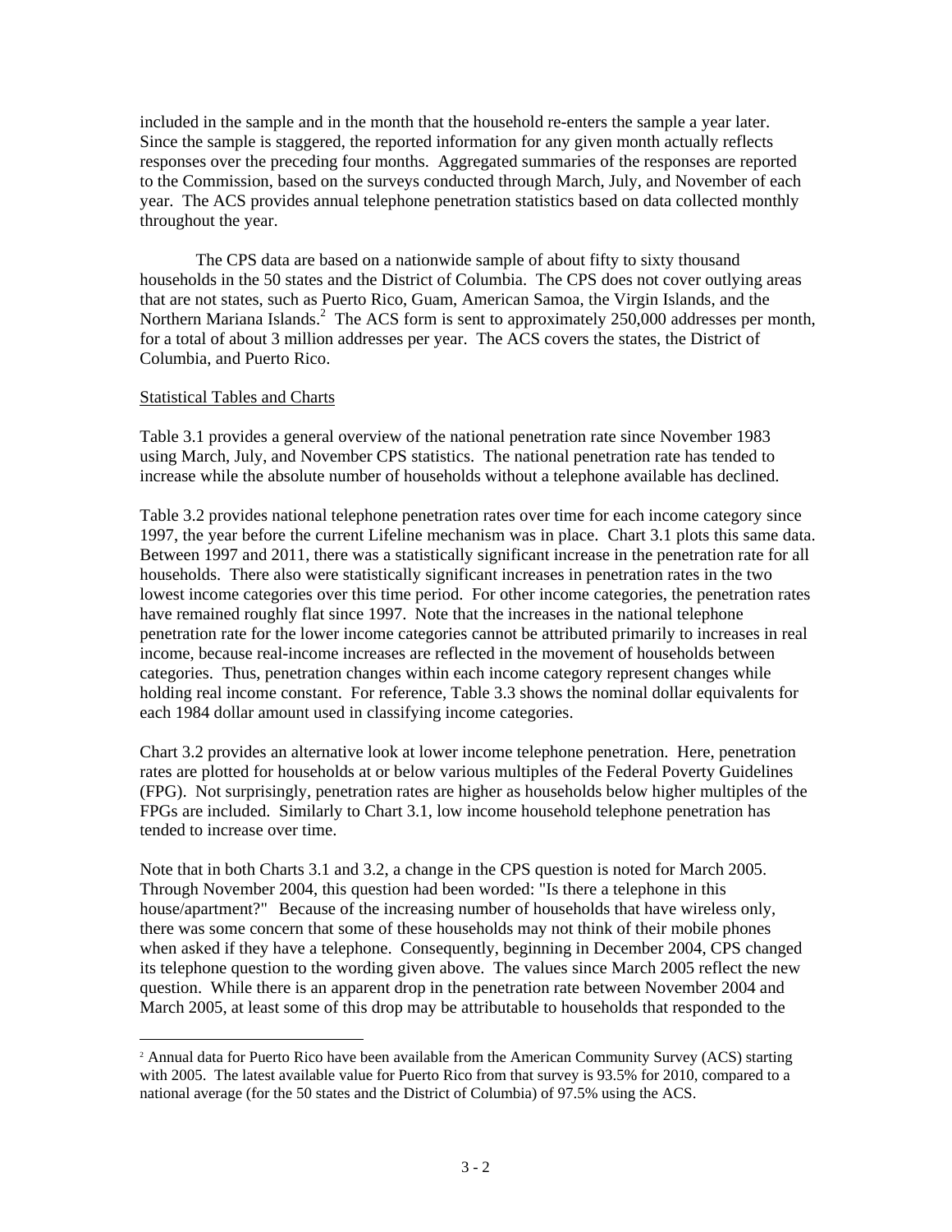included in the sample and in the month that the household re-enters the sample a year later. Since the sample is staggered, the reported information for any given month actually reflects responses over the preceding four months. Aggregated summaries of the responses are reported to the Commission, based on the surveys conducted through March, July, and November of each year. The ACS provides annual telephone penetration statistics based on data collected monthly throughout the year.

The CPS data are based on a nationwide sample of about fifty to sixty thousand households in the 50 states and the District of Columbia. The CPS does not cover outlying areas that are not states, such as Puerto Rico, Guam, American Samoa, the Virgin Islands, and the Northern Mariana Islands.[2] The ACS form is sent to approximately 250,000 addresses per month, for a total of about 3 million addresses per year. The ACS covers the states, the District of Columbia, and Puerto Rico.

Statistical Tables and Charts

Table 3.1 provides a general overview of the national penetration rate since November 1983 using March, July, and November CPS statistics. The national penetration rate has tended to increase while the absolute number of households without a telephone available has declined.

Table 3.2 provides national telephone penetration rates over time for each income category since 1997, the year before the current Lifeline mechanism was in place. Chart 3.1 plots this same data. Between 1997 and 2011, there was a statistically significant increase in the penetration rate for all households. There also were statistically significant increases in penetration rates in the two lowest income categories over this time period. For other income categories, the penetration rates have remained roughly flat since 1997. Note that the increases in the national telephone penetration rate for the lower income categories cannot be attributed primarily to increases in real income, because real-income increases are reflected in the movement of households between categories. Thus, penetration changes within each income category represent changes while holding real income constant. For reference, Table 3.3 shows the nominal dollar equivalents for each 1984 dollar amount used in classifying income categories.

Chart 3.2 provides an alternative look at lower income telephone penetration. Here, penetration rates are plotted for households at or below various multiples of the Federal Poverty Guidelines (FPG). Not surprisingly, penetration rates are higher as households below higher multiples of the FPGs are included. Similarly to Chart 3.1, low income household telephone penetration has tended to increase over time.

Note that in both Charts 3.1 and 3.2, a change in the CPS question is noted for March 2005. Through November 2004, this question had been worded: "Is there a telephone in this house/apartment?" Because of the increasing number of households that have wireless only, there was some concern that some of these households may not think of their mobile phones when asked if they have a telephone. Consequently, beginning in December 2004, CPS changed its telephone question to the wording given above. The values since March 2005 reflect the new question. While there is an apparent drop in the penetration rate between November 2004 and March 2005, at least some of this drop may be attributable to households that responded to the

[2] Annual data for Puerto Rico have been available from the American Community Survey (ACS) starting with 2005. The latest available value for Puerto Rico from that survey is 93.5% for 2010, compared to a national average (for the 50 states and the District of Columbia) of 97.5% using the ACS.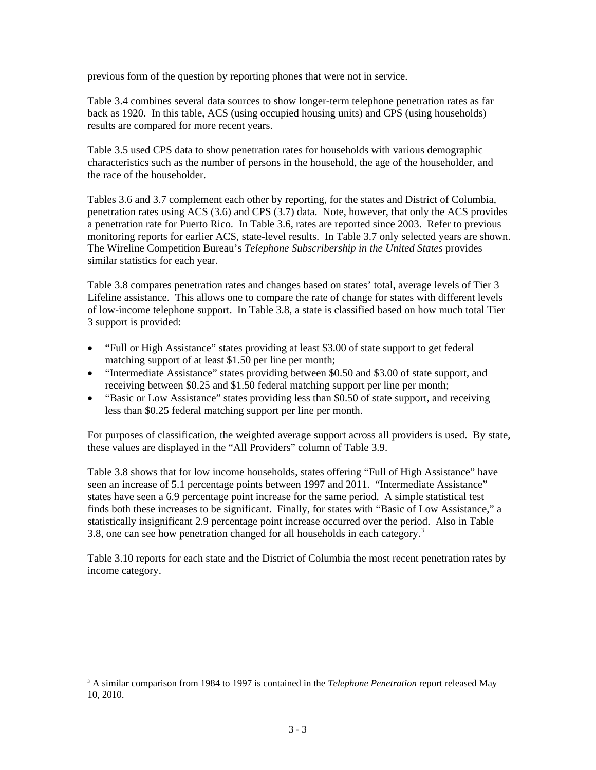previous form of the question by reporting phones that were not in service.

Table 3.4 combines several data sources to show longer-term telephone penetration rates as far back as 1920. In this table, ACS (using occupied housing units) and CPS (using households) results are compared for more recent years.

Table 3.5 used CPS data to show penetration rates for households with various demographic characteristics such as the number of persons in the household, the age of the householder, and the race of the householder.

Tables 3.6 and 3.7 complement each other by reporting, for the states and District of Columbia, penetration rates using ACS (3.6) and CPS (3.7) data. Note, however, that only the ACS provides a penetration rate for Puerto Rico. In Table 3.6, rates are reported since 2003. Refer to previous monitoring reports for earlier ACS, state-level results. In Table 3.7 only selected years are shown. The Wireline Competition Bureau's *Telephone Subscribership in the United States* provides similar statistics for each year.

Table 3.8 compares penetration rates and changes based on states' total, average levels of Tier 3 Lifeline assistance. This allows one to compare the rate of change for states with different levels of low-income telephone support. In Table 3.8, a state is classified based on how much total Tier 3 support is provided:

- "Full or High Assistance" states providing at least $3.00 of state support to get federal matching support of at least $1.50 per line per month;
- "Intermediate Assistance" states providing between $0.50 and $3.00 of state support, and receiving between $0.25 and $1.50 federal matching support per line per month;
- "Basic or Low Assistance" states providing less than $0.50 of state support, and receiving less than $0.25 federal matching support per line per month.

For purposes of classification, the weighted average support across all providers is used. By state, these values are displayed in the "All Providers" column of Table 3.9.

Table 3.8 shows that for low income households, states offering "Full of High Assistance" have seen an increase of 5.1 percentage points between 1997 and 2011. "Intermediate Assistance" states have seen a 6.9 percentage point increase for the same period. A simple statistical test finds both these increases to be significant. Finally, for states with "Basic of Low Assistance," a statistically insignificant 2.9 percentage point increase occurred over the period. Also in Table 3.8, one can see how penetration changed for all households in each category.[3]

Table 3.10 reports for each state and the District of Columbia the most recent penetration rates by income category.

[3] A similar comparison from 1984 to 1997 is contained in the *Telephone Penetration* report released May 10, 2010.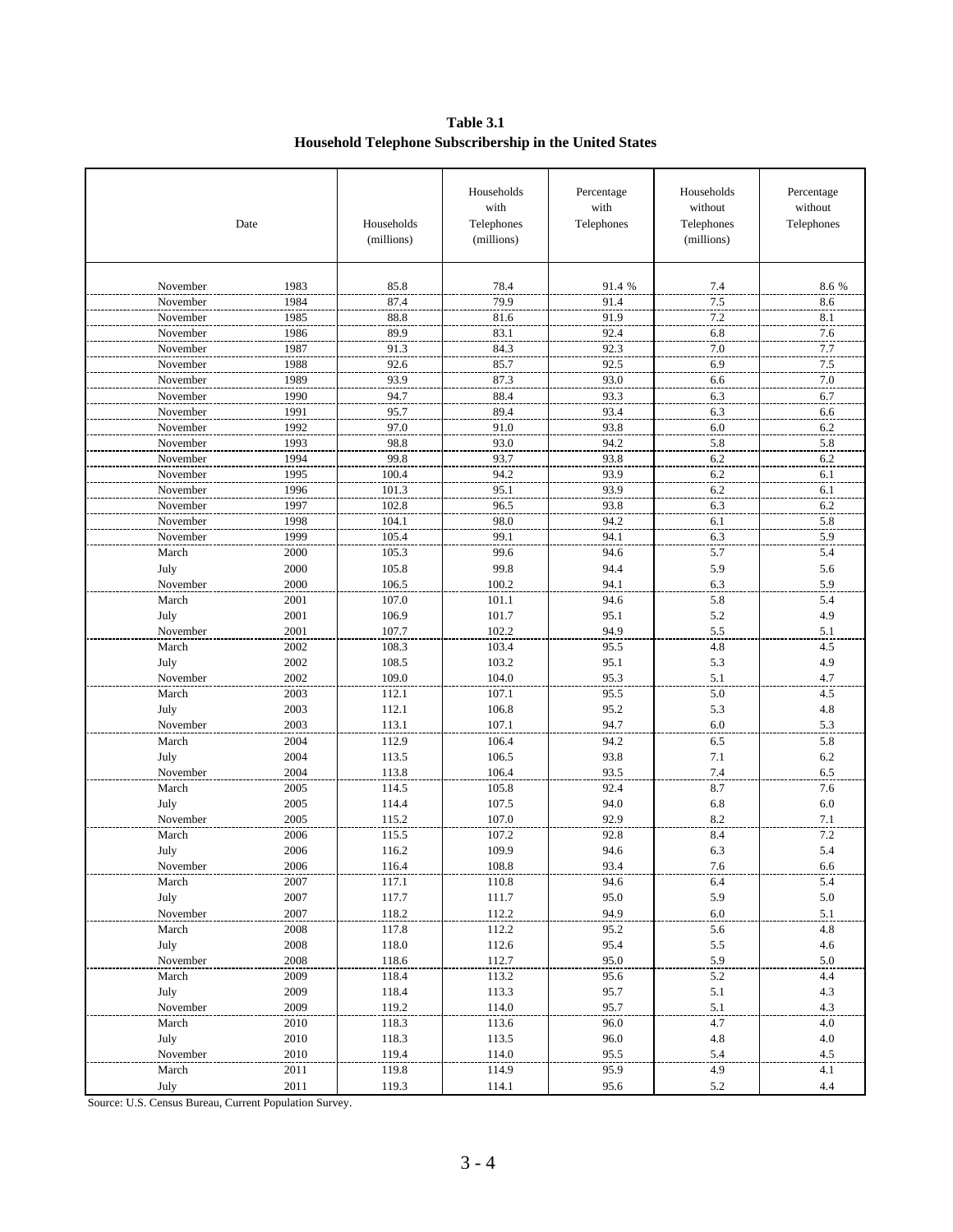**Table 3.1**
**Household Telephone Subscribership in the United States**

| Date | | Households (millions) | Households with Telephones (millions) | Percentage with Telephones | Households without Telephones (millions) | Percentage without Telephones |
|---|---|---|---|---|---|---|
| November | 1983 | 85.8 | 78.4 | 91.4 % | 7.4 | 8.6 % |
| November | 1984 | 87.4 | 79.9 | 91.4 | 7.5 | 8.6 |
| November | 1985 | 88.8 | 81.6 | 91.9 | 7.2 | 8.1 |
| November | 1986 | 89.9 | 83.1 | 92.4 | 6.8 | 7.6 |
| November | 1987 | 91.3 | 84.3 | 92.3 | 7.0 | 7.7 |
| November | 1988 | 92.6 | 85.7 | 92.5 | 6.9 | 7.5 |
| November | 1989 | 93.9 | 87.3 | 93.0 | 6.6 | 7.0 |
| November | 1990 | 94.7 | 88.4 | 93.3 | 6.3 | 6.7 |
| November | 1991 | 95.7 | 89.4 | 93.4 | 6.3 | 6.6 |
| November | 1992 | 97.0 | 91.0 | 93.8 | 6.0 | 6.2 |
| November | 1993 | 98.8 | 93.0 | 94.2 | 5.8 | 5.8 |
| November | 1994 | 99.8 | 93.7 | 93.8 | 6.2 | 6.2 |
| November | 1995 | 100.4 | 94.2 | 93.9 | 6.2 | 6.1 |
| November | 1996 | 101.3 | 95.1 | 93.9 | 6.2 | 6.1 |
| November | 1997 | 102.8 | 96.5 | 93.8 | 6.3 | 6.2 |
| November | 1998 | 104.1 | 98.0 | 94.2 | 6.1 | 5.8 |
| November | 1999 | 105.4 | 99.1 | 94.1 | 6.3 | 5.9 |
| March | 2000 | 105.3 | 99.6 | 94.6 | 5.7 | 5.4 |
| July | 2000 | 105.8 | 99.8 | 94.4 | 5.9 | 5.6 |
| November | 2000 | 106.5 | 100.2 | 94.1 | 6.3 | 5.9 |
| March | 2001 | 107.0 | 101.1 | 94.6 | 5.8 | 5.4 |
| July | 2001 | 106.9 | 101.7 | 95.1 | 5.2 | 4.9 |
| November | 2001 | 107.7 | 102.2 | 94.9 | 5.5 | 5.1 |
| March | 2002 | 108.3 | 103.4 | 95.5 | 4.8 | 4.5 |
| July | 2002 | 108.5 | 103.2 | 95.1 | 5.3 | 4.9 |
| November | 2002 | 109.0 | 104.0 | 95.3 | 5.1 | 4.7 |
| March | 2003 | 112.1 | 107.1 | 95.5 | 5.0 | 4.5 |
| July | 2003 | 112.1 | 106.8 | 95.2 | 5.3 | 4.8 |
| November | 2003 | 113.1 | 107.1 | 94.7 | 6.0 | 5.3 |
| March | 2004 | 112.9 | 106.4 | 94.2 | 6.5 | 5.8 |
| July | 2004 | 113.5 | 106.5 | 93.8 | 7.1 | 6.2 |
| November | 2004 | 113.8 | 106.4 | 93.5 | 7.4 | 6.5 |
| March | 2005 | 114.5 | 105.8 | 92.4 | 8.7 | 7.6 |
| July | 2005 | 114.4 | 107.5 | 94.0 | 6.8 | 6.0 |
| November | 2005 | 115.2 | 107.0 | 92.9 | 8.2 | 7.1 |
| March | 2006 | 115.5 | 107.2 | 92.8 | 8.4 | 7.2 |
| July | 2006 | 116.2 | 109.9 | 94.6 | 6.3 | 5.4 |
| November | 2006 | 116.4 | 108.8 | 93.4 | 7.6 | 6.6 |
| March | 2007 | 117.1 | 110.8 | 94.6 | 6.4 | 5.4 |
| July | 2007 | 117.7 | 111.7 | 95.0 | 5.9 | 5.0 |
| November | 2007 | 118.2 | 112.2 | 94.9 | 6.0 | 5.1 |
| March | 2008 | 117.8 | 112.2 | 95.2 | 5.6 | 4.8 |
| July | 2008 | 118.0 | 112.6 | 95.4 | 5.5 | 4.6 |
| November | 2008 | 118.6 | 112.7 | 95.0 | 5.9 | 5.0 |
| March | 2009 | 118.4 | 113.2 | 95.6 | 5.2 | 4.4 |
| July | 2009 | 118.4 | 113.3 | 95.7 | 5.1 | 4.3 |
| November | 2009 | 119.2 | 114.0 | 95.7 | 5.1 | 4.3 |
| March | 2010 | 118.3 | 113.6 | 96.0 | 4.7 | 4.0 |
| July | 2010 | 118.3 | 113.5 | 96.0 | 4.8 | 4.0 |
| November | 2010 | 119.4 | 114.0 | 95.5 | 5.4 | 4.5 |
| March | 2011 | 119.8 | 114.9 | 95.9 | 4.9 | 4.1 |
| July | 2011 | 119.3 | 114.1 | 95.6 | 5.2 | 4.4 |

Source: U.S. Census Bureau, Current Population Survey.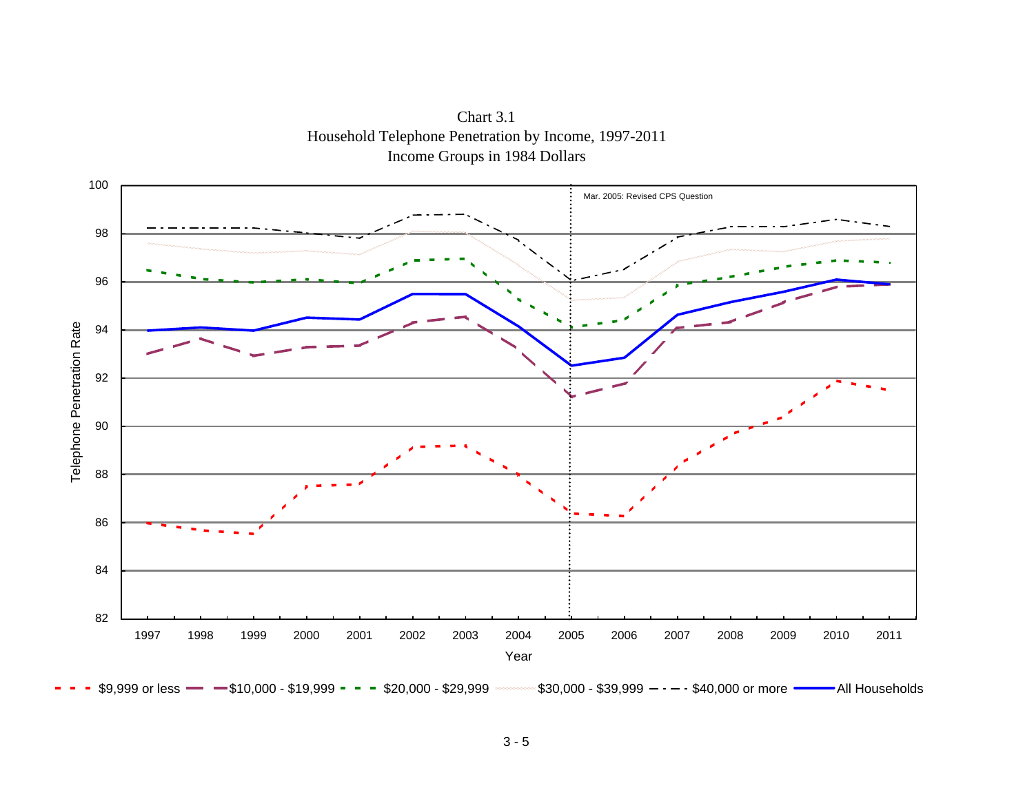Chart 3.1
Household Telephone Penetration by Income, 1997-2011
Income Groups in 1984 Dollars

Mar. 2005: Revised CPS Question

Telephone Penetration Rate

Year

$9,999 or less — $10,000 - $19,999 — $20,000 - $29,999 — $30,000 - $39,999 — $40,000 or more — All Households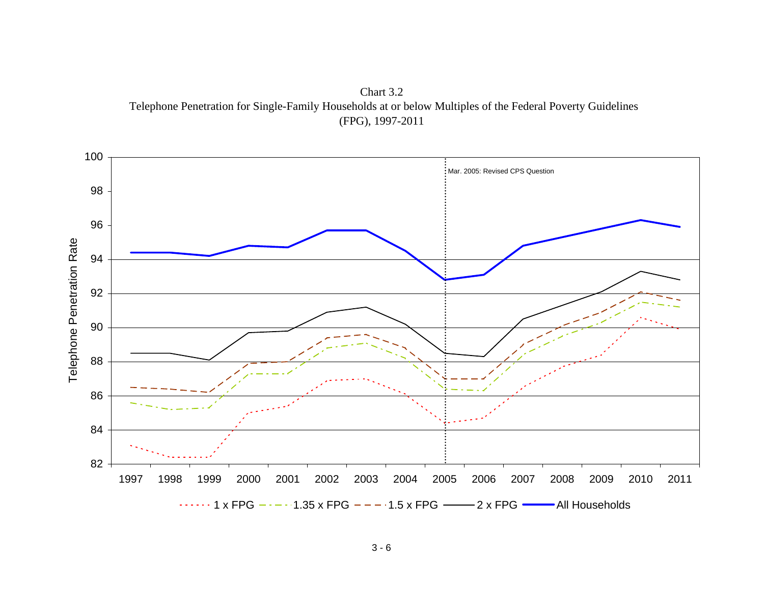Chart 3.2
Telephone Penetration for Single-Family Households at or below Multiples of the Federal Poverty Guidelines (FPG), 1997-2011

Telephone Penetration Rate

Mar. 2005: Revised CPS Question

1997 1998 1999 2000 2001 2002 2003 2004 2005 2006 2007 2008 2009 2010 2011

1 x FPG — 1.35 x FPG — 1.5 x FPG — 2 x FPG — All Households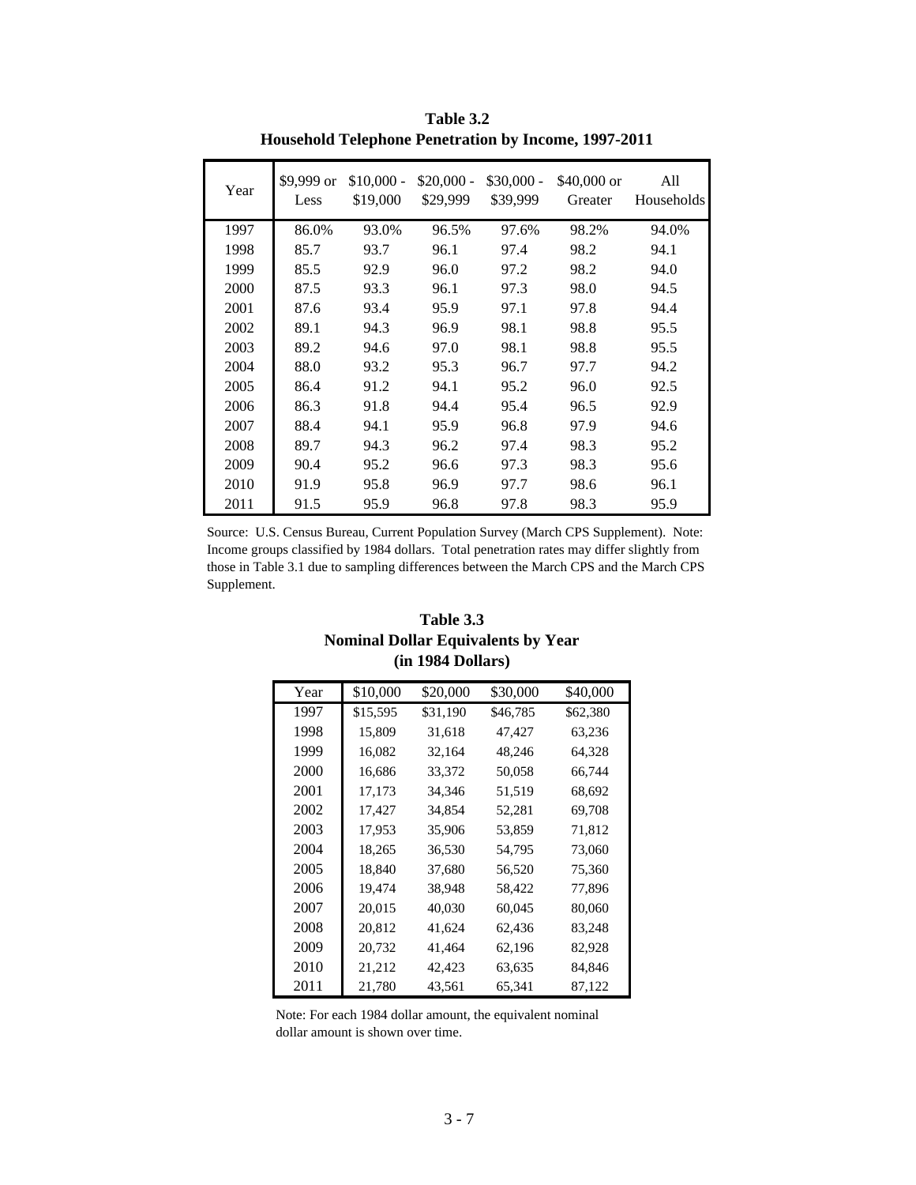**Table 3.2**
**Household Telephone Penetration by Income, 1997-2011**

| Year | $9,999 or Less | $10,000 - $19,000 | $20,000 - $29,999 | $30,000 - $39,999 | $40,000 or Greater | All Households |
|---|---|---|---|---|---|---|
| 1997 | 86.0% | 93.0% | 96.5% | 97.6% | 98.2% | 94.0% |
| 1998 | 85.7 | 93.7 | 96.1 | 97.4 | 98.2 | 94.1 |
| 1999 | 85.5 | 92.9 | 96.0 | 97.2 | 98.2 | 94.0 |
| 2000 | 87.5 | 93.3 | 96.1 | 97.3 | 98.0 | 94.5 |
| 2001 | 87.6 | 93.4 | 95.9 | 97.1 | 97.8 | 94.4 |
| 2002 | 89.1 | 94.3 | 96.9 | 98.1 | 98.8 | 95.5 |
| 2003 | 89.2 | 94.6 | 97.0 | 98.1 | 98.8 | 95.5 |
| 2004 | 88.0 | 93.2 | 95.3 | 96.7 | 97.7 | 94.2 |
| 2005 | 86.4 | 91.2 | 94.1 | 95.2 | 96.0 | 92.5 |
| 2006 | 86.3 | 91.8 | 94.4 | 95.4 | 96.5 | 92.9 |
| 2007 | 88.4 | 94.1 | 95.9 | 96.8 | 97.9 | 94.6 |
| 2008 | 89.7 | 94.3 | 96.2 | 97.4 | 98.3 | 95.2 |
| 2009 | 90.4 | 95.2 | 96.6 | 97.3 | 98.3 | 95.6 |
| 2010 | 91.9 | 95.8 | 96.9 | 97.7 | 98.6 | 96.1 |
| 2011 | 91.5 | 95.9 | 96.8 | 97.8 | 98.3 | 95.9 |

Source: U.S. Census Bureau, Current Population Survey (March CPS Supplement). Note: Income groups classified by 1984 dollars. Total penetration rates may differ slightly from those in Table 3.1 due to sampling differences between the March CPS and the March CPS Supplement.

**Table 3.3**
**Nominal Dollar Equivalents by Year**
**(in 1984 Dollars)**

| Year | $10,000 | $20,000 | $30,000 | $40,000 |
|---|---|---|---|---|
| 1997 | $15,595 | $31,190 | $46,785 | $62,380 |
| 1998 | 15,809 | 31,618 | 47,427 | 63,236 |
| 1999 | 16,082 | 32,164 | 48,246 | 64,328 |
| 2000 | 16,686 | 33,372 | 50,058 | 66,744 |
| 2001 | 17,173 | 34,346 | 51,519 | 68,692 |
| 2002 | 17,427 | 34,854 | 52,281 | 69,708 |
| 2003 | 17,953 | 35,906 | 53,859 | 71,812 |
| 2004 | 18,265 | 36,530 | 54,795 | 73,060 |
| 2005 | 18,840 | 37,680 | 56,520 | 75,360 |
| 2006 | 19,474 | 38,948 | 58,422 | 77,896 |
| 2007 | 20,015 | 40,030 | 60,045 | 80,060 |
| 2008 | 20,812 | 41,624 | 62,436 | 83,248 |
| 2009 | 20,732 | 41,464 | 62,196 | 82,928 |
| 2010 | 21,212 | 42,423 | 63,635 | 84,846 |
| 2011 | 21,780 | 43,561 | 65,341 | 87,122 |

Note: For each 1984 dollar amount, the equivalent nominal dollar amount is shown over time.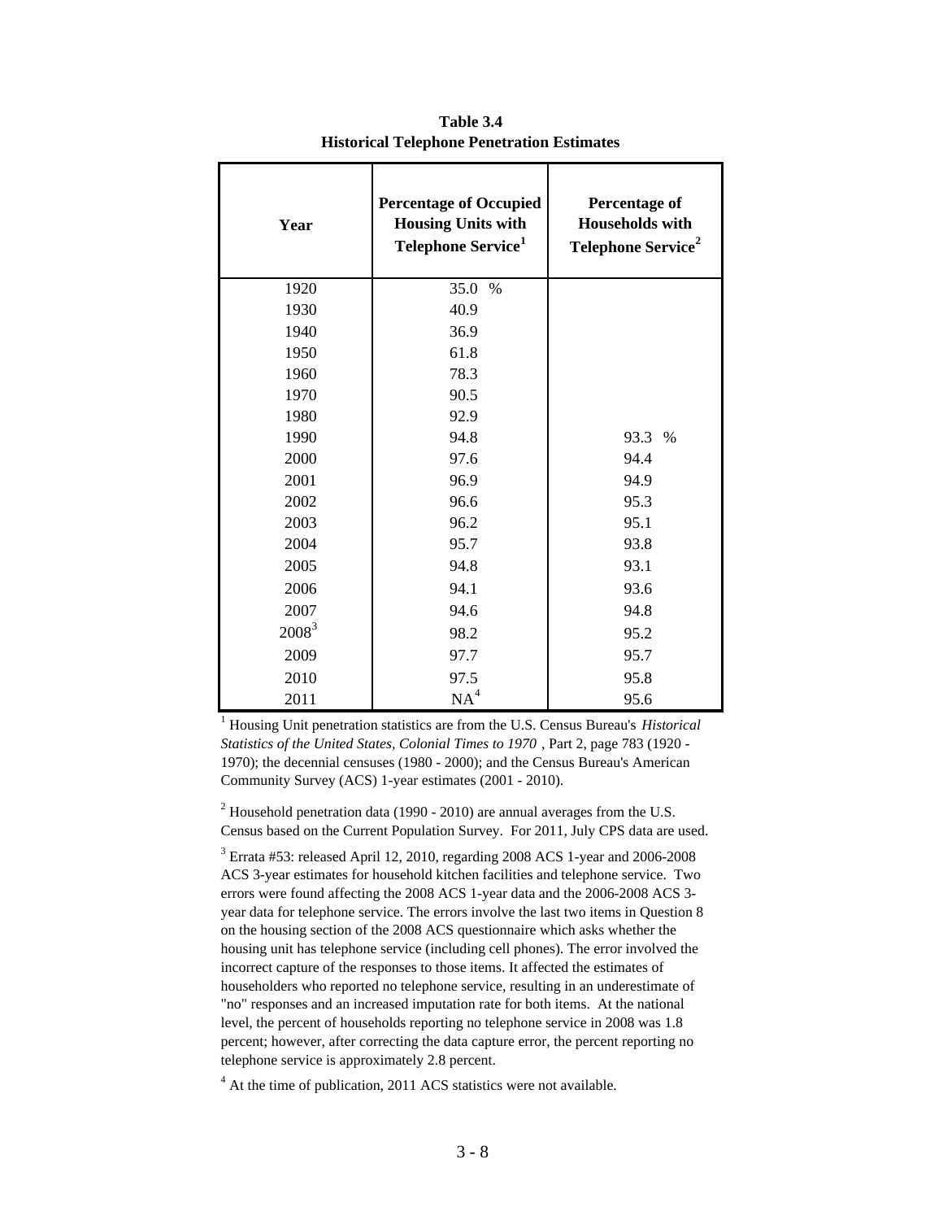**Table 3.4**
**Historical Telephone Penetration Estimates**

| Year | Percentage of Occupied Housing Units with Telephone Service[1] | Percentage of Households with Telephone Service[2] |
|---|---|---|
| 1920 | 35.0 % | |
| 1930 | 40.9 | |
| 1940 | 36.9 | |
| 1950 | 61.8 | |
| 1960 | 78.3 | |
| 1970 | 90.5 | |
| 1980 | 92.9 | |
| 1990 | 94.8 | 93.3 % |
| 2000 | 97.6 | 94.4 |
| 2001 | 96.9 | 94.9 |
| 2002 | 96.6 | 95.3 |
| 2003 | 96.2 | 95.1 |
| 2004 | 95.7 | 93.8 |
| 2005 | 94.8 | 93.1 |
| 2006 | 94.1 | 93.6 |
| 2007 | 94.6 | 94.8 |
| 2008[3] | 98.2 | 95.2 |
| 2009 | 97.7 | 95.7 |
| 2010 | 97.5 | 95.8 |
| 2011 | NA[4] | 95.6 |

[1] Housing Unit penetration statistics are from the U.S. Census Bureau's *Historical Statistics of the United States, Colonial Times to 1970* , Part 2, page 783 (1920 - 1970); the decennial censuses (1980 - 2000); and the Census Bureau's American Community Survey (ACS) 1-year estimates (2001 - 2010).

[2] Household penetration data (1990 - 2010) are annual averages from the U.S. Census based on the Current Population Survey. For 2011, July CPS data are used.

[3] Errata #53: released April 12, 2010, regarding 2008 ACS 1-year and 2006-2008 ACS 3-year estimates for household kitchen facilities and telephone service. Two errors were found affecting the 2008 ACS 1-year data and the 2006-2008 ACS 3-year data for telephone service. The errors involve the last two items in Question 8 on the housing section of the 2008 ACS questionnaire which asks whether the housing unit has telephone service (including cell phones). The error involved the incorrect capture of the responses to those items. It affected the estimates of householders who reported no telephone service, resulting in an underestimate of "no" responses and an increased imputation rate for both items. At the national level, the percent of households reporting no telephone service in 2008 was 1.8 percent; however, after correcting the data capture error, the percent reporting no telephone service is approximately 2.8 percent.

[4] At the time of publication, 2011 ACS statistics were not available.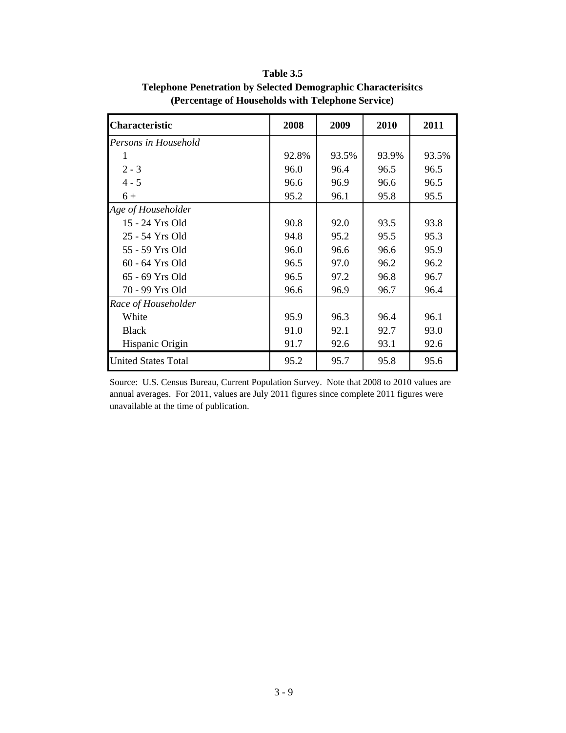**Table 3.5**
**Telephone Penetration by Selected Demographic Characterisitcs**
**(Percentage of Households with Telephone Service)**

| Characteristic | 2008 | 2009 | 2010 | 2011 |
|---|---|---|---|---|
| *Persons in Household* | | | | |
| 1 | 92.8% | 93.5% | 93.9% | 93.5% |
| 2 - 3 | 96.0 | 96.4 | 96.5 | 96.5 |
| 4 - 5 | 96.6 | 96.9 | 96.6 | 96.5 |
| 6 + | 95.2 | 96.1 | 95.8 | 95.5 |
| *Age of Householder* | | | | |
| 15 - 24 Yrs Old | 90.8 | 92.0 | 93.5 | 93.8 |
| 25 - 54 Yrs Old | 94.8 | 95.2 | 95.5 | 95.3 |
| 55 - 59 Yrs Old | 96.0 | 96.6 | 96.6 | 95.9 |
| 60 - 64 Yrs Old | 96.5 | 97.0 | 96.2 | 96.2 |
| 65 - 69 Yrs Old | 96.5 | 97.2 | 96.8 | 96.7 |
| 70 - 99 Yrs Old | 96.6 | 96.9 | 96.7 | 96.4 |
| *Race of Householder* | | | | |
| White | 95.9 | 96.3 | 96.4 | 96.1 |
| Black | 91.0 | 92.1 | 92.7 | 93.0 |
| Hispanic Origin | 91.7 | 92.6 | 93.1 | 92.6 |
| United States Total | 95.2 | 95.7 | 95.8 | 95.6 |

Source: U.S. Census Bureau, Current Population Survey. Note that 2008 to 2010 values are annual averages. For 2011, values are July 2011 figures since complete 2011 figures were unavailable at the time of publication.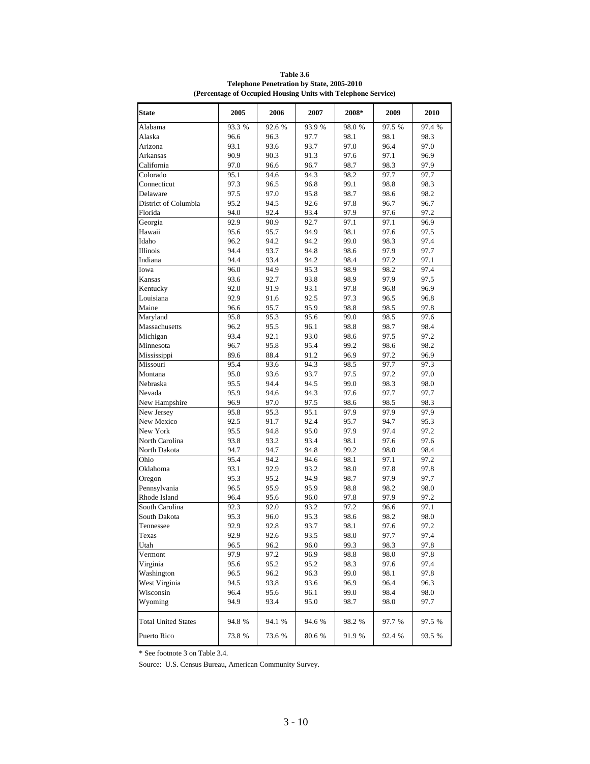**Table 3.6**
**Telephone Penetration by State, 2005-2010**
**(Percentage of Occupied Housing Units with Telephone Service)**

| State | 2005 | 2006 | 2007 | 2008* | 2009 | 2010 |
|---|---|---|---|---|---|---|
| Alabama | 93.3 % | 92.6 % | 93.9 % | 98.0 % | 97.5 % | 97.4 % |
| Alaska | 96.6 | 96.3 | 97.7 | 98.1 | 98.1 | 98.3 |
| Arizona | 93.1 | 93.6 | 93.7 | 97.0 | 96.4 | 97.0 |
| Arkansas | 90.9 | 90.3 | 91.3 | 97.6 | 97.1 | 96.9 |
| California | 97.0 | 96.6 | 96.7 | 98.7 | 98.3 | 97.9 |
| Colorado | 95.1 | 94.6 | 94.3 | 98.2 | 97.7 | 97.7 |
| Connecticut | 97.3 | 96.5 | 96.8 | 99.1 | 98.8 | 98.3 |
| Delaware | 97.5 | 97.0 | 95.8 | 98.7 | 98.6 | 98.2 |
| District of Columbia | 95.2 | 94.5 | 92.6 | 97.8 | 96.7 | 96.7 |
| Florida | 94.0 | 92.4 | 93.4 | 97.9 | 97.6 | 97.2 |
| Georgia | 92.9 | 90.9 | 92.7 | 97.1 | 97.1 | 96.9 |
| Hawaii | 95.6 | 95.7 | 94.9 | 98.1 | 97.6 | 97.5 |
| Idaho | 96.2 | 94.2 | 94.2 | 99.0 | 98.3 | 97.4 |
| Illinois | 94.4 | 93.7 | 94.8 | 98.6 | 97.9 | 97.7 |
| Indiana | 94.4 | 93.4 | 94.2 | 98.4 | 97.2 | 97.1 |
| Iowa | 96.0 | 94.9 | 95.3 | 98.9 | 98.2 | 97.4 |
| Kansas | 93.6 | 92.7 | 93.8 | 98.9 | 97.9 | 97.5 |
| Kentucky | 92.0 | 91.9 | 93.1 | 97.8 | 96.8 | 96.9 |
| Louisiana | 92.9 | 91.6 | 92.5 | 97.3 | 96.5 | 96.8 |
| Maine | 96.6 | 95.7 | 95.9 | 98.8 | 98.5 | 97.8 |
| Maryland | 95.8 | 95.3 | 95.6 | 99.0 | 98.5 | 97.6 |
| Massachusetts | 96.2 | 95.5 | 96.1 | 98.8 | 98.7 | 98.4 |
| Michigan | 93.4 | 92.1 | 93.0 | 98.6 | 97.5 | 97.2 |
| Minnesota | 96.7 | 95.8 | 95.4 | 99.2 | 98.6 | 98.2 |
| Mississippi | 89.6 | 88.4 | 91.2 | 96.9 | 97.2 | 96.9 |
| Missouri | 95.4 | 93.6 | 94.3 | 98.5 | 97.7 | 97.3 |
| Montana | 95.0 | 93.6 | 93.7 | 97.5 | 97.2 | 97.0 |
| Nebraska | 95.5 | 94.4 | 94.5 | 99.0 | 98.3 | 98.0 |
| Nevada | 95.9 | 94.6 | 94.3 | 97.6 | 97.7 | 97.7 |
| New Hampshire | 96.9 | 97.0 | 97.5 | 98.6 | 98.5 | 98.3 |
| New Jersey | 95.8 | 95.3 | 95.1 | 97.9 | 97.9 | 97.9 |
| New Mexico | 92.5 | 91.7 | 92.4 | 95.7 | 94.7 | 95.3 |
| New York | 95.5 | 94.8 | 95.0 | 97.9 | 97.4 | 97.2 |
| North Carolina | 93.8 | 93.2 | 93.4 | 98.1 | 97.6 | 97.6 |
| North Dakota | 94.7 | 94.7 | 94.8 | 99.2 | 98.0 | 98.4 |
| Ohio | 95.4 | 94.2 | 94.6 | 98.1 | 97.1 | 97.2 |
| Oklahoma | 93.1 | 92.9 | 93.2 | 98.0 | 97.8 | 97.8 |
| Oregon | 95.3 | 95.2 | 94.9 | 98.7 | 97.9 | 97.7 |
| Pennsylvania | 96.5 | 95.9 | 95.9 | 98.8 | 98.2 | 98.0 |
| Rhode Island | 96.4 | 95.6 | 96.0 | 97.8 | 97.9 | 97.2 |
| South Carolina | 92.3 | 92.0 | 93.2 | 97.2 | 96.6 | 97.1 |
| South Dakota | 95.3 | 96.0 | 95.3 | 98.6 | 98.2 | 98.0 |
| Tennessee | 92.9 | 92.8 | 93.7 | 98.1 | 97.6 | 97.2 |
| Texas | 92.9 | 92.6 | 93.5 | 98.0 | 97.7 | 97.4 |
| Utah | 96.5 | 96.2 | 96.0 | 99.3 | 98.3 | 97.8 |
| Vermont | 97.9 | 97.2 | 96.9 | 98.8 | 98.0 | 97.8 |
| Virginia | 95.6 | 95.2 | 95.2 | 98.3 | 97.6 | 97.4 |
| Washington | 96.5 | 96.2 | 96.3 | 99.0 | 98.1 | 97.8 |
| West Virginia | 94.5 | 93.8 | 93.6 | 96.9 | 96.4 | 96.3 |
| Wisconsin | 96.4 | 95.6 | 96.1 | 99.0 | 98.4 | 98.0 |
| Wyoming | 94.9 | 93.4 | 95.0 | 98.7 | 98.0 | 97.7 |
| Total United States | 94.8 % | 94.1 % | 94.6 % | 98.2 % | 97.7 % | 97.5 % |
| Puerto Rico | 73.8 % | 73.6 % | 80.6 % | 91.9 % | 92.4 % | 93.5 % |

* See footnote 3 on Table 3.4.

Source: U.S. Census Bureau, American Community Survey.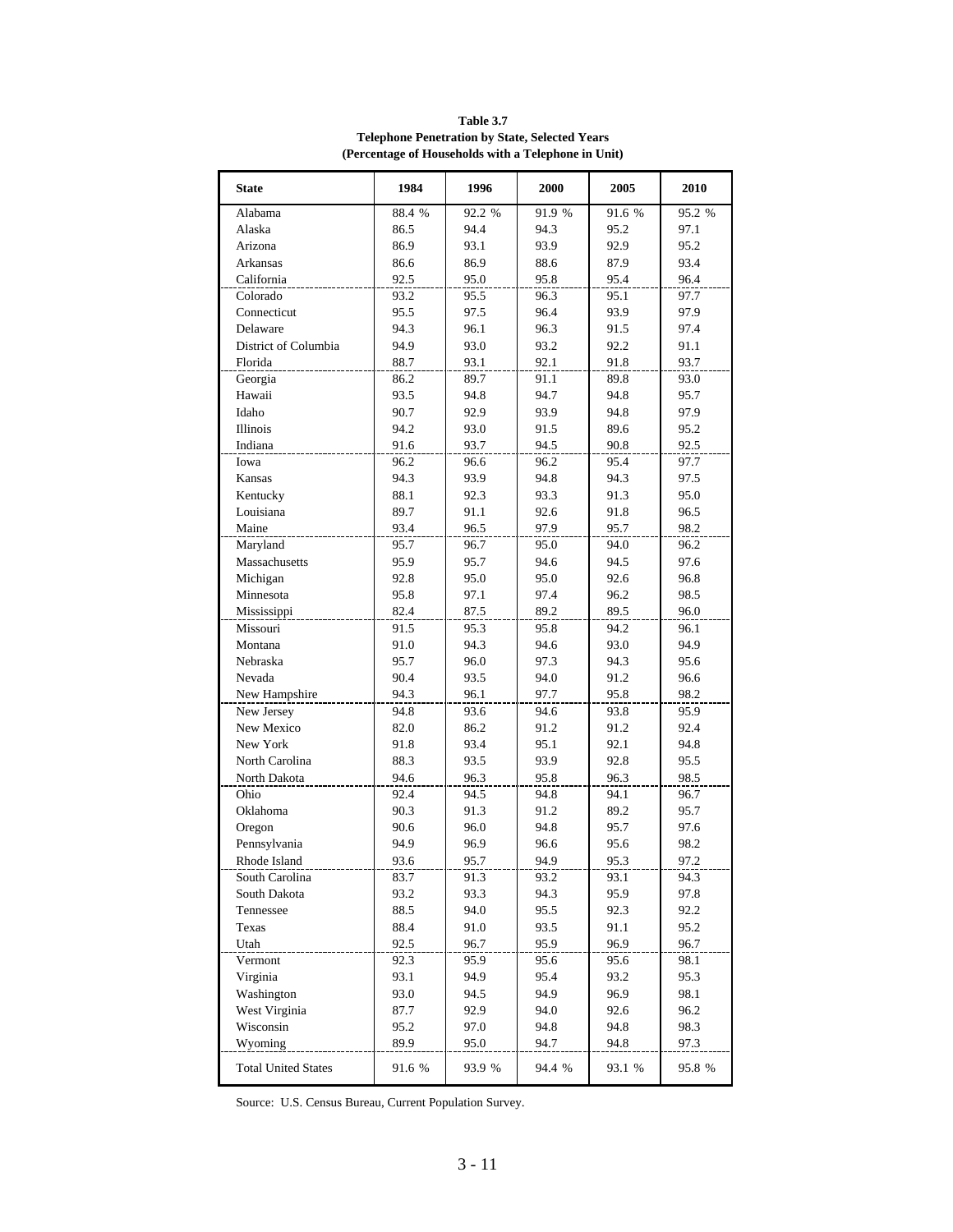**Table 3.7**
**Telephone Penetration by State, Selected Years**
**(Percentage of Households with a Telephone in Unit)**

| State | 1984 | 1996 | 2000 | 2005 | 2010 |
|---|---|---|---|---|---|
| Alabama | 88.4 % | 92.2 % | 91.9 % | 91.6 % | 95.2 % |
| Alaska | 86.5 | 94.4 | 94.3 | 95.2 | 97.1 |
| Arizona | 86.9 | 93.1 | 93.9 | 92.9 | 95.2 |
| Arkansas | 86.6 | 86.9 | 88.6 | 87.9 | 93.4 |
| California | 92.5 | 95.0 | 95.8 | 95.4 | 96.4 |
| Colorado | 93.2 | 95.5 | 96.3 | 95.1 | 97.7 |
| Connecticut | 95.5 | 97.5 | 96.4 | 93.9 | 97.9 |
| Delaware | 94.3 | 96.1 | 96.3 | 91.5 | 97.4 |
| District of Columbia | 94.9 | 93.0 | 93.2 | 92.2 | 91.1 |
| Florida | 88.7 | 93.1 | 92.1 | 91.8 | 93.7 |
| Georgia | 86.2 | 89.7 | 91.1 | 89.8 | 93.0 |
| Hawaii | 93.5 | 94.8 | 94.7 | 94.8 | 95.7 |
| Idaho | 90.7 | 92.9 | 93.9 | 94.8 | 97.9 |
| Illinois | 94.2 | 93.0 | 91.5 | 89.6 | 95.2 |
| Indiana | 91.6 | 93.7 | 94.5 | 90.8 | 92.5 |
| Iowa | 96.2 | 96.6 | 96.2 | 95.4 | 97.7 |
| Kansas | 94.3 | 93.9 | 94.8 | 94.3 | 97.5 |
| Kentucky | 88.1 | 92.3 | 93.3 | 91.3 | 95.0 |
| Louisiana | 89.7 | 91.1 | 92.6 | 91.8 | 96.5 |
| Maine | 93.4 | 96.5 | 97.9 | 95.7 | 98.2 |
| Maryland | 95.7 | 96.7 | 95.0 | 94.0 | 96.2 |
| Massachusetts | 95.9 | 95.7 | 94.6 | 94.5 | 97.6 |
| Michigan | 92.8 | 95.0 | 95.0 | 92.6 | 96.8 |
| Minnesota | 95.8 | 97.1 | 97.4 | 96.2 | 98.5 |
| Mississippi | 82.4 | 87.5 | 89.2 | 89.5 | 96.0 |
| Missouri | 91.5 | 95.3 | 95.8 | 94.2 | 96.1 |
| Montana | 91.0 | 94.3 | 94.6 | 93.0 | 94.9 |
| Nebraska | 95.7 | 96.0 | 97.3 | 94.3 | 95.6 |
| Nevada | 90.4 | 93.5 | 94.0 | 91.2 | 96.6 |
| New Hampshire | 94.3 | 96.1 | 97.7 | 95.8 | 98.2 |
| New Jersey | 94.8 | 93.6 | 94.6 | 93.8 | 95.9 |
| New Mexico | 82.0 | 86.2 | 91.2 | 91.2 | 92.4 |
| New York | 91.8 | 93.4 | 95.1 | 92.1 | 94.8 |
| North Carolina | 88.3 | 93.5 | 93.9 | 92.8 | 95.5 |
| North Dakota | 94.6 | 96.3 | 95.8 | 96.3 | 98.5 |
| Ohio | 92.4 | 94.5 | 94.8 | 94.1 | 96.7 |
| Oklahoma | 90.3 | 91.3 | 91.2 | 89.2 | 95.7 |
| Oregon | 90.6 | 96.0 | 94.8 | 95.7 | 97.6 |
| Pennsylvania | 94.9 | 96.9 | 96.6 | 95.6 | 98.2 |
| Rhode Island | 93.6 | 95.7 | 94.9 | 95.3 | 97.2 |
| South Carolina | 83.7 | 91.3 | 93.2 | 93.1 | 94.3 |
| South Dakota | 93.2 | 93.3 | 94.3 | 95.9 | 97.8 |
| Tennessee | 88.5 | 94.0 | 95.5 | 92.3 | 92.2 |
| Texas | 88.4 | 91.0 | 93.5 | 91.1 | 95.2 |
| Utah | 92.5 | 96.7 | 95.9 | 96.9 | 96.7 |
| Vermont | 92.3 | 95.9 | 95.6 | 95.6 | 98.1 |
| Virginia | 93.1 | 94.9 | 95.4 | 93.2 | 95.3 |
| Washington | 93.0 | 94.5 | 94.9 | 96.9 | 98.1 |
| West Virginia | 87.7 | 92.9 | 94.0 | 92.6 | 96.2 |
| Wisconsin | 95.2 | 97.0 | 94.8 | 94.8 | 98.3 |
| Wyoming | 89.9 | 95.0 | 94.7 | 94.8 | 97.3 |
| Total United States | 91.6 % | 93.9 % | 94.4 % | 93.1 % | 95.8 % |

Source: U.S. Census Bureau, Current Population Survey.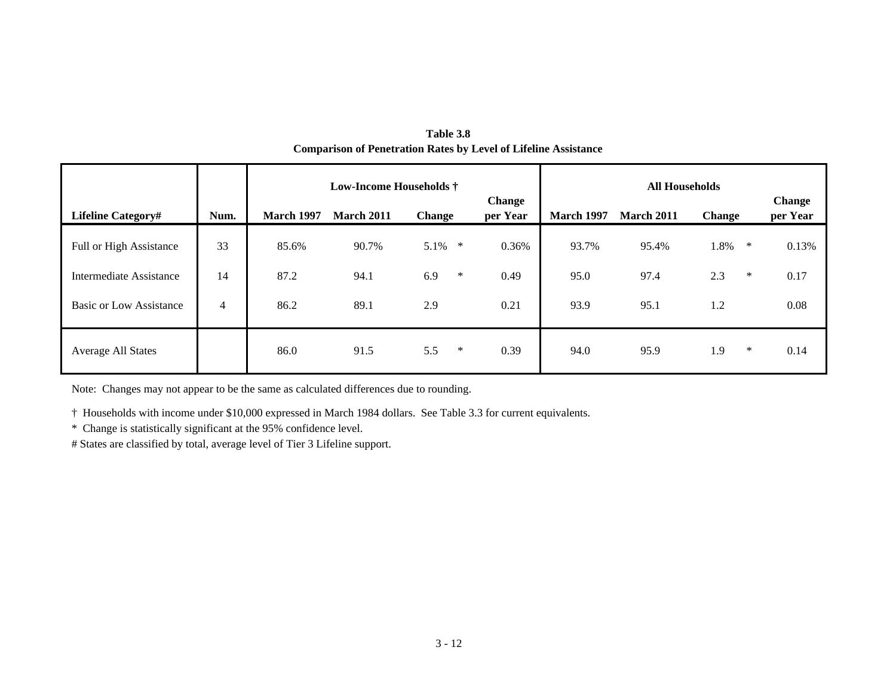**Table 3.8**
**Comparison of Penetration Rates by Level of Lifeline Assistance**

| Lifeline Category# | Num. | Low-Income Households † | | | | All Households | | | |
|---|---|---|---|---|---|---|---|---|---|
| | | March 1997 | March 2011 | Change | Change per Year | March 1997 | March 2011 | Change | Change per Year |
| Full or High Assistance | 33 | 85.6% | 90.7% | 5.1% * | 0.36% | 93.7% | 95.4% | 1.8% * | 0.13% |
| Intermediate Assistance | 14 | 87.2 | 94.1 | 6.9 * | 0.49 | 95.0 | 97.4 | 2.3 * | 0.17 |
| Basic or Low Assistance | 4 | 86.2 | 89.1 | 2.9 | 0.21 | 93.9 | 95.1 | 1.2 | 0.08 |
| Average All States | | 86.0 | 91.5 | 5.5 * | 0.39 | 94.0 | 95.9 | 1.9 * | 0.14 |

Note: Changes may not appear to be the same as calculated differences due to rounding.

† Households with income under $10,000 expressed in March 1984 dollars. See Table 3.3 for current equivalents.

* Change is statistically significant at the 95% confidence level.

# States are classified by total, average level of Tier 3 Lifeline support.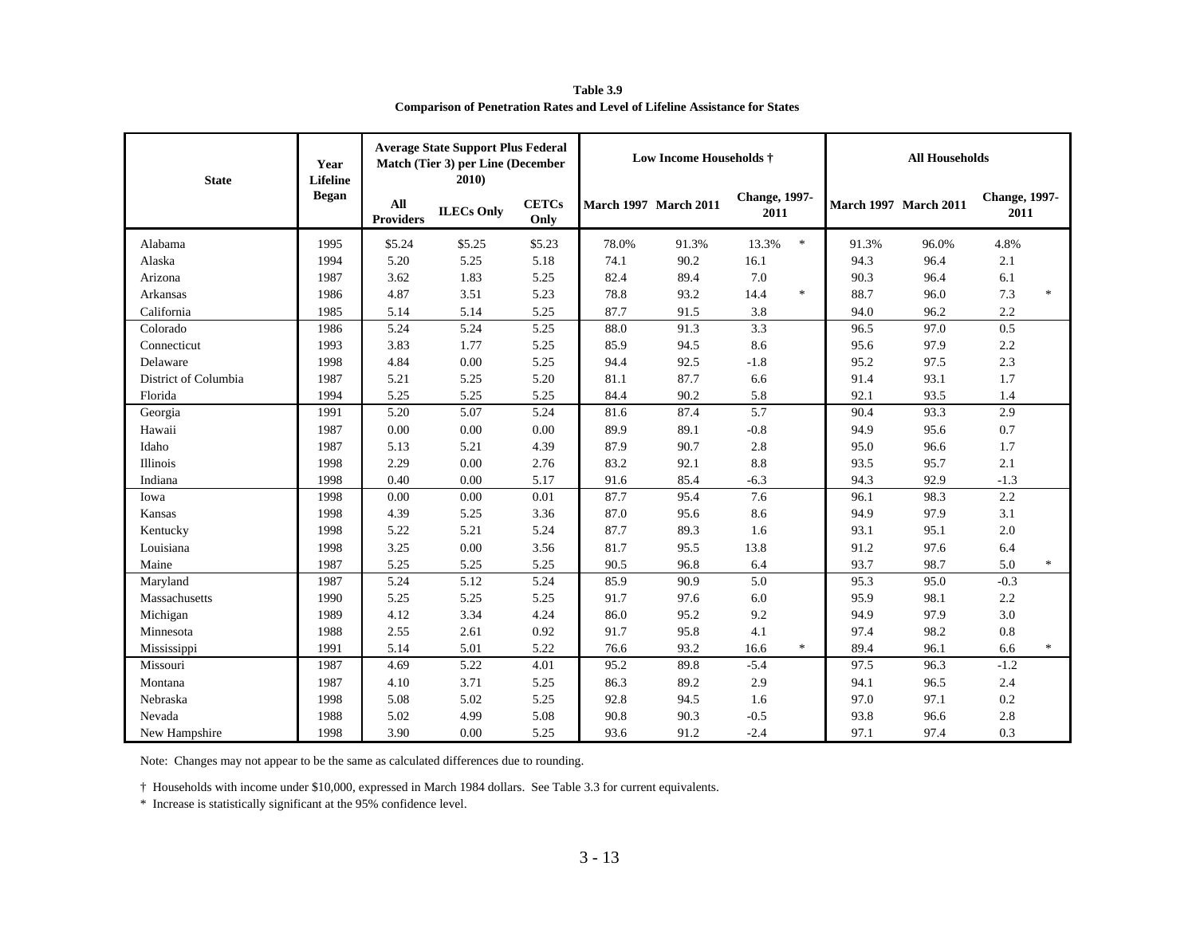**Table 3.9**
**Comparison of Penetration Rates and Level of Lifeline Assistance for States**

| State | Year Lifeline Began | Average State Support Plus Federal Match (Tier 3) per Line (December 2010) | | | Low Income Households † | | | | All Households | | | |
|---|---|---|---|---|---|---|---|---|---|---|---|---|
| | | All Providers | ILECs Only | CETCs Only | March 1997 | March 2011 | Change, 1997-2011 | | March 1997 | March 2011 | Change, 1997-2011 | |
| Alabama | 1995 | $5.24 | $5.25 | $5.23 | 78.0% | 91.3% | 13.3% | * | 91.3% | 96.0% | 4.8% | |
| Alaska | 1994 | 5.20 | 5.25 | 5.18 | 74.1 | 90.2 | 16.1 | | 94.3 | 96.4 | 2.1 | |
| Arizona | 1987 | 3.62 | 1.83 | 5.25 | 82.4 | 89.4 | 7.0 | | 90.3 | 96.4 | 6.1 | |
| Arkansas | 1986 | 4.87 | 3.51 | 5.23 | 78.8 | 93.2 | 14.4 | * | 88.7 | 96.0 | 7.3 | * |
| California | 1985 | 5.14 | 5.14 | 5.25 | 87.7 | 91.5 | 3.8 | | 94.0 | 96.2 | 2.2 | |
| Colorado | 1986 | 5.24 | 5.24 | 5.25 | 88.0 | 91.3 | 3.3 | | 96.5 | 97.0 | 0.5 | |
| Connecticut | 1993 | 3.83 | 1.77 | 5.25 | 85.9 | 94.5 | 8.6 | | 95.6 | 97.9 | 2.2 | |
| Delaware | 1998 | 4.84 | 0.00 | 5.25 | 94.4 | 92.5 | -1.8 | | 95.2 | 97.5 | 2.3 | |
| District of Columbia | 1987 | 5.21 | 5.25 | 5.20 | 81.1 | 87.7 | 6.6 | | 91.4 | 93.1 | 1.7 | |
| Florida | 1994 | 5.25 | 5.25 | 5.25 | 84.4 | 90.2 | 5.8 | | 92.1 | 93.5 | 1.4 | |
| Georgia | 1991 | 5.20 | 5.07 | 5.24 | 81.6 | 87.4 | 5.7 | | 90.4 | 93.3 | 2.9 | |
| Hawaii | 1987 | 0.00 | 0.00 | 0.00 | 89.9 | 89.1 | -0.8 | | 94.9 | 95.6 | 0.7 | |
| Idaho | 1987 | 5.13 | 5.21 | 4.39 | 87.9 | 90.7 | 2.8 | | 95.0 | 96.6 | 1.7 | |
| Illinois | 1998 | 2.29 | 0.00 | 2.76 | 83.2 | 92.1 | 8.8 | | 93.5 | 95.7 | 2.1 | |
| Indiana | 1998 | 0.40 | 0.00 | 5.17 | 91.6 | 85.4 | -6.3 | | 94.3 | 92.9 | -1.3 | |
| Iowa | 1998 | 0.00 | 0.00 | 0.01 | 87.7 | 95.4 | 7.6 | | 96.1 | 98.3 | 2.2 | |
| Kansas | 1998 | 4.39 | 5.25 | 3.36 | 87.0 | 95.6 | 8.6 | | 94.9 | 97.9 | 3.1 | |
| Kentucky | 1998 | 5.22 | 5.21 | 5.24 | 87.7 | 89.3 | 1.6 | | 93.1 | 95.1 | 2.0 | |
| Louisiana | 1998 | 3.25 | 0.00 | 3.56 | 81.7 | 95.5 | 13.8 | | 91.2 | 97.6 | 6.4 | |
| Maine | 1987 | 5.25 | 5.25 | 5.25 | 90.5 | 96.8 | 6.4 | | 93.7 | 98.7 | 5.0 | * |
| Maryland | 1987 | 5.24 | 5.12 | 5.24 | 85.9 | 90.9 | 5.0 | | 95.3 | 95.0 | -0.3 | |
| Massachusetts | 1990 | 5.25 | 5.25 | 5.25 | 91.7 | 97.6 | 6.0 | | 95.9 | 98.1 | 2.2 | |
| Michigan | 1989 | 4.12 | 3.34 | 4.24 | 86.0 | 95.2 | 9.2 | | 94.9 | 97.9 | 3.0 | |
| Minnesota | 1988 | 2.55 | 2.61 | 0.92 | 91.7 | 95.8 | 4.1 | | 97.4 | 98.2 | 0.8 | |
| Mississippi | 1991 | 5.14 | 5.01 | 5.22 | 76.6 | 93.2 | 16.6 | * | 89.4 | 96.1 | 6.6 | * |
| Missouri | 1987 | 4.69 | 5.22 | 4.01 | 95.2 | 89.8 | -5.4 | | 97.5 | 96.3 | -1.2 | |
| Montana | 1987 | 4.10 | 3.71 | 5.25 | 86.3 | 89.2 | 2.9 | | 94.1 | 96.5 | 2.4 | |
| Nebraska | 1998 | 5.08 | 5.02 | 5.25 | 92.8 | 94.5 | 1.6 | | 97.0 | 97.1 | 0.2 | |
| Nevada | 1988 | 5.02 | 4.99 | 5.08 | 90.8 | 90.3 | -0.5 | | 93.8 | 96.6 | 2.8 | |
| New Hampshire | 1998 | 3.90 | 0.00 | 5.25 | 93.6 | 91.2 | -2.4 | | 97.1 | 97.4 | 0.3 | |

Note: Changes may not appear to be the same as calculated differences due to rounding.

† Households with income under $10,000, expressed in March 1984 dollars. See Table 3.3 for current equivalents.

* Increase is statistically significant at the 95% confidence level.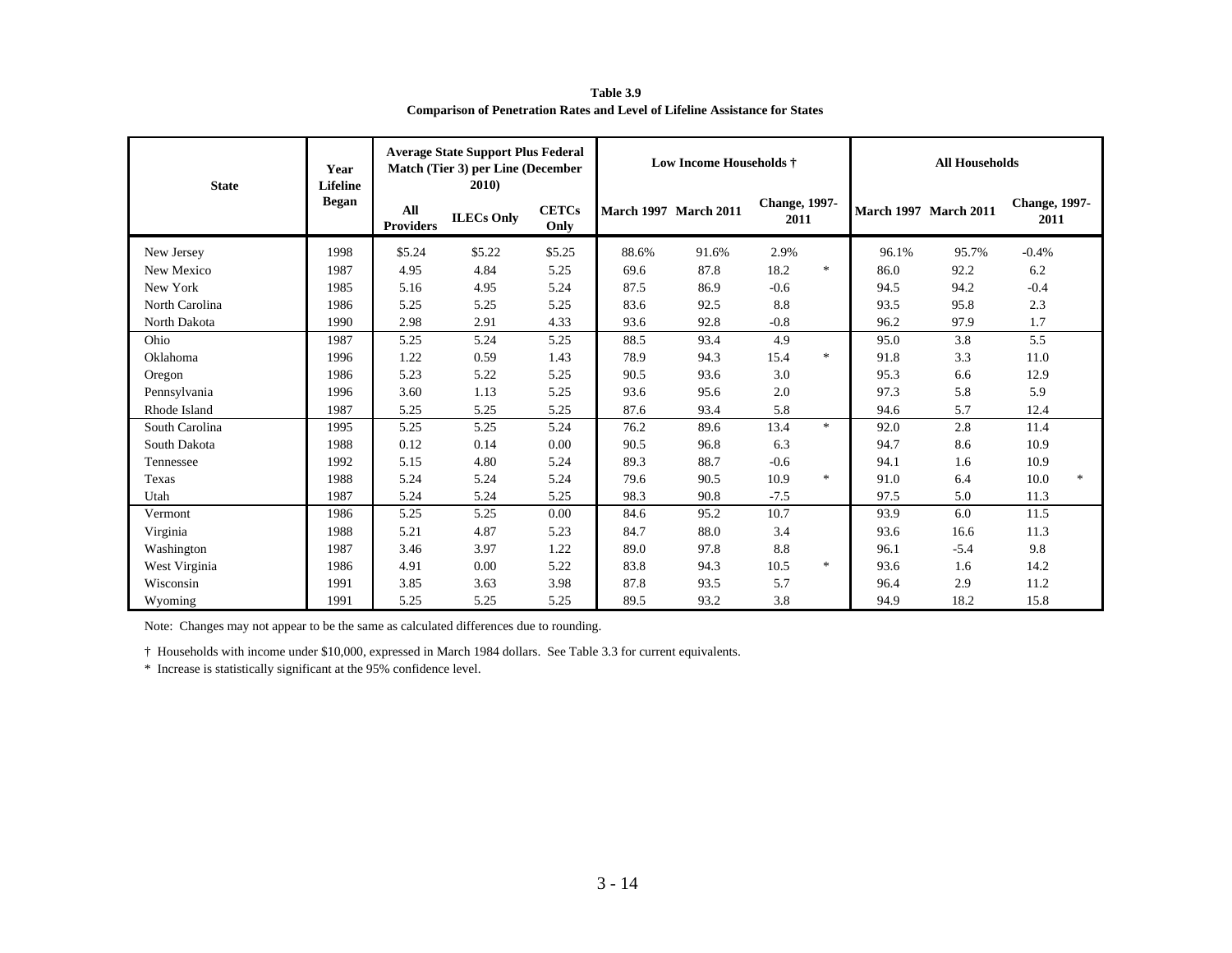**Table 3.9**
**Comparison of Penetration Rates and Level of Lifeline Assistance for States**

| State | Year Lifeline Began | Average State Support Plus Federal Match (Tier 3) per Line (December 2010) | | | Low Income Households † | | | | All Households | | | |
|---|---|---|---|---|---|---|---|---|---|---|---|---|
| | | All Providers | ILECs Only | CETCs Only | March 1997 | March 2011 | Change, 1997-2011 | | March 1997 | March 2011 | Change, 1997-2011 | |
| New Jersey | 1998 | $5.24 | $5.22 | $5.25 | 88.6% | 91.6% | 2.9% | | 96.1% | 95.7% | -0.4% | |
| New Mexico | 1987 | 4.95 | 4.84 | 5.25 | 69.6 | 87.8 | 18.2 | * | 86.0 | 92.2 | 6.2 | |
| New York | 1985 | 5.16 | 4.95 | 5.24 | 87.5 | 86.9 | -0.6 | | 94.5 | 94.2 | -0.4 | |
| North Carolina | 1986 | 5.25 | 5.25 | 5.25 | 83.6 | 92.5 | 8.8 | | 93.5 | 95.8 | 2.3 | |
| North Dakota | 1990 | 2.98 | 2.91 | 4.33 | 93.6 | 92.8 | -0.8 | | 96.2 | 97.9 | 1.7 | |
| Ohio | 1987 | 5.25 | 5.24 | 5.25 | 88.5 | 93.4 | 4.9 | | 95.0 | 3.8 | 5.5 | |
| Oklahoma | 1996 | 1.22 | 0.59 | 1.43 | 78.9 | 94.3 | 15.4 | * | 91.8 | 3.3 | 11.0 | |
| Oregon | 1986 | 5.23 | 5.22 | 5.25 | 90.5 | 93.6 | 3.0 | | 95.3 | 6.6 | 12.9 | |
| Pennsylvania | 1996 | 3.60 | 1.13 | 5.25 | 93.6 | 95.6 | 2.0 | | 97.3 | 5.8 | 5.9 | |
| Rhode Island | 1987 | 5.25 | 5.25 | 5.25 | 87.6 | 93.4 | 5.8 | | 94.6 | 5.7 | 12.4 | |
| South Carolina | 1995 | 5.25 | 5.25 | 5.24 | 76.2 | 89.6 | 13.4 | * | 92.0 | 2.8 | 11.4 | |
| South Dakota | 1988 | 0.12 | 0.14 | 0.00 | 90.5 | 96.8 | 6.3 | | 94.7 | 8.6 | 10.9 | |
| Tennessee | 1992 | 5.15 | 4.80 | 5.24 | 89.3 | 88.7 | -0.6 | | 94.1 | 1.6 | 10.9 | |
| Texas | 1988 | 5.24 | 5.24 | 5.24 | 79.6 | 90.5 | 10.9 | * | 91.0 | 6.4 | 10.0 | * |
| Utah | 1987 | 5.24 | 5.24 | 5.25 | 98.3 | 90.8 | -7.5 | | 97.5 | 5.0 | 11.3 | |
| Vermont | 1986 | 5.25 | 5.25 | 0.00 | 84.6 | 95.2 | 10.7 | | 93.9 | 6.0 | 11.5 | |
| Virginia | 1988 | 5.21 | 4.87 | 5.23 | 84.7 | 88.0 | 3.4 | | 93.6 | 16.6 | 11.3 | |
| Washington | 1987 | 3.46 | 3.97 | 1.22 | 89.0 | 97.8 | 8.8 | | 96.1 | -5.4 | 9.8 | |
| West Virginia | 1986 | 4.91 | 0.00 | 5.22 | 83.8 | 94.3 | 10.5 | * | 93.6 | 1.6 | 14.2 | |
| Wisconsin | 1991 | 3.85 | 3.63 | 3.98 | 87.8 | 93.5 | 5.7 | | 96.4 | 2.9 | 11.2 | |
| Wyoming | 1991 | 5.25 | 5.25 | 5.25 | 89.5 | 93.2 | 3.8 | | 94.9 | 18.2 | 15.8 | |

Note: Changes may not appear to be the same as calculated differences due to rounding.

† Households with income under $10,000, expressed in March 1984 dollars. See Table 3.3 for current equivalents.

* Increase is statistically significant at the 95% confidence level.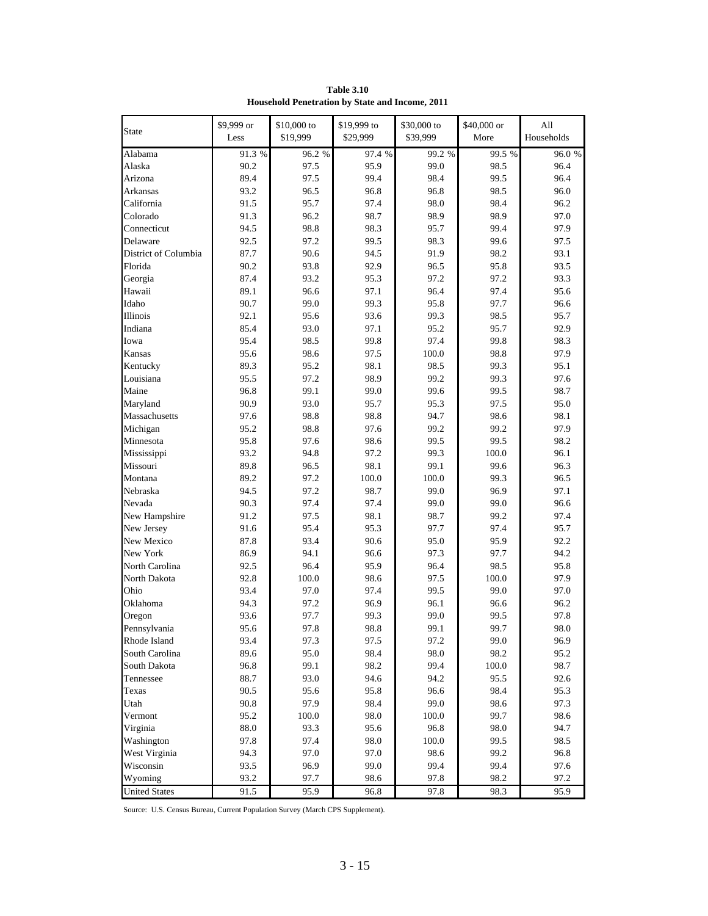**Table 3.10**
**Household Penetration by State and Income, 2011**

| State | $9,999 or Less | $10,000 to $19,999 | $19,999 to $29,999 | $30,000 to $39,999 | $40,000 or More | All Households |
|---|---|---|---|---|---|---|
| Alabama | 91.3 % | 96.2 % | 97.4 % | 99.2 % | 99.5 % | 96.0 % |
| Alaska | 90.2 | 97.5 | 95.9 | 99.0 | 98.5 | 96.4 |
| Arizona | 89.4 | 97.5 | 99.4 | 98.4 | 99.5 | 96.4 |
| Arkansas | 93.2 | 96.5 | 96.8 | 96.8 | 98.5 | 96.0 |
| California | 91.5 | 95.7 | 97.4 | 98.0 | 98.4 | 96.2 |
| Colorado | 91.3 | 96.2 | 98.7 | 98.9 | 98.9 | 97.0 |
| Connecticut | 94.5 | 98.8 | 98.3 | 95.7 | 99.4 | 97.9 |
| Delaware | 92.5 | 97.2 | 99.5 | 98.3 | 99.6 | 97.5 |
| District of Columbia | 87.7 | 90.6 | 94.5 | 91.9 | 98.2 | 93.1 |
| Florida | 90.2 | 93.8 | 92.9 | 96.5 | 95.8 | 93.5 |
| Georgia | 87.4 | 93.2 | 95.3 | 97.2 | 97.2 | 93.3 |
| Hawaii | 89.1 | 96.6 | 97.1 | 96.4 | 97.4 | 95.6 |
| Idaho | 90.7 | 99.0 | 99.3 | 95.8 | 97.7 | 96.6 |
| Illinois | 92.1 | 95.6 | 93.6 | 99.3 | 98.5 | 95.7 |
| Indiana | 85.4 | 93.0 | 97.1 | 95.2 | 95.7 | 92.9 |
| Iowa | 95.4 | 98.5 | 99.8 | 97.4 | 99.8 | 98.3 |
| Kansas | 95.6 | 98.6 | 97.5 | 100.0 | 98.8 | 97.9 |
| Kentucky | 89.3 | 95.2 | 98.1 | 98.5 | 99.3 | 95.1 |
| Louisiana | 95.5 | 97.2 | 98.9 | 99.2 | 99.3 | 97.6 |
| Maine | 96.8 | 99.1 | 99.0 | 99.6 | 99.5 | 98.7 |
| Maryland | 90.9 | 93.0 | 95.7 | 95.3 | 97.5 | 95.0 |
| Massachusetts | 97.6 | 98.8 | 98.8 | 94.7 | 98.6 | 98.1 |
| Michigan | 95.2 | 98.8 | 97.6 | 99.2 | 99.2 | 97.9 |
| Minnesota | 95.8 | 97.6 | 98.6 | 99.5 | 99.5 | 98.2 |
| Mississippi | 93.2 | 94.8 | 97.2 | 99.3 | 100.0 | 96.1 |
| Missouri | 89.8 | 96.5 | 98.1 | 99.1 | 99.6 | 96.3 |
| Montana | 89.2 | 97.2 | 100.0 | 100.0 | 99.3 | 96.5 |
| Nebraska | 94.5 | 97.2 | 98.7 | 99.0 | 96.9 | 97.1 |
| Nevada | 90.3 | 97.4 | 97.4 | 99.0 | 99.0 | 96.6 |
| New Hampshire | 91.2 | 97.5 | 98.1 | 98.7 | 99.2 | 97.4 |
| New Jersey | 91.6 | 95.4 | 95.3 | 97.7 | 97.4 | 95.7 |
| New Mexico | 87.8 | 93.4 | 90.6 | 95.0 | 95.9 | 92.2 |
| New York | 86.9 | 94.1 | 96.6 | 97.3 | 97.7 | 94.2 |
| North Carolina | 92.5 | 96.4 | 95.9 | 96.4 | 98.5 | 95.8 |
| North Dakota | 92.8 | 100.0 | 98.6 | 97.5 | 100.0 | 97.9 |
| Ohio | 93.4 | 97.0 | 97.4 | 99.5 | 99.0 | 97.0 |
| Oklahoma | 94.3 | 97.2 | 96.9 | 96.1 | 96.6 | 96.2 |
| Oregon | 93.6 | 97.7 | 99.3 | 99.0 | 99.5 | 97.8 |
| Pennsylvania | 95.6 | 97.8 | 98.8 | 99.1 | 99.7 | 98.0 |
| Rhode Island | 93.4 | 97.3 | 97.5 | 97.2 | 99.0 | 96.9 |
| South Carolina | 89.6 | 95.0 | 98.4 | 98.0 | 98.2 | 95.2 |
| South Dakota | 96.8 | 99.1 | 98.2 | 99.4 | 100.0 | 98.7 |
| Tennessee | 88.7 | 93.0 | 94.6 | 94.2 | 95.5 | 92.6 |
| Texas | 90.5 | 95.6 | 95.8 | 96.6 | 98.4 | 95.3 |
| Utah | 90.8 | 97.9 | 98.4 | 99.0 | 98.6 | 97.3 |
| Vermont | 95.2 | 100.0 | 98.0 | 100.0 | 99.7 | 98.6 |
| Virginia | 88.0 | 93.3 | 95.6 | 96.8 | 98.0 | 94.7 |
| Washington | 97.8 | 97.4 | 98.0 | 100.0 | 99.5 | 98.5 |
| West Virginia | 94.3 | 97.0 | 97.0 | 98.6 | 99.2 | 96.8 |
| Wisconsin | 93.5 | 96.9 | 99.0 | 99.4 | 99.4 | 97.6 |
| Wyoming | 93.2 | 97.7 | 98.6 | 97.8 | 98.2 | 97.2 |
| United States | 91.5 | 95.9 | 96.8 | 97.8 | 98.3 | 95.9 |

Source: U.S. Census Bureau, Current Population Survey (March CPS Supplement).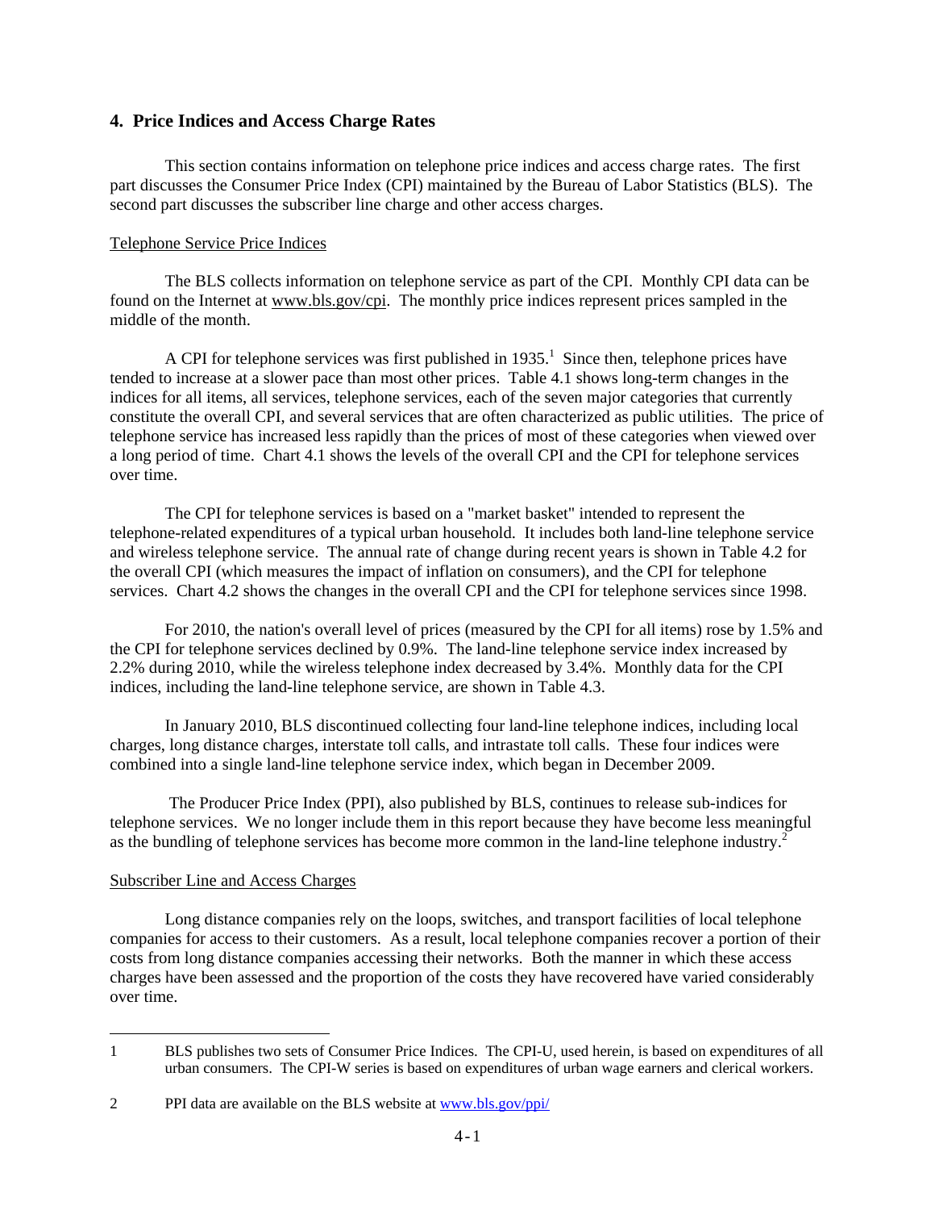## 4. Price Indices and Access Charge Rates

This section contains information on telephone price indices and access charge rates. The first part discusses the Consumer Price Index (CPI) maintained by the Bureau of Labor Statistics (BLS). The second part discusses the subscriber line charge and other access charges.

### Telephone Service Price Indices

The BLS collects information on telephone service as part of the CPI. Monthly CPI data can be found on the Internet at www.bls.gov/cpi. The monthly price indices represent prices sampled in the middle of the month.

A CPI for telephone services was first published in 1935.[1] Since then, telephone prices have tended to increase at a slower pace than most other prices. Table 4.1 shows long-term changes in the indices for all items, all services, telephone services, each of the seven major categories that currently constitute the overall CPI, and several services that are often characterized as public utilities. The price of telephone service has increased less rapidly than the prices of most of these categories when viewed over a long period of time. Chart 4.1 shows the levels of the overall CPI and the CPI for telephone services over time.

The CPI for telephone services is based on a "market basket" intended to represent the telephone-related expenditures of a typical urban household. It includes both land-line telephone service and wireless telephone service. The annual rate of change during recent years is shown in Table 4.2 for the overall CPI (which measures the impact of inflation on consumers), and the CPI for telephone services. Chart 4.2 shows the changes in the overall CPI and the CPI for telephone services since 1998.

For 2010, the nation's overall level of prices (measured by the CPI for all items) rose by 1.5% and the CPI for telephone services declined by 0.9%. The land-line telephone service index increased by 2.2% during 2010, while the wireless telephone index decreased by 3.4%. Monthly data for the CPI indices, including the land-line telephone service, are shown in Table 4.3.

In January 2010, BLS discontinued collecting four land-line telephone indices, including local charges, long distance charges, interstate toll calls, and intrastate toll calls. These four indices were combined into a single land-line telephone service index, which began in December 2009.

The Producer Price Index (PPI), also published by BLS, continues to release sub-indices for telephone services. We no longer include them in this report because they have become less meaningful as the bundling of telephone services has become more common in the land-line telephone industry.[2]

### Subscriber Line and Access Charges

Long distance companies rely on the loops, switches, and transport facilities of local telephone companies for access to their customers. As a result, local telephone companies recover a portion of their costs from long distance companies accessing their networks. Both the manner in which these access charges have been assessed and the proportion of the costs they have recovered have varied considerably over time.

---

1 BLS publishes two sets of Consumer Price Indices. The CPI-U, used herein, is based on expenditures of all urban consumers. The CPI-W series is based on expenditures of urban wage earners and clerical workers.

2 PPI data are available on the BLS website at www.bls.gov/ppi/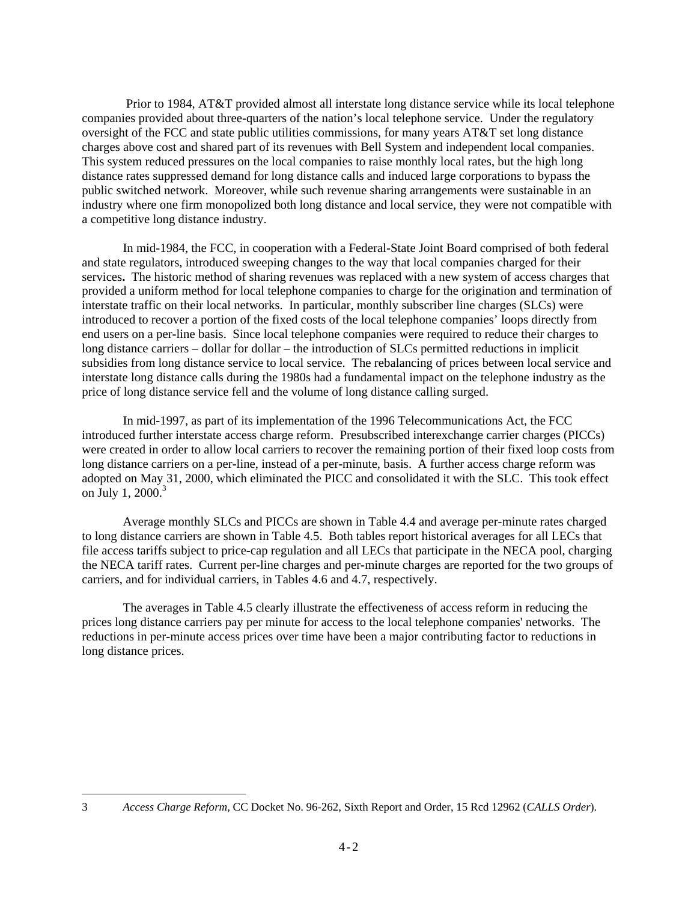Prior to 1984, AT&T provided almost all interstate long distance service while its local telephone companies provided about three-quarters of the nation's local telephone service. Under the regulatory oversight of the FCC and state public utilities commissions, for many years AT&T set long distance charges above cost and shared part of its revenues with Bell System and independent local companies. This system reduced pressures on the local companies to raise monthly local rates, but the high long distance rates suppressed demand for long distance calls and induced large corporations to bypass the public switched network. Moreover, while such revenue sharing arrangements were sustainable in an industry where one firm monopolized both long distance and local service, they were not compatible with a competitive long distance industry.

In mid-1984, the FCC, in cooperation with a Federal-State Joint Board comprised of both federal and state regulators, introduced sweeping changes to the way that local companies charged for their services**.** The historic method of sharing revenues was replaced with a new system of access charges that provided a uniform method for local telephone companies to charge for the origination and termination of interstate traffic on their local networks. In particular, monthly subscriber line charges (SLCs) were introduced to recover a portion of the fixed costs of the local telephone companies' loops directly from end users on a per-line basis. Since local telephone companies were required to reduce their charges to long distance carriers – dollar for dollar – the introduction of SLCs permitted reductions in implicit subsidies from long distance service to local service. The rebalancing of prices between local service and interstate long distance calls during the 1980s had a fundamental impact on the telephone industry as the price of long distance service fell and the volume of long distance calling surged.

In mid-1997, as part of its implementation of the 1996 Telecommunications Act, the FCC introduced further interstate access charge reform. Presubscribed interexchange carrier charges (PICCs) were created in order to allow local carriers to recover the remaining portion of their fixed loop costs from long distance carriers on a per-line, instead of a per-minute, basis. A further access charge reform was adopted on May 31, 2000, which eliminated the PICC and consolidated it with the SLC. This took effect on July 1, 2000.[3]

Average monthly SLCs and PICCs are shown in Table 4.4 and average per-minute rates charged to long distance carriers are shown in Table 4.5. Both tables report historical averages for all LECs that file access tariffs subject to price-cap regulation and all LECs that participate in the NECA pool, charging the NECA tariff rates. Current per-line charges and per-minute charges are reported for the two groups of carriers, and for individual carriers, in Tables 4.6 and 4.7, respectively.

The averages in Table 4.5 clearly illustrate the effectiveness of access reform in reducing the prices long distance carriers pay per minute for access to the local telephone companies' networks. The reductions in per-minute access prices over time have been a major contributing factor to reductions in long distance prices.

---

3 *Access Charge Reform*, CC Docket No. 96-262, Sixth Report and Order, 15 Rcd 12962 (*CALLS Order*).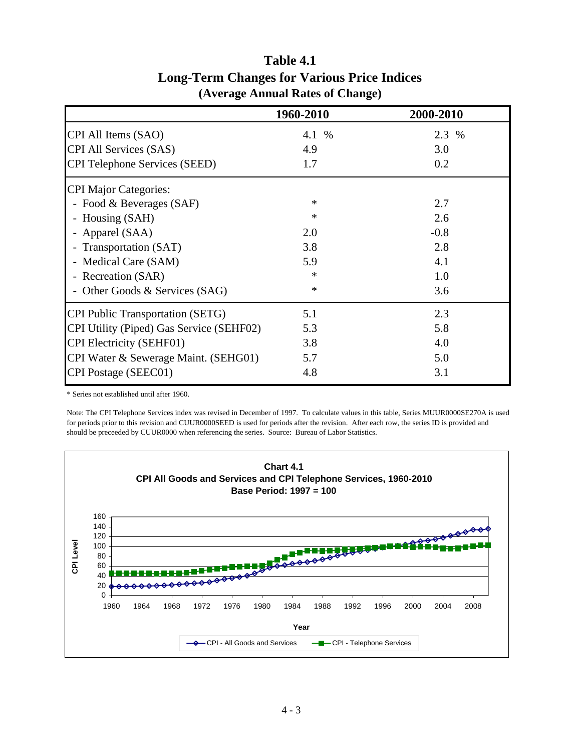# Table 4.1
## Long-Term Changes for Various Price Indices
### (Average Annual Rates of Change)

| | 1960-2010 | 2000-2010 |
|---|---|---|
| CPI All Items (SAO) | 4.1 % | 2.3 % |
| CPI All Services (SAS) | 4.9 | 3.0 |
| CPI Telephone Services (SEED) | 1.7 | 0.2 |
| CPI Major Categories: | | |
| - Food & Beverages (SAF) | * | 2.7 |
| - Housing (SAH) | * | 2.6 |
| - Apparel (SAA) | 2.0 | -0.8 |
| - Transportation (SAT) | 3.8 | 2.8 |
| - Medical Care (SAM) | 5.9 | 4.1 |
| - Recreation (SAR) | * | 1.0 |
| - Other Goods & Services (SAG) | * | 3.6 |
| CPI Public Transportation (SETG) | 5.1 | 2.3 |
| CPI Utility (Piped) Gas Service (SEHF02) | 5.3 | 5.8 |
| CPI Electricity (SEHF01) | 3.8 | 4.0 |
| CPI Water & Sewerage Maint. (SEHG01) | 5.7 | 5.0 |
| CPI Postage (SEEC01) | 4.8 | 3.1 |

* Series not established until after 1960.

Note: The CPI Telephone Services index was revised in December of 1997. To calculate values in this table, Series MUUR0000SE270A is used for periods prior to this revision and CUUR0000SEED is used for periods after the revision. After each row, the series ID is provided and should be preceeded by CUUR0000 when referencing the series. Source: Bureau of Labor Statistics.

**Chart 4.1**
**CPI All Goods and Services and CPI Telephone Services, 1960-2010**
**Base Period: 1997 = 100**

CPI Level (0–160) vs. Year (1960–2008)

Legend: CPI - All Goods and Services; CPI - Telephone Services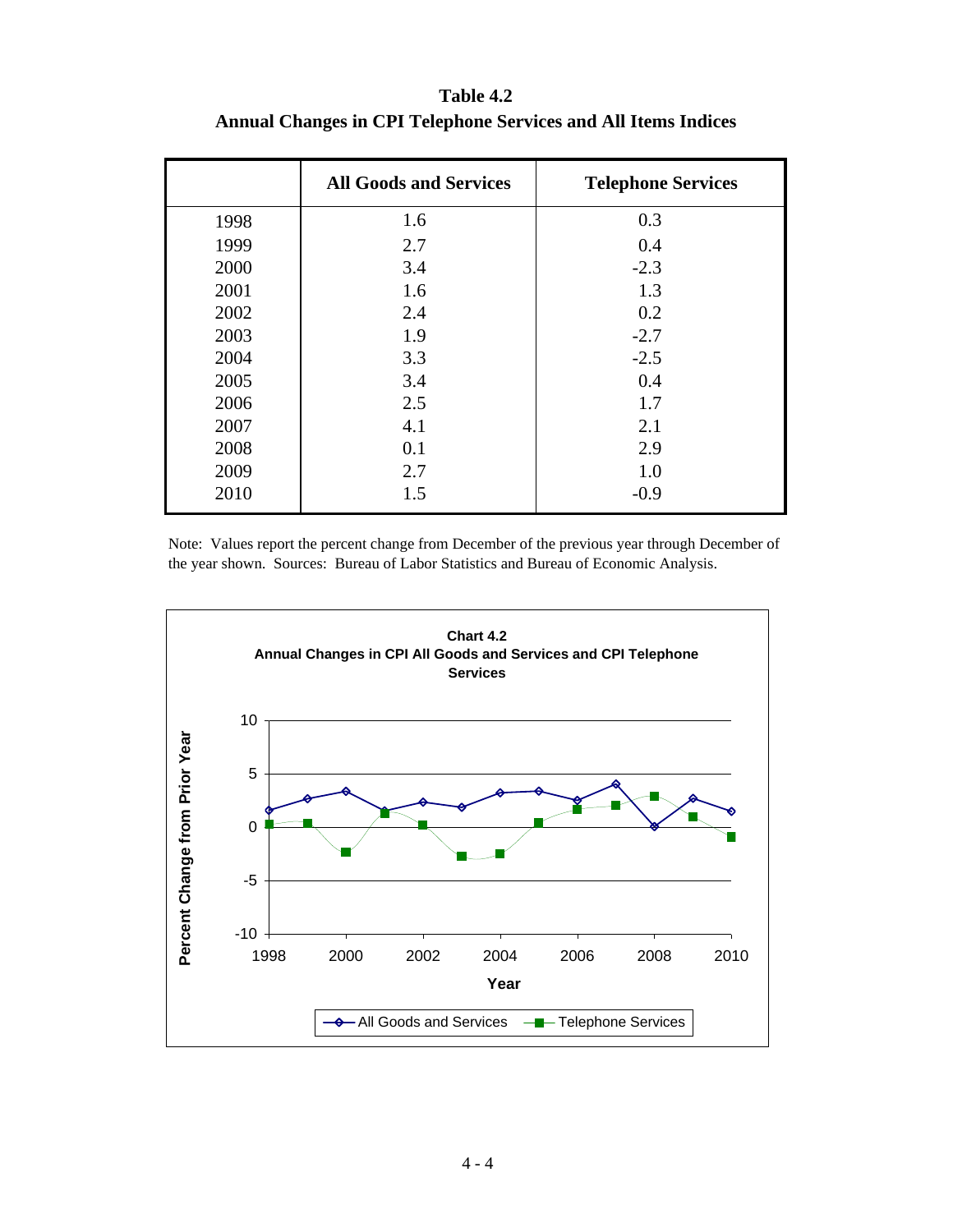**Table 4.2**
**Annual Changes in CPI Telephone Services and All Items Indices**

| | All Goods and Services | Telephone Services |
|---|---|---|
| 1998 | 1.6 | 0.3 |
| 1999 | 2.7 | 0.4 |
| 2000 | 3.4 | -2.3 |
| 2001 | 1.6 | 1.3 |
| 2002 | 2.4 | 0.2 |
| 2003 | 1.9 | -2.7 |
| 2004 | 3.3 | -2.5 |
| 2005 | 3.4 | 0.4 |
| 2006 | 2.5 | 1.7 |
| 2007 | 4.1 | 2.1 |
| 2008 | 0.1 | 2.9 |
| 2009 | 2.7 | 1.0 |
| 2010 | 1.5 | -0.9 |

Note: Values report the percent change from December of the previous year through December of the year shown. Sources: Bureau of Labor Statistics and Bureau of Economic Analysis.

**Chart 4.2**
**Annual Changes in CPI All Goods and Services and CPI Telephone Services**

Percent Change from Prior Year

Year

All Goods and Services — Telephone Services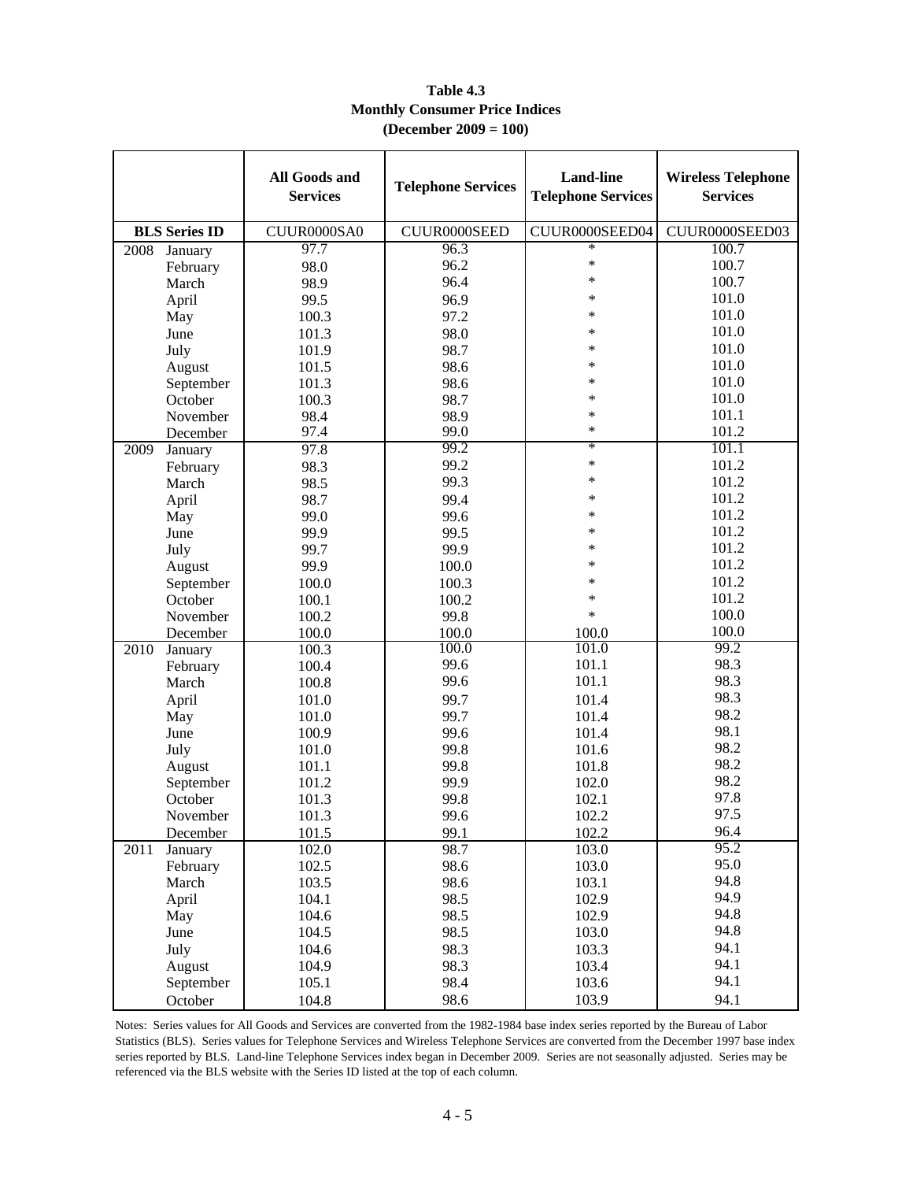**Table 4.3**
**Monthly Consumer Price Indices**
**(December 2009 = 100)**

| | | All Goods and Services | Telephone Services | Land-line Telephone Services | Wireless Telephone Services |
|---|---|---|---|---|---|
| **BLS Series ID** | | CUUR0000SA0 | CUUR0000SEED | CUUR0000SEED04 | CUUR0000SEED03 |
| 2008 | January | 97.7 | 96.3 | * | 100.7 |
| | February | 98.0 | 96.2 | * | 100.7 |
| | March | 98.9 | 96.4 | * | 100.7 |
| | April | 99.5 | 96.9 | * | 101.0 |
| | May | 100.3 | 97.2 | * | 101.0 |
| | June | 101.3 | 98.0 | * | 101.0 |
| | July | 101.9 | 98.7 | * | 101.0 |
| | August | 101.5 | 98.6 | * | 101.0 |
| | September | 101.3 | 98.6 | * | 101.0 |
| | October | 100.3 | 98.7 | * | 101.0 |
| | November | 98.4 | 98.9 | * | 101.1 |
| | December | 97.4 | 99.0 | * | 101.2 |
| 2009 | January | 97.8 | 99.2 | * | 101.1 |
| | February | 98.3 | 99.2 | * | 101.2 |
| | March | 98.5 | 99.3 | * | 101.2 |
| | April | 98.7 | 99.4 | * | 101.2 |
| | May | 99.0 | 99.6 | * | 101.2 |
| | June | 99.9 | 99.5 | * | 101.2 |
| | July | 99.7 | 99.9 | * | 101.2 |
| | August | 99.9 | 100.0 | * | 101.2 |
| | September | 100.0 | 100.3 | * | 101.2 |
| | October | 100.1 | 100.2 | * | 101.2 |
| | November | 100.2 | 99.8 | * | 100.0 |
| | December | 100.0 | 100.0 | 100.0 | 100.0 |
| 2010 | January | 100.3 | 100.0 | 101.0 | 99.2 |
| | February | 100.4 | 99.6 | 101.1 | 98.3 |
| | March | 100.8 | 99.6 | 101.1 | 98.3 |
| | April | 101.0 | 99.7 | 101.4 | 98.3 |
| | May | 101.0 | 99.7 | 101.4 | 98.2 |
| | June | 100.9 | 99.6 | 101.4 | 98.1 |
| | July | 101.0 | 99.8 | 101.6 | 98.2 |
| | August | 101.1 | 99.8 | 101.8 | 98.2 |
| | September | 101.2 | 99.9 | 102.0 | 98.2 |
| | October | 101.3 | 99.8 | 102.1 | 97.8 |
| | November | 101.3 | 99.6 | 102.2 | 97.5 |
| | December | 101.5 | 99.1 | 102.2 | 96.4 |
| 2011 | January | 102.0 | 98.7 | 103.0 | 95.2 |
| | February | 102.5 | 98.6 | 103.0 | 95.0 |
| | March | 103.5 | 98.6 | 103.1 | 94.8 |
| | April | 104.1 | 98.5 | 102.9 | 94.9 |
| | May | 104.6 | 98.5 | 102.9 | 94.8 |
| | June | 104.5 | 98.5 | 103.0 | 94.8 |
| | July | 104.6 | 98.3 | 103.3 | 94.1 |
| | August | 104.9 | 98.3 | 103.4 | 94.1 |
| | September | 105.1 | 98.4 | 103.6 | 94.1 |
| | October | 104.8 | 98.6 | 103.9 | 94.1 |

Notes: Series values for All Goods and Services are converted from the 1982-1984 base index series reported by the Bureau of Labor Statistics (BLS). Series values for Telephone Services and Wireless Telephone Services are converted from the December 1997 base index series reported by BLS. Land-line Telephone Services index began in December 2009. Series are not seasonally adjusted. Series may be referenced via the BLS website with the Series ID listed at the top of each column.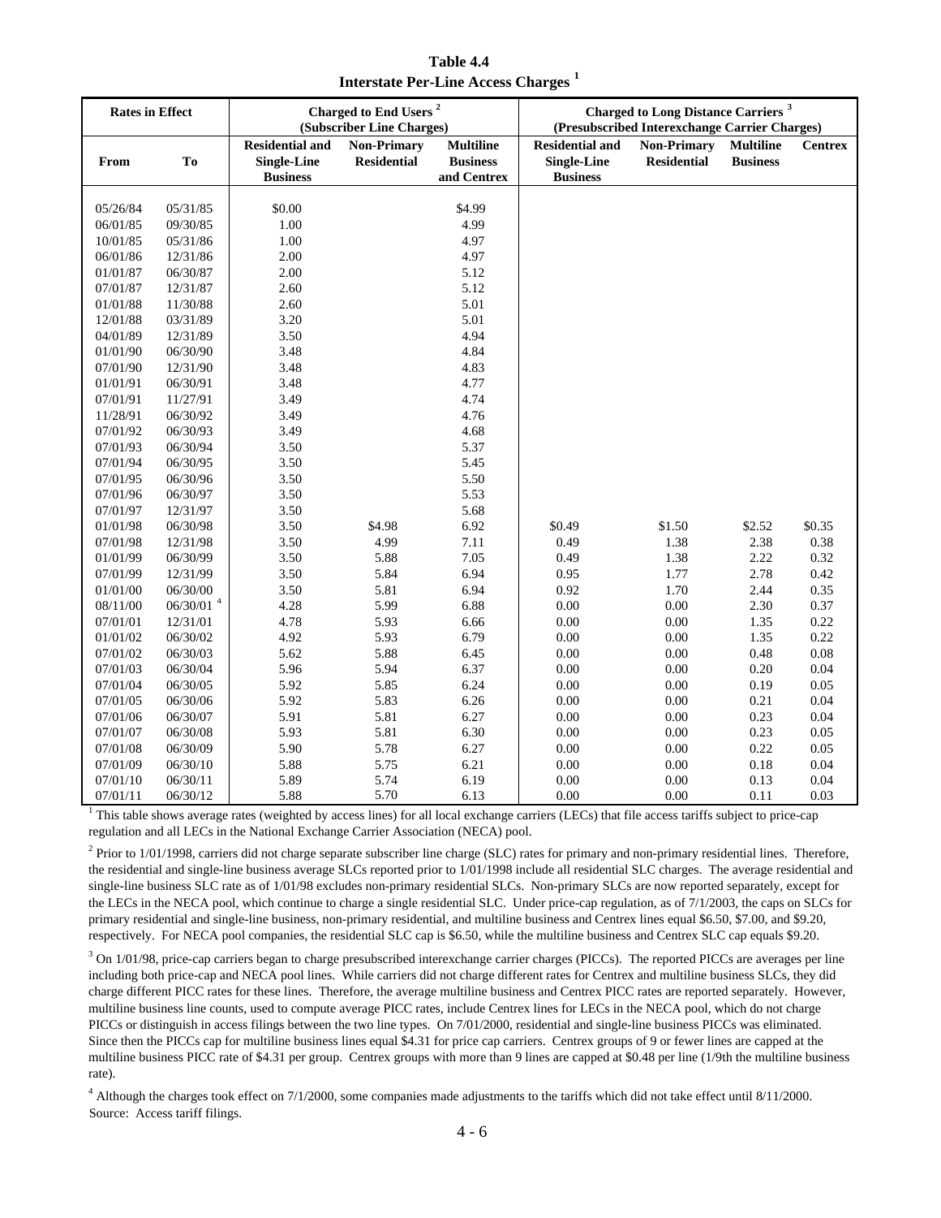**Table 4.4**
**Interstate Per-Line Access Charges [1]**

| Rates in Effect | | Charged to End Users [2] (Subscriber Line Charges) | | | Charged to Long Distance Carriers [3] (Presubscribed Interexchange Carrier Charges) | | | |
|---|---|---|---|---|---|---|---|---|
| From | To | Residential and Single-Line Business | Non-Primary Residential | Multiline Business and Centrex | Residential and Single-Line Business | Non-Primary Residential | Multiline Business | Centrex |
| 05/26/84 | 05/31/85 | $0.00 | | $4.99 | | | | |
| 06/01/85 | 09/30/85 | 1.00 | | 4.99 | | | | |
| 10/01/85 | 05/31/86 | 1.00 | | 4.97 | | | | |
| 06/01/86 | 12/31/86 | 2.00 | | 4.97 | | | | |
| 01/01/87 | 06/30/87 | 2.00 | | 5.12 | | | | |
| 07/01/87 | 12/31/87 | 2.60 | | 5.12 | | | | |
| 01/01/88 | 11/30/88 | 2.60 | | 5.01 | | | | |
| 12/01/88 | 03/31/89 | 3.20 | | 5.01 | | | | |
| 04/01/89 | 12/31/89 | 3.50 | | 4.94 | | | | |
| 01/01/90 | 06/30/90 | 3.48 | | 4.84 | | | | |
| 07/01/90 | 12/31/90 | 3.48 | | 4.83 | | | | |
| 01/01/91 | 06/30/91 | 3.48 | | 4.77 | | | | |
| 07/01/91 | 11/27/91 | 3.49 | | 4.74 | | | | |
| 11/28/91 | 06/30/92 | 3.49 | | 4.76 | | | | |
| 07/01/92 | 06/30/93 | 3.49 | | 4.68 | | | | |
| 07/01/93 | 06/30/94 | 3.50 | | 5.37 | | | | |
| 07/01/94 | 06/30/95 | 3.50 | | 5.45 | | | | |
| 07/01/95 | 06/30/96 | 3.50 | | 5.50 | | | | |
| 07/01/96 | 06/30/97 | 3.50 | | 5.53 | | | | |
| 07/01/97 | 12/31/97 | 3.50 | | 5.68 | | | | |
| 01/01/98 | 06/30/98 | 3.50 | $4.98 | 6.92 | $0.49 | $1.50 | $2.52 | $0.35 |
| 07/01/98 | 12/31/98 | 3.50 | 4.99 | 7.11 | 0.49 | 1.38 | 2.38 | 0.38 |
| 01/01/99 | 06/30/99 | 3.50 | 5.88 | 7.05 | 0.49 | 1.38 | 2.22 | 0.32 |
| 07/01/99 | 12/31/99 | 3.50 | 5.84 | 6.94 | 0.95 | 1.77 | 2.78 | 0.42 |
| 01/01/00 | 06/30/00 | 3.50 | 5.81 | 6.94 | 0.92 | 1.70 | 2.44 | 0.35 |
| 08/11/00 | 06/30/01 [4] | 4.28 | 5.99 | 6.88 | 0.00 | 0.00 | 2.30 | 0.37 |
| 07/01/01 | 12/31/01 | 4.78 | 5.93 | 6.66 | 0.00 | 0.00 | 1.35 | 0.22 |
| 01/01/02 | 06/30/02 | 4.92 | 5.93 | 6.79 | 0.00 | 0.00 | 1.35 | 0.22 |
| 07/01/02 | 06/30/03 | 5.62 | 5.88 | 6.45 | 0.00 | 0.00 | 0.48 | 0.08 |
| 07/01/03 | 06/30/04 | 5.96 | 5.94 | 6.37 | 0.00 | 0.00 | 0.20 | 0.04 |
| 07/01/04 | 06/30/05 | 5.92 | 5.85 | 6.24 | 0.00 | 0.00 | 0.19 | 0.05 |
| 07/01/05 | 06/30/06 | 5.92 | 5.83 | 6.26 | 0.00 | 0.00 | 0.21 | 0.04 |
| 07/01/06 | 06/30/07 | 5.91 | 5.81 | 6.27 | 0.00 | 0.00 | 0.23 | 0.04 |
| 07/01/07 | 06/30/08 | 5.93 | 5.81 | 6.30 | 0.00 | 0.00 | 0.23 | 0.05 |
| 07/01/08 | 06/30/09 | 5.90 | 5.78 | 6.27 | 0.00 | 0.00 | 0.22 | 0.05 |
| 07/01/09 | 06/30/10 | 5.88 | 5.75 | 6.21 | 0.00 | 0.00 | 0.18 | 0.04 |
| 07/01/10 | 06/30/11 | 5.89 | 5.74 | 6.19 | 0.00 | 0.00 | 0.13 | 0.04 |
| 07/01/11 | 06/30/12 | 5.88 | 5.70 | 6.13 | 0.00 | 0.00 | 0.11 | 0.03 |

[1] This table shows average rates (weighted by access lines) for all local exchange carriers (LECs) that file access tariffs subject to price-cap regulation and all LECs in the National Exchange Carrier Association (NECA) pool.

[2] Prior to 1/01/1998, carriers did not charge separate subscriber line charge (SLC) rates for primary and non-primary residential lines. Therefore, the residential and single-line business average SLCs reported prior to 1/01/1998 include all residential SLC charges. The average residential and single-line business SLC rate as of 1/01/98 excludes non-primary residential SLCs. Non-primary SLCs are now reported separately, except for the LECs in the NECA pool, which continue to charge a single residential SLC. Under price-cap regulation, as of 7/1/2003, the caps on SLCs for primary residential and single-line business, non-primary residential, and multiline business and Centrex lines equal $6.50, $7.00, and $9.20, respectively. For NECA pool companies, the residential SLC cap is $6.50, while the multiline business and Centrex SLC cap equals $9.20.

[3] On 1/01/98, price-cap carriers began to charge presubscribed interexchange carrier charges (PICCs). The reported PICCs are averages per line including both price-cap and NECA pool lines. While carriers did not charge different rates for Centrex and multiline business SLCs, they did charge different PICC rates for these lines. Therefore, the average multiline business and Centrex PICC rates are reported separately. However, multiline business line counts, used to compute average PICC rates, include Centrex lines for LECs in the NECA pool, which do not charge PICCs or distinguish in access filings between the two line types. On 7/01/2000, residential and single-line business PICCs was eliminated. Since then the PICCs cap for multiline business lines equal $4.31 for price cap carriers. Centrex groups of 9 or fewer lines are capped at the multiline business PICC rate of $4.31 per group. Centrex groups with more than 9 lines are capped at $0.48 per line (1/9th the multiline business rate).

[4] Although the charges took effect on 7/1/2000, some companies made adjustments to the tariffs which did not take effect until 8/11/2000.

Source: Access tariff filings.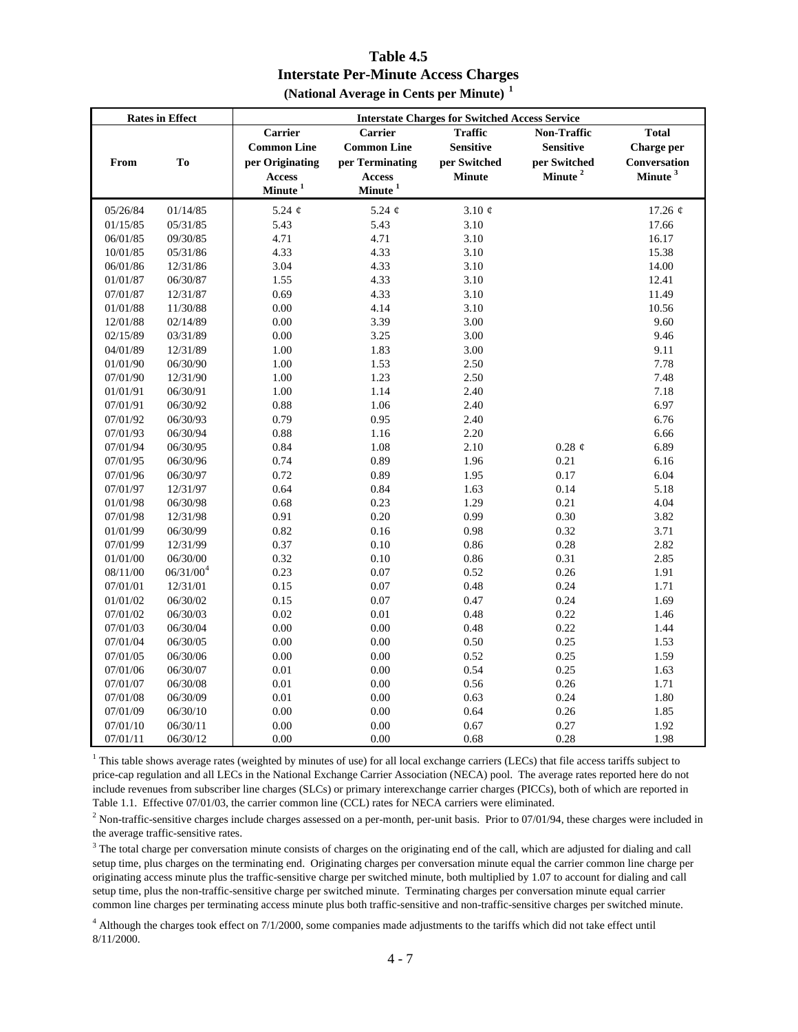# Table 4.5
## Interstate Per-Minute Access Charges
### (National Average in Cents per Minute) [1]

| Rates in Effect | | Interstate Charges for Switched Access Service | | | | |
|---|---|---|---|---|---|---|
| From | To | Carrier Common Line per Originating Access Minute [1] | Carrier Common Line per Terminating Access Minute [1] | Traffic Sensitive per Switched Minute | Non-Traffic Sensitive per Switched Minute [2] | Total Charge per Conversation Minute [3] |
| 05/26/84 | 01/14/85 | 5.24 ¢ | 5.24 ¢ | 3.10 ¢ | | 17.26 ¢ |
| 01/15/85 | 05/31/85 | 5.43 | 5.43 | 3.10 | | 17.66 |
| 06/01/85 | 09/30/85 | 4.71 | 4.71 | 3.10 | | 16.17 |
| 10/01/85 | 05/31/86 | 4.33 | 4.33 | 3.10 | | 15.38 |
| 06/01/86 | 12/31/86 | 3.04 | 4.33 | 3.10 | | 14.00 |
| 01/01/87 | 06/30/87 | 1.55 | 4.33 | 3.10 | | 12.41 |
| 07/01/87 | 12/31/87 | 0.69 | 4.33 | 3.10 | | 11.49 |
| 01/01/88 | 11/30/88 | 0.00 | 4.14 | 3.10 | | 10.56 |
| 12/01/88 | 02/14/89 | 0.00 | 3.39 | 3.00 | | 9.60 |
| 02/15/89 | 03/31/89 | 0.00 | 3.25 | 3.00 | | 9.46 |
| 04/01/89 | 12/31/89 | 1.00 | 1.83 | 3.00 | | 9.11 |
| 01/01/90 | 06/30/90 | 1.00 | 1.53 | 2.50 | | 7.78 |
| 07/01/90 | 12/31/90 | 1.00 | 1.23 | 2.50 | | 7.48 |
| 01/01/91 | 06/30/91 | 1.00 | 1.14 | 2.40 | | 7.18 |
| 07/01/91 | 06/30/92 | 0.88 | 1.06 | 2.40 | | 6.97 |
| 07/01/92 | 06/30/93 | 0.79 | 0.95 | 2.40 | | 6.76 |
| 07/01/93 | 06/30/94 | 0.88 | 1.16 | 2.20 | | 6.66 |
| 07/01/94 | 06/30/95 | 0.84 | 1.08 | 2.10 | 0.28 ¢ | 6.89 |
| 07/01/95 | 06/30/96 | 0.74 | 0.89 | 1.96 | 0.21 | 6.16 |
| 07/01/96 | 06/30/97 | 0.72 | 0.89 | 1.95 | 0.17 | 6.04 |
| 07/01/97 | 12/31/97 | 0.64 | 0.84 | 1.63 | 0.14 | 5.18 |
| 01/01/98 | 06/30/98 | 0.68 | 0.23 | 1.29 | 0.21 | 4.04 |
| 07/01/98 | 12/31/98 | 0.91 | 0.20 | 0.99 | 0.30 | 3.82 |
| 01/01/99 | 06/30/99 | 0.82 | 0.16 | 0.98 | 0.32 | 3.71 |
| 07/01/99 | 12/31/99 | 0.37 | 0.10 | 0.86 | 0.28 | 2.82 |
| 01/01/00 | 06/30/00 | 0.32 | 0.10 | 0.86 | 0.31 | 2.85 |
| 08/11/00 | 06/31/00[4] | 0.23 | 0.07 | 0.52 | 0.26 | 1.91 |
| 07/01/01 | 12/31/01 | 0.15 | 0.07 | 0.48 | 0.24 | 1.71 |
| 01/01/02 | 06/30/02 | 0.15 | 0.07 | 0.47 | 0.24 | 1.69 |
| 07/01/02 | 06/30/03 | 0.02 | 0.01 | 0.48 | 0.22 | 1.46 |
| 07/01/03 | 06/30/04 | 0.00 | 0.00 | 0.48 | 0.22 | 1.44 |
| 07/01/04 | 06/30/05 | 0.00 | 0.00 | 0.50 | 0.25 | 1.53 |
| 07/01/05 | 06/30/06 | 0.00 | 0.00 | 0.52 | 0.25 | 1.59 |
| 07/01/06 | 06/30/07 | 0.01 | 0.00 | 0.54 | 0.25 | 1.63 |
| 07/01/07 | 06/30/08 | 0.01 | 0.00 | 0.56 | 0.26 | 1.71 |
| 07/01/08 | 06/30/09 | 0.01 | 0.00 | 0.63 | 0.24 | 1.80 |
| 07/01/09 | 06/30/10 | 0.00 | 0.00 | 0.64 | 0.26 | 1.85 |
| 07/01/10 | 06/30/11 | 0.00 | 0.00 | 0.67 | 0.27 | 1.92 |
| 07/01/11 | 06/30/12 | 0.00 | 0.00 | 0.68 | 0.28 | 1.98 |

[1] This table shows average rates (weighted by minutes of use) for all local exchange carriers (LECs) that file access tariffs subject to price-cap regulation and all LECs in the National Exchange Carrier Association (NECA) pool. The average rates reported here do not include revenues from subscriber line charges (SLCs) or primary interexchange carrier charges (PICCs), both of which are reported in Table 1.1. Effective 07/01/03, the carrier common line (CCL) rates for NECA carriers were eliminated.

[2] Non-traffic-sensitive charges include charges assessed on a per-month, per-unit basis. Prior to 07/01/94, these charges were included in the average traffic-sensitive rates.

[3] The total charge per conversation minute consists of charges on the originating end of the call, which are adjusted for dialing and call setup time, plus charges on the terminating end. Originating charges per conversation minute equal the carrier common line charge per originating access minute plus the traffic-sensitive charge per switched minute, both multiplied by 1.07 to account for dialing and call setup time, plus the non-traffic-sensitive charge per switched minute. Terminating charges per conversation minute equal carrier common line charges per terminating access minute plus both traffic-sensitive and non-traffic-sensitive charges per switched minute.

[4] Although the charges took effect on 7/1/2000, some companies made adjustments to the tariffs which did not take effect until 8/11/2000.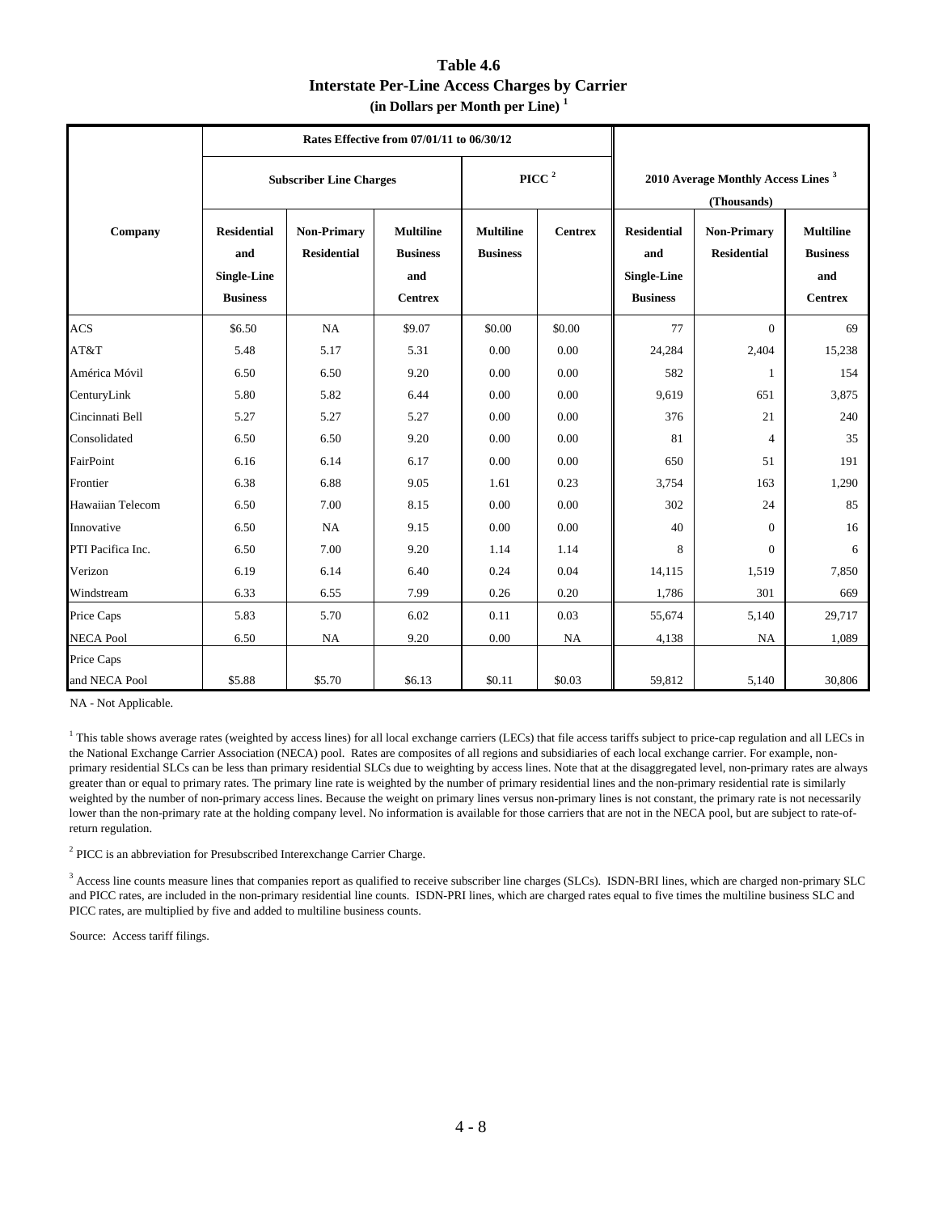# Table 4.6
## Interstate Per-Line Access Charges by Carrier
### (in Dollars per Month per Line) [1]

| Company | Rates Effective from 07/01/11 to 06/30/12 | | | | | 2010 Average Monthly Access Lines [3] (Thousands) | | |
|---|---|---|---|---|---|---|---|---|
| | Subscriber Line Charges | | | PICC [2] | | | | |
| | Residential and Single-Line Business | Non-Primary Residential | Multiline Business and Centrex | Multiline Business | Centrex | Residential and Single-Line Business | Non-Primary Residential | Multiline Business and Centrex |
| ACS | $6.50 | NA | $9.07 | $0.00 | $0.00 | 77 | 0 | 69 |
| AT&T | 5.48 | 5.17 | 5.31 | 0.00 | 0.00 | 24,284 | 2,404 | 15,238 |
| América Móvil | 6.50 | 6.50 | 9.20 | 0.00 | 0.00 | 582 | 1 | 154 |
| CenturyLink | 5.80 | 5.82 | 6.44 | 0.00 | 0.00 | 9,619 | 651 | 3,875 |
| Cincinnati Bell | 5.27 | 5.27 | 5.27 | 0.00 | 0.00 | 376 | 21 | 240 |
| Consolidated | 6.50 | 6.50 | 9.20 | 0.00 | 0.00 | 81 | 4 | 35 |
| FairPoint | 6.16 | 6.14 | 6.17 | 0.00 | 0.00 | 650 | 51 | 191 |
| Frontier | 6.38 | 6.88 | 9.05 | 1.61 | 0.23 | 3,754 | 163 | 1,290 |
| Hawaiian Telecom | 6.50 | 7.00 | 8.15 | 0.00 | 0.00 | 302 | 24 | 85 |
| Innovative | 6.50 | NA | 9.15 | 0.00 | 0.00 | 40 | 0 | 16 |
| PTI Pacifica Inc. | 6.50 | 7.00 | 9.20 | 1.14 | 1.14 | 8 | 0 | 6 |
| Verizon | 6.19 | 6.14 | 6.40 | 0.24 | 0.04 | 14,115 | 1,519 | 7,850 |
| Windstream | 6.33 | 6.55 | 7.99 | 0.26 | 0.20 | 1,786 | 301 | 669 |
| Price Caps | 5.83 | 5.70 | 6.02 | 0.11 | 0.03 | 55,674 | 5,140 | 29,717 |
| NECA Pool | 6.50 | NA | 9.20 | 0.00 | NA | 4,138 | NA | 1,089 |
| Price Caps and NECA Pool | $5.88 | $5.70 | $6.13 | $0.11 | $0.03 | 59,812 | 5,140 | 30,806 |

NA - Not Applicable.

[1] This table shows average rates (weighted by access lines) for all local exchange carriers (LECs) that file access tariffs subject to price-cap regulation and all LECs in the National Exchange Carrier Association (NECA) pool. Rates are composites of all regions and subsidiaries of each local exchange carrier. For example, non-primary residential SLCs can be less than primary residential SLCs due to weighting by access lines. Note that at the disaggregated level, non-primary rates are always greater than or equal to primary rates. The primary line rate is weighted by the number of primary residential lines and the non-primary residential rate is similarly weighted by the number of non-primary access lines. Because the weight on primary lines versus non-primary lines is not constant, the primary rate is not necessarily lower than the non-primary rate at the holding company level. No information is available for those carriers that are not in the NECA pool, but are subject to rate-of-return regulation.

[2] PICC is an abbreviation for Presubscribed Interexchange Carrier Charge.

[3] Access line counts measure lines that companies report as qualified to receive subscriber line charges (SLCs). ISDN-BRI lines, which are charged non-primary SLC and PICC rates, are included in the non-primary residential line counts. ISDN-PRI lines, which are charged rates equal to five times the multiline business SLC and PICC rates, are multiplied by five and added to multiline business counts.

Source: Access tariff filings.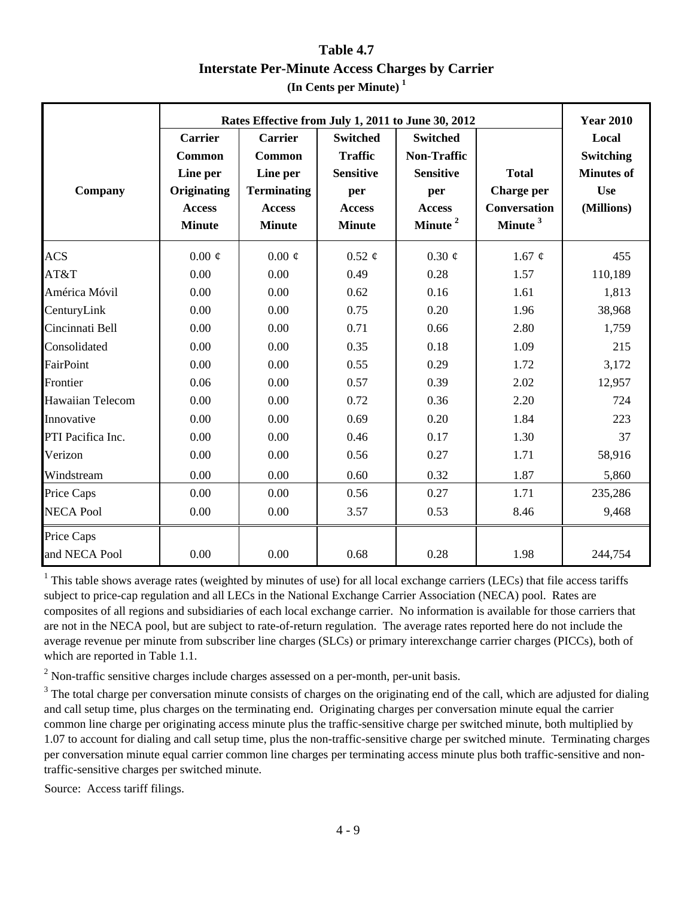# Table 4.7
## Interstate Per-Minute Access Charges by Carrier
**(In Cents per Minute) [1]**

| Company | Rates Effective from July 1, 2011 to June 30, 2012 | | | | | Year 2010 |
|---|---|---|---|---|---|---|
| | Carrier Common Line per Originating Access Minute | Carrier Common Line per Terminating Access Minute | Switched Traffic Sensitive per Access Minute | Switched Non-Traffic Sensitive per Access Minute [2] | Total Charge per Conversation Minute [3] | Local Switching Minutes of Use (Millions) |
| ACS | 0.00 ¢ | 0.00 ¢ | 0.52 ¢ | 0.30 ¢ | 1.67 ¢ | 455 |
| AT&T | 0.00 | 0.00 | 0.49 | 0.28 | 1.57 | 110,189 |
| América Móvil | 0.00 | 0.00 | 0.62 | 0.16 | 1.61 | 1,813 |
| CenturyLink | 0.00 | 0.00 | 0.75 | 0.20 | 1.96 | 38,968 |
| Cincinnati Bell | 0.00 | 0.00 | 0.71 | 0.66 | 2.80 | 1,759 |
| Consolidated | 0.00 | 0.00 | 0.35 | 0.18 | 1.09 | 215 |
| FairPoint | 0.00 | 0.00 | 0.55 | 0.29 | 1.72 | 3,172 |
| Frontier | 0.06 | 0.00 | 0.57 | 0.39 | 2.02 | 12,957 |
| Hawaiian Telecom | 0.00 | 0.00 | 0.72 | 0.36 | 2.20 | 724 |
| Innovative | 0.00 | 0.00 | 0.69 | 0.20 | 1.84 | 223 |
| PTI Pacifica Inc. | 0.00 | 0.00 | 0.46 | 0.17 | 1.30 | 37 |
| Verizon | 0.00 | 0.00 | 0.56 | 0.27 | 1.71 | 58,916 |
| Windstream | 0.00 | 0.00 | 0.60 | 0.32 | 1.87 | 5,860 |
| Price Caps | 0.00 | 0.00 | 0.56 | 0.27 | 1.71 | 235,286 |
| NECA Pool | 0.00 | 0.00 | 3.57 | 0.53 | 8.46 | 9,468 |
| Price Caps and NECA Pool | 0.00 | 0.00 | 0.68 | 0.28 | 1.98 | 244,754 |

[1] This table shows average rates (weighted by minutes of use) for all local exchange carriers (LECs) that file access tariffs subject to price-cap regulation and all LECs in the National Exchange Carrier Association (NECA) pool. Rates are composites of all regions and subsidiaries of each local exchange carrier. No information is available for those carriers that are not in the NECA pool, but are subject to rate-of-return regulation. The average rates reported here do not include the average revenue per minute from subscriber line charges (SLCs) or primary interexchange carrier charges (PICCs), both of which are reported in Table 1.1.

[2] Non-traffic sensitive charges include charges assessed on a per-month, per-unit basis.

[3] The total charge per conversation minute consists of charges on the originating end of the call, which are adjusted for dialing and call setup time, plus charges on the terminating end. Originating charges per conversation minute equal the carrier common line charge per originating access minute plus the traffic-sensitive charge per switched minute, both multiplied by 1.07 to account for dialing and call setup time, plus the non-traffic-sensitive charge per switched minute. Terminating charges per conversation minute equal carrier common line charges per terminating access minute plus both traffic-sensitive and non-traffic-sensitive charges per switched minute.

Source: Access tariff filings.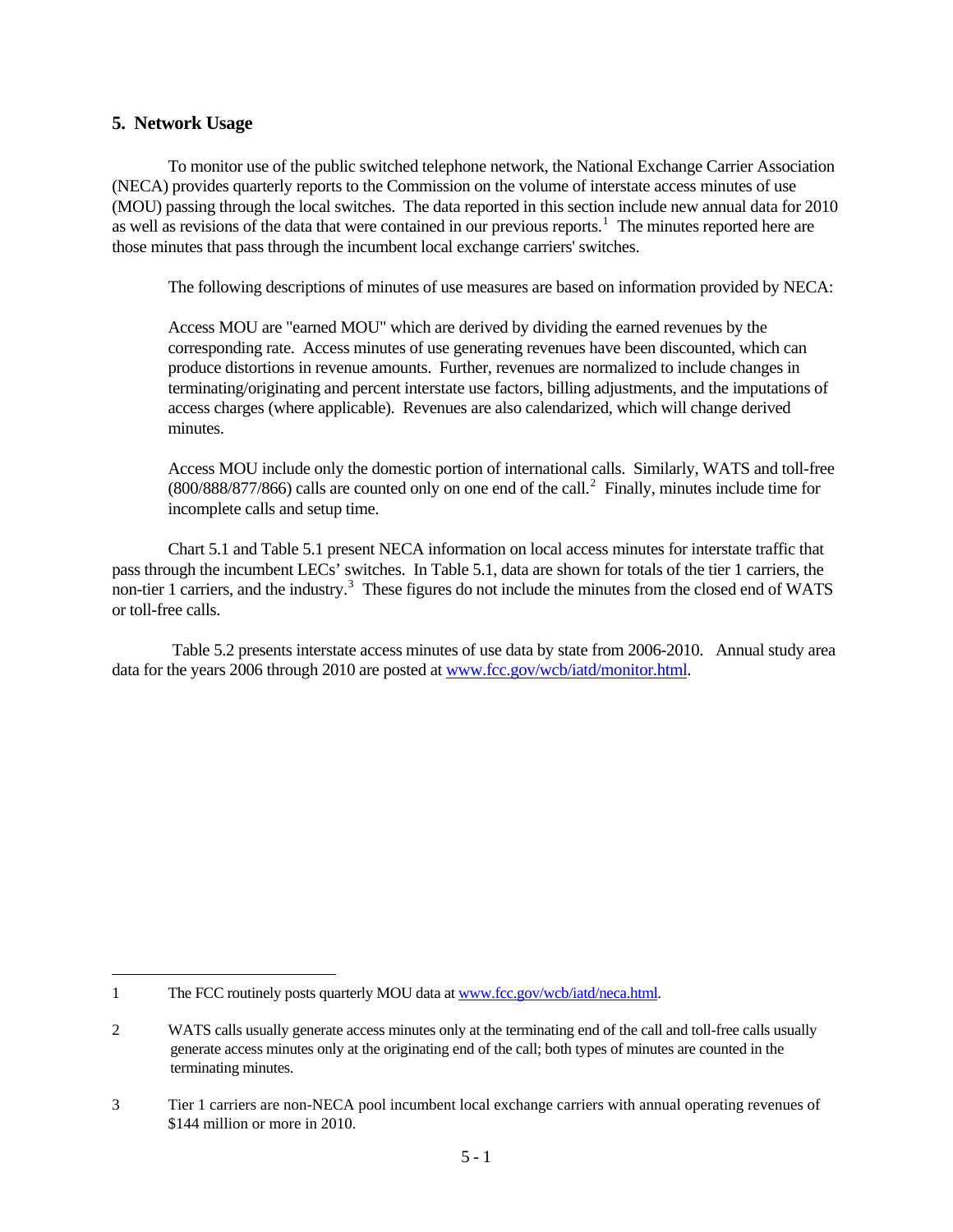## 5. Network Usage

To monitor use of the public switched telephone network, the National Exchange Carrier Association (NECA) provides quarterly reports to the Commission on the volume of interstate access minutes of use (MOU) passing through the local switches. The data reported in this section include new annual data for 2010 as well as revisions of the data that were contained in our previous reports.[1] The minutes reported here are those minutes that pass through the incumbent local exchange carriers' switches.

The following descriptions of minutes of use measures are based on information provided by NECA:

> Access MOU are "earned MOU" which are derived by dividing the earned revenues by the corresponding rate. Access minutes of use generating revenues have been discounted, which can produce distortions in revenue amounts. Further, revenues are normalized to include changes in terminating/originating and percent interstate use factors, billing adjustments, and the imputations of access charges (where applicable). Revenues are also calendarized, which will change derived minutes.
>
> Access MOU include only the domestic portion of international calls. Similarly, WATS and toll-free (800/888/877/866) calls are counted only on one end of the call.[2] Finally, minutes include time for incomplete calls and setup time.

Chart 5.1 and Table 5.1 present NECA information on local access minutes for interstate traffic that pass through the incumbent LECs' switches. In Table 5.1, data are shown for totals of the tier 1 carriers, the non-tier 1 carriers, and the industry.[3] These figures do not include the minutes from the closed end of WATS or toll-free calls.

Table 5.2 presents interstate access minutes of use data by state from 2006-2010. Annual study area data for the years 2006 through 2010 are posted at www.fcc.gov/wcb/iatd/monitor.html.

---

1 The FCC routinely posts quarterly MOU data at www.fcc.gov/wcb/iatd/neca.html.

2 WATS calls usually generate access minutes only at the terminating end of the call and toll-free calls usually generate access minutes only at the originating end of the call; both types of minutes are counted in the terminating minutes.

3 Tier 1 carriers are non-NECA pool incumbent local exchange carriers with annual operating revenues of $144 million or more in 2010.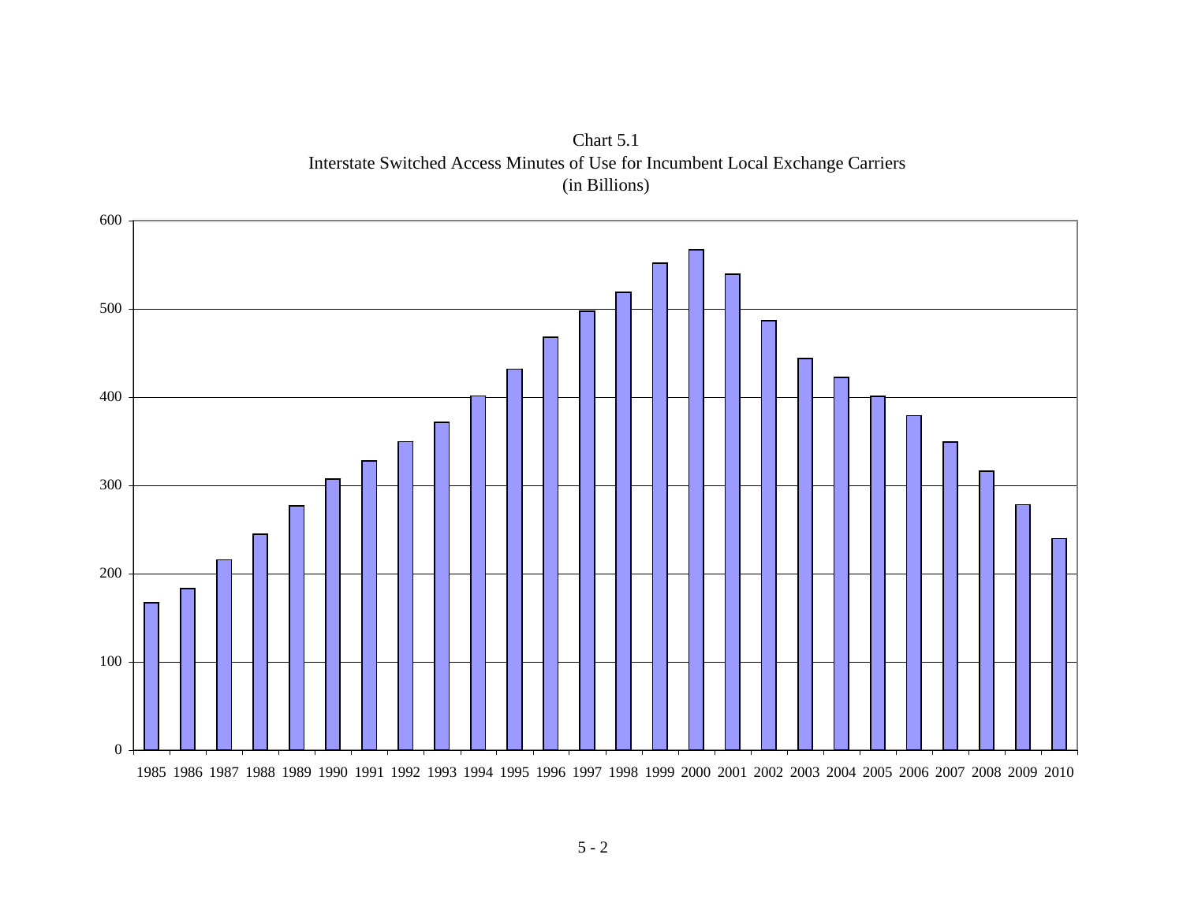Chart 5.1
Interstate Switched Access Minutes of Use for Incumbent Local Exchange Carriers
(in Billions)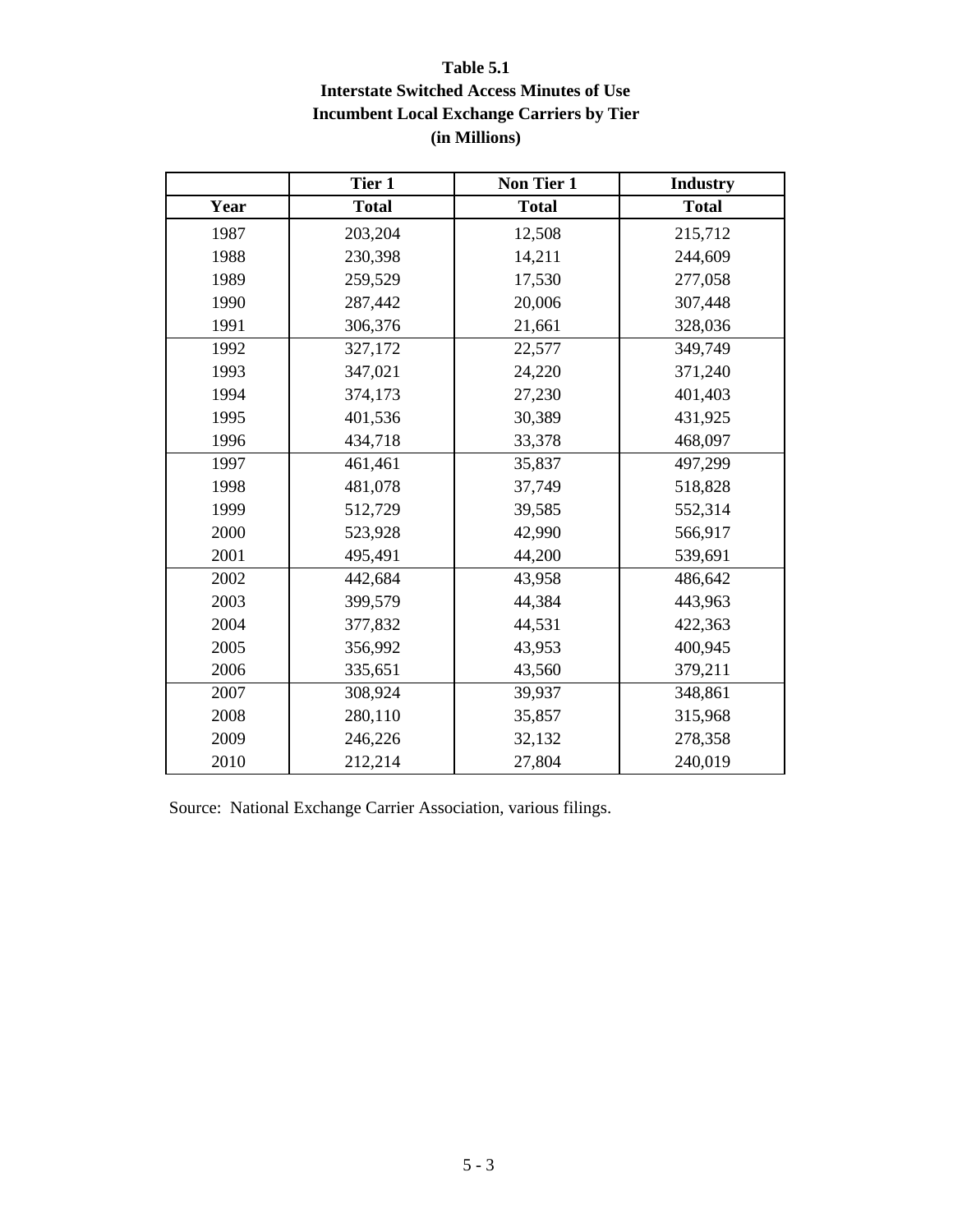**Table 5.1**
**Interstate Switched Access Minutes of Use**
**Incumbent Local Exchange Carriers by Tier**
**(in Millions)**

| | Tier 1 | Non Tier 1 | Industry |
|---|---|---|---|
| **Year** | **Total** | **Total** | **Total** |
| 1987 | 203,204 | 12,508 | 215,712 |
| 1988 | 230,398 | 14,211 | 244,609 |
| 1989 | 259,529 | 17,530 | 277,058 |
| 1990 | 287,442 | 20,006 | 307,448 |
| 1991 | 306,376 | 21,661 | 328,036 |
| 1992 | 327,172 | 22,577 | 349,749 |
| 1993 | 347,021 | 24,220 | 371,240 |
| 1994 | 374,173 | 27,230 | 401,403 |
| 1995 | 401,536 | 30,389 | 431,925 |
| 1996 | 434,718 | 33,378 | 468,097 |
| 1997 | 461,461 | 35,837 | 497,299 |
| 1998 | 481,078 | 37,749 | 518,828 |
| 1999 | 512,729 | 39,585 | 552,314 |
| 2000 | 523,928 | 42,990 | 566,917 |
| 2001 | 495,491 | 44,200 | 539,691 |
| 2002 | 442,684 | 43,958 | 486,642 |
| 2003 | 399,579 | 44,384 | 443,963 |
| 2004 | 377,832 | 44,531 | 422,363 |
| 2005 | 356,992 | 43,953 | 400,945 |
| 2006 | 335,651 | 43,560 | 379,211 |
| 2007 | 308,924 | 39,937 | 348,861 |
| 2008 | 280,110 | 35,857 | 315,968 |
| 2009 | 246,226 | 32,132 | 278,358 |
| 2010 | 212,214 | 27,804 | 240,019 |

Source: National Exchange Carrier Association, various filings.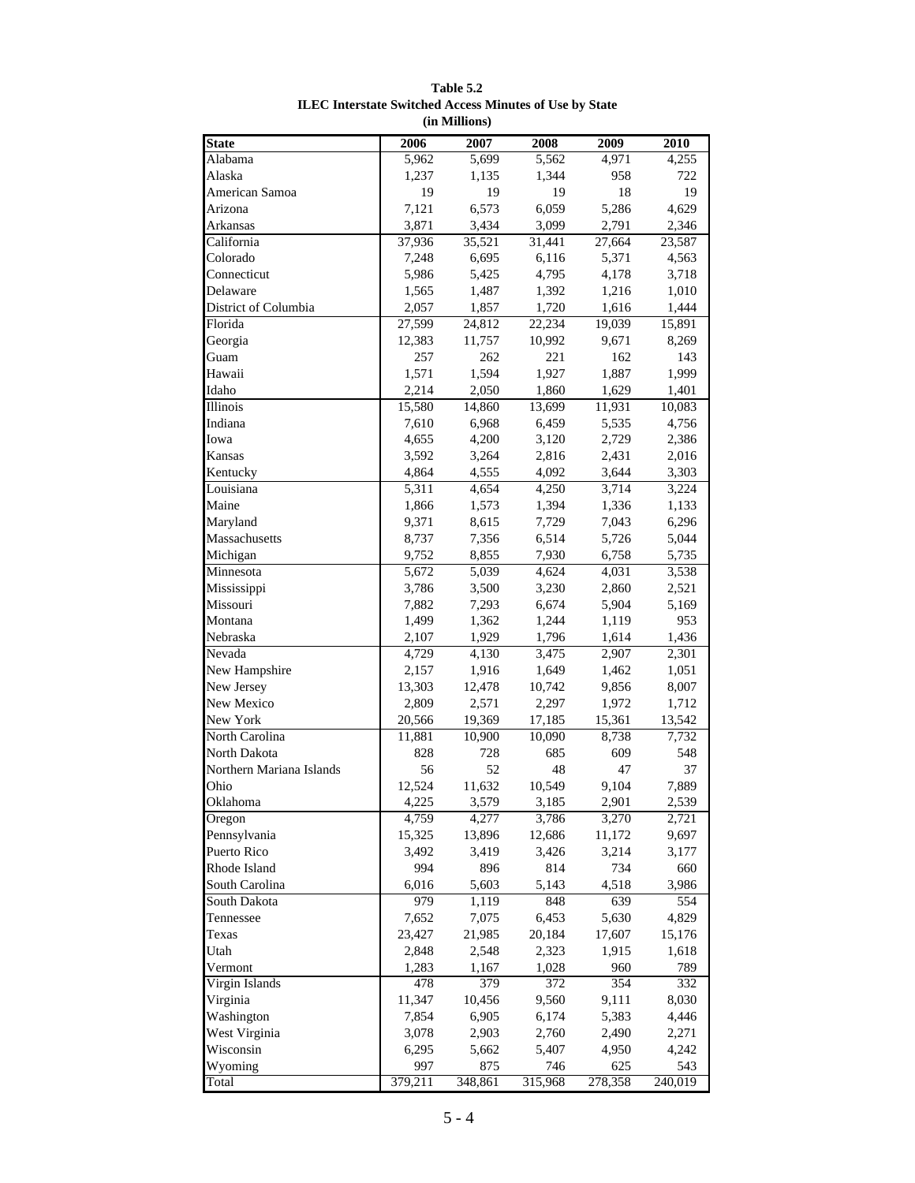**Table 5.2**
**ILEC Interstate Switched Access Minutes of Use by State**
**(in Millions)**

| State | 2006 | 2007 | 2008 | 2009 | 2010 |
|---|---|---|---|---|---|
| Alabama | 5,962 | 5,699 | 5,562 | 4,971 | 4,255 |
| Alaska | 1,237 | 1,135 | 1,344 | 958 | 722 |
| American Samoa | 19 | 19 | 19 | 18 | 19 |
| Arizona | 7,121 | 6,573 | 6,059 | 5,286 | 4,629 |
| Arkansas | 3,871 | 3,434 | 3,099 | 2,791 | 2,346 |
| California | 37,936 | 35,521 | 31,441 | 27,664 | 23,587 |
| Colorado | 7,248 | 6,695 | 6,116 | 5,371 | 4,563 |
| Connecticut | 5,986 | 5,425 | 4,795 | 4,178 | 3,718 |
| Delaware | 1,565 | 1,487 | 1,392 | 1,216 | 1,010 |
| District of Columbia | 2,057 | 1,857 | 1,720 | 1,616 | 1,444 |
| Florida | 27,599 | 24,812 | 22,234 | 19,039 | 15,891 |
| Georgia | 12,383 | 11,757 | 10,992 | 9,671 | 8,269 |
| Guam | 257 | 262 | 221 | 162 | 143 |
| Hawaii | 1,571 | 1,594 | 1,927 | 1,887 | 1,999 |
| Idaho | 2,214 | 2,050 | 1,860 | 1,629 | 1,401 |
| Illinois | 15,580 | 14,860 | 13,699 | 11,931 | 10,083 |
| Indiana | 7,610 | 6,968 | 6,459 | 5,535 | 4,756 |
| Iowa | 4,655 | 4,200 | 3,120 | 2,729 | 2,386 |
| Kansas | 3,592 | 3,264 | 2,816 | 2,431 | 2,016 |
| Kentucky | 4,864 | 4,555 | 4,092 | 3,644 | 3,303 |
| Louisiana | 5,311 | 4,654 | 4,250 | 3,714 | 3,224 |
| Maine | 1,866 | 1,573 | 1,394 | 1,336 | 1,133 |
| Maryland | 9,371 | 8,615 | 7,729 | 7,043 | 6,296 |
| Massachusetts | 8,737 | 7,356 | 6,514 | 5,726 | 5,044 |
| Michigan | 9,752 | 8,855 | 7,930 | 6,758 | 5,735 |
| Minnesota | 5,672 | 5,039 | 4,624 | 4,031 | 3,538 |
| Mississippi | 3,786 | 3,500 | 3,230 | 2,860 | 2,521 |
| Missouri | 7,882 | 7,293 | 6,674 | 5,904 | 5,169 |
| Montana | 1,499 | 1,362 | 1,244 | 1,119 | 953 |
| Nebraska | 2,107 | 1,929 | 1,796 | 1,614 | 1,436 |
| Nevada | 4,729 | 4,130 | 3,475 | 2,907 | 2,301 |
| New Hampshire | 2,157 | 1,916 | 1,649 | 1,462 | 1,051 |
| New Jersey | 13,303 | 12,478 | 10,742 | 9,856 | 8,007 |
| New Mexico | 2,809 | 2,571 | 2,297 | 1,972 | 1,712 |
| New York | 20,566 | 19,369 | 17,185 | 15,361 | 13,542 |
| North Carolina | 11,881 | 10,900 | 10,090 | 8,738 | 7,732 |
| North Dakota | 828 | 728 | 685 | 609 | 548 |
| Northern Mariana Islands | 56 | 52 | 48 | 47 | 37 |
| Ohio | 12,524 | 11,632 | 10,549 | 9,104 | 7,889 |
| Oklahoma | 4,225 | 3,579 | 3,185 | 2,901 | 2,539 |
| Oregon | 4,759 | 4,277 | 3,786 | 3,270 | 2,721 |
| Pennsylvania | 15,325 | 13,896 | 12,686 | 11,172 | 9,697 |
| Puerto Rico | 3,492 | 3,419 | 3,426 | 3,214 | 3,177 |
| Rhode Island | 994 | 896 | 814 | 734 | 660 |
| South Carolina | 6,016 | 5,603 | 5,143 | 4,518 | 3,986 |
| South Dakota | 979 | 1,119 | 848 | 639 | 554 |
| Tennessee | 7,652 | 7,075 | 6,453 | 5,630 | 4,829 |
| Texas | 23,427 | 21,985 | 20,184 | 17,607 | 15,176 |
| Utah | 2,848 | 2,548 | 2,323 | 1,915 | 1,618 |
| Vermont | 1,283 | 1,167 | 1,028 | 960 | 789 |
| Virgin Islands | 478 | 379 | 372 | 354 | 332 |
| Virginia | 11,347 | 10,456 | 9,560 | 9,111 | 8,030 |
| Washington | 7,854 | 6,905 | 6,174 | 5,383 | 4,446 |
| West Virginia | 3,078 | 2,903 | 2,760 | 2,490 | 2,271 |
| Wisconsin | 6,295 | 5,662 | 5,407 | 4,950 | 4,242 |
| Wyoming | 997 | 875 | 746 | 625 | 543 |
| Total | 379,211 | 348,861 | 315,968 | 278,358 | 240,019 |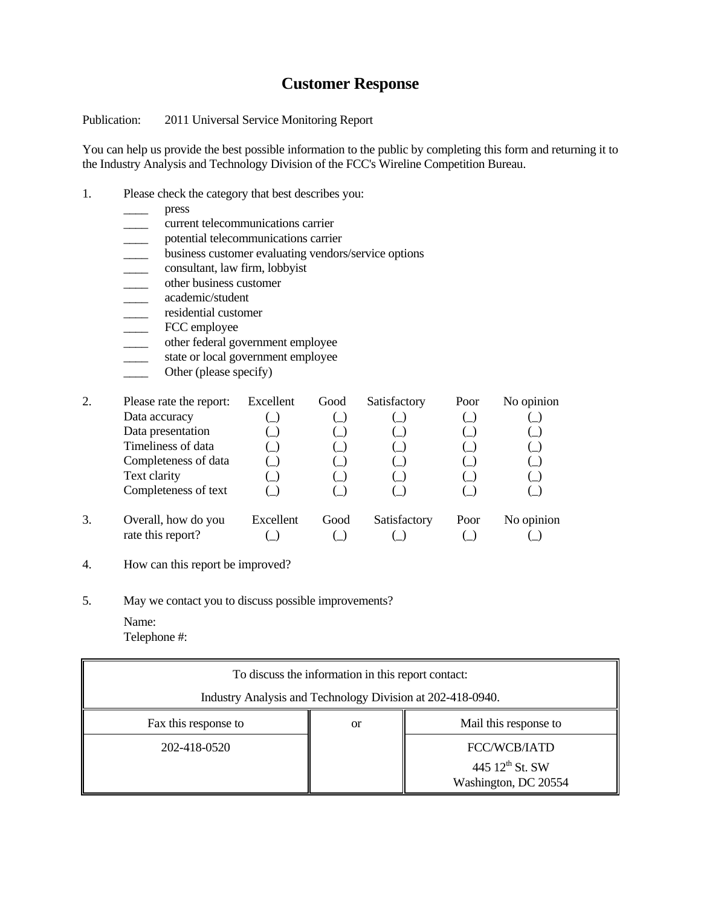# Customer Response

Publication: 2011 Universal Service Monitoring Report

You can help us provide the best possible information to the public by completing this form and returning it to the Industry Analysis and Technology Division of the FCC's Wireline Competition Bureau.

1. Please check the category that best describes you:
   - ____ press
   - ____ current telecommunications carrier
   - ____ potential telecommunications carrier
   - ____ business customer evaluating vendors/service options
   - ____ consultant, law firm, lobbyist
   - ____ other business customer
   - ____ academic/student
   - ____ residential customer
   - ____ FCC employee
   - ____ other federal government employee
   - ____ state or local government employee
   - ____ Other (please specify)

2. Please rate the report:

| Please rate the report: | Excellent | Good | Satisfactory | Poor | No opinion |
|---|---|---|---|---|---|
| Data accuracy | (_) | (_) | (_) | (_) | (_) |
| Data presentation | (_) | (_) | (_) | (_) | (_) |
| Timeliness of data | (_) | (_) | (_) | (_) | (_) |
| Completeness of data | (_) | (_) | (_) | (_) | (_) |
| Text clarity | (_) | (_) | (_) | (_) | (_) |
| Completeness of text | (_) | (_) | (_) | (_) | (_) |

3. Overall, how do you rate this report?

| | Excellent | Good | Satisfactory | Poor | No opinion |
|---|---|---|---|---|---|
| Overall, how do you rate this report? | (_) | (_) | (_) | (_) | (_) |

4. How can this report be improved?

5. May we contact you to discuss possible improvements?

   Name:
   Telephone #:

| | | |
|---|---|---|
| To discuss the information in this report contact: Industry Analysis and Technology Division at 202-418-0940. | | |
| Fax this response to | or | Mail this response to |
| 202-418-0520 | | FCC/WCB/IATD<br>445 12th St. SW<br>Washington, DC 20554 |